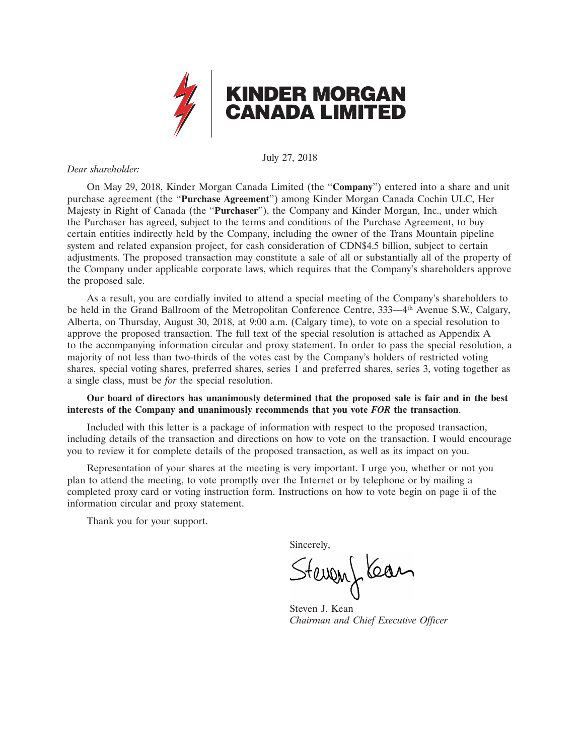**KINDER MORGAN CANADA LIMITED**

July 27, 2018

*Dear shareholder:*

On May 29, 2018, Kinder Morgan Canada Limited (the "**Company**") entered into a share and unit purchase agreement (the "**Purchase Agreement**") among Kinder Morgan Canada Cochin ULC, Her Majesty in Right of Canada (the "**Purchaser**"), the Company and Kinder Morgan, Inc., under which the Purchaser has agreed, subject to the terms and conditions of the Purchase Agreement, to buy certain entities indirectly held by the Company, including the owner of the Trans Mountain pipeline system and related expansion project, for cash consideration of CDN$4.5 billion, subject to certain adjustments. The proposed transaction may constitute a sale of all or substantially all of the property of the Company under applicable corporate laws, which requires that the Company's shareholders approve the proposed sale.

As a result, you are cordially invited to attend a special meeting of the Company's shareholders to be held in the Grand Ballroom of the Metropolitan Conference Centre, 333—4th Avenue S.W., Calgary, Alberta, on Thursday, August 30, 2018, at 9:00 a.m. (Calgary time), to vote on a special resolution to approve the proposed transaction. The full text of the special resolution is attached as Appendix A to the accompanying information circular and proxy statement. In order to pass the special resolution, a majority of not less than two-thirds of the votes cast by the Company's holders of restricted voting shares, special voting shares, preferred shares, series 1 and preferred shares, series 3, voting together as a single class, must be *for* the special resolution.

**Our board of directors has unanimously determined that the proposed sale is fair and in the best interests of the Company and unanimously recommends that you vote *FOR* the transaction**.

Included with this letter is a package of information with respect to the proposed transaction, including details of the transaction and directions on how to vote on the transaction. I would encourage you to review it for complete details of the proposed transaction, as well as its impact on you.

Representation of your shares at the meeting is very important. I urge you, whether or not you plan to attend the meeting, to vote promptly over the Internet or by telephone or by mailing a completed proxy card or voting instruction form. Instructions on how to vote begin on page ii of the information circular and proxy statement.

Thank you for your support.

Sincerely,

Steven J. Kean
*Chairman and Chief Executive Officer*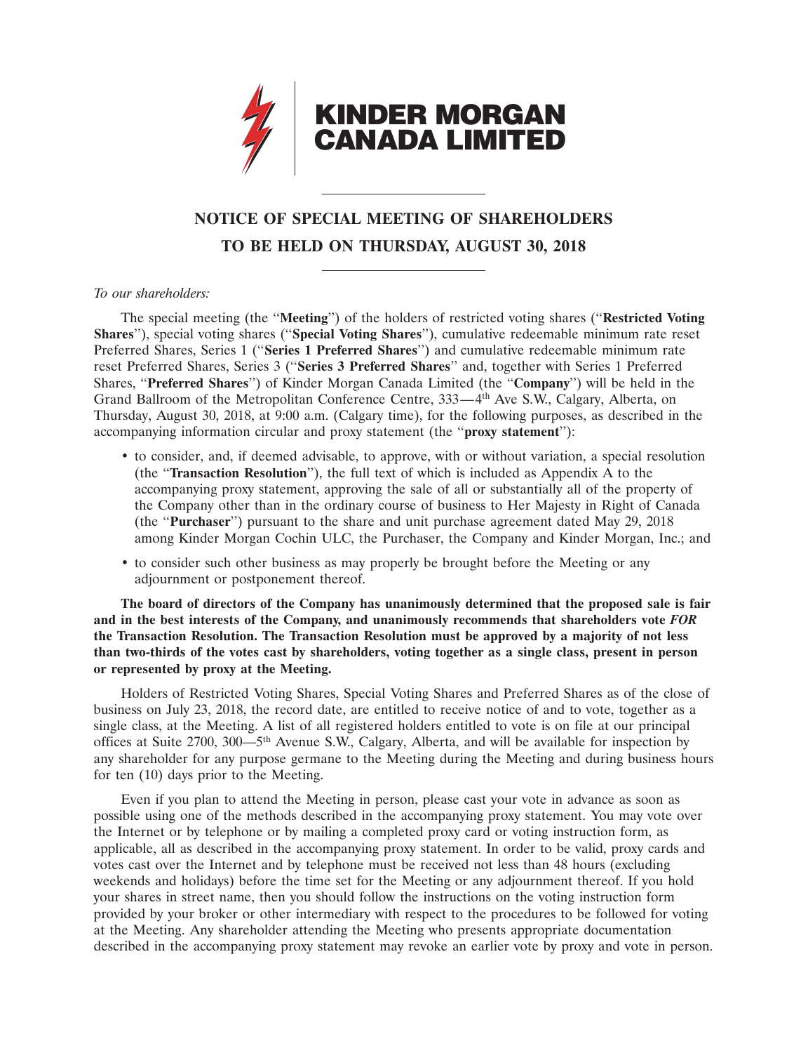**KINDER MORGAN CANADA LIMITED**

# NOTICE OF SPECIAL MEETING OF SHAREHOLDERS
# TO BE HELD ON THURSDAY, AUGUST 30, 2018

*To our shareholders:*

The special meeting (the "**Meeting**") of the holders of restricted voting shares ("**Restricted Voting Shares**"), special voting shares ("**Special Voting Shares**"), cumulative redeemable minimum rate reset Preferred Shares, Series 1 ("**Series 1 Preferred Shares**") and cumulative redeemable minimum rate reset Preferred Shares, Series 3 ("**Series 3 Preferred Shares**" and, together with Series 1 Preferred Shares, "**Preferred Shares**") of Kinder Morgan Canada Limited (the "**Company**") will be held in the Grand Ballroom of the Metropolitan Conference Centre, 333—4th Ave S.W., Calgary, Alberta, on Thursday, August 30, 2018, at 9:00 a.m. (Calgary time), for the following purposes, as described in the accompanying information circular and proxy statement (the "**proxy statement**"):

- to consider, and, if deemed advisable, to approve, with or without variation, a special resolution (the "**Transaction Resolution**"), the full text of which is included as Appendix A to the accompanying proxy statement, approving the sale of all or substantially all of the property of the Company other than in the ordinary course of business to Her Majesty in Right of Canada (the "**Purchaser**") pursuant to the share and unit purchase agreement dated May 29, 2018 among Kinder Morgan Cochin ULC, the Purchaser, the Company and Kinder Morgan, Inc.; and
- to consider such other business as may properly be brought before the Meeting or any adjournment or postponement thereof.

**The board of directors of the Company has unanimously determined that the proposed sale is fair and in the best interests of the Company, and unanimously recommends that shareholders vote *FOR* the Transaction Resolution. The Transaction Resolution must be approved by a majority of not less than two-thirds of the votes cast by shareholders, voting together as a single class, present in person or represented by proxy at the Meeting.**

Holders of Restricted Voting Shares, Special Voting Shares and Preferred Shares as of the close of business on July 23, 2018, the record date, are entitled to receive notice of and to vote, together as a single class, at the Meeting. A list of all registered holders entitled to vote is on file at our principal offices at Suite 2700, 300—5th Avenue S.W., Calgary, Alberta, and will be available for inspection by any shareholder for any purpose germane to the Meeting during the Meeting and during business hours for ten (10) days prior to the Meeting.

Even if you plan to attend the Meeting in person, please cast your vote in advance as soon as possible using one of the methods described in the accompanying proxy statement. You may vote over the Internet or by telephone or by mailing a completed proxy card or voting instruction form, as applicable, all as described in the accompanying proxy statement. In order to be valid, proxy cards and votes cast over the Internet and by telephone must be received not less than 48 hours (excluding weekends and holidays) before the time set for the Meeting or any adjournment thereof. If you hold your shares in street name, then you should follow the instructions on the voting instruction form provided by your broker or other intermediary with respect to the procedures to be followed for voting at the Meeting. Any shareholder attending the Meeting who presents appropriate documentation described in the accompanying proxy statement may revoke an earlier vote by proxy and vote in person.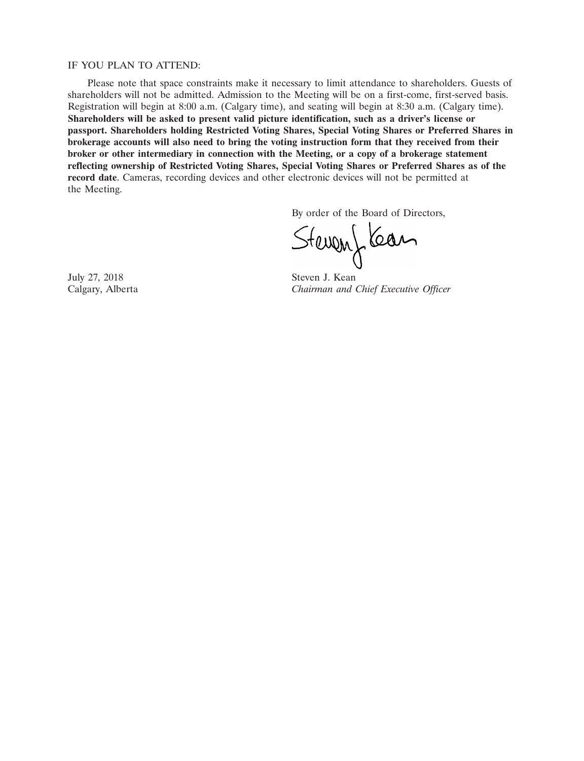IF YOU PLAN TO ATTEND:

Please note that space constraints make it necessary to limit attendance to shareholders. Guests of shareholders will not be admitted. Admission to the Meeting will be on a first-come, first-served basis. Registration will begin at 8:00 a.m. (Calgary time), and seating will begin at 8:30 a.m. (Calgary time). **Shareholders will be asked to present valid picture identification, such as a driver's license or passport. Shareholders holding Restricted Voting Shares, Special Voting Shares or Preferred Shares in brokerage accounts will also need to bring the voting instruction form that they received from their broker or other intermediary in connection with the Meeting, or a copy of a brokerage statement reflecting ownership of Restricted Voting Shares, Special Voting Shares or Preferred Shares as of the record date**. Cameras, recording devices and other electronic devices will not be permitted at the Meeting.

By order of the Board of Directors,

Steven J. Kean

July 27, 2018
Calgary, Alberta

Steven J. Kean
*Chairman and Chief Executive Officer*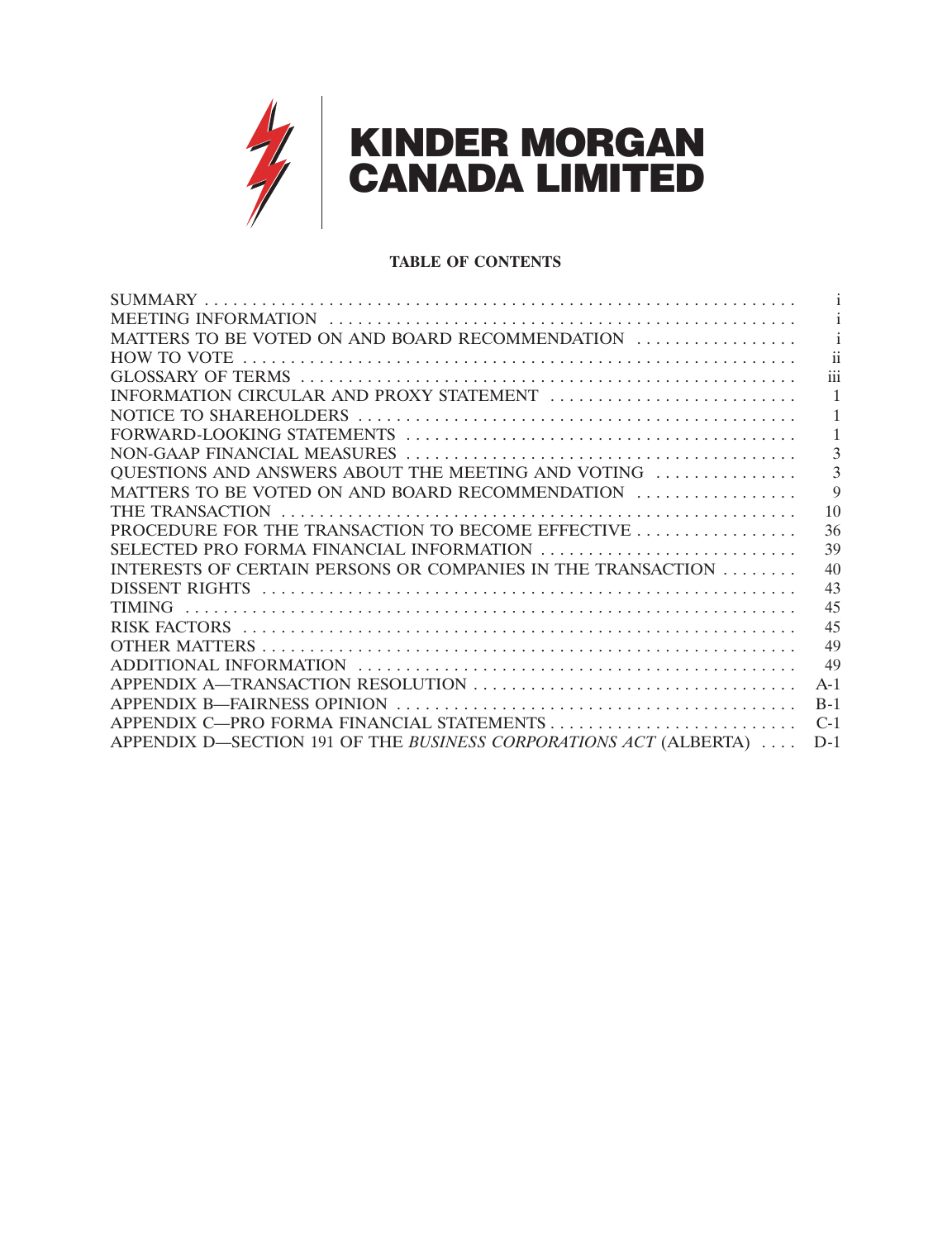# KINDER MORGAN CANADA LIMITED

**TABLE OF CONTENTS**

| | |
|---|---|
| SUMMARY | i |
| MEETING INFORMATION | i |
| MATTERS TO BE VOTED ON AND BOARD RECOMMENDATION | i |
| HOW TO VOTE | ii |
| GLOSSARY OF TERMS | iii |
| INFORMATION CIRCULAR AND PROXY STATEMENT | 1 |
| NOTICE TO SHAREHOLDERS | 1 |
| FORWARD-LOOKING STATEMENTS | 1 |
| NON-GAAP FINANCIAL MEASURES | 3 |
| QUESTIONS AND ANSWERS ABOUT THE MEETING AND VOTING | 3 |
| MATTERS TO BE VOTED ON AND BOARD RECOMMENDATION | 9 |
| THE TRANSACTION | 10 |
| PROCEDURE FOR THE TRANSACTION TO BECOME EFFECTIVE | 36 |
| SELECTED PRO FORMA FINANCIAL INFORMATION | 39 |
| INTERESTS OF CERTAIN PERSONS OR COMPANIES IN THE TRANSACTION | 40 |
| DISSENT RIGHTS | 43 |
| TIMING | 45 |
| RISK FACTORS | 45 |
| OTHER MATTERS | 49 |
| ADDITIONAL INFORMATION | 49 |
| APPENDIX A—TRANSACTION RESOLUTION | A-1 |
| APPENDIX B—FAIRNESS OPINION | B-1 |
| APPENDIX C—PRO FORMA FINANCIAL STATEMENTS | C-1 |
| APPENDIX D—SECTION 191 OF THE *BUSINESS CORPORATIONS ACT* (ALBERTA) | D-1 |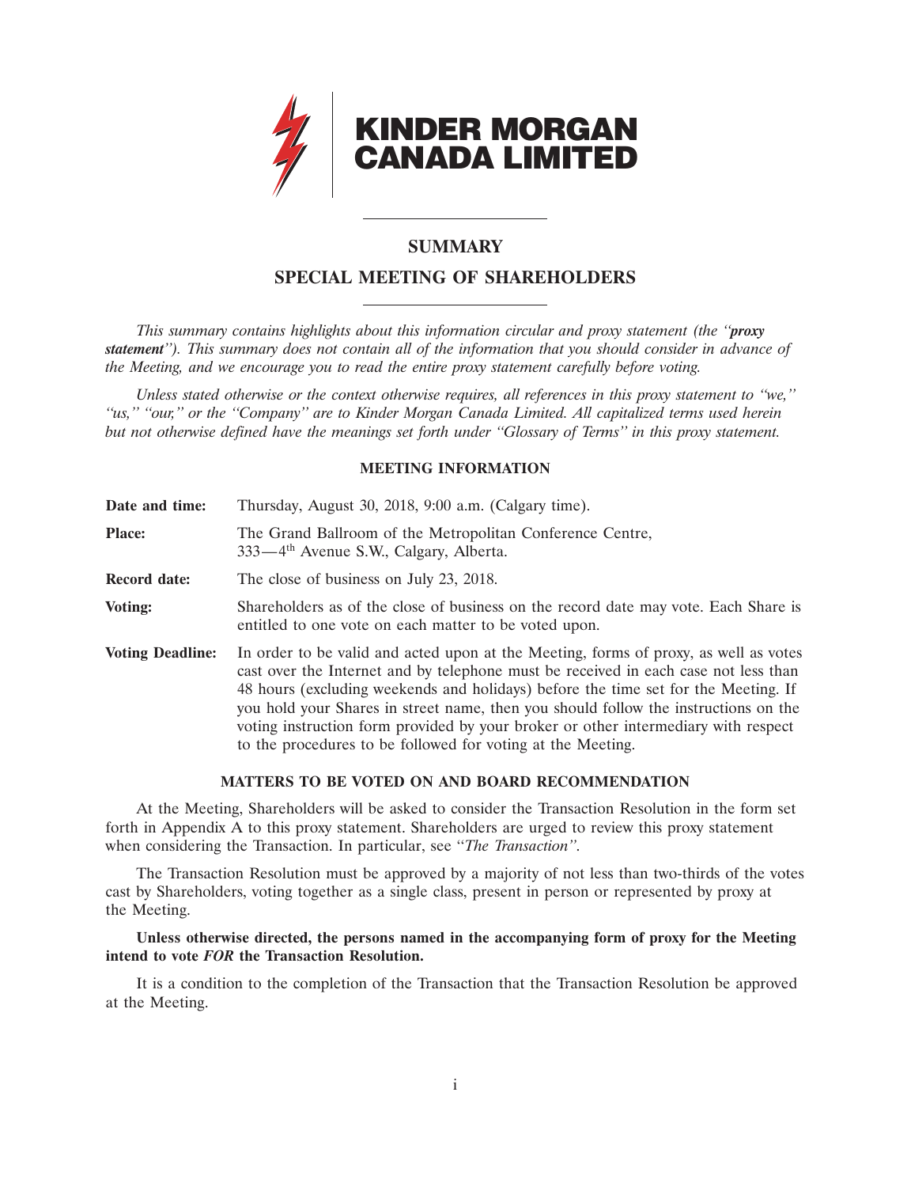**KINDER MORGAN CANADA LIMITED**

## SUMMARY

## SPECIAL MEETING OF SHAREHOLDERS

*This summary contains highlights about this information circular and proxy statement (the "**proxy statement**"). This summary does not contain all of the information that you should consider in advance of the Meeting, and we encourage you to read the entire proxy statement carefully before voting.*

*Unless stated otherwise or the context otherwise requires, all references in this proxy statement to "we," "us," "our," or the "Company" are to Kinder Morgan Canada Limited. All capitalized terms used herein but not otherwise defined have the meanings set forth under "Glossary of Terms" in this proxy statement.*

### MEETING INFORMATION

**Date and time:** Thursday, August 30, 2018, 9:00 a.m. (Calgary time).

**Place:** The Grand Ballroom of the Metropolitan Conference Centre, 333—4th Avenue S.W., Calgary, Alberta.

**Record date:** The close of business on July 23, 2018.

**Voting:** Shareholders as of the close of business on the record date may vote. Each Share is entitled to one vote on each matter to be voted upon.

**Voting Deadline:** In order to be valid and acted upon at the Meeting, forms of proxy, as well as votes cast over the Internet and by telephone must be received in each case not less than 48 hours (excluding weekends and holidays) before the time set for the Meeting. If you hold your Shares in street name, then you should follow the instructions on the voting instruction form provided by your broker or other intermediary with respect to the procedures to be followed for voting at the Meeting.

### MATTERS TO BE VOTED ON AND BOARD RECOMMENDATION

At the Meeting, Shareholders will be asked to consider the Transaction Resolution in the form set forth in Appendix A to this proxy statement. Shareholders are urged to review this proxy statement when considering the Transaction. In particular, see "*The Transaction*".

The Transaction Resolution must be approved by a majority of not less than two-thirds of the votes cast by Shareholders, voting together as a single class, present in person or represented by proxy at the Meeting.

**Unless otherwise directed, the persons named in the accompanying form of proxy for the Meeting intend to vote *FOR* the Transaction Resolution.**

It is a condition to the completion of the Transaction that the Transaction Resolution be approved at the Meeting.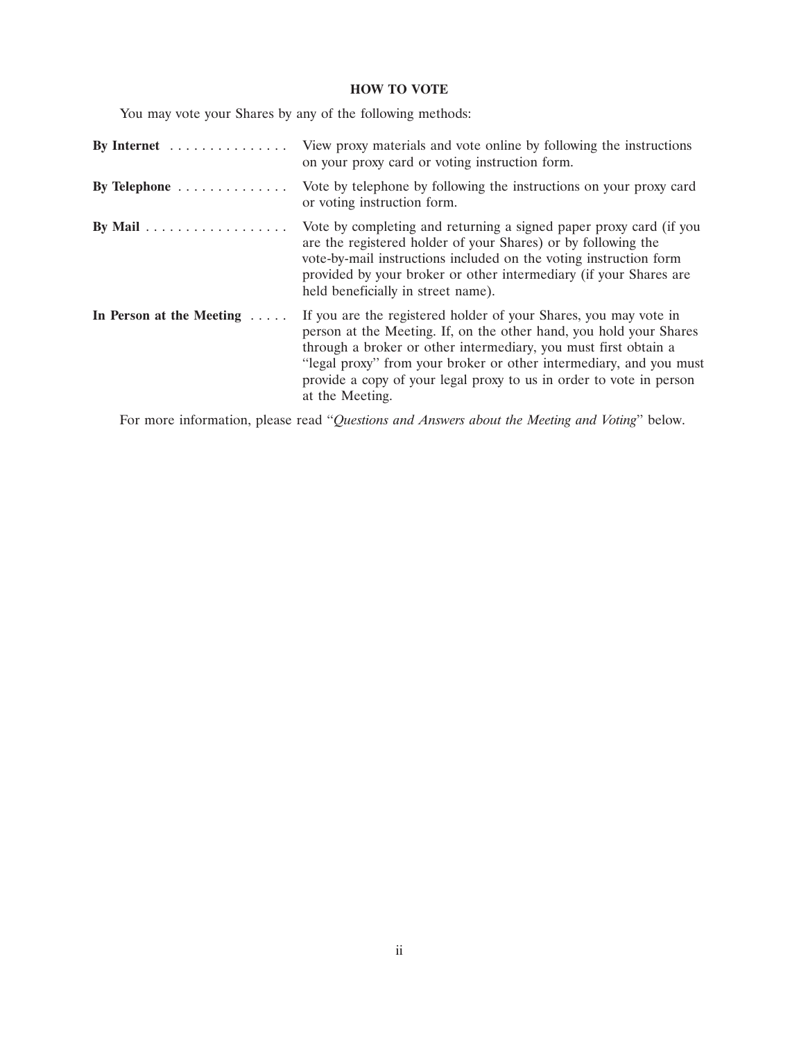## HOW TO VOTE

You may vote your Shares by any of the following methods:

| | |
|---|---|
| **By Internet** | View proxy materials and vote online by following the instructions on your proxy card or voting instruction form. |
| **By Telephone** | Vote by telephone by following the instructions on your proxy card or voting instruction form. |
| **By Mail** | Vote by completing and returning a signed paper proxy card (if you are the registered holder of your Shares) or by following the vote-by-mail instructions included on the voting instruction form provided by your broker or other intermediary (if your Shares are held beneficially in street name). |
| **In Person at the Meeting** | If you are the registered holder of your Shares, you may vote in person at the Meeting. If, on the other hand, you hold your Shares through a broker or other intermediary, you must first obtain a "legal proxy" from your broker or other intermediary, and you must provide a copy of your legal proxy to us in order to vote in person at the Meeting. |

For more information, please read "*Questions and Answers about the Meeting and Voting*" below.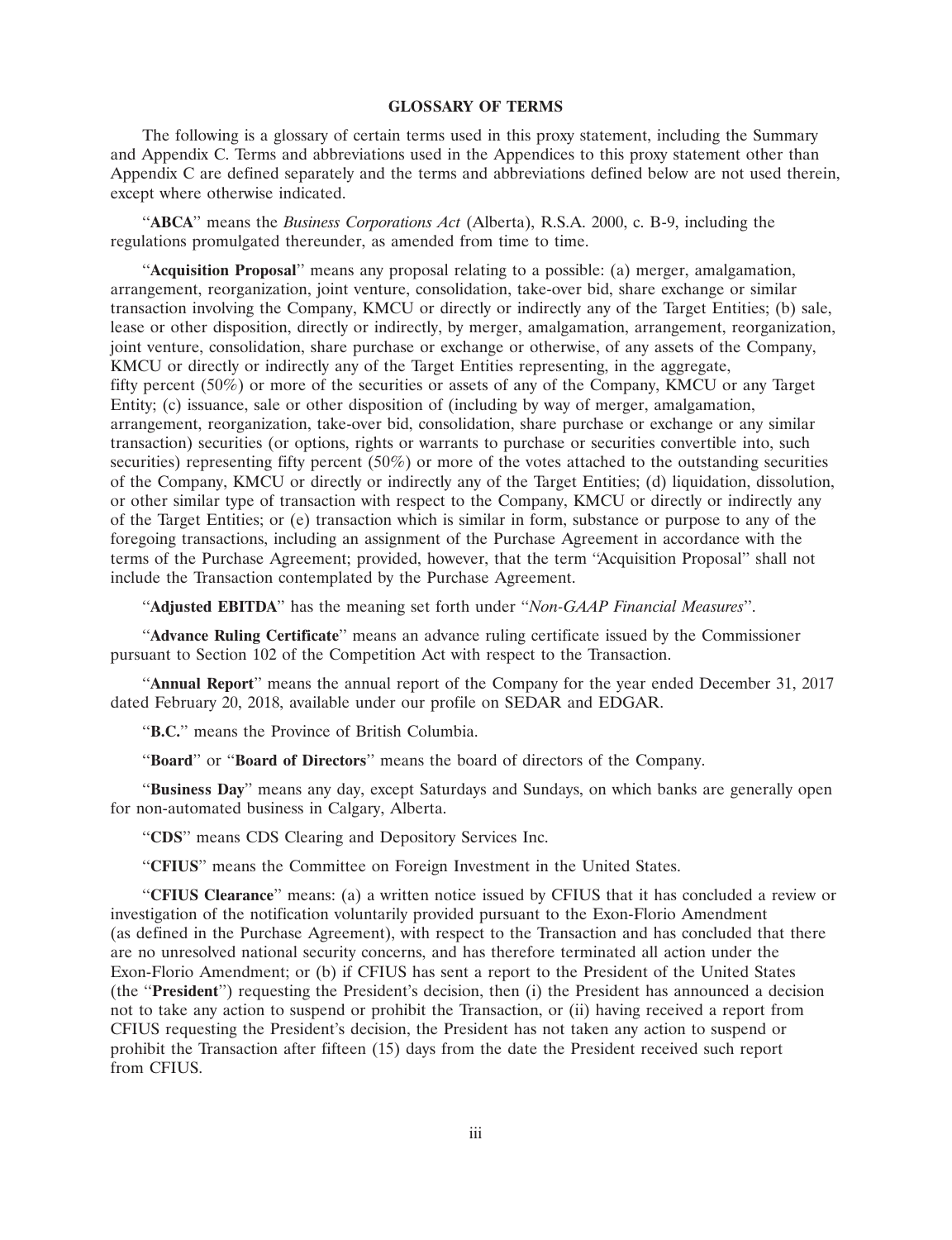## GLOSSARY OF TERMS

The following is a glossary of certain terms used in this proxy statement, including the Summary and Appendix C. Terms and abbreviations used in the Appendices to this proxy statement other than Appendix C are defined separately and the terms and abbreviations defined below are not used therein, except where otherwise indicated.

"**ABCA**" means the *Business Corporations Act* (Alberta), R.S.A. 2000, c. B-9, including the regulations promulgated thereunder, as amended from time to time.

"**Acquisition Proposal**" means any proposal relating to a possible: (a) merger, amalgamation, arrangement, reorganization, joint venture, consolidation, take-over bid, share exchange or similar transaction involving the Company, KMCU or directly or indirectly any of the Target Entities; (b) sale, lease or other disposition, directly or indirectly, by merger, amalgamation, arrangement, reorganization, joint venture, consolidation, share purchase or exchange or otherwise, of any assets of the Company, KMCU or directly or indirectly any of the Target Entities representing, in the aggregate, fifty percent (50%) or more of the securities or assets of any of the Company, KMCU or any Target Entity; (c) issuance, sale or other disposition of (including by way of merger, amalgamation, arrangement, reorganization, take-over bid, consolidation, share purchase or exchange or any similar transaction) securities (or options, rights or warrants to purchase or securities convertible into, such securities) representing fifty percent (50%) or more of the votes attached to the outstanding securities of the Company, KMCU or directly or indirectly any of the Target Entities; (d) liquidation, dissolution, or other similar type of transaction with respect to the Company, KMCU or directly or indirectly any of the Target Entities; or (e) transaction which is similar in form, substance or purpose to any of the foregoing transactions, including an assignment of the Purchase Agreement in accordance with the terms of the Purchase Agreement; provided, however, that the term "Acquisition Proposal" shall not include the Transaction contemplated by the Purchase Agreement.

"**Adjusted EBITDA**" has the meaning set forth under "*Non-GAAP Financial Measures*".

"**Advance Ruling Certificate**" means an advance ruling certificate issued by the Commissioner pursuant to Section 102 of the Competition Act with respect to the Transaction.

"**Annual Report**" means the annual report of the Company for the year ended December 31, 2017 dated February 20, 2018, available under our profile on SEDAR and EDGAR.

"**B.C.**" means the Province of British Columbia.

"**Board**" or "**Board of Directors**" means the board of directors of the Company.

"**Business Day**" means any day, except Saturdays and Sundays, on which banks are generally open for non-automated business in Calgary, Alberta.

"**CDS**" means CDS Clearing and Depository Services Inc.

"**CFIUS**" means the Committee on Foreign Investment in the United States.

"**CFIUS Clearance**" means: (a) a written notice issued by CFIUS that it has concluded a review or investigation of the notification voluntarily provided pursuant to the Exon-Florio Amendment (as defined in the Purchase Agreement), with respect to the Transaction and has concluded that there are no unresolved national security concerns, and has therefore terminated all action under the Exon-Florio Amendment; or (b) if CFIUS has sent a report to the President of the United States (the "**President**") requesting the President's decision, then (i) the President has announced a decision not to take any action to suspend or prohibit the Transaction, or (ii) having received a report from CFIUS requesting the President's decision, the President has not taken any action to suspend or prohibit the Transaction after fifteen (15) days from the date the President received such report from CFIUS.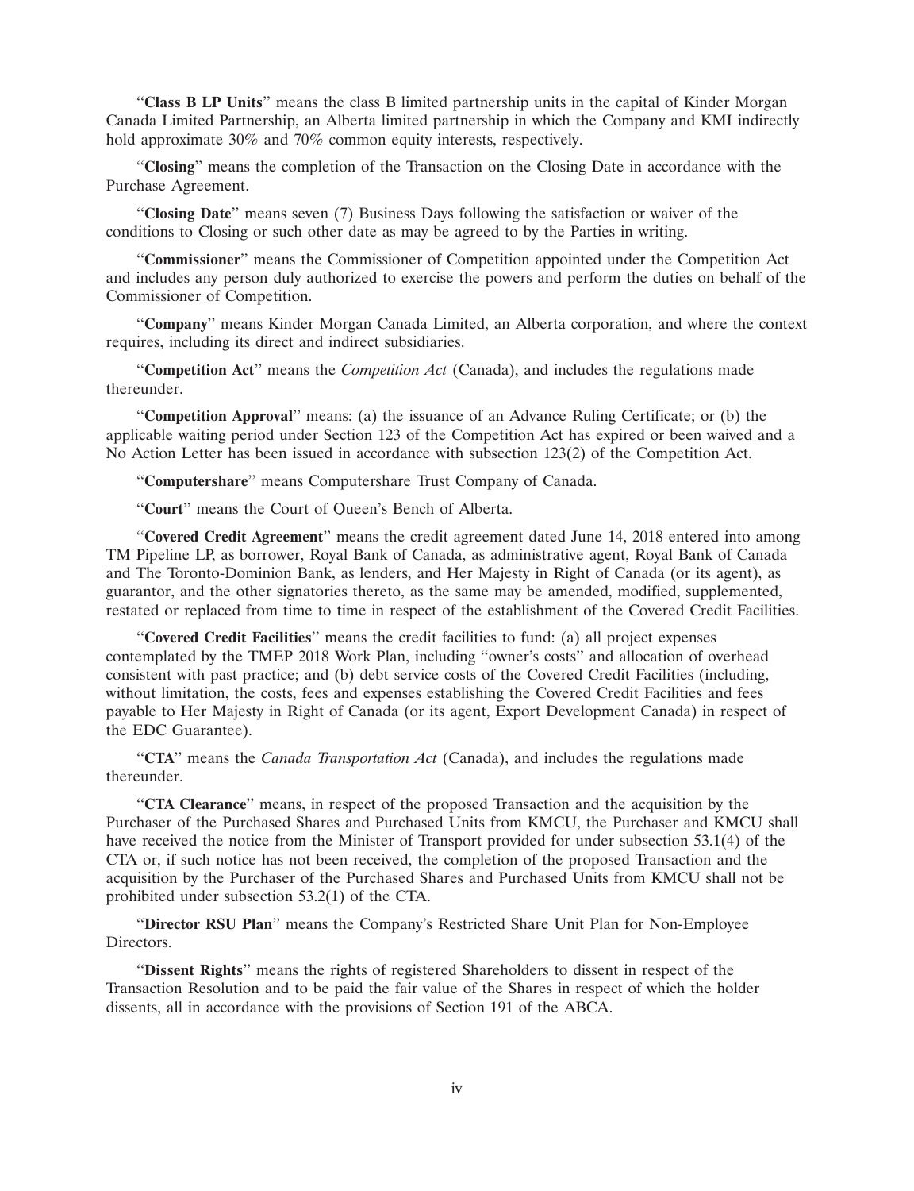"**Class B LP Units**" means the class B limited partnership units in the capital of Kinder Morgan Canada Limited Partnership, an Alberta limited partnership in which the Company and KMI indirectly hold approximate 30% and 70% common equity interests, respectively.

"**Closing**" means the completion of the Transaction on the Closing Date in accordance with the Purchase Agreement.

"**Closing Date**" means seven (7) Business Days following the satisfaction or waiver of the conditions to Closing or such other date as may be agreed to by the Parties in writing.

"**Commissioner**" means the Commissioner of Competition appointed under the Competition Act and includes any person duly authorized to exercise the powers and perform the duties on behalf of the Commissioner of Competition.

"**Company**" means Kinder Morgan Canada Limited, an Alberta corporation, and where the context requires, including its direct and indirect subsidiaries.

"**Competition Act**" means the *Competition Act* (Canada), and includes the regulations made thereunder.

"**Competition Approval**" means: (a) the issuance of an Advance Ruling Certificate; or (b) the applicable waiting period under Section 123 of the Competition Act has expired or been waived and a No Action Letter has been issued in accordance with subsection 123(2) of the Competition Act.

"**Computershare**" means Computershare Trust Company of Canada.

"**Court**" means the Court of Queen's Bench of Alberta.

"**Covered Credit Agreement**" means the credit agreement dated June 14, 2018 entered into among TM Pipeline LP, as borrower, Royal Bank of Canada, as administrative agent, Royal Bank of Canada and The Toronto-Dominion Bank, as lenders, and Her Majesty in Right of Canada (or its agent), as guarantor, and the other signatories thereto, as the same may be amended, modified, supplemented, restated or replaced from time to time in respect of the establishment of the Covered Credit Facilities.

"**Covered Credit Facilities**" means the credit facilities to fund: (a) all project expenses contemplated by the TMEP 2018 Work Plan, including "owner's costs" and allocation of overhead consistent with past practice; and (b) debt service costs of the Covered Credit Facilities (including, without limitation, the costs, fees and expenses establishing the Covered Credit Facilities and fees payable to Her Majesty in Right of Canada (or its agent, Export Development Canada) in respect of the EDC Guarantee).

"**CTA**" means the *Canada Transportation Act* (Canada), and includes the regulations made thereunder.

"**CTA Clearance**" means, in respect of the proposed Transaction and the acquisition by the Purchaser of the Purchased Shares and Purchased Units from KMCU, the Purchaser and KMCU shall have received the notice from the Minister of Transport provided for under subsection 53.1(4) of the CTA or, if such notice has not been received, the completion of the proposed Transaction and the acquisition by the Purchaser of the Purchased Shares and Purchased Units from KMCU shall not be prohibited under subsection 53.2(1) of the CTA.

"**Director RSU Plan**" means the Company's Restricted Share Unit Plan for Non-Employee Directors.

"**Dissent Rights**" means the rights of registered Shareholders to dissent in respect of the Transaction Resolution and to be paid the fair value of the Shares in respect of which the holder dissents, all in accordance with the provisions of Section 191 of the ABCA.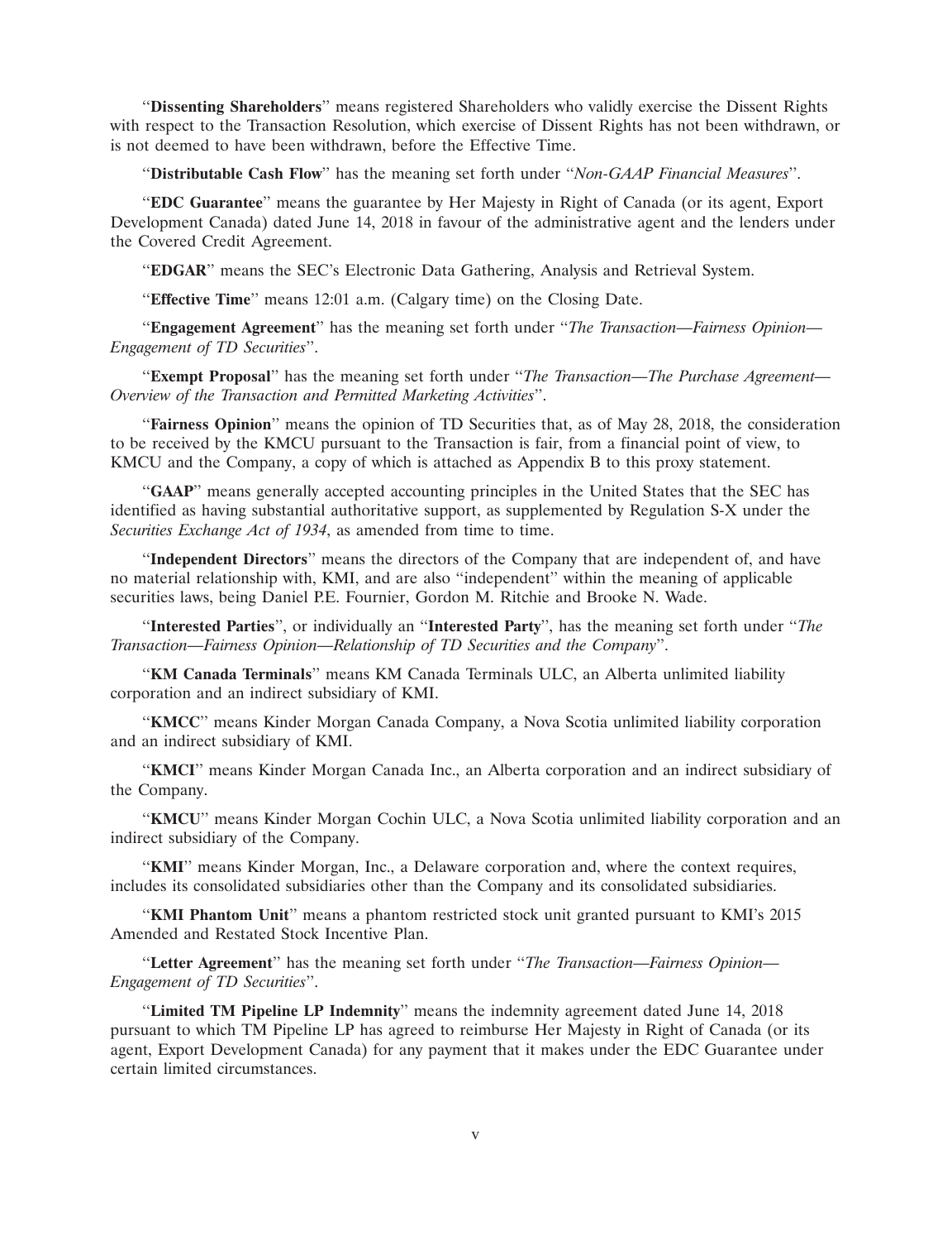"**Dissenting Shareholders**" means registered Shareholders who validly exercise the Dissent Rights with respect to the Transaction Resolution, which exercise of Dissent Rights has not been withdrawn, or is not deemed to have been withdrawn, before the Effective Time.

"**Distributable Cash Flow**" has the meaning set forth under "*Non-GAAP Financial Measures*".

"**EDC Guarantee**" means the guarantee by Her Majesty in Right of Canada (or its agent, Export Development Canada) dated June 14, 2018 in favour of the administrative agent and the lenders under the Covered Credit Agreement.

"**EDGAR**" means the SEC's Electronic Data Gathering, Analysis and Retrieval System.

"**Effective Time**" means 12:01 a.m. (Calgary time) on the Closing Date.

"**Engagement Agreement**" has the meaning set forth under "*The Transaction—Fairness Opinion—Engagement of TD Securities*".

"**Exempt Proposal**" has the meaning set forth under "*The Transaction—The Purchase Agreement—Overview of the Transaction and Permitted Marketing Activities*".

"**Fairness Opinion**" means the opinion of TD Securities that, as of May 28, 2018, the consideration to be received by the KMCU pursuant to the Transaction is fair, from a financial point of view, to KMCU and the Company, a copy of which is attached as Appendix B to this proxy statement.

"**GAAP**" means generally accepted accounting principles in the United States that the SEC has identified as having substantial authoritative support, as supplemented by Regulation S-X under the *Securities Exchange Act of 1934*, as amended from time to time.

"**Independent Directors**" means the directors of the Company that are independent of, and have no material relationship with, KMI, and are also "independent" within the meaning of applicable securities laws, being Daniel P.E. Fournier, Gordon M. Ritchie and Brooke N. Wade.

"**Interested Parties**", or individually an "**Interested Party**", has the meaning set forth under "*The Transaction—Fairness Opinion—Relationship of TD Securities and the Company*".

"**KM Canada Terminals**" means KM Canada Terminals ULC, an Alberta unlimited liability corporation and an indirect subsidiary of KMI.

"**KMCC**" means Kinder Morgan Canada Company, a Nova Scotia unlimited liability corporation and an indirect subsidiary of KMI.

"**KMCI**" means Kinder Morgan Canada Inc., an Alberta corporation and an indirect subsidiary of the Company.

"**KMCU**" means Kinder Morgan Cochin ULC, a Nova Scotia unlimited liability corporation and an indirect subsidiary of the Company.

"**KMI**" means Kinder Morgan, Inc., a Delaware corporation and, where the context requires, includes its consolidated subsidiaries other than the Company and its consolidated subsidiaries.

"**KMI Phantom Unit**" means a phantom restricted stock unit granted pursuant to KMI's 2015 Amended and Restated Stock Incentive Plan.

"**Letter Agreement**" has the meaning set forth under "*The Transaction—Fairness Opinion—Engagement of TD Securities*".

"**Limited TM Pipeline LP Indemnity**" means the indemnity agreement dated June 14, 2018 pursuant to which TM Pipeline LP has agreed to reimburse Her Majesty in Right of Canada (or its agent, Export Development Canada) for any payment that it makes under the EDC Guarantee under certain limited circumstances.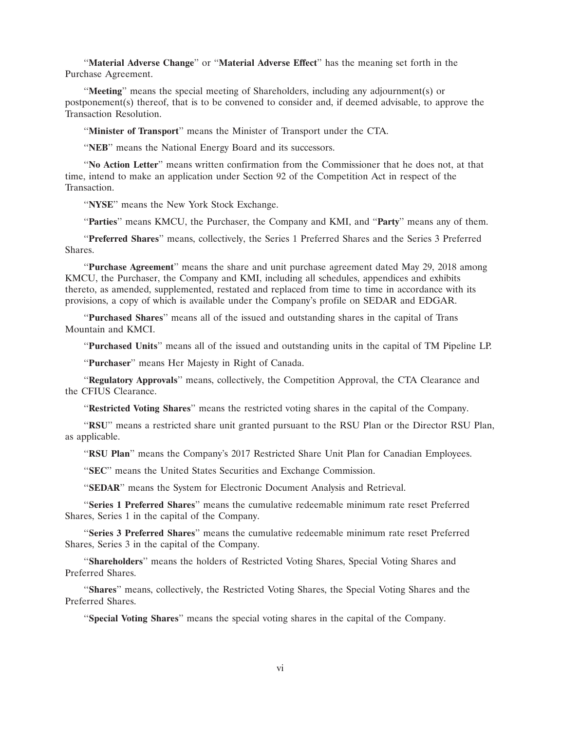"**Material Adverse Change**" or "**Material Adverse Effect**" has the meaning set forth in the Purchase Agreement.

"**Meeting**" means the special meeting of Shareholders, including any adjournment(s) or postponement(s) thereof, that is to be convened to consider and, if deemed advisable, to approve the Transaction Resolution.

"**Minister of Transport**" means the Minister of Transport under the CTA.

"**NEB**" means the National Energy Board and its successors.

"**No Action Letter**" means written confirmation from the Commissioner that he does not, at that time, intend to make an application under Section 92 of the Competition Act in respect of the Transaction.

"**NYSE**" means the New York Stock Exchange.

"**Parties**" means KMCU, the Purchaser, the Company and KMI, and "**Party**" means any of them.

"**Preferred Shares**" means, collectively, the Series 1 Preferred Shares and the Series 3 Preferred Shares.

"**Purchase Agreement**" means the share and unit purchase agreement dated May 29, 2018 among KMCU, the Purchaser, the Company and KMI, including all schedules, appendices and exhibits thereto, as amended, supplemented, restated and replaced from time to time in accordance with its provisions, a copy of which is available under the Company's profile on SEDAR and EDGAR.

"**Purchased Shares**" means all of the issued and outstanding shares in the capital of Trans Mountain and KMCI.

"**Purchased Units**" means all of the issued and outstanding units in the capital of TM Pipeline LP.

"**Purchaser**" means Her Majesty in Right of Canada.

"**Regulatory Approvals**" means, collectively, the Competition Approval, the CTA Clearance and the CFIUS Clearance.

"**Restricted Voting Shares**" means the restricted voting shares in the capital of the Company.

"**RSU**" means a restricted share unit granted pursuant to the RSU Plan or the Director RSU Plan, as applicable.

"**RSU Plan**" means the Company's 2017 Restricted Share Unit Plan for Canadian Employees.

"**SEC**" means the United States Securities and Exchange Commission.

"**SEDAR**" means the System for Electronic Document Analysis and Retrieval.

"**Series 1 Preferred Shares**" means the cumulative redeemable minimum rate reset Preferred Shares, Series 1 in the capital of the Company.

"**Series 3 Preferred Shares**" means the cumulative redeemable minimum rate reset Preferred Shares, Series 3 in the capital of the Company.

"**Shareholders**" means the holders of Restricted Voting Shares, Special Voting Shares and Preferred Shares.

"**Shares**" means, collectively, the Restricted Voting Shares, the Special Voting Shares and the Preferred Shares.

"**Special Voting Shares**" means the special voting shares in the capital of the Company.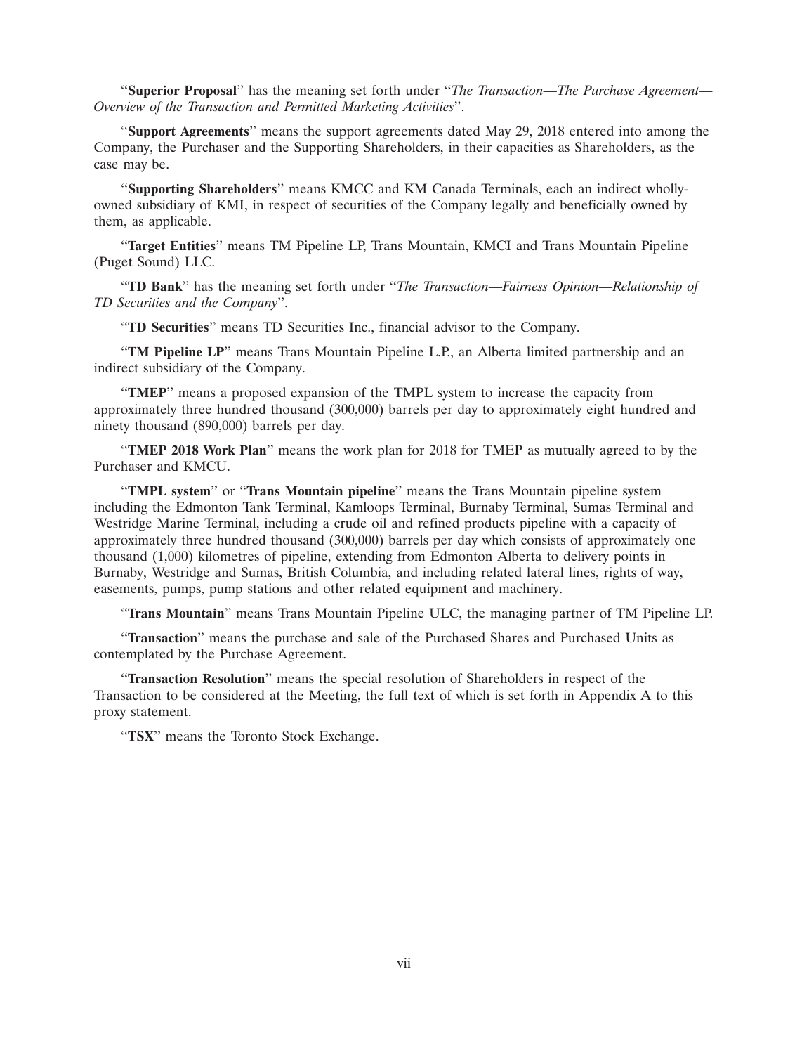"**Superior Proposal**" has the meaning set forth under "*The Transaction—The Purchase Agreement—Overview of the Transaction and Permitted Marketing Activities*".

"**Support Agreements**" means the support agreements dated May 29, 2018 entered into among the Company, the Purchaser and the Supporting Shareholders, in their capacities as Shareholders, as the case may be.

"**Supporting Shareholders**" means KMCC and KM Canada Terminals, each an indirect wholly-owned subsidiary of KMI, in respect of securities of the Company legally and beneficially owned by them, as applicable.

"**Target Entities**" means TM Pipeline LP, Trans Mountain, KMCI and Trans Mountain Pipeline (Puget Sound) LLC.

"**TD Bank**" has the meaning set forth under "*The Transaction—Fairness Opinion—Relationship of TD Securities and the Company*".

"**TD Securities**" means TD Securities Inc., financial advisor to the Company.

"**TM Pipeline LP**" means Trans Mountain Pipeline L.P., an Alberta limited partnership and an indirect subsidiary of the Company.

"**TMEP**" means a proposed expansion of the TMPL system to increase the capacity from approximately three hundred thousand (300,000) barrels per day to approximately eight hundred and ninety thousand (890,000) barrels per day.

"**TMEP 2018 Work Plan**" means the work plan for 2018 for TMEP as mutually agreed to by the Purchaser and KMCU.

"**TMPL system**" or "**Trans Mountain pipeline**" means the Trans Mountain pipeline system including the Edmonton Tank Terminal, Kamloops Terminal, Burnaby Terminal, Sumas Terminal and Westridge Marine Terminal, including a crude oil and refined products pipeline with a capacity of approximately three hundred thousand (300,000) barrels per day which consists of approximately one thousand (1,000) kilometres of pipeline, extending from Edmonton Alberta to delivery points in Burnaby, Westridge and Sumas, British Columbia, and including related lateral lines, rights of way, easements, pumps, pump stations and other related equipment and machinery.

"**Trans Mountain**" means Trans Mountain Pipeline ULC, the managing partner of TM Pipeline LP.

"**Transaction**" means the purchase and sale of the Purchased Shares and Purchased Units as contemplated by the Purchase Agreement.

"**Transaction Resolution**" means the special resolution of Shareholders in respect of the Transaction to be considered at the Meeting, the full text of which is set forth in Appendix A to this proxy statement.

"**TSX**" means the Toronto Stock Exchange.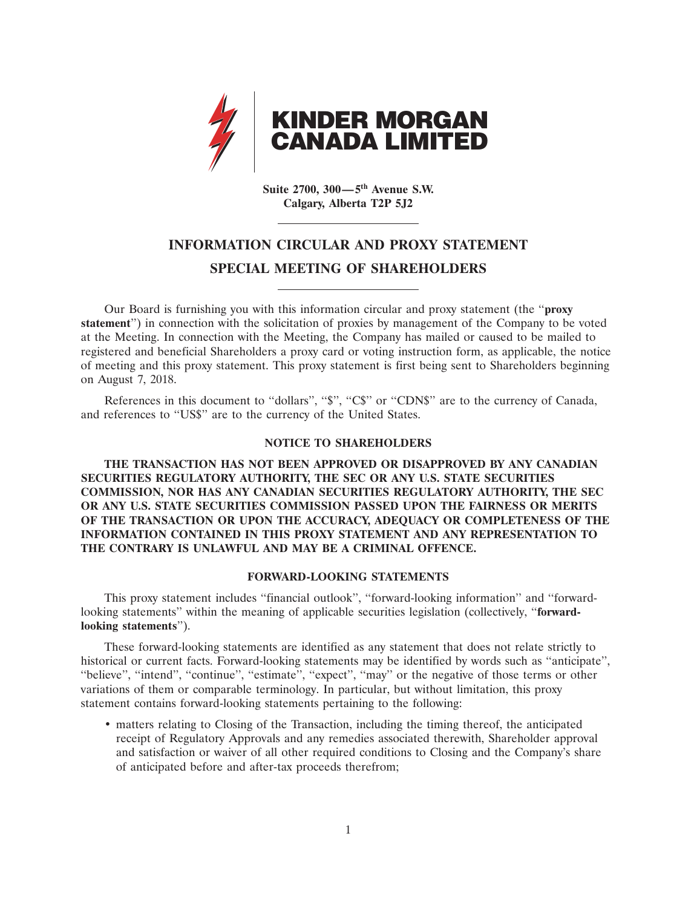**KINDER MORGAN CANADA LIMITED**

**Suite 2700, 300—5th Avenue S.W.**
**Calgary, Alberta T2P 5J2**

# INFORMATION CIRCULAR AND PROXY STATEMENT

## SPECIAL MEETING OF SHAREHOLDERS

Our Board is furnishing you with this information circular and proxy statement (the "**proxy statement**") in connection with the solicitation of proxies by management of the Company to be voted at the Meeting. In connection with the Meeting, the Company has mailed or caused to be mailed to registered and beneficial Shareholders a proxy card or voting instruction form, as applicable, the notice of meeting and this proxy statement. This proxy statement is first being sent to Shareholders beginning on August 7, 2018.

References in this document to "dollars", "$", "C$" or "CDN$" are to the currency of Canada, and references to "US$" are to the currency of the United States.

### NOTICE TO SHAREHOLDERS

**THE TRANSACTION HAS NOT BEEN APPROVED OR DISAPPROVED BY ANY CANADIAN SECURITIES REGULATORY AUTHORITY, THE SEC OR ANY U.S. STATE SECURITIES COMMISSION, NOR HAS ANY CANADIAN SECURITIES REGULATORY AUTHORITY, THE SEC OR ANY U.S. STATE SECURITIES COMMISSION PASSED UPON THE FAIRNESS OR MERITS OF THE TRANSACTION OR UPON THE ACCURACY, ADEQUACY OR COMPLETENESS OF THE INFORMATION CONTAINED IN THIS PROXY STATEMENT AND ANY REPRESENTATION TO THE CONTRARY IS UNLAWFUL AND MAY BE A CRIMINAL OFFENCE.**

### FORWARD-LOOKING STATEMENTS

This proxy statement includes "financial outlook", "forward-looking information" and "forward-looking statements" within the meaning of applicable securities legislation (collectively, "**forward-looking statements**").

These forward-looking statements are identified as any statement that does not relate strictly to historical or current facts. Forward-looking statements may be identified by words such as "anticipate", "believe", "intend", "continue", "estimate", "expect", "may" or the negative of those terms or other variations of them or comparable terminology. In particular, but without limitation, this proxy statement contains forward-looking statements pertaining to the following:

- matters relating to Closing of the Transaction, including the timing thereof, the anticipated receipt of Regulatory Approvals and any remedies associated therewith, Shareholder approval and satisfaction or waiver of all other required conditions to Closing and the Company's share of anticipated before and after-tax proceeds therefrom;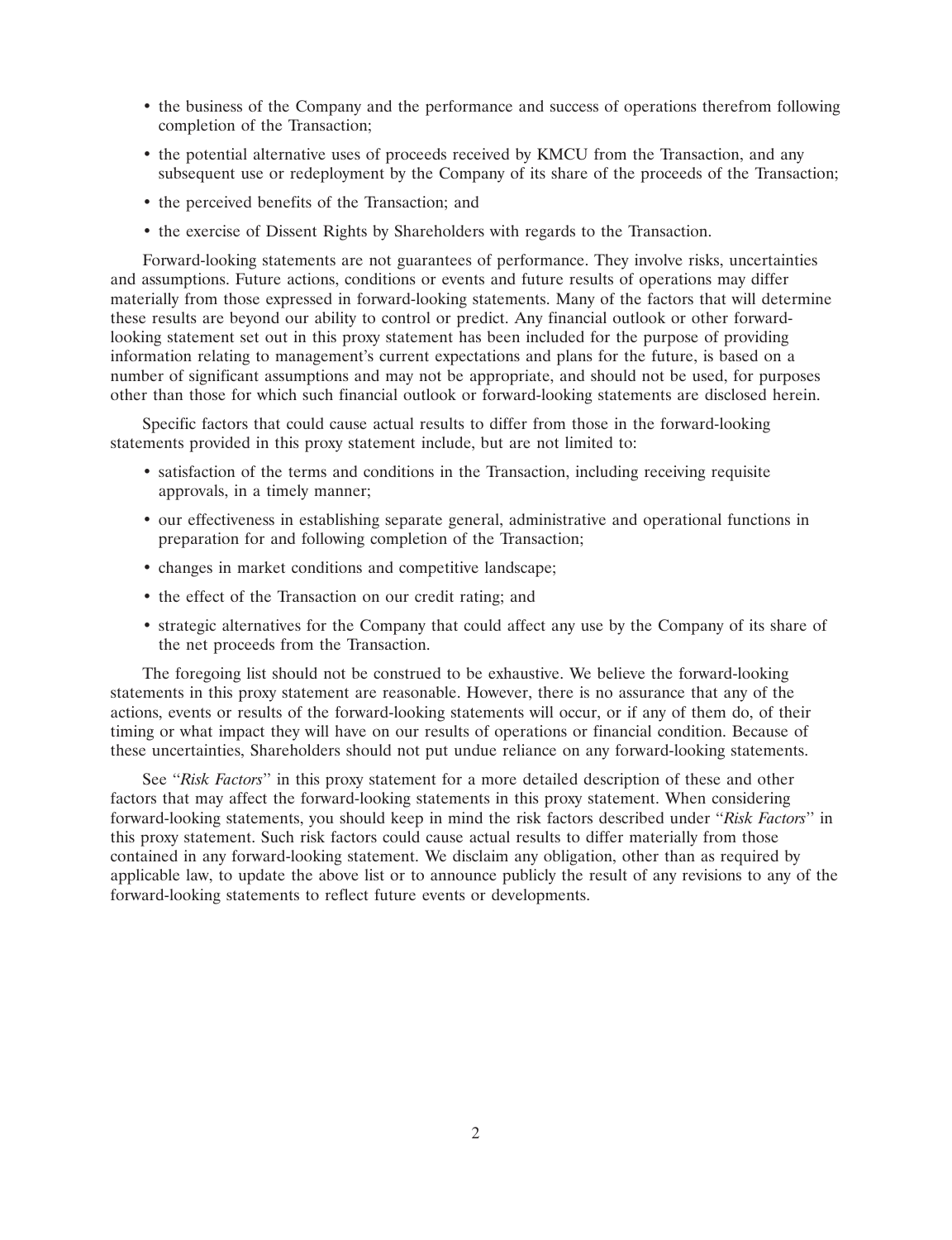- the business of the Company and the performance and success of operations therefrom following completion of the Transaction;
- the potential alternative uses of proceeds received by KMCU from the Transaction, and any subsequent use or redeployment by the Company of its share of the proceeds of the Transaction;
- the perceived benefits of the Transaction; and
- the exercise of Dissent Rights by Shareholders with regards to the Transaction.

Forward-looking statements are not guarantees of performance. They involve risks, uncertainties and assumptions. Future actions, conditions or events and future results of operations may differ materially from those expressed in forward-looking statements. Many of the factors that will determine these results are beyond our ability to control or predict. Any financial outlook or other forward-looking statement set out in this proxy statement has been included for the purpose of providing information relating to management's current expectations and plans for the future, is based on a number of significant assumptions and may not be appropriate, and should not be used, for purposes other than those for which such financial outlook or forward-looking statements are disclosed herein.

Specific factors that could cause actual results to differ from those in the forward-looking statements provided in this proxy statement include, but are not limited to:

- satisfaction of the terms and conditions in the Transaction, including receiving requisite approvals, in a timely manner;
- our effectiveness in establishing separate general, administrative and operational functions in preparation for and following completion of the Transaction;
- changes in market conditions and competitive landscape;
- the effect of the Transaction on our credit rating; and
- strategic alternatives for the Company that could affect any use by the Company of its share of the net proceeds from the Transaction.

The foregoing list should not be construed to be exhaustive. We believe the forward-looking statements in this proxy statement are reasonable. However, there is no assurance that any of the actions, events or results of the forward-looking statements will occur, or if any of them do, of their timing or what impact they will have on our results of operations or financial condition. Because of these uncertainties, Shareholders should not put undue reliance on any forward-looking statements.

See "*Risk Factors*" in this proxy statement for a more detailed description of these and other factors that may affect the forward-looking statements in this proxy statement. When considering forward-looking statements, you should keep in mind the risk factors described under "*Risk Factors*" in this proxy statement. Such risk factors could cause actual results to differ materially from those contained in any forward-looking statement. We disclaim any obligation, other than as required by applicable law, to update the above list or to announce publicly the result of any revisions to any of the forward-looking statements to reflect future events or developments.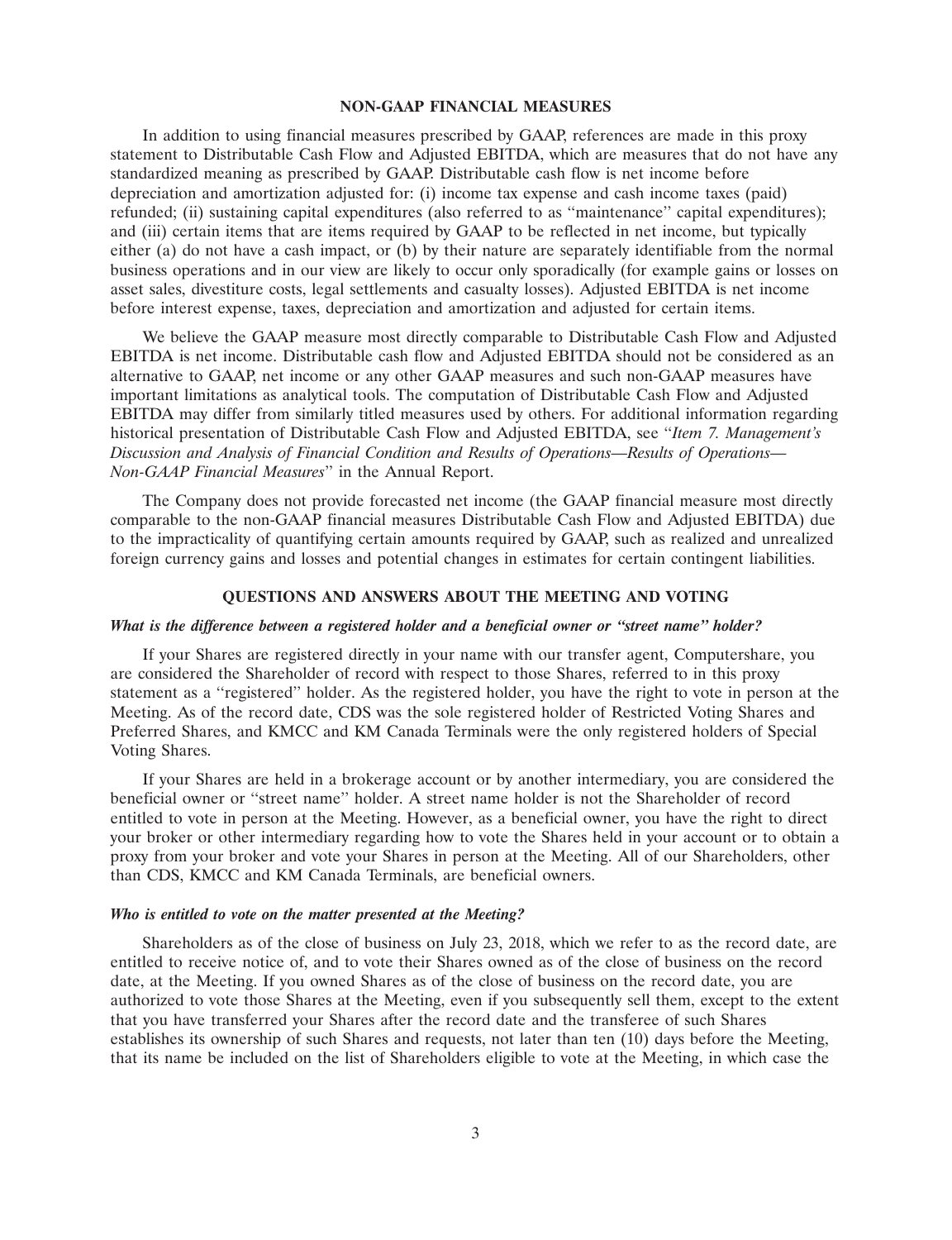## NON-GAAP FINANCIAL MEASURES

In addition to using financial measures prescribed by GAAP, references are made in this proxy statement to Distributable Cash Flow and Adjusted EBITDA, which are measures that do not have any standardized meaning as prescribed by GAAP. Distributable cash flow is net income before depreciation and amortization adjusted for: (i) income tax expense and cash income taxes (paid) refunded; (ii) sustaining capital expenditures (also referred to as ''maintenance'' capital expenditures); and (iii) certain items that are items required by GAAP to be reflected in net income, but typically either (a) do not have a cash impact, or (b) by their nature are separately identifiable from the normal business operations and in our view are likely to occur only sporadically (for example gains or losses on asset sales, divestiture costs, legal settlements and casualty losses). Adjusted EBITDA is net income before interest expense, taxes, depreciation and amortization and adjusted for certain items.

We believe the GAAP measure most directly comparable to Distributable Cash Flow and Adjusted EBITDA is net income. Distributable cash flow and Adjusted EBITDA should not be considered as an alternative to GAAP, net income or any other GAAP measures and such non-GAAP measures have important limitations as analytical tools. The computation of Distributable Cash Flow and Adjusted EBITDA may differ from similarly titled measures used by others. For additional information regarding historical presentation of Distributable Cash Flow and Adjusted EBITDA, see ''*Item 7. Management's Discussion and Analysis of Financial Condition and Results of Operations—Results of Operations—Non-GAAP Financial Measures*'' in the Annual Report.

The Company does not provide forecasted net income (the GAAP financial measure most directly comparable to the non-GAAP financial measures Distributable Cash Flow and Adjusted EBITDA) due to the impracticality of quantifying certain amounts required by GAAP, such as realized and unrealized foreign currency gains and losses and potential changes in estimates for certain contingent liabilities.

## QUESTIONS AND ANSWERS ABOUT THE MEETING AND VOTING

***What is the difference between a registered holder and a beneficial owner or ''street name'' holder?***

If your Shares are registered directly in your name with our transfer agent, Computershare, you are considered the Shareholder of record with respect to those Shares, referred to in this proxy statement as a ''registered'' holder. As the registered holder, you have the right to vote in person at the Meeting. As of the record date, CDS was the sole registered holder of Restricted Voting Shares and Preferred Shares, and KMCC and KM Canada Terminals were the only registered holders of Special Voting Shares.

If your Shares are held in a brokerage account or by another intermediary, you are considered the beneficial owner or ''street name'' holder. A street name holder is not the Shareholder of record entitled to vote in person at the Meeting. However, as a beneficial owner, you have the right to direct your broker or other intermediary regarding how to vote the Shares held in your account or to obtain a proxy from your broker and vote your Shares in person at the Meeting. All of our Shareholders, other than CDS, KMCC and KM Canada Terminals, are beneficial owners.

***Who is entitled to vote on the matter presented at the Meeting?***

Shareholders as of the close of business on July 23, 2018, which we refer to as the record date, are entitled to receive notice of, and to vote their Shares owned as of the close of business on the record date, at the Meeting. If you owned Shares as of the close of business on the record date, you are authorized to vote those Shares at the Meeting, even if you subsequently sell them, except to the extent that you have transferred your Shares after the record date and the transferee of such Shares establishes its ownership of such Shares and requests, not later than ten (10) days before the Meeting, that its name be included on the list of Shareholders eligible to vote at the Meeting, in which case the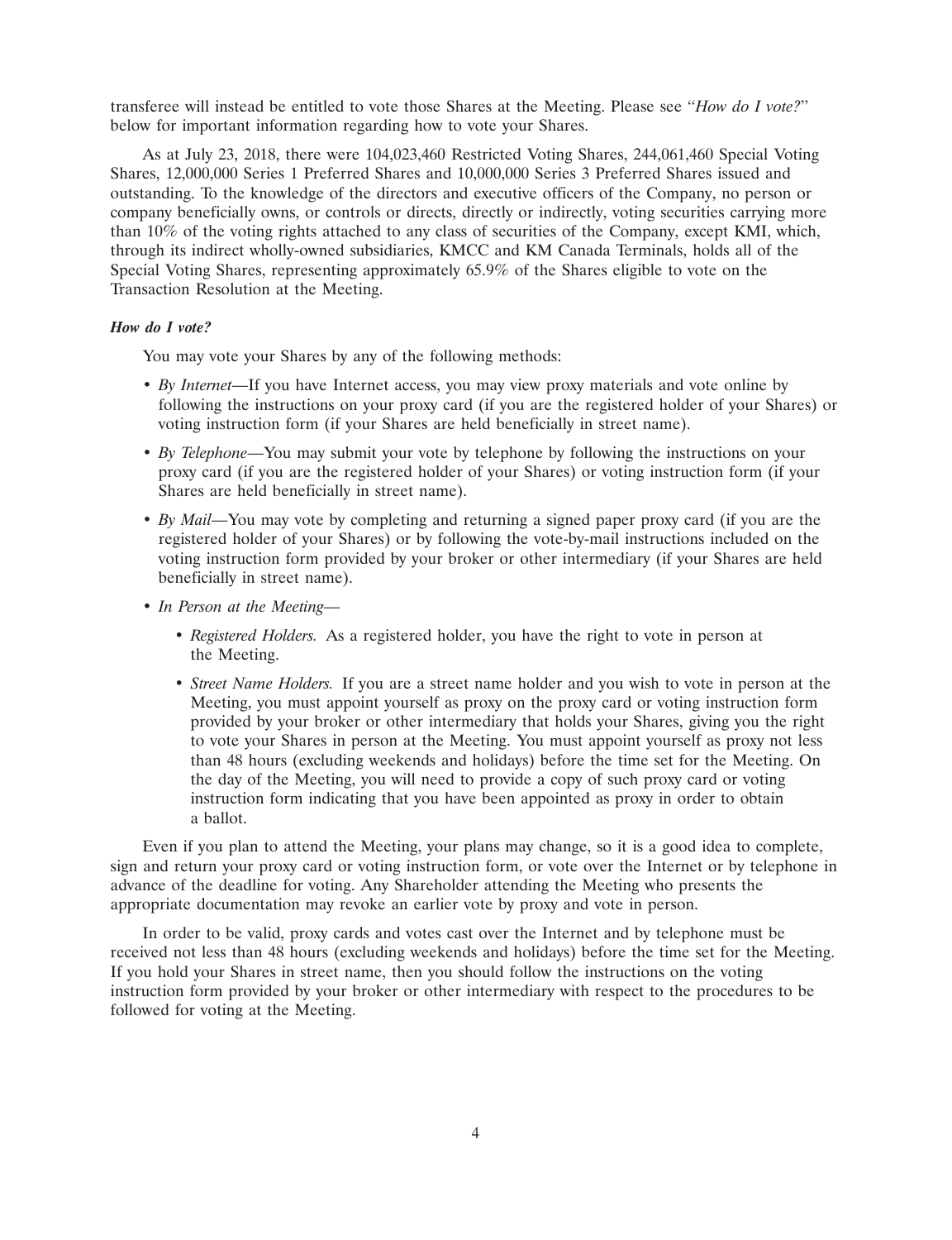transferee will instead be entitled to vote those Shares at the Meeting. Please see "*How do I vote?*" below for important information regarding how to vote your Shares.

As at July 23, 2018, there were 104,023,460 Restricted Voting Shares, 244,061,460 Special Voting Shares, 12,000,000 Series 1 Preferred Shares and 10,000,000 Series 3 Preferred Shares issued and outstanding. To the knowledge of the directors and executive officers of the Company, no person or company beneficially owns, or controls or directs, directly or indirectly, voting securities carrying more than 10% of the voting rights attached to any class of securities of the Company, except KMI, which, through its indirect wholly-owned subsidiaries, KMCC and KM Canada Terminals, holds all of the Special Voting Shares, representing approximately 65.9% of the Shares eligible to vote on the Transaction Resolution at the Meeting.

***How do I vote?***

You may vote your Shares by any of the following methods:

- *By Internet*—If you have Internet access, you may view proxy materials and vote online by following the instructions on your proxy card (if you are the registered holder of your Shares) or voting instruction form (if your Shares are held beneficially in street name).
- *By Telephone*—You may submit your vote by telephone by following the instructions on your proxy card (if you are the registered holder of your Shares) or voting instruction form (if your Shares are held beneficially in street name).
- *By Mail*—You may vote by completing and returning a signed paper proxy card (if you are the registered holder of your Shares) or by following the vote-by-mail instructions included on the voting instruction form provided by your broker or other intermediary (if your Shares are held beneficially in street name).
- *In Person at the Meeting*—
  - *Registered Holders.* As a registered holder, you have the right to vote in person at the Meeting.
  - *Street Name Holders.* If you are a street name holder and you wish to vote in person at the Meeting, you must appoint yourself as proxy on the proxy card or voting instruction form provided by your broker or other intermediary that holds your Shares, giving you the right to vote your Shares in person at the Meeting. You must appoint yourself as proxy not less than 48 hours (excluding weekends and holidays) before the time set for the Meeting. On the day of the Meeting, you will need to provide a copy of such proxy card or voting instruction form indicating that you have been appointed as proxy in order to obtain a ballot.

Even if you plan to attend the Meeting, your plans may change, so it is a good idea to complete, sign and return your proxy card or voting instruction form, or vote over the Internet or by telephone in advance of the deadline for voting. Any Shareholder attending the Meeting who presents the appropriate documentation may revoke an earlier vote by proxy and vote in person.

In order to be valid, proxy cards and votes cast over the Internet and by telephone must be received not less than 48 hours (excluding weekends and holidays) before the time set for the Meeting. If you hold your Shares in street name, then you should follow the instructions on the voting instruction form provided by your broker or other intermediary with respect to the procedures to be followed for voting at the Meeting.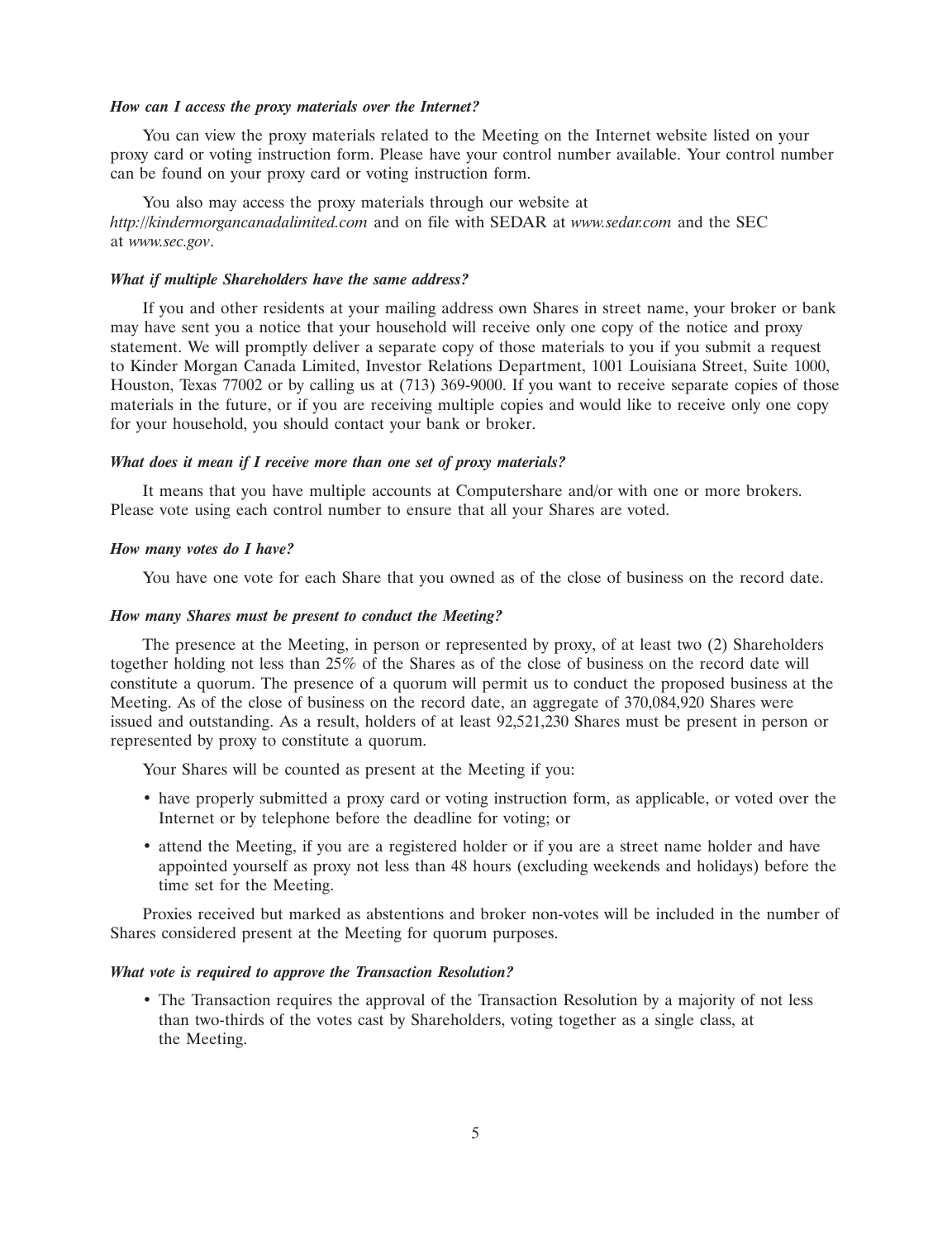***How can I access the proxy materials over the Internet?***

You can view the proxy materials related to the Meeting on the Internet website listed on your proxy card or voting instruction form. Please have your control number available. Your control number can be found on your proxy card or voting instruction form.

You also may access the proxy materials through our website at *http://kindermorgancanadalimited.com* and on file with SEDAR at *www.sedar.com* and the SEC at *www.sec.gov*.

***What if multiple Shareholders have the same address?***

If you and other residents at your mailing address own Shares in street name, your broker or bank may have sent you a notice that your household will receive only one copy of the notice and proxy statement. We will promptly deliver a separate copy of those materials to you if you submit a request to Kinder Morgan Canada Limited, Investor Relations Department, 1001 Louisiana Street, Suite 1000, Houston, Texas 77002 or by calling us at (713) 369-9000. If you want to receive separate copies of those materials in the future, or if you are receiving multiple copies and would like to receive only one copy for your household, you should contact your bank or broker.

***What does it mean if I receive more than one set of proxy materials?***

It means that you have multiple accounts at Computershare and/or with one or more brokers. Please vote using each control number to ensure that all your Shares are voted.

***How many votes do I have?***

You have one vote for each Share that you owned as of the close of business on the record date.

***How many Shares must be present to conduct the Meeting?***

The presence at the Meeting, in person or represented by proxy, of at least two (2) Shareholders together holding not less than 25% of the Shares as of the close of business on the record date will constitute a quorum. The presence of a quorum will permit us to conduct the proposed business at the Meeting. As of the close of business on the record date, an aggregate of 370,084,920 Shares were issued and outstanding. As a result, holders of at least 92,521,230 Shares must be present in person or represented by proxy to constitute a quorum.

Your Shares will be counted as present at the Meeting if you:

- have properly submitted a proxy card or voting instruction form, as applicable, or voted over the Internet or by telephone before the deadline for voting; or
- attend the Meeting, if you are a registered holder or if you are a street name holder and have appointed yourself as proxy not less than 48 hours (excluding weekends and holidays) before the time set for the Meeting.

Proxies received but marked as abstentions and broker non-votes will be included in the number of Shares considered present at the Meeting for quorum purposes.

***What vote is required to approve the Transaction Resolution?***

- The Transaction requires the approval of the Transaction Resolution by a majority of not less than two-thirds of the votes cast by Shareholders, voting together as a single class, at the Meeting.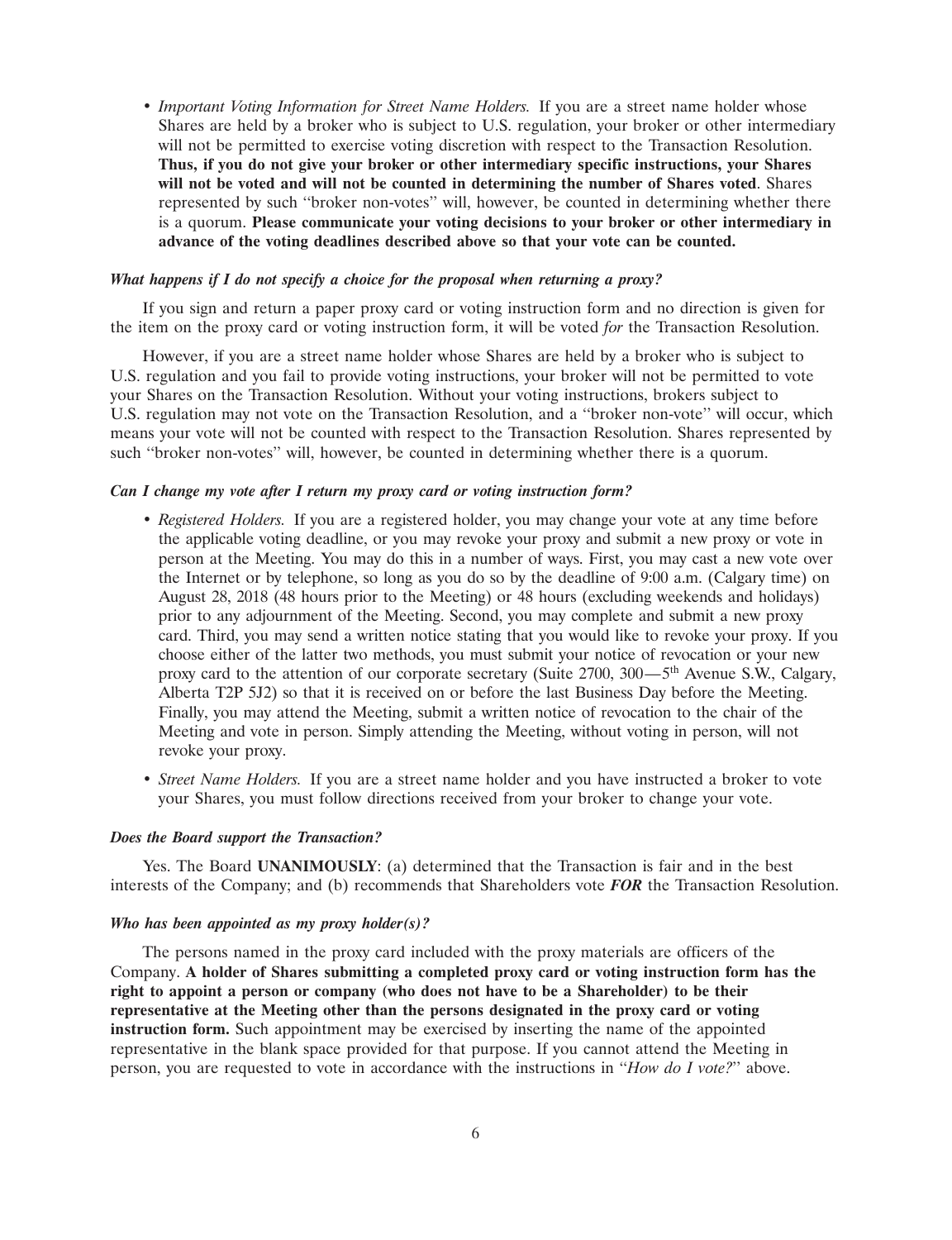- *Important Voting Information for Street Name Holders.* If you are a street name holder whose Shares are held by a broker who is subject to U.S. regulation, your broker or other intermediary will not be permitted to exercise voting discretion with respect to the Transaction Resolution. **Thus, if you do not give your broker or other intermediary specific instructions, your Shares will not be voted and will not be counted in determining the number of Shares voted**. Shares represented by such "broker non-votes" will, however, be counted in determining whether there is a quorum. **Please communicate your voting decisions to your broker or other intermediary in advance of the voting deadlines described above so that your vote can be counted.**

***What happens if I do not specify a choice for the proposal when returning a proxy?***

If you sign and return a paper proxy card or voting instruction form and no direction is given for the item on the proxy card or voting instruction form, it will be voted *for* the Transaction Resolution.

However, if you are a street name holder whose Shares are held by a broker who is subject to U.S. regulation and you fail to provide voting instructions, your broker will not be permitted to vote your Shares on the Transaction Resolution. Without your voting instructions, brokers subject to U.S. regulation may not vote on the Transaction Resolution, and a "broker non-vote" will occur, which means your vote will not be counted with respect to the Transaction Resolution. Shares represented by such "broker non-votes" will, however, be counted in determining whether there is a quorum.

***Can I change my vote after I return my proxy card or voting instruction form?***

- *Registered Holders.* If you are a registered holder, you may change your vote at any time before the applicable voting deadline, or you may revoke your proxy and submit a new proxy or vote in person at the Meeting. You may do this in a number of ways. First, you may cast a new vote over the Internet or by telephone, so long as you do so by the deadline of 9:00 a.m. (Calgary time) on August 28, 2018 (48 hours prior to the Meeting) or 48 hours (excluding weekends and holidays) prior to any adjournment of the Meeting. Second, you may complete and submit a new proxy card. Third, you may send a written notice stating that you would like to revoke your proxy. If you choose either of the latter two methods, you must submit your notice of revocation or your new proxy card to the attention of our corporate secretary (Suite 2700, 300—5th Avenue S.W., Calgary, Alberta T2P 5J2) so that it is received on or before the last Business Day before the Meeting. Finally, you may attend the Meeting, submit a written notice of revocation to the chair of the Meeting and vote in person. Simply attending the Meeting, without voting in person, will not revoke your proxy.
- *Street Name Holders.* If you are a street name holder and you have instructed a broker to vote your Shares, you must follow directions received from your broker to change your vote.

***Does the Board support the Transaction?***

Yes. The Board **UNANIMOUSLY**: (a) determined that the Transaction is fair and in the best interests of the Company; and (b) recommends that Shareholders vote ***FOR*** the Transaction Resolution.

***Who has been appointed as my proxy holder(s)?***

The persons named in the proxy card included with the proxy materials are officers of the Company. **A holder of Shares submitting a completed proxy card or voting instruction form has the right to appoint a person or company (who does not have to be a Shareholder) to be their representative at the Meeting other than the persons designated in the proxy card or voting instruction form.** Such appointment may be exercised by inserting the name of the appointed representative in the blank space provided for that purpose. If you cannot attend the Meeting in person, you are requested to vote in accordance with the instructions in "*How do I vote?*" above.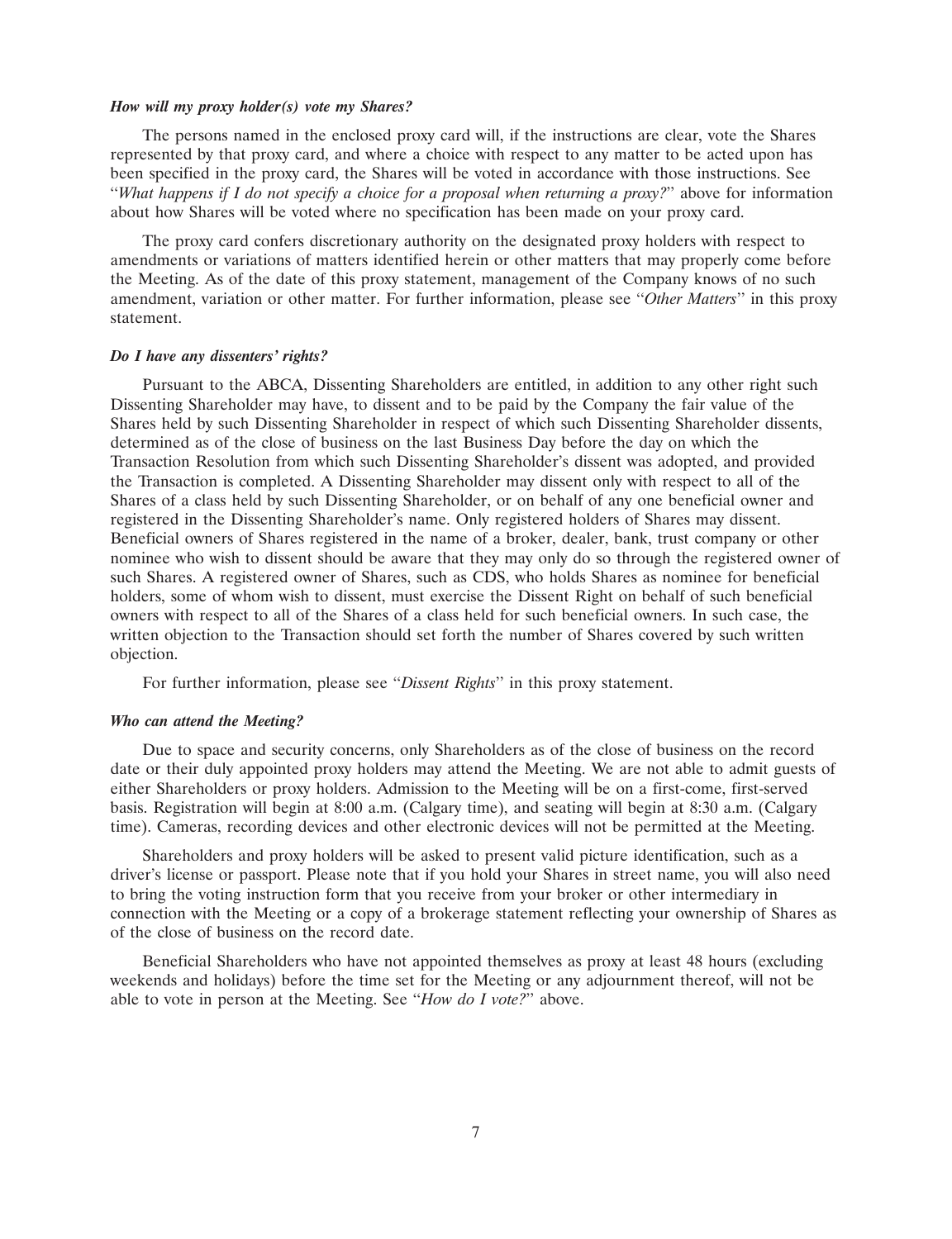### *How will my proxy holder(s) vote my Shares?*

The persons named in the enclosed proxy card will, if the instructions are clear, vote the Shares represented by that proxy card, and where a choice with respect to any matter to be acted upon has been specified in the proxy card, the Shares will be voted in accordance with those instructions. See "*What happens if I do not specify a choice for a proposal when returning a proxy?*" above for information about how Shares will be voted where no specification has been made on your proxy card.

The proxy card confers discretionary authority on the designated proxy holders with respect to amendments or variations of matters identified herein or other matters that may properly come before the Meeting. As of the date of this proxy statement, management of the Company knows of no such amendment, variation or other matter. For further information, please see "*Other Matters*" in this proxy statement.

### *Do I have any dissenters' rights?*

Pursuant to the ABCA, Dissenting Shareholders are entitled, in addition to any other right such Dissenting Shareholder may have, to dissent and to be paid by the Company the fair value of the Shares held by such Dissenting Shareholder in respect of which such Dissenting Shareholder dissents, determined as of the close of business on the last Business Day before the day on which the Transaction Resolution from which such Dissenting Shareholder's dissent was adopted, and provided the Transaction is completed. A Dissenting Shareholder may dissent only with respect to all of the Shares of a class held by such Dissenting Shareholder, or on behalf of any one beneficial owner and registered in the Dissenting Shareholder's name. Only registered holders of Shares may dissent. Beneficial owners of Shares registered in the name of a broker, dealer, bank, trust company or other nominee who wish to dissent should be aware that they may only do so through the registered owner of such Shares. A registered owner of Shares, such as CDS, who holds Shares as nominee for beneficial holders, some of whom wish to dissent, must exercise the Dissent Right on behalf of such beneficial owners with respect to all of the Shares of a class held for such beneficial owners. In such case, the written objection to the Transaction should set forth the number of Shares covered by such written objection.

For further information, please see "*Dissent Rights*" in this proxy statement.

### *Who can attend the Meeting?*

Due to space and security concerns, only Shareholders as of the close of business on the record date or their duly appointed proxy holders may attend the Meeting. We are not able to admit guests of either Shareholders or proxy holders. Admission to the Meeting will be on a first-come, first-served basis. Registration will begin at 8:00 a.m. (Calgary time), and seating will begin at 8:30 a.m. (Calgary time). Cameras, recording devices and other electronic devices will not be permitted at the Meeting.

Shareholders and proxy holders will be asked to present valid picture identification, such as a driver's license or passport. Please note that if you hold your Shares in street name, you will also need to bring the voting instruction form that you receive from your broker or other intermediary in connection with the Meeting or a copy of a brokerage statement reflecting your ownership of Shares as of the close of business on the record date.

Beneficial Shareholders who have not appointed themselves as proxy at least 48 hours (excluding weekends and holidays) before the time set for the Meeting or any adjournment thereof, will not be able to vote in person at the Meeting. See "*How do I vote?*" above.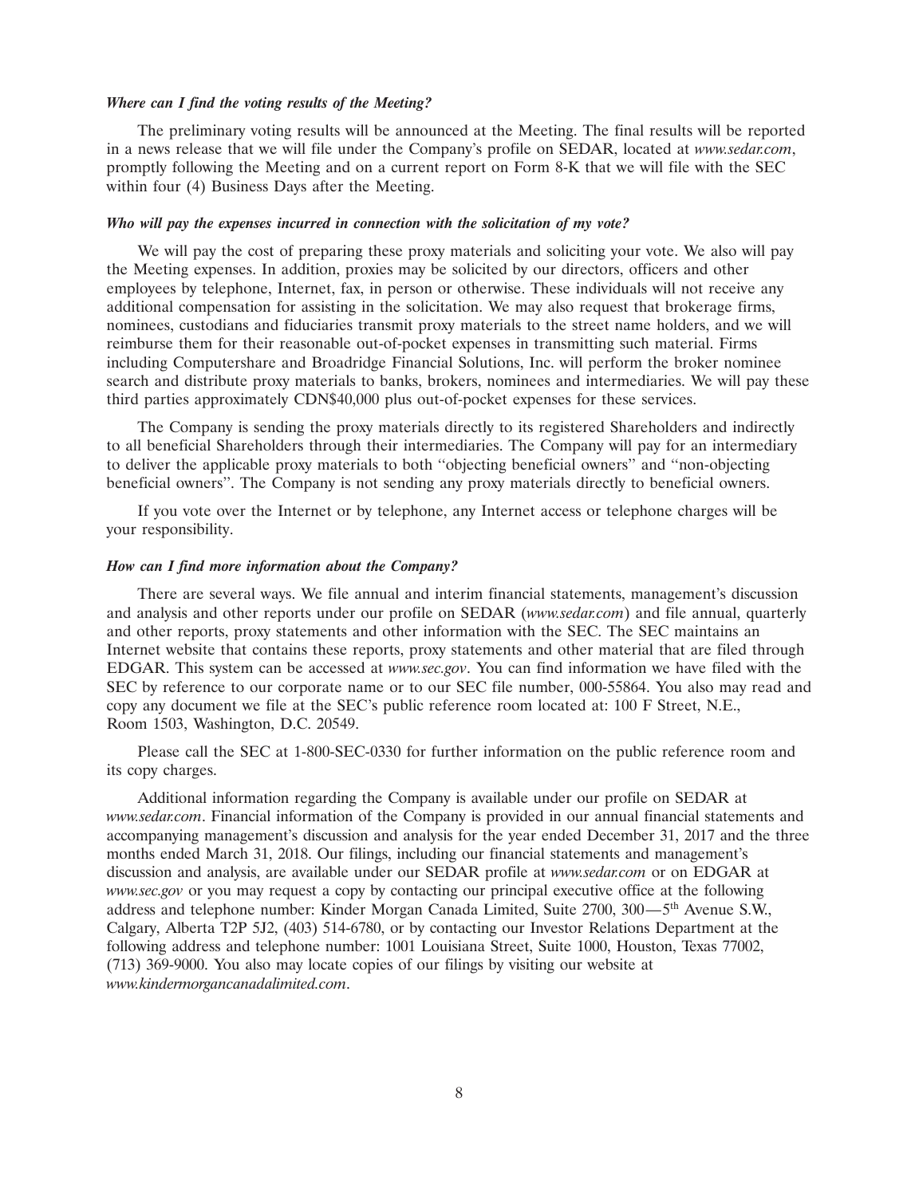***Where can I find the voting results of the Meeting?***

The preliminary voting results will be announced at the Meeting. The final results will be reported in a news release that we will file under the Company's profile on SEDAR, located at *www.sedar.com*, promptly following the Meeting and on a current report on Form 8-K that we will file with the SEC within four (4) Business Days after the Meeting.

***Who will pay the expenses incurred in connection with the solicitation of my vote?***

We will pay the cost of preparing these proxy materials and soliciting your vote. We also will pay the Meeting expenses. In addition, proxies may be solicited by our directors, officers and other employees by telephone, Internet, fax, in person or otherwise. These individuals will not receive any additional compensation for assisting in the solicitation. We may also request that brokerage firms, nominees, custodians and fiduciaries transmit proxy materials to the street name holders, and we will reimburse them for their reasonable out-of-pocket expenses in transmitting such material. Firms including Computershare and Broadridge Financial Solutions, Inc. will perform the broker nominee search and distribute proxy materials to banks, brokers, nominees and intermediaries. We will pay these third parties approximately CDN$40,000 plus out-of-pocket expenses for these services.

The Company is sending the proxy materials directly to its registered Shareholders and indirectly to all beneficial Shareholders through their intermediaries. The Company will pay for an intermediary to deliver the applicable proxy materials to both ''objecting beneficial owners'' and ''non-objecting beneficial owners''. The Company is not sending any proxy materials directly to beneficial owners.

If you vote over the Internet or by telephone, any Internet access or telephone charges will be your responsibility.

***How can I find more information about the Company?***

There are several ways. We file annual and interim financial statements, management's discussion and analysis and other reports under our profile on SEDAR (*www.sedar.com*) and file annual, quarterly and other reports, proxy statements and other information with the SEC. The SEC maintains an Internet website that contains these reports, proxy statements and other material that are filed through EDGAR. This system can be accessed at *www.sec.gov*. You can find information we have filed with the SEC by reference to our corporate name or to our SEC file number, 000-55864. You also may read and copy any document we file at the SEC's public reference room located at: 100 F Street, N.E., Room 1503, Washington, D.C. 20549.

Please call the SEC at 1-800-SEC-0330 for further information on the public reference room and its copy charges.

Additional information regarding the Company is available under our profile on SEDAR at *www.sedar.com*. Financial information of the Company is provided in our annual financial statements and accompanying management's discussion and analysis for the year ended December 31, 2017 and the three months ended March 31, 2018. Our filings, including our financial statements and management's discussion and analysis, are available under our SEDAR profile at *www.sedar.com* or on EDGAR at *www.sec.gov* or you may request a copy by contacting our principal executive office at the following address and telephone number: Kinder Morgan Canada Limited, Suite 2700, 300—5th Avenue S.W., Calgary, Alberta T2P 5J2, (403) 514-6780, or by contacting our Investor Relations Department at the following address and telephone number: 1001 Louisiana Street, Suite 1000, Houston, Texas 77002, (713) 369-9000. You also may locate copies of our filings by visiting our website at *www.kindermorgancanadalimited.com*.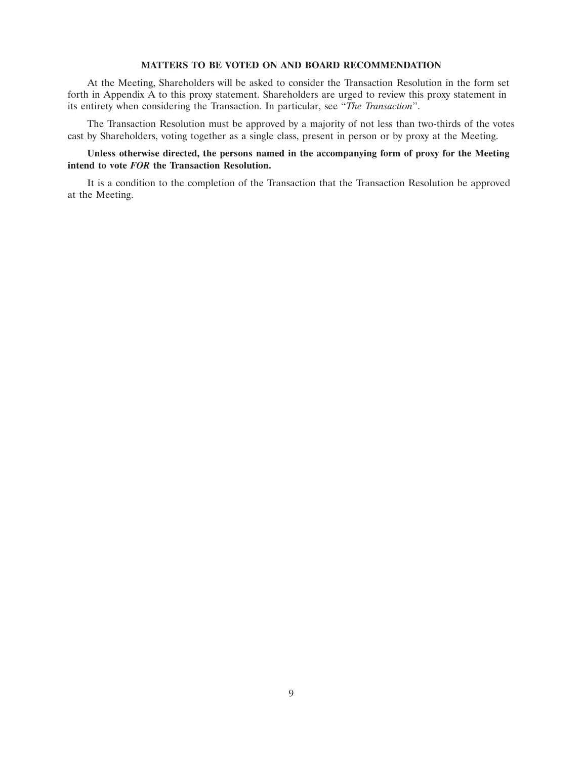## MATTERS TO BE VOTED ON AND BOARD RECOMMENDATION

At the Meeting, Shareholders will be asked to consider the Transaction Resolution in the form set forth in Appendix A to this proxy statement. Shareholders are urged to review this proxy statement in its entirety when considering the Transaction. In particular, see "*The Transaction*".

The Transaction Resolution must be approved by a majority of not less than two-thirds of the votes cast by Shareholders, voting together as a single class, present in person or by proxy at the Meeting.

**Unless otherwise directed, the persons named in the accompanying form of proxy for the Meeting intend to vote *FOR* the Transaction Resolution.**

It is a condition to the completion of the Transaction that the Transaction Resolution be approved at the Meeting.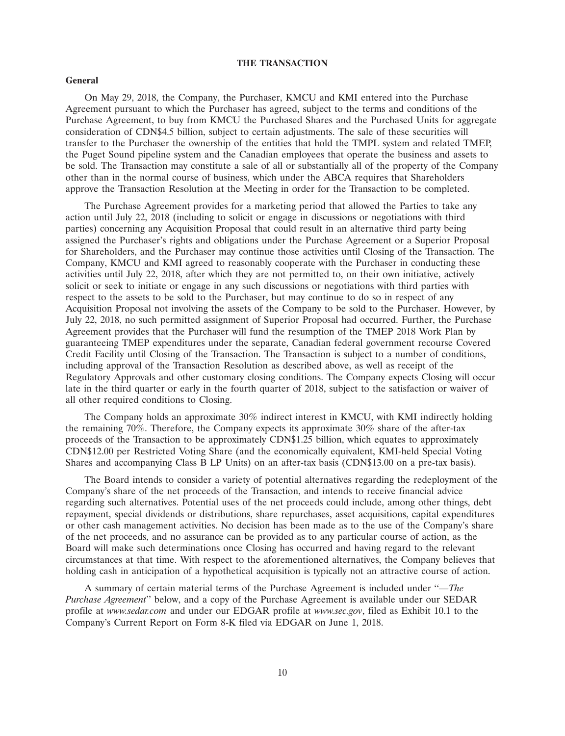# THE TRANSACTION

## General

On May 29, 2018, the Company, the Purchaser, KMCU and KMI entered into the Purchase Agreement pursuant to which the Purchaser has agreed, subject to the terms and conditions of the Purchase Agreement, to buy from KMCU the Purchased Shares and the Purchased Units for aggregate consideration of CDN$4.5 billion, subject to certain adjustments. The sale of these securities will transfer to the Purchaser the ownership of the entities that hold the TMPL system and related TMEP, the Puget Sound pipeline system and the Canadian employees that operate the business and assets to be sold. The Transaction may constitute a sale of all or substantially all of the property of the Company other than in the normal course of business, which under the ABCA requires that Shareholders approve the Transaction Resolution at the Meeting in order for the Transaction to be completed.

The Purchase Agreement provides for a marketing period that allowed the Parties to take any action until July 22, 2018 (including to solicit or engage in discussions or negotiations with third parties) concerning any Acquisition Proposal that could result in an alternative third party being assigned the Purchaser's rights and obligations under the Purchase Agreement or a Superior Proposal for Shareholders, and the Purchaser may continue those activities until Closing of the Transaction. The Company, KMCU and KMI agreed to reasonably cooperate with the Purchaser in conducting these activities until July 22, 2018, after which they are not permitted to, on their own initiative, actively solicit or seek to initiate or engage in any such discussions or negotiations with third parties with respect to the assets to be sold to the Purchaser, but may continue to do so in respect of any Acquisition Proposal not involving the assets of the Company to be sold to the Purchaser. However, by July 22, 2018, no such permitted assignment of Superior Proposal had occurred. Further, the Purchase Agreement provides that the Purchaser will fund the resumption of the TMEP 2018 Work Plan by guaranteeing TMEP expenditures under the separate, Canadian federal government recourse Covered Credit Facility until Closing of the Transaction. The Transaction is subject to a number of conditions, including approval of the Transaction Resolution as described above, as well as receipt of the Regulatory Approvals and other customary closing conditions. The Company expects Closing will occur late in the third quarter or early in the fourth quarter of 2018, subject to the satisfaction or waiver of all other required conditions to Closing.

The Company holds an approximate 30% indirect interest in KMCU, with KMI indirectly holding the remaining 70%. Therefore, the Company expects its approximate 30% share of the after-tax proceeds of the Transaction to be approximately CDN$1.25 billion, which equates to approximately CDN$12.00 per Restricted Voting Share (and the economically equivalent, KMI-held Special Voting Shares and accompanying Class B LP Units) on an after-tax basis (CDN$13.00 on a pre-tax basis).

The Board intends to consider a variety of potential alternatives regarding the redeployment of the Company's share of the net proceeds of the Transaction, and intends to receive financial advice regarding such alternatives. Potential uses of the net proceeds could include, among other things, debt repayment, special dividends or distributions, share repurchases, asset acquisitions, capital expenditures or other cash management activities. No decision has been made as to the use of the Company's share of the net proceeds, and no assurance can be provided as to any particular course of action, as the Board will make such determinations once Closing has occurred and having regard to the relevant circumstances at that time. With respect to the aforementioned alternatives, the Company believes that holding cash in anticipation of a hypothetical acquisition is typically not an attractive course of action.

A summary of certain material terms of the Purchase Agreement is included under "*—The Purchase Agreement*" below, and a copy of the Purchase Agreement is available under our SEDAR profile at *www.sedar.com* and under our EDGAR profile at *www.sec.gov*, filed as Exhibit 10.1 to the Company's Current Report on Form 8-K filed via EDGAR on June 1, 2018.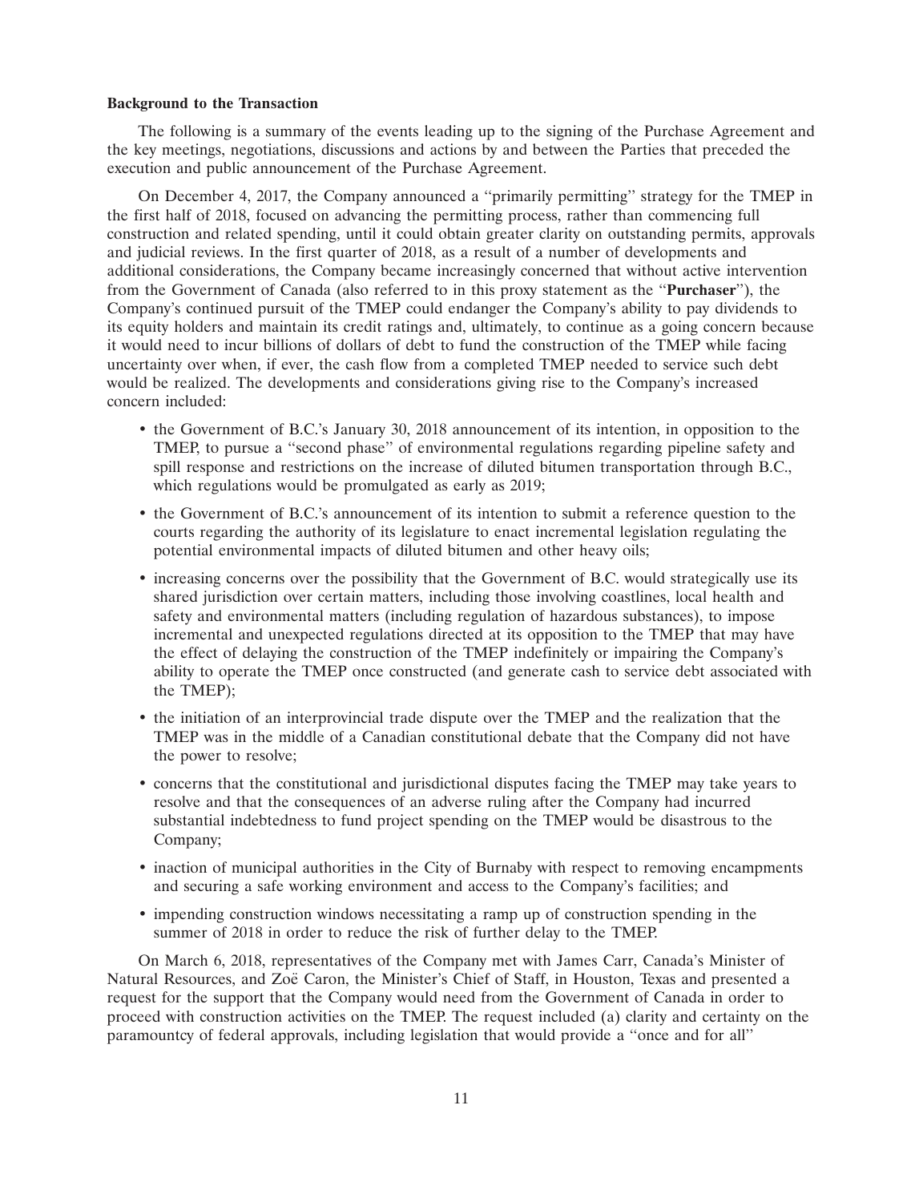**Background to the Transaction**

The following is a summary of the events leading up to the signing of the Purchase Agreement and the key meetings, negotiations, discussions and actions by and between the Parties that preceded the execution and public announcement of the Purchase Agreement.

On December 4, 2017, the Company announced a ''primarily permitting'' strategy for the TMEP in the first half of 2018, focused on advancing the permitting process, rather than commencing full construction and related spending, until it could obtain greater clarity on outstanding permits, approvals and judicial reviews. In the first quarter of 2018, as a result of a number of developments and additional considerations, the Company became increasingly concerned that without active intervention from the Government of Canada (also referred to in this proxy statement as the ''**Purchaser**''), the Company's continued pursuit of the TMEP could endanger the Company's ability to pay dividends to its equity holders and maintain its credit ratings and, ultimately, to continue as a going concern because it would need to incur billions of dollars of debt to fund the construction of the TMEP while facing uncertainty over when, if ever, the cash flow from a completed TMEP needed to service such debt would be realized. The developments and considerations giving rise to the Company's increased concern included:

- the Government of B.C.'s January 30, 2018 announcement of its intention, in opposition to the TMEP, to pursue a ''second phase'' of environmental regulations regarding pipeline safety and spill response and restrictions on the increase of diluted bitumen transportation through B.C., which regulations would be promulgated as early as 2019;
- the Government of B.C.'s announcement of its intention to submit a reference question to the courts regarding the authority of its legislature to enact incremental legislation regulating the potential environmental impacts of diluted bitumen and other heavy oils;
- increasing concerns over the possibility that the Government of B.C. would strategically use its shared jurisdiction over certain matters, including those involving coastlines, local health and safety and environmental matters (including regulation of hazardous substances), to impose incremental and unexpected regulations directed at its opposition to the TMEP that may have the effect of delaying the construction of the TMEP indefinitely or impairing the Company's ability to operate the TMEP once constructed (and generate cash to service debt associated with the TMEP);
- the initiation of an interprovincial trade dispute over the TMEP and the realization that the TMEP was in the middle of a Canadian constitutional debate that the Company did not have the power to resolve;
- concerns that the constitutional and jurisdictional disputes facing the TMEP may take years to resolve and that the consequences of an adverse ruling after the Company had incurred substantial indebtedness to fund project spending on the TMEP would be disastrous to the Company;
- inaction of municipal authorities in the City of Burnaby with respect to removing encampments and securing a safe working environment and access to the Company's facilities; and
- impending construction windows necessitating a ramp up of construction spending in the summer of 2018 in order to reduce the risk of further delay to the TMEP.

On March 6, 2018, representatives of the Company met with James Carr, Canada's Minister of Natural Resources, and Zoë Caron, the Minister's Chief of Staff, in Houston, Texas and presented a request for the support that the Company would need from the Government of Canada in order to proceed with construction activities on the TMEP. The request included (a) clarity and certainty on the paramountcy of federal approvals, including legislation that would provide a ''once and for all''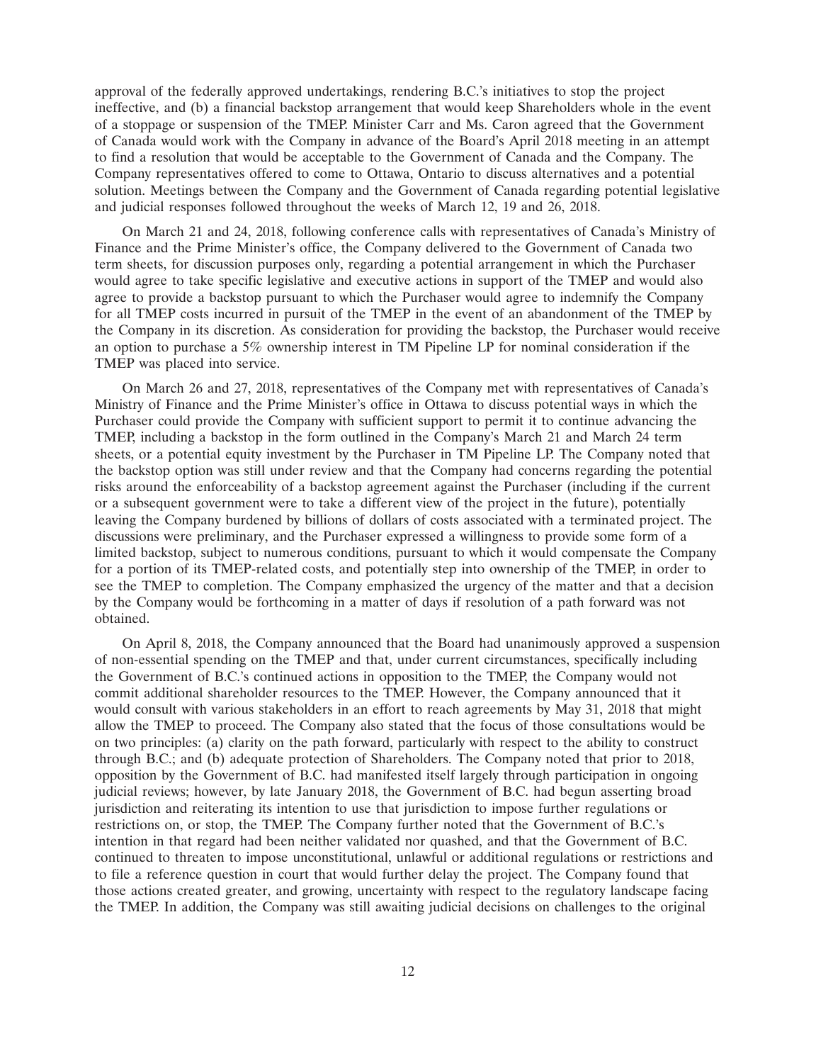approval of the federally approved undertakings, rendering B.C.'s initiatives to stop the project ineffective, and (b) a financial backstop arrangement that would keep Shareholders whole in the event of a stoppage or suspension of the TMEP. Minister Carr and Ms. Caron agreed that the Government of Canada would work with the Company in advance of the Board's April 2018 meeting in an attempt to find a resolution that would be acceptable to the Government of Canada and the Company. The Company representatives offered to come to Ottawa, Ontario to discuss alternatives and a potential solution. Meetings between the Company and the Government of Canada regarding potential legislative and judicial responses followed throughout the weeks of March 12, 19 and 26, 2018.

On March 21 and 24, 2018, following conference calls with representatives of Canada's Ministry of Finance and the Prime Minister's office, the Company delivered to the Government of Canada two term sheets, for discussion purposes only, regarding a potential arrangement in which the Purchaser would agree to take specific legislative and executive actions in support of the TMEP and would also agree to provide a backstop pursuant to which the Purchaser would agree to indemnify the Company for all TMEP costs incurred in pursuit of the TMEP in the event of an abandonment of the TMEP by the Company in its discretion. As consideration for providing the backstop, the Purchaser would receive an option to purchase a 5% ownership interest in TM Pipeline LP for nominal consideration if the TMEP was placed into service.

On March 26 and 27, 2018, representatives of the Company met with representatives of Canada's Ministry of Finance and the Prime Minister's office in Ottawa to discuss potential ways in which the Purchaser could provide the Company with sufficient support to permit it to continue advancing the TMEP, including a backstop in the form outlined in the Company's March 21 and March 24 term sheets, or a potential equity investment by the Purchaser in TM Pipeline LP. The Company noted that the backstop option was still under review and that the Company had concerns regarding the potential risks around the enforceability of a backstop agreement against the Purchaser (including if the current or a subsequent government were to take a different view of the project in the future), potentially leaving the Company burdened by billions of dollars of costs associated with a terminated project. The discussions were preliminary, and the Purchaser expressed a willingness to provide some form of a limited backstop, subject to numerous conditions, pursuant to which it would compensate the Company for a portion of its TMEP-related costs, and potentially step into ownership of the TMEP, in order to see the TMEP to completion. The Company emphasized the urgency of the matter and that a decision by the Company would be forthcoming in a matter of days if resolution of a path forward was not obtained.

On April 8, 2018, the Company announced that the Board had unanimously approved a suspension of non-essential spending on the TMEP and that, under current circumstances, specifically including the Government of B.C.'s continued actions in opposition to the TMEP, the Company would not commit additional shareholder resources to the TMEP. However, the Company announced that it would consult with various stakeholders in an effort to reach agreements by May 31, 2018 that might allow the TMEP to proceed. The Company also stated that the focus of those consultations would be on two principles: (a) clarity on the path forward, particularly with respect to the ability to construct through B.C.; and (b) adequate protection of Shareholders. The Company noted that prior to 2018, opposition by the Government of B.C. had manifested itself largely through participation in ongoing judicial reviews; however, by late January 2018, the Government of B.C. had begun asserting broad jurisdiction and reiterating its intention to use that jurisdiction to impose further regulations or restrictions on, or stop, the TMEP. The Company further noted that the Government of B.C.'s intention in that regard had been neither validated nor quashed, and that the Government of B.C. continued to threaten to impose unconstitutional, unlawful or additional regulations or restrictions and to file a reference question in court that would further delay the project. The Company found that those actions created greater, and growing, uncertainty with respect to the regulatory landscape facing the TMEP. In addition, the Company was still awaiting judicial decisions on challenges to the original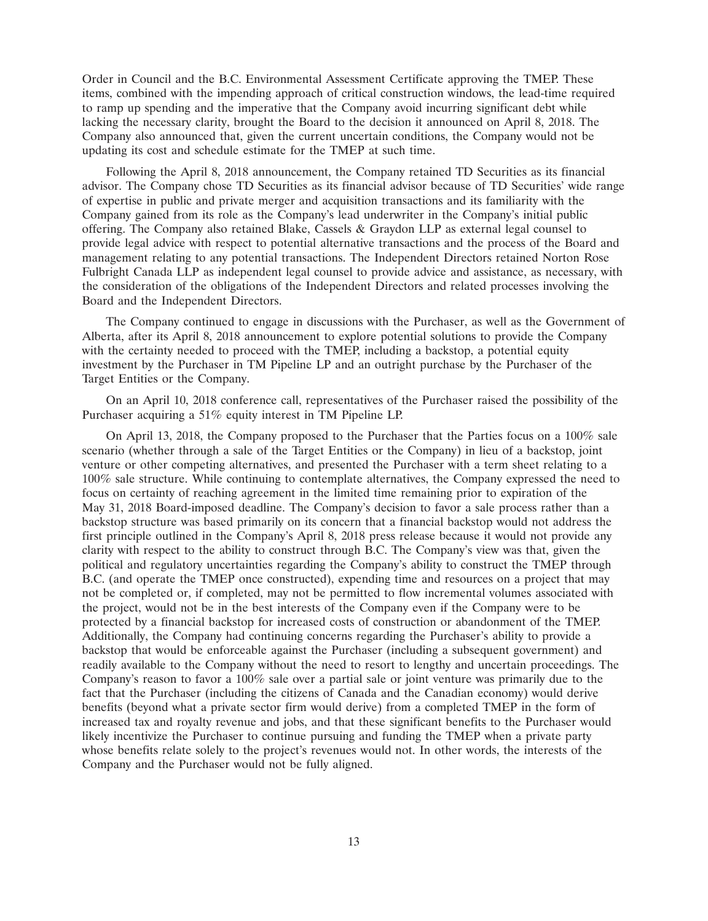Order in Council and the B.C. Environmental Assessment Certificate approving the TMEP. These items, combined with the impending approach of critical construction windows, the lead-time required to ramp up spending and the imperative that the Company avoid incurring significant debt while lacking the necessary clarity, brought the Board to the decision it announced on April 8, 2018. The Company also announced that, given the current uncertain conditions, the Company would not be updating its cost and schedule estimate for the TMEP at such time.

Following the April 8, 2018 announcement, the Company retained TD Securities as its financial advisor. The Company chose TD Securities as its financial advisor because of TD Securities' wide range of expertise in public and private merger and acquisition transactions and its familiarity with the Company gained from its role as the Company's lead underwriter in the Company's initial public offering. The Company also retained Blake, Cassels & Graydon LLP as external legal counsel to provide legal advice with respect to potential alternative transactions and the process of the Board and management relating to any potential transactions. The Independent Directors retained Norton Rose Fulbright Canada LLP as independent legal counsel to provide advice and assistance, as necessary, with the consideration of the obligations of the Independent Directors and related processes involving the Board and the Independent Directors.

The Company continued to engage in discussions with the Purchaser, as well as the Government of Alberta, after its April 8, 2018 announcement to explore potential solutions to provide the Company with the certainty needed to proceed with the TMEP, including a backstop, a potential equity investment by the Purchaser in TM Pipeline LP and an outright purchase by the Purchaser of the Target Entities or the Company.

On an April 10, 2018 conference call, representatives of the Purchaser raised the possibility of the Purchaser acquiring a 51% equity interest in TM Pipeline LP.

On April 13, 2018, the Company proposed to the Purchaser that the Parties focus on a 100% sale scenario (whether through a sale of the Target Entities or the Company) in lieu of a backstop, joint venture or other competing alternatives, and presented the Purchaser with a term sheet relating to a 100% sale structure. While continuing to contemplate alternatives, the Company expressed the need to focus on certainty of reaching agreement in the limited time remaining prior to expiration of the May 31, 2018 Board-imposed deadline. The Company's decision to favor a sale process rather than a backstop structure was based primarily on its concern that a financial backstop would not address the first principle outlined in the Company's April 8, 2018 press release because it would not provide any clarity with respect to the ability to construct through B.C. The Company's view was that, given the political and regulatory uncertainties regarding the Company's ability to construct the TMEP through B.C. (and operate the TMEP once constructed), expending time and resources on a project that may not be completed or, if completed, may not be permitted to flow incremental volumes associated with the project, would not be in the best interests of the Company even if the Company were to be protected by a financial backstop for increased costs of construction or abandonment of the TMEP. Additionally, the Company had continuing concerns regarding the Purchaser's ability to provide a backstop that would be enforceable against the Purchaser (including a subsequent government) and readily available to the Company without the need to resort to lengthy and uncertain proceedings. The Company's reason to favor a 100% sale over a partial sale or joint venture was primarily due to the fact that the Purchaser (including the citizens of Canada and the Canadian economy) would derive benefits (beyond what a private sector firm would derive) from a completed TMEP in the form of increased tax and royalty revenue and jobs, and that these significant benefits to the Purchaser would likely incentivize the Purchaser to continue pursuing and funding the TMEP when a private party whose benefits relate solely to the project's revenues would not. In other words, the interests of the Company and the Purchaser would not be fully aligned.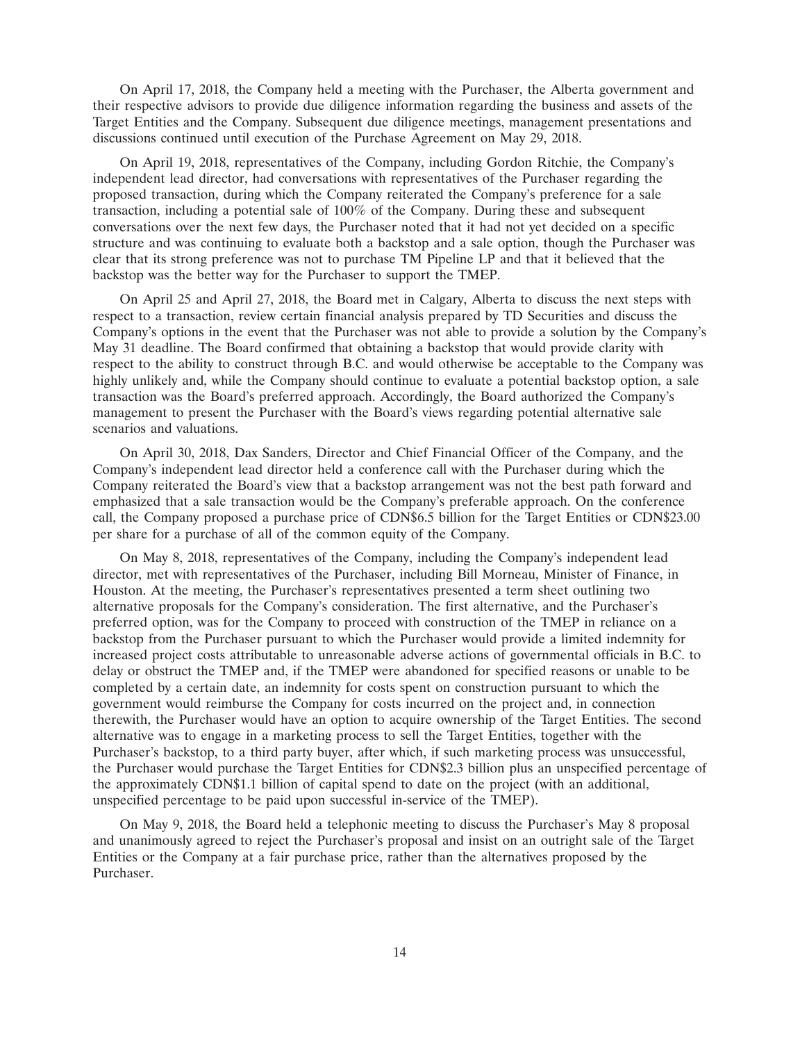On April 17, 2018, the Company held a meeting with the Purchaser, the Alberta government and their respective advisors to provide due diligence information regarding the business and assets of the Target Entities and the Company. Subsequent due diligence meetings, management presentations and discussions continued until execution of the Purchase Agreement on May 29, 2018.

On April 19, 2018, representatives of the Company, including Gordon Ritchie, the Company's independent lead director, had conversations with representatives of the Purchaser regarding the proposed transaction, during which the Company reiterated the Company's preference for a sale transaction, including a potential sale of 100% of the Company. During these and subsequent conversations over the next few days, the Purchaser noted that it had not yet decided on a specific structure and was continuing to evaluate both a backstop and a sale option, though the Purchaser was clear that its strong preference was not to purchase TM Pipeline LP and that it believed that the backstop was the better way for the Purchaser to support the TMEP.

On April 25 and April 27, 2018, the Board met in Calgary, Alberta to discuss the next steps with respect to a transaction, review certain financial analysis prepared by TD Securities and discuss the Company's options in the event that the Purchaser was not able to provide a solution by the Company's May 31 deadline. The Board confirmed that obtaining a backstop that would provide clarity with respect to the ability to construct through B.C. and would otherwise be acceptable to the Company was highly unlikely and, while the Company should continue to evaluate a potential backstop option, a sale transaction was the Board's preferred approach. Accordingly, the Board authorized the Company's management to present the Purchaser with the Board's views regarding potential alternative sale scenarios and valuations.

On April 30, 2018, Dax Sanders, Director and Chief Financial Officer of the Company, and the Company's independent lead director held a conference call with the Purchaser during which the Company reiterated the Board's view that a backstop arrangement was not the best path forward and emphasized that a sale transaction would be the Company's preferable approach. On the conference call, the Company proposed a purchase price of CDN$6.5 billion for the Target Entities or CDN$23.00 per share for a purchase of all of the common equity of the Company.

On May 8, 2018, representatives of the Company, including the Company's independent lead director, met with representatives of the Purchaser, including Bill Morneau, Minister of Finance, in Houston. At the meeting, the Purchaser's representatives presented a term sheet outlining two alternative proposals for the Company's consideration. The first alternative, and the Purchaser's preferred option, was for the Company to proceed with construction of the TMEP in reliance on a backstop from the Purchaser pursuant to which the Purchaser would provide a limited indemnity for increased project costs attributable to unreasonable adverse actions of governmental officials in B.C. to delay or obstruct the TMEP and, if the TMEP were abandoned for specified reasons or unable to be completed by a certain date, an indemnity for costs spent on construction pursuant to which the government would reimburse the Company for costs incurred on the project and, in connection therewith, the Purchaser would have an option to acquire ownership of the Target Entities. The second alternative was to engage in a marketing process to sell the Target Entities, together with the Purchaser's backstop, to a third party buyer, after which, if such marketing process was unsuccessful, the Purchaser would purchase the Target Entities for CDN$2.3 billion plus an unspecified percentage of the approximately CDN$1.1 billion of capital spend to date on the project (with an additional, unspecified percentage to be paid upon successful in-service of the TMEP).

On May 9, 2018, the Board held a telephonic meeting to discuss the Purchaser's May 8 proposal and unanimously agreed to reject the Purchaser's proposal and insist on an outright sale of the Target Entities or the Company at a fair purchase price, rather than the alternatives proposed by the Purchaser.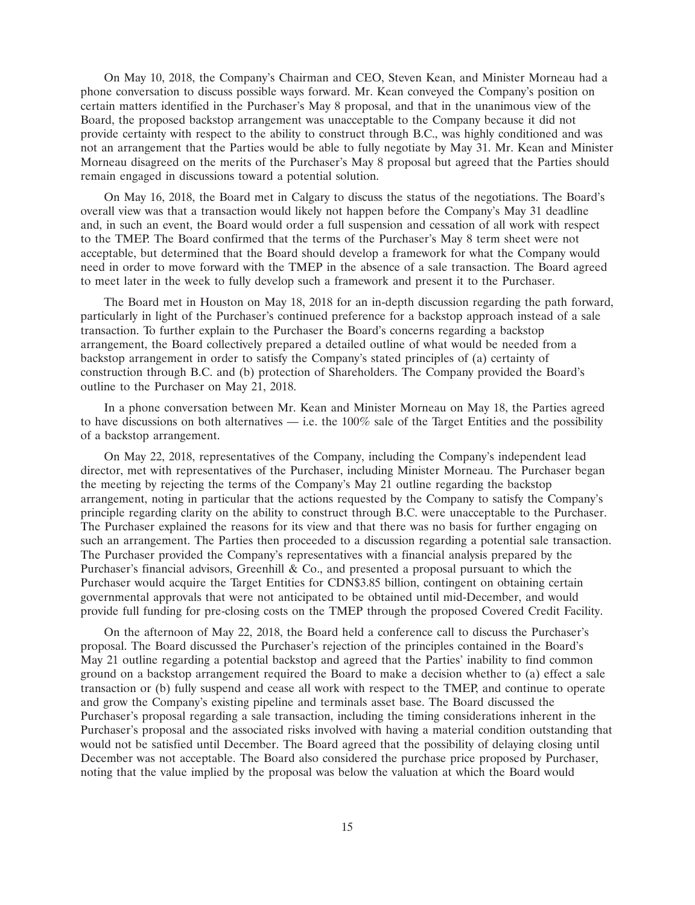On May 10, 2018, the Company's Chairman and CEO, Steven Kean, and Minister Morneau had a phone conversation to discuss possible ways forward. Mr. Kean conveyed the Company's position on certain matters identified in the Purchaser's May 8 proposal, and that in the unanimous view of the Board, the proposed backstop arrangement was unacceptable to the Company because it did not provide certainty with respect to the ability to construct through B.C., was highly conditioned and was not an arrangement that the Parties would be able to fully negotiate by May 31. Mr. Kean and Minister Morneau disagreed on the merits of the Purchaser's May 8 proposal but agreed that the Parties should remain engaged in discussions toward a potential solution.

On May 16, 2018, the Board met in Calgary to discuss the status of the negotiations. The Board's overall view was that a transaction would likely not happen before the Company's May 31 deadline and, in such an event, the Board would order a full suspension and cessation of all work with respect to the TMEP. The Board confirmed that the terms of the Purchaser's May 8 term sheet were not acceptable, but determined that the Board should develop a framework for what the Company would need in order to move forward with the TMEP in the absence of a sale transaction. The Board agreed to meet later in the week to fully develop such a framework and present it to the Purchaser.

The Board met in Houston on May 18, 2018 for an in-depth discussion regarding the path forward, particularly in light of the Purchaser's continued preference for a backstop approach instead of a sale transaction. To further explain to the Purchaser the Board's concerns regarding a backstop arrangement, the Board collectively prepared a detailed outline of what would be needed from a backstop arrangement in order to satisfy the Company's stated principles of (a) certainty of construction through B.C. and (b) protection of Shareholders. The Company provided the Board's outline to the Purchaser on May 21, 2018.

In a phone conversation between Mr. Kean and Minister Morneau on May 18, the Parties agreed to have discussions on both alternatives — i.e. the 100% sale of the Target Entities and the possibility of a backstop arrangement.

On May 22, 2018, representatives of the Company, including the Company's independent lead director, met with representatives of the Purchaser, including Minister Morneau. The Purchaser began the meeting by rejecting the terms of the Company's May 21 outline regarding the backstop arrangement, noting in particular that the actions requested by the Company to satisfy the Company's principle regarding clarity on the ability to construct through B.C. were unacceptable to the Purchaser. The Purchaser explained the reasons for its view and that there was no basis for further engaging on such an arrangement. The Parties then proceeded to a discussion regarding a potential sale transaction. The Purchaser provided the Company's representatives with a financial analysis prepared by the Purchaser's financial advisors, Greenhill & Co., and presented a proposal pursuant to which the Purchaser would acquire the Target Entities for CDN$3.85 billion, contingent on obtaining certain governmental approvals that were not anticipated to be obtained until mid-December, and would provide full funding for pre-closing costs on the TMEP through the proposed Covered Credit Facility.

On the afternoon of May 22, 2018, the Board held a conference call to discuss the Purchaser's proposal. The Board discussed the Purchaser's rejection of the principles contained in the Board's May 21 outline regarding a potential backstop and agreed that the Parties' inability to find common ground on a backstop arrangement required the Board to make a decision whether to (a) effect a sale transaction or (b) fully suspend and cease all work with respect to the TMEP, and continue to operate and grow the Company's existing pipeline and terminals asset base. The Board discussed the Purchaser's proposal regarding a sale transaction, including the timing considerations inherent in the Purchaser's proposal and the associated risks involved with having a material condition outstanding that would not be satisfied until December. The Board agreed that the possibility of delaying closing until December was not acceptable. The Board also considered the purchase price proposed by Purchaser, noting that the value implied by the proposal was below the valuation at which the Board would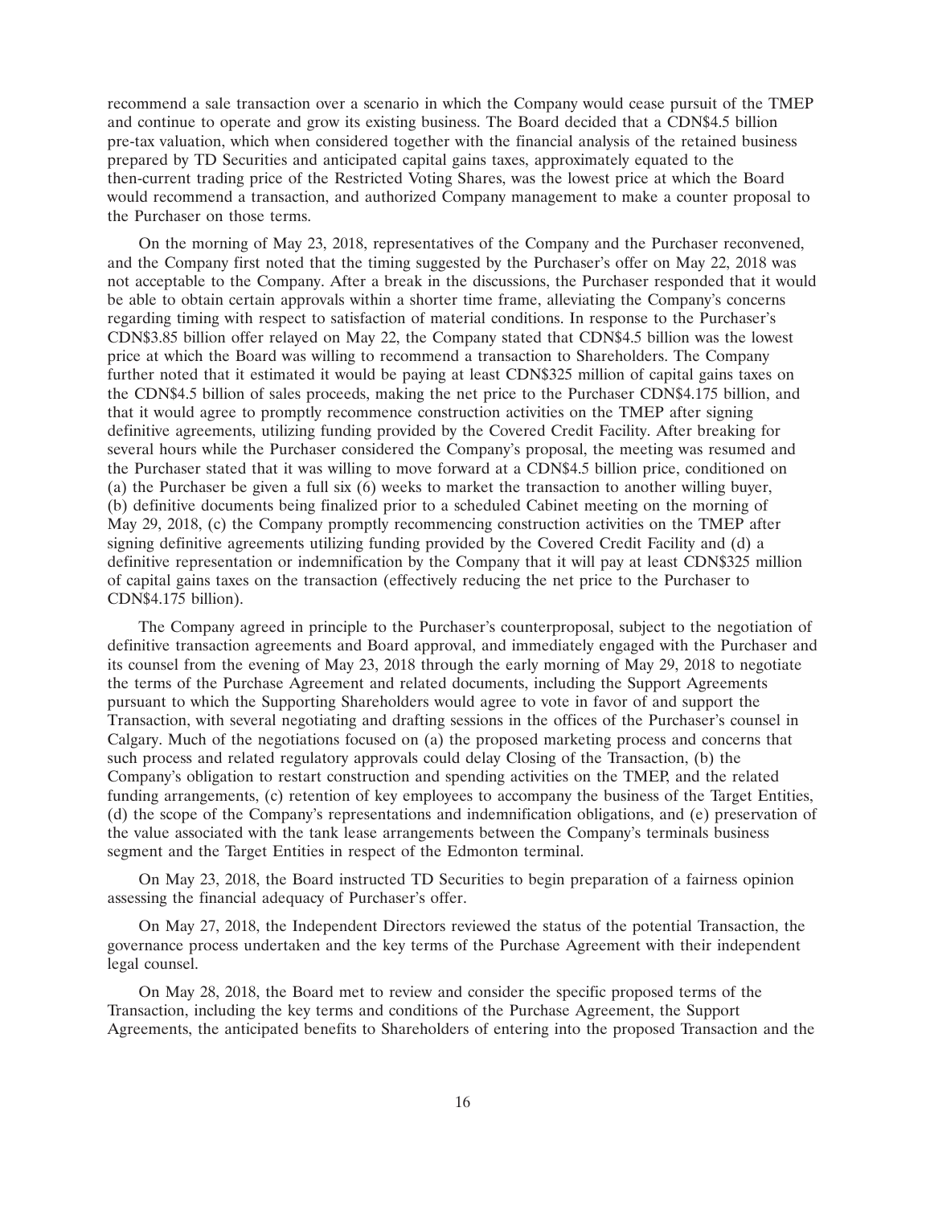recommend a sale transaction over a scenario in which the Company would cease pursuit of the TMEP and continue to operate and grow its existing business. The Board decided that a CDN$4.5 billion pre-tax valuation, which when considered together with the financial analysis of the retained business prepared by TD Securities and anticipated capital gains taxes, approximately equated to the then-current trading price of the Restricted Voting Shares, was the lowest price at which the Board would recommend a transaction, and authorized Company management to make a counter proposal to the Purchaser on those terms.

On the morning of May 23, 2018, representatives of the Company and the Purchaser reconvened, and the Company first noted that the timing suggested by the Purchaser's offer on May 22, 2018 was not acceptable to the Company. After a break in the discussions, the Purchaser responded that it would be able to obtain certain approvals within a shorter time frame, alleviating the Company's concerns regarding timing with respect to satisfaction of material conditions. In response to the Purchaser's CDN$3.85 billion offer relayed on May 22, the Company stated that CDN$4.5 billion was the lowest price at which the Board was willing to recommend a transaction to Shareholders. The Company further noted that it estimated it would be paying at least CDN$325 million of capital gains taxes on the CDN$4.5 billion of sales proceeds, making the net price to the Purchaser CDN$4.175 billion, and that it would agree to promptly recommence construction activities on the TMEP after signing definitive agreements, utilizing funding provided by the Covered Credit Facility. After breaking for several hours while the Purchaser considered the Company's proposal, the meeting was resumed and the Purchaser stated that it was willing to move forward at a CDN$4.5 billion price, conditioned on (a) the Purchaser be given a full six (6) weeks to market the transaction to another willing buyer, (b) definitive documents being finalized prior to a scheduled Cabinet meeting on the morning of May 29, 2018, (c) the Company promptly recommencing construction activities on the TMEP after signing definitive agreements utilizing funding provided by the Covered Credit Facility and (d) a definitive representation or indemnification by the Company that it will pay at least CDN$325 million of capital gains taxes on the transaction (effectively reducing the net price to the Purchaser to CDN$4.175 billion).

The Company agreed in principle to the Purchaser's counterproposal, subject to the negotiation of definitive transaction agreements and Board approval, and immediately engaged with the Purchaser and its counsel from the evening of May 23, 2018 through the early morning of May 29, 2018 to negotiate the terms of the Purchase Agreement and related documents, including the Support Agreements pursuant to which the Supporting Shareholders would agree to vote in favor of and support the Transaction, with several negotiating and drafting sessions in the offices of the Purchaser's counsel in Calgary. Much of the negotiations focused on (a) the proposed marketing process and concerns that such process and related regulatory approvals could delay Closing of the Transaction, (b) the Company's obligation to restart construction and spending activities on the TMEP, and the related funding arrangements, (c) retention of key employees to accompany the business of the Target Entities, (d) the scope of the Company's representations and indemnification obligations, and (e) preservation of the value associated with the tank lease arrangements between the Company's terminals business segment and the Target Entities in respect of the Edmonton terminal.

On May 23, 2018, the Board instructed TD Securities to begin preparation of a fairness opinion assessing the financial adequacy of Purchaser's offer.

On May 27, 2018, the Independent Directors reviewed the status of the potential Transaction, the governance process undertaken and the key terms of the Purchase Agreement with their independent legal counsel.

On May 28, 2018, the Board met to review and consider the specific proposed terms of the Transaction, including the key terms and conditions of the Purchase Agreement, the Support Agreements, the anticipated benefits to Shareholders of entering into the proposed Transaction and the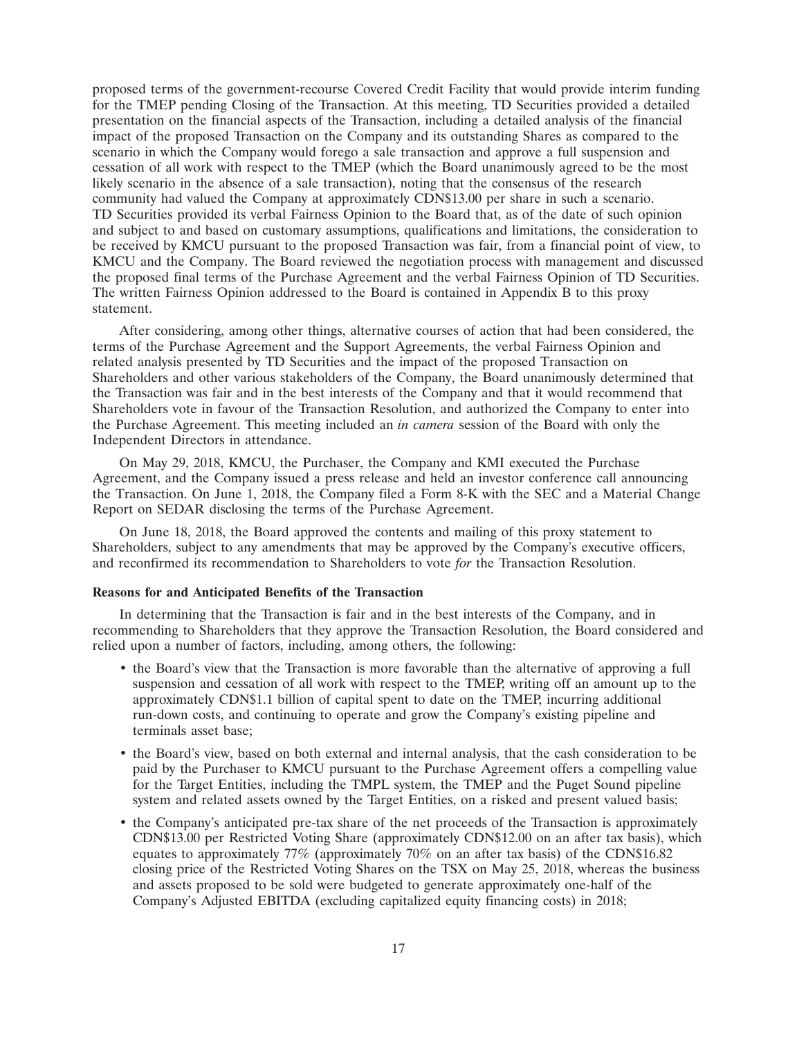proposed terms of the government-recourse Covered Credit Facility that would provide interim funding for the TMEP pending Closing of the Transaction. At this meeting, TD Securities provided a detailed presentation on the financial aspects of the Transaction, including a detailed analysis of the financial impact of the proposed Transaction on the Company and its outstanding Shares as compared to the scenario in which the Company would forego a sale transaction and approve a full suspension and cessation of all work with respect to the TMEP (which the Board unanimously agreed to be the most likely scenario in the absence of a sale transaction), noting that the consensus of the research community had valued the Company at approximately CDN$13.00 per share in such a scenario. TD Securities provided its verbal Fairness Opinion to the Board that, as of the date of such opinion and subject to and based on customary assumptions, qualifications and limitations, the consideration to be received by KMCU pursuant to the proposed Transaction was fair, from a financial point of view, to KMCU and the Company. The Board reviewed the negotiation process with management and discussed the proposed final terms of the Purchase Agreement and the verbal Fairness Opinion of TD Securities. The written Fairness Opinion addressed to the Board is contained in Appendix B to this proxy statement.

After considering, among other things, alternative courses of action that had been considered, the terms of the Purchase Agreement and the Support Agreements, the verbal Fairness Opinion and related analysis presented by TD Securities and the impact of the proposed Transaction on Shareholders and other various stakeholders of the Company, the Board unanimously determined that the Transaction was fair and in the best interests of the Company and that it would recommend that Shareholders vote in favour of the Transaction Resolution, and authorized the Company to enter into the Purchase Agreement. This meeting included an *in camera* session of the Board with only the Independent Directors in attendance.

On May 29, 2018, KMCU, the Purchaser, the Company and KMI executed the Purchase Agreement, and the Company issued a press release and held an investor conference call announcing the Transaction. On June 1, 2018, the Company filed a Form 8-K with the SEC and a Material Change Report on SEDAR disclosing the terms of the Purchase Agreement.

On June 18, 2018, the Board approved the contents and mailing of this proxy statement to Shareholders, subject to any amendments that may be approved by the Company's executive officers, and reconfirmed its recommendation to Shareholders to vote *for* the Transaction Resolution.

**Reasons for and Anticipated Benefits of the Transaction**

In determining that the Transaction is fair and in the best interests of the Company, and in recommending to Shareholders that they approve the Transaction Resolution, the Board considered and relied upon a number of factors, including, among others, the following:

- the Board's view that the Transaction is more favorable than the alternative of approving a full suspension and cessation of all work with respect to the TMEP, writing off an amount up to the approximately CDN$1.1 billion of capital spent to date on the TMEP, incurring additional run-down costs, and continuing to operate and grow the Company's existing pipeline and terminals asset base;
- the Board's view, based on both external and internal analysis, that the cash consideration to be paid by the Purchaser to KMCU pursuant to the Purchase Agreement offers a compelling value for the Target Entities, including the TMPL system, the TMEP and the Puget Sound pipeline system and related assets owned by the Target Entities, on a risked and present valued basis;
- the Company's anticipated pre-tax share of the net proceeds of the Transaction is approximately CDN$13.00 per Restricted Voting Share (approximately CDN$12.00 on an after tax basis), which equates to approximately 77% (approximately 70% on an after tax basis) of the CDN$16.82 closing price of the Restricted Voting Shares on the TSX on May 25, 2018, whereas the business and assets proposed to be sold were budgeted to generate approximately one-half of the Company's Adjusted EBITDA (excluding capitalized equity financing costs) in 2018;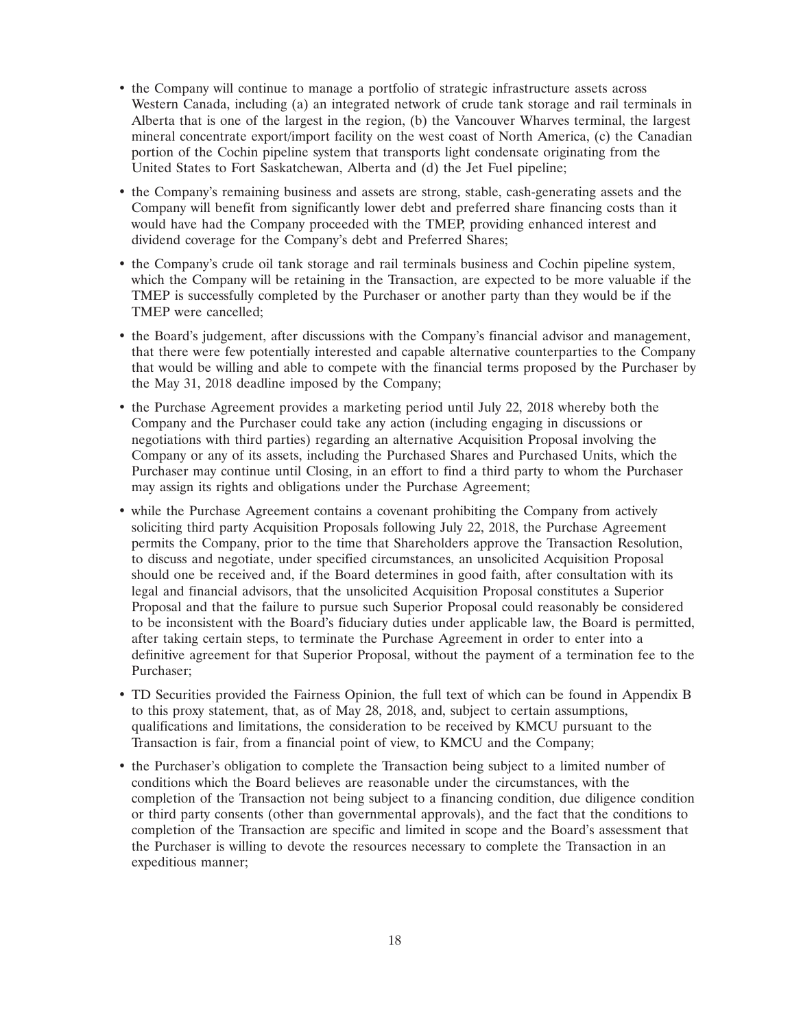- the Company will continue to manage a portfolio of strategic infrastructure assets across Western Canada, including (a) an integrated network of crude tank storage and rail terminals in Alberta that is one of the largest in the region, (b) the Vancouver Wharves terminal, the largest mineral concentrate export/import facility on the west coast of North America, (c) the Canadian portion of the Cochin pipeline system that transports light condensate originating from the United States to Fort Saskatchewan, Alberta and (d) the Jet Fuel pipeline;
- the Company's remaining business and assets are strong, stable, cash-generating assets and the Company will benefit from significantly lower debt and preferred share financing costs than it would have had the Company proceeded with the TMEP, providing enhanced interest and dividend coverage for the Company's debt and Preferred Shares;
- the Company's crude oil tank storage and rail terminals business and Cochin pipeline system, which the Company will be retaining in the Transaction, are expected to be more valuable if the TMEP is successfully completed by the Purchaser or another party than they would be if the TMEP were cancelled;
- the Board's judgement, after discussions with the Company's financial advisor and management, that there were few potentially interested and capable alternative counterparties to the Company that would be willing and able to compete with the financial terms proposed by the Purchaser by the May 31, 2018 deadline imposed by the Company;
- the Purchase Agreement provides a marketing period until July 22, 2018 whereby both the Company and the Purchaser could take any action (including engaging in discussions or negotiations with third parties) regarding an alternative Acquisition Proposal involving the Company or any of its assets, including the Purchased Shares and Purchased Units, which the Purchaser may continue until Closing, in an effort to find a third party to whom the Purchaser may assign its rights and obligations under the Purchase Agreement;
- while the Purchase Agreement contains a covenant prohibiting the Company from actively soliciting third party Acquisition Proposals following July 22, 2018, the Purchase Agreement permits the Company, prior to the time that Shareholders approve the Transaction Resolution, to discuss and negotiate, under specified circumstances, an unsolicited Acquisition Proposal should one be received and, if the Board determines in good faith, after consultation with its legal and financial advisors, that the unsolicited Acquisition Proposal constitutes a Superior Proposal and that the failure to pursue such Superior Proposal could reasonably be considered to be inconsistent with the Board's fiduciary duties under applicable law, the Board is permitted, after taking certain steps, to terminate the Purchase Agreement in order to enter into a definitive agreement for that Superior Proposal, without the payment of a termination fee to the Purchaser;
- TD Securities provided the Fairness Opinion, the full text of which can be found in Appendix B to this proxy statement, that, as of May 28, 2018, and, subject to certain assumptions, qualifications and limitations, the consideration to be received by KMCU pursuant to the Transaction is fair, from a financial point of view, to KMCU and the Company;
- the Purchaser's obligation to complete the Transaction being subject to a limited number of conditions which the Board believes are reasonable under the circumstances, with the completion of the Transaction not being subject to a financing condition, due diligence condition or third party consents (other than governmental approvals), and the fact that the conditions to completion of the Transaction are specific and limited in scope and the Board's assessment that the Purchaser is willing to devote the resources necessary to complete the Transaction in an expeditious manner;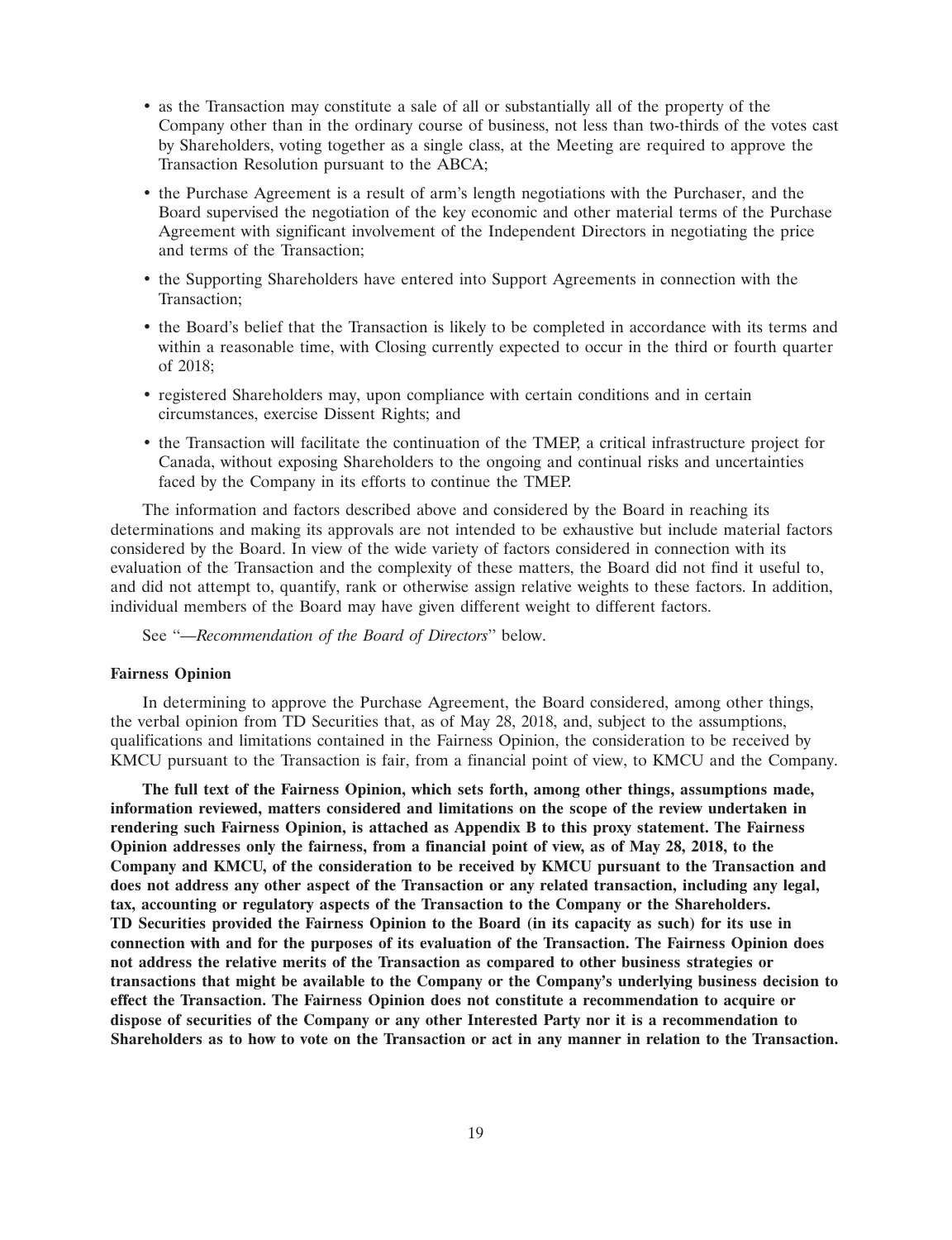- as the Transaction may constitute a sale of all or substantially all of the property of the Company other than in the ordinary course of business, not less than two-thirds of the votes cast by Shareholders, voting together as a single class, at the Meeting are required to approve the Transaction Resolution pursuant to the ABCA;
- the Purchase Agreement is a result of arm's length negotiations with the Purchaser, and the Board supervised the negotiation of the key economic and other material terms of the Purchase Agreement with significant involvement of the Independent Directors in negotiating the price and terms of the Transaction;
- the Supporting Shareholders have entered into Support Agreements in connection with the Transaction;
- the Board's belief that the Transaction is likely to be completed in accordance with its terms and within a reasonable time, with Closing currently expected to occur in the third or fourth quarter of 2018;
- registered Shareholders may, upon compliance with certain conditions and in certain circumstances, exercise Dissent Rights; and
- the Transaction will facilitate the continuation of the TMEP, a critical infrastructure project for Canada, without exposing Shareholders to the ongoing and continual risks and uncertainties faced by the Company in its efforts to continue the TMEP.

The information and factors described above and considered by the Board in reaching its determinations and making its approvals are not intended to be exhaustive but include material factors considered by the Board. In view of the wide variety of factors considered in connection with its evaluation of the Transaction and the complexity of these matters, the Board did not find it useful to, and did not attempt to, quantify, rank or otherwise assign relative weights to these factors. In addition, individual members of the Board may have given different weight to different factors.

See "*—Recommendation of the Board of Directors*" below.

**Fairness Opinion**

In determining to approve the Purchase Agreement, the Board considered, among other things, the verbal opinion from TD Securities that, as of May 28, 2018, and, subject to the assumptions, qualifications and limitations contained in the Fairness Opinion, the consideration to be received by KMCU pursuant to the Transaction is fair, from a financial point of view, to KMCU and the Company.

**The full text of the Fairness Opinion, which sets forth, among other things, assumptions made, information reviewed, matters considered and limitations on the scope of the review undertaken in rendering such Fairness Opinion, is attached as Appendix B to this proxy statement. The Fairness Opinion addresses only the fairness, from a financial point of view, as of May 28, 2018, to the Company and KMCU, of the consideration to be received by KMCU pursuant to the Transaction and does not address any other aspect of the Transaction or any related transaction, including any legal, tax, accounting or regulatory aspects of the Transaction to the Company or the Shareholders. TD Securities provided the Fairness Opinion to the Board (in its capacity as such) for its use in connection with and for the purposes of its evaluation of the Transaction. The Fairness Opinion does not address the relative merits of the Transaction as compared to other business strategies or transactions that might be available to the Company or the Company's underlying business decision to effect the Transaction. The Fairness Opinion does not constitute a recommendation to acquire or dispose of securities of the Company or any other Interested Party nor it is a recommendation to Shareholders as to how to vote on the Transaction or act in any manner in relation to the Transaction.**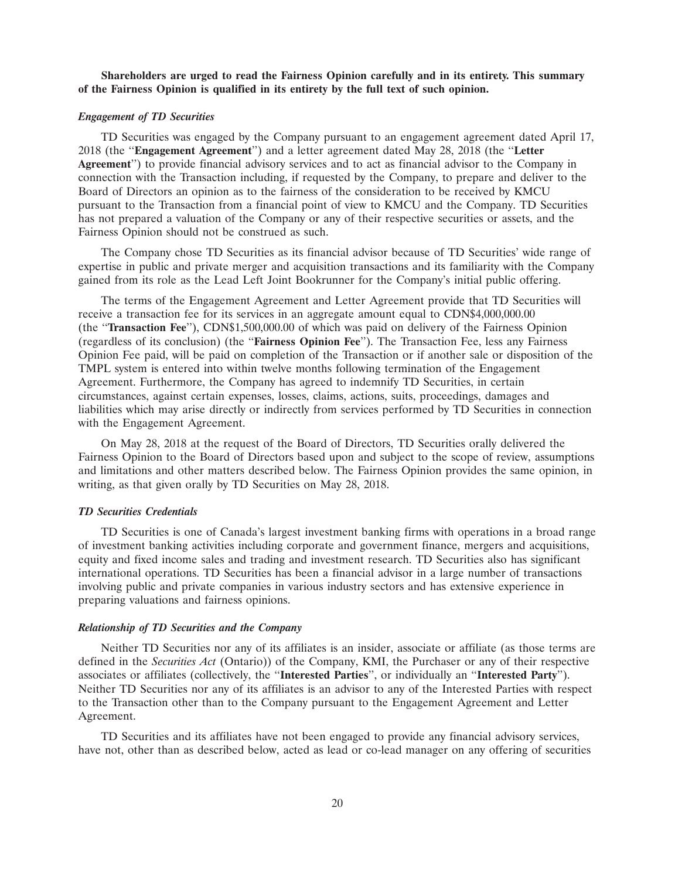**Shareholders are urged to read the Fairness Opinion carefully and in its entirety. This summary of the Fairness Opinion is qualified in its entirety by the full text of such opinion.**

***Engagement of TD Securities***

TD Securities was engaged by the Company pursuant to an engagement agreement dated April 17, 2018 (the "**Engagement Agreement**") and a letter agreement dated May 28, 2018 (the "**Letter Agreement**") to provide financial advisory services and to act as financial advisor to the Company in connection with the Transaction including, if requested by the Company, to prepare and deliver to the Board of Directors an opinion as to the fairness of the consideration to be received by KMCU pursuant to the Transaction from a financial point of view to KMCU and the Company. TD Securities has not prepared a valuation of the Company or any of their respective securities or assets, and the Fairness Opinion should not be construed as such.

The Company chose TD Securities as its financial advisor because of TD Securities' wide range of expertise in public and private merger and acquisition transactions and its familiarity with the Company gained from its role as the Lead Left Joint Bookrunner for the Company's initial public offering.

The terms of the Engagement Agreement and Letter Agreement provide that TD Securities will receive a transaction fee for its services in an aggregate amount equal to CDN$4,000,000.00 (the "**Transaction Fee**"), CDN$1,500,000.00 of which was paid on delivery of the Fairness Opinion (regardless of its conclusion) (the "**Fairness Opinion Fee**"). The Transaction Fee, less any Fairness Opinion Fee paid, will be paid on completion of the Transaction or if another sale or disposition of the TMPL system is entered into within twelve months following termination of the Engagement Agreement. Furthermore, the Company has agreed to indemnify TD Securities, in certain circumstances, against certain expenses, losses, claims, actions, suits, proceedings, damages and liabilities which may arise directly or indirectly from services performed by TD Securities in connection with the Engagement Agreement.

On May 28, 2018 at the request of the Board of Directors, TD Securities orally delivered the Fairness Opinion to the Board of Directors based upon and subject to the scope of review, assumptions and limitations and other matters described below. The Fairness Opinion provides the same opinion, in writing, as that given orally by TD Securities on May 28, 2018.

***TD Securities Credentials***

TD Securities is one of Canada's largest investment banking firms with operations in a broad range of investment banking activities including corporate and government finance, mergers and acquisitions, equity and fixed income sales and trading and investment research. TD Securities also has significant international operations. TD Securities has been a financial advisor in a large number of transactions involving public and private companies in various industry sectors and has extensive experience in preparing valuations and fairness opinions.

***Relationship of TD Securities and the Company***

Neither TD Securities nor any of its affiliates is an insider, associate or affiliate (as those terms are defined in the *Securities Act* (Ontario)) of the Company, KMI, the Purchaser or any of their respective associates or affiliates (collectively, the "**Interested Parties**", or individually an "**Interested Party**"). Neither TD Securities nor any of its affiliates is an advisor to any of the Interested Parties with respect to the Transaction other than to the Company pursuant to the Engagement Agreement and Letter Agreement.

TD Securities and its affiliates have not been engaged to provide any financial advisory services, have not, other than as described below, acted as lead or co-lead manager on any offering of securities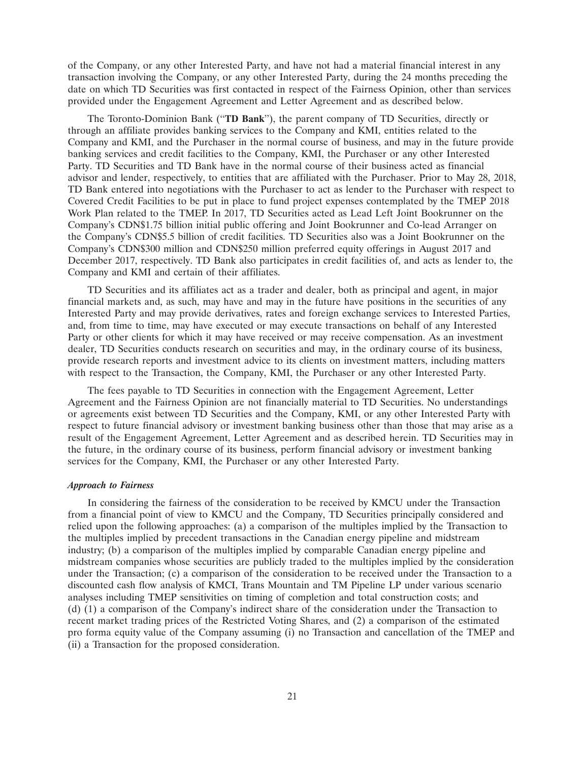of the Company, or any other Interested Party, and have not had a material financial interest in any transaction involving the Company, or any other Interested Party, during the 24 months preceding the date on which TD Securities was first contacted in respect of the Fairness Opinion, other than services provided under the Engagement Agreement and Letter Agreement and as described below.

The Toronto-Dominion Bank ("**TD Bank**"), the parent company of TD Securities, directly or through an affiliate provides banking services to the Company and KMI, entities related to the Company and KMI, and the Purchaser in the normal course of business, and may in the future provide banking services and credit facilities to the Company, KMI, the Purchaser or any other Interested Party. TD Securities and TD Bank have in the normal course of their business acted as financial advisor and lender, respectively, to entities that are affiliated with the Purchaser. Prior to May 28, 2018, TD Bank entered into negotiations with the Purchaser to act as lender to the Purchaser with respect to Covered Credit Facilities to be put in place to fund project expenses contemplated by the TMEP 2018 Work Plan related to the TMEP. In 2017, TD Securities acted as Lead Left Joint Bookrunner on the Company's CDN$1.75 billion initial public offering and Joint Bookrunner and Co-lead Arranger on the Company's CDN$5.5 billion of credit facilities. TD Securities also was a Joint Bookrunner on the Company's CDN$300 million and CDN$250 million preferred equity offerings in August 2017 and December 2017, respectively. TD Bank also participates in credit facilities of, and acts as lender to, the Company and KMI and certain of their affiliates.

TD Securities and its affiliates act as a trader and dealer, both as principal and agent, in major financial markets and, as such, may have and may in the future have positions in the securities of any Interested Party and may provide derivatives, rates and foreign exchange services to Interested Parties, and, from time to time, may have executed or may execute transactions on behalf of any Interested Party or other clients for which it may have received or may receive compensation. As an investment dealer, TD Securities conducts research on securities and may, in the ordinary course of its business, provide research reports and investment advice to its clients on investment matters, including matters with respect to the Transaction, the Company, KMI, the Purchaser or any other Interested Party.

The fees payable to TD Securities in connection with the Engagement Agreement, Letter Agreement and the Fairness Opinion are not financially material to TD Securities. No understandings or agreements exist between TD Securities and the Company, KMI, or any other Interested Party with respect to future financial advisory or investment banking business other than those that may arise as a result of the Engagement Agreement, Letter Agreement and as described herein. TD Securities may in the future, in the ordinary course of its business, perform financial advisory or investment banking services for the Company, KMI, the Purchaser or any other Interested Party.

***Approach to Fairness***

In considering the fairness of the consideration to be received by KMCU under the Transaction from a financial point of view to KMCU and the Company, TD Securities principally considered and relied upon the following approaches: (a) a comparison of the multiples implied by the Transaction to the multiples implied by precedent transactions in the Canadian energy pipeline and midstream industry; (b) a comparison of the multiples implied by comparable Canadian energy pipeline and midstream companies whose securities are publicly traded to the multiples implied by the consideration under the Transaction; (c) a comparison of the consideration to be received under the Transaction to a discounted cash flow analysis of KMCI, Trans Mountain and TM Pipeline LP under various scenario analyses including TMEP sensitivities on timing of completion and total construction costs; and (d) (1) a comparison of the Company's indirect share of the consideration under the Transaction to recent market trading prices of the Restricted Voting Shares, and (2) a comparison of the estimated pro forma equity value of the Company assuming (i) no Transaction and cancellation of the TMEP and (ii) a Transaction for the proposed consideration.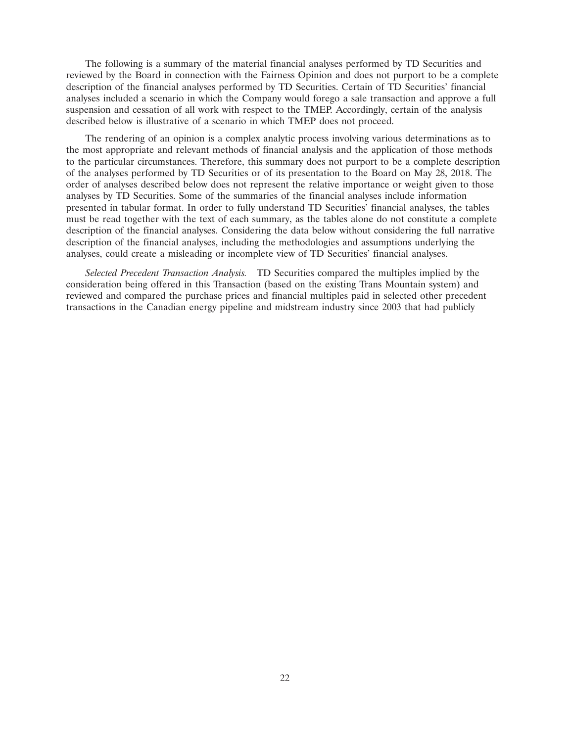The following is a summary of the material financial analyses performed by TD Securities and reviewed by the Board in connection with the Fairness Opinion and does not purport to be a complete description of the financial analyses performed by TD Securities. Certain of TD Securities' financial analyses included a scenario in which the Company would forego a sale transaction and approve a full suspension and cessation of all work with respect to the TMEP. Accordingly, certain of the analysis described below is illustrative of a scenario in which TMEP does not proceed.

The rendering of an opinion is a complex analytic process involving various determinations as to the most appropriate and relevant methods of financial analysis and the application of those methods to the particular circumstances. Therefore, this summary does not purport to be a complete description of the analyses performed by TD Securities or of its presentation to the Board on May 28, 2018. The order of analyses described below does not represent the relative importance or weight given to those analyses by TD Securities. Some of the summaries of the financial analyses include information presented in tabular format. In order to fully understand TD Securities' financial analyses, the tables must be read together with the text of each summary, as the tables alone do not constitute a complete description of the financial analyses. Considering the data below without considering the full narrative description of the financial analyses, including the methodologies and assumptions underlying the analyses, could create a misleading or incomplete view of TD Securities' financial analyses.

*Selected Precedent Transaction Analysis.* TD Securities compared the multiples implied by the consideration being offered in this Transaction (based on the existing Trans Mountain system) and reviewed and compared the purchase prices and financial multiples paid in selected other precedent transactions in the Canadian energy pipeline and midstream industry since 2003 that had publicly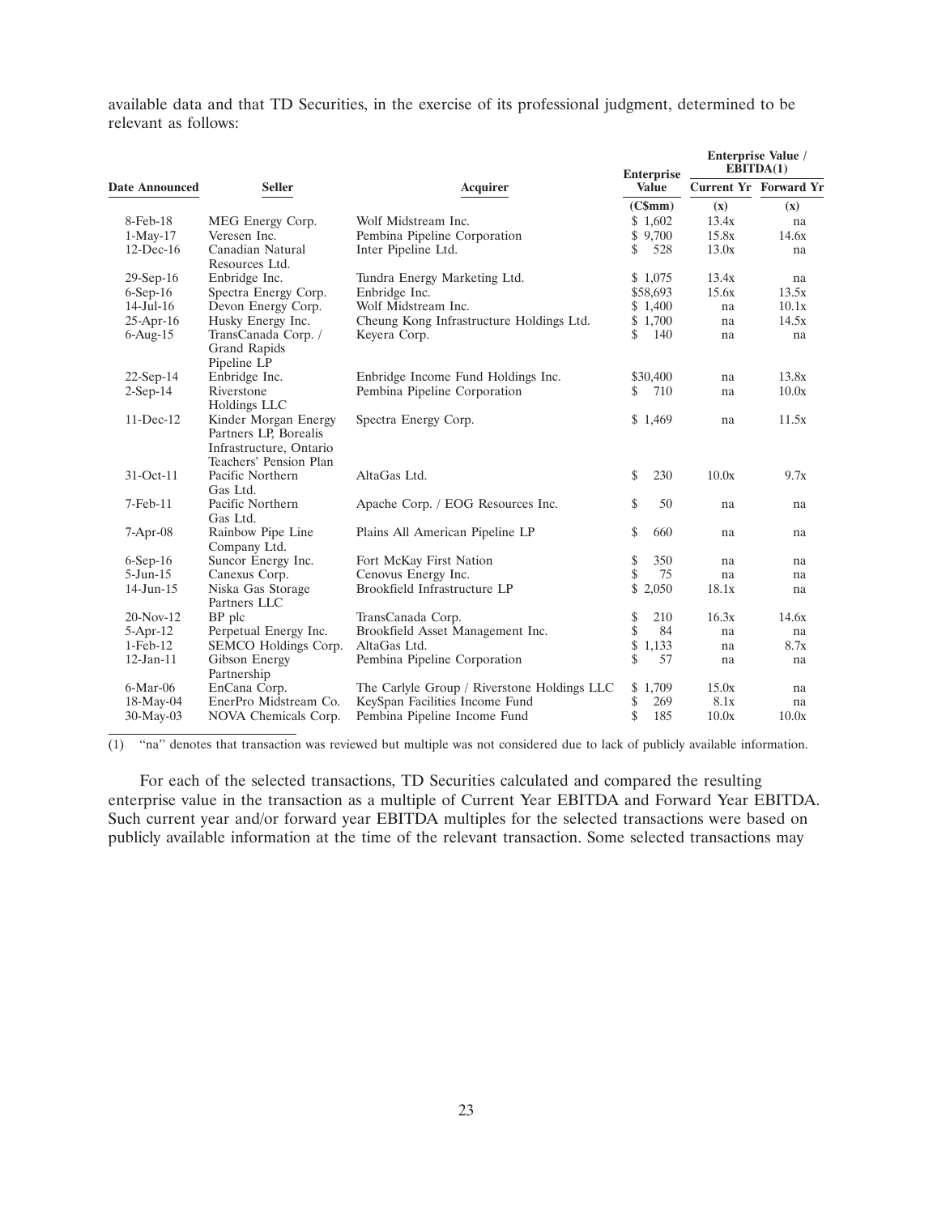available data and that TD Securities, in the exercise of its professional judgment, determined to be relevant as follows:

| Date Announced | Seller | Acquirer | Enterprise Value | Enterprise Value / EBITDA(1) | |
|---|---|---|---|---|---|
| | | | | Current Yr | Forward Yr |
| | | | (C$mm) | (x) | (x) |
| 8-Feb-18 | MEG Energy Corp. | Wolf Midstream Inc. | $ 1,602 | 13.4x | na |
| 1-May-17 | Veresen Inc. | Pembina Pipeline Corporation | $ 9,700 | 15.8x | 14.6x |
| 12-Dec-16 | Canadian Natural Resources Ltd. | Inter Pipeline Ltd. | $ 528 | 13.0x | na |
| 29-Sep-16 | Enbridge Inc. | Tundra Energy Marketing Ltd. | $ 1,075 | 13.4x | na |
| 6-Sep-16 | Spectra Energy Corp. | Enbridge Inc. | $58,693 | 15.6x | 13.5x |
| 14-Jul-16 | Devon Energy Corp. | Wolf Midstream Inc. | $ 1,400 | na | 10.1x |
| 25-Apr-16 | Husky Energy Inc. | Cheung Kong Infrastructure Holdings Ltd. | $ 1,700 | na | 14.5x |
| 6-Aug-15 | TransCanada Corp. / Grand Rapids Pipeline LP | Keyera Corp. | $ 140 | na | na |
| 22-Sep-14 | Enbridge Inc. | Enbridge Income Fund Holdings Inc. | $30,400 | na | 13.8x |
| 2-Sep-14 | Riverstone Holdings LLC | Pembina Pipeline Corporation | $ 710 | na | 10.0x |
| 11-Dec-12 | Kinder Morgan Energy Partners LP, Borealis Infrastructure, Ontario Teachers' Pension Plan | Spectra Energy Corp. | $ 1,469 | na | 11.5x |
| 31-Oct-11 | Pacific Northern Gas Ltd. | AltaGas Ltd. | $ 230 | 10.0x | 9.7x |
| 7-Feb-11 | Pacific Northern Gas Ltd. | Apache Corp. / EOG Resources Inc. | $ 50 | na | na |
| 7-Apr-08 | Rainbow Pipe Line Company Ltd. | Plains All American Pipeline LP | $ 660 | na | na |
| 6-Sep-16 | Suncor Energy Inc. | Fort McKay First Nation | $ 350 | na | na |
| 5-Jun-15 | Canexus Corp. | Cenovus Energy Inc. | $ 75 | na | na |
| 14-Jun-15 | Niska Gas Storage Partners LLC | Brookfield Infrastructure LP | $ 2,050 | 18.1x | na |
| 20-Nov-12 | BP plc | TransCanada Corp. | $ 210 | 16.3x | 14.6x |
| 5-Apr-12 | Perpetual Energy Inc. | Brookfield Asset Management Inc. | $ 84 | na | na |
| 1-Feb-12 | SEMCO Holdings Corp. | AltaGas Ltd. | $ 1,133 | na | 8.7x |
| 12-Jan-11 | Gibson Energy Partnership | Pembina Pipeline Corporation | $ 57 | na | na |
| 6-Mar-06 | EnCana Corp. | The Carlyle Group / Riverstone Holdings LLC | $ 1,709 | 15.0x | na |
| 18-May-04 | EnerPro Midstream Co. | KeySpan Facilities Income Fund | $ 269 | 8.1x | na |
| 30-May-03 | NOVA Chemicals Corp. | Pembina Pipeline Income Fund | $ 185 | 10.0x | 10.0x |

(1) "na" denotes that transaction was reviewed but multiple was not considered due to lack of publicly available information.

For each of the selected transactions, TD Securities calculated and compared the resulting enterprise value in the transaction as a multiple of Current Year EBITDA and Forward Year EBITDA. Such current year and/or forward year EBITDA multiples for the selected transactions were based on publicly available information at the time of the relevant transaction. Some selected transactions may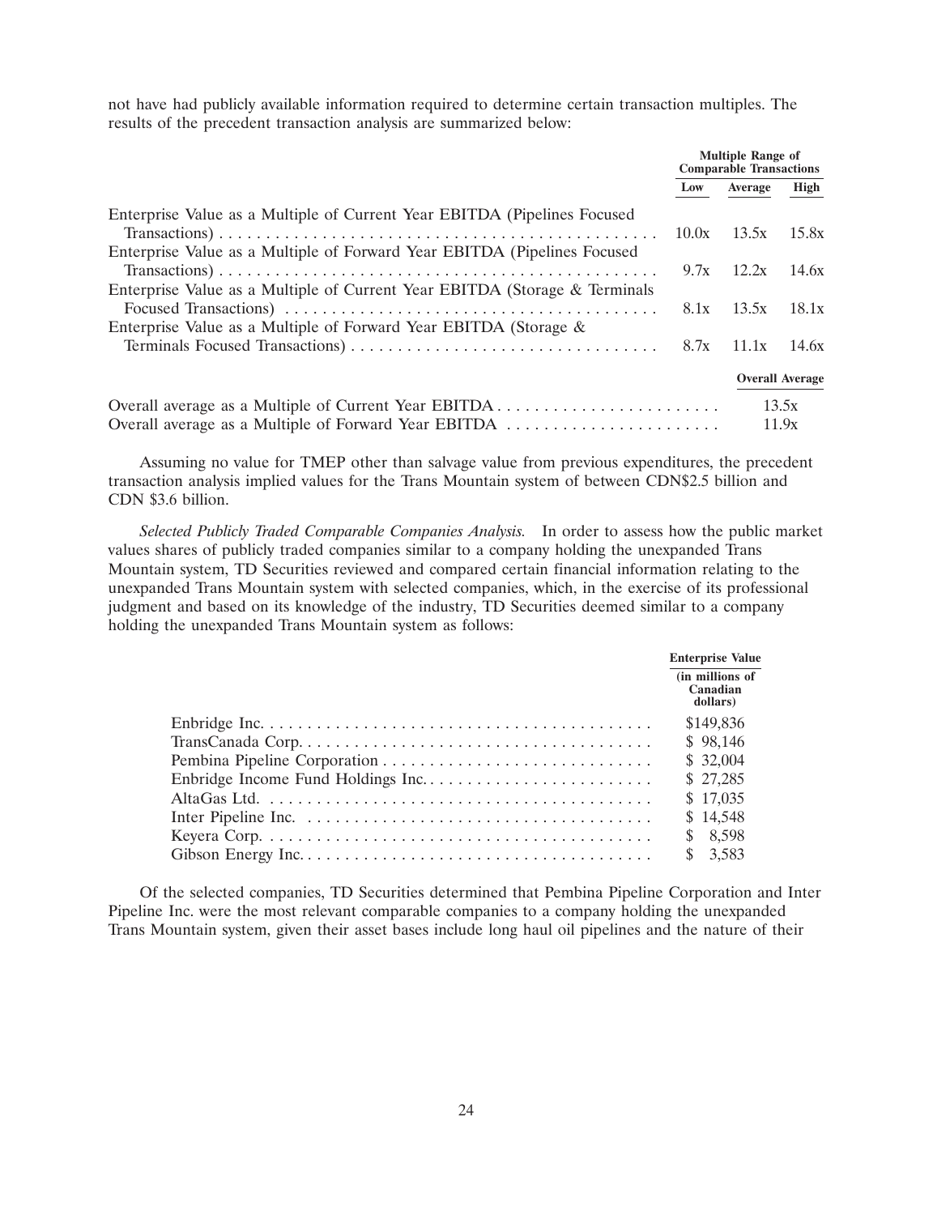not have had publicly available information required to determine certain transaction multiples. The results of the precedent transaction analysis are summarized below:

| | Multiple Range of Comparable Transactions | | |
|---|---|---|---|
| | Low | Average | High |
| Enterprise Value as a Multiple of Current Year EBITDA (Pipelines Focused Transactions) | 10.0x | 13.5x | 15.8x |
| Enterprise Value as a Multiple of Forward Year EBITDA (Pipelines Focused Transactions) | 9.7x | 12.2x | 14.6x |
| Enterprise Value as a Multiple of Current Year EBITDA (Storage & Terminals Focused Transactions) | 8.1x | 13.5x | 18.1x |
| Enterprise Value as a Multiple of Forward Year EBITDA (Storage & Terminals Focused Transactions) | 8.7x | 11.1x | 14.6x |

| | Overall Average |
|---|---|
| Overall average as a Multiple of Current Year EBITDA | 13.5x |
| Overall average as a Multiple of Forward Year EBITDA | 11.9x |

Assuming no value for TMEP other than salvage value from previous expenditures, the precedent transaction analysis implied values for the Trans Mountain system of between CDN$2.5 billion and CDN $3.6 billion.

*Selected Publicly Traded Comparable Companies Analysis.* In order to assess how the public market values shares of publicly traded companies similar to a company holding the unexpanded Trans Mountain system, TD Securities reviewed and compared certain financial information relating to the unexpanded Trans Mountain system with selected companies, which, in the exercise of its professional judgment and based on its knowledge of the industry, TD Securities deemed similar to a company holding the unexpanded Trans Mountain system as follows:

| | Enterprise Value (in millions of Canadian dollars) |
|---|---|
| Enbridge Inc. | $149,836 |
| TransCanada Corp. | $ 98,146 |
| Pembina Pipeline Corporation | $ 32,004 |
| Enbridge Income Fund Holdings Inc. | $ 27,285 |
| AltaGas Ltd. | $ 17,035 |
| Inter Pipeline Inc. | $ 14,548 |
| Keyera Corp. | $ 8,598 |
| Gibson Energy Inc. | $ 3,583 |

Of the selected companies, TD Securities determined that Pembina Pipeline Corporation and Inter Pipeline Inc. were the most relevant comparable companies to a company holding the unexpanded Trans Mountain system, given their asset bases include long haul oil pipelines and the nature of their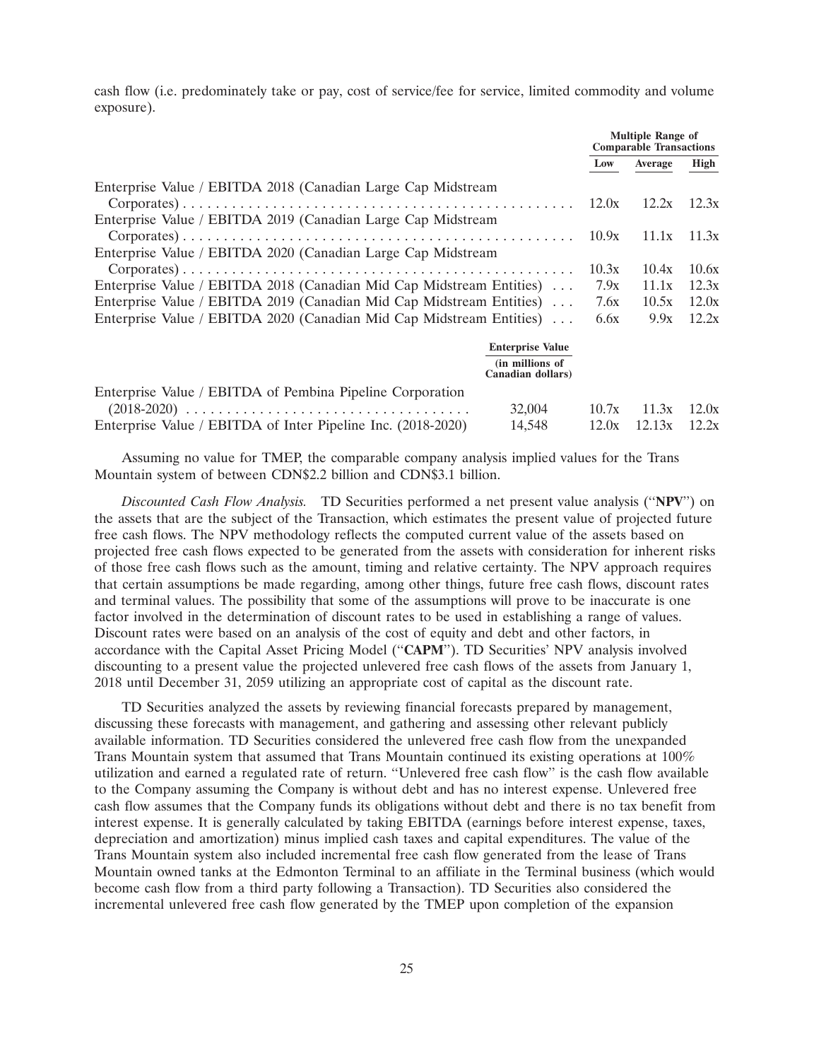cash flow (i.e. predominately take or pay, cost of service/fee for service, limited commodity and volume exposure).

| | Enterprise Value (in millions of Canadian dollars) | Multiple Range of Comparable Transactions | | |
|---|---|---|---|---|
| | | **Low** | **Average** | **High** |
| Enterprise Value / EBITDA 2018 (Canadian Large Cap Midstream Corporates) | | 12.0x | 12.2x | 12.3x |
| Enterprise Value / EBITDA 2019 (Canadian Large Cap Midstream Corporates) | | 10.9x | 11.1x | 11.3x |
| Enterprise Value / EBITDA 2020 (Canadian Large Cap Midstream Corporates) | | 10.3x | 10.4x | 10.6x |
| Enterprise Value / EBITDA 2018 (Canadian Mid Cap Midstream Entities) | | 7.9x | 11.1x | 12.3x |
| Enterprise Value / EBITDA 2019 (Canadian Mid Cap Midstream Entities) | | 7.6x | 10.5x | 12.0x |
| Enterprise Value / EBITDA 2020 (Canadian Mid Cap Midstream Entities) | | 6.6x | 9.9x | 12.2x |
| Enterprise Value / EBITDA of Pembina Pipeline Corporation (2018-2020) | 32,004 | 10.7x | 11.3x | 12.0x |
| Enterprise Value / EBITDA of Inter Pipeline Inc. (2018-2020) | 14,548 | 12.0x | 12.13x | 12.2x |

Assuming no value for TMEP, the comparable company analysis implied values for the Trans Mountain system of between CDN$2.2 billion and CDN$3.1 billion.

*Discounted Cash Flow Analysis.* TD Securities performed a net present value analysis (''**NPV**'') on the assets that are the subject of the Transaction, which estimates the present value of projected future free cash flows. The NPV methodology reflects the computed current value of the assets based on projected free cash flows expected to be generated from the assets with consideration for inherent risks of those free cash flows such as the amount, timing and relative certainty. The NPV approach requires that certain assumptions be made regarding, among other things, future free cash flows, discount rates and terminal values. The possibility that some of the assumptions will prove to be inaccurate is one factor involved in the determination of discount rates to be used in establishing a range of values. Discount rates were based on an analysis of the cost of equity and debt and other factors, in accordance with the Capital Asset Pricing Model (''**CAPM**''). TD Securities' NPV analysis involved discounting to a present value the projected unlevered free cash flows of the assets from January 1, 2018 until December 31, 2059 utilizing an appropriate cost of capital as the discount rate.

TD Securities analyzed the assets by reviewing financial forecasts prepared by management, discussing these forecasts with management, and gathering and assessing other relevant publicly available information. TD Securities considered the unlevered free cash flow from the unexpanded Trans Mountain system that assumed that Trans Mountain continued its existing operations at 100% utilization and earned a regulated rate of return. ''Unlevered free cash flow'' is the cash flow available to the Company assuming the Company is without debt and has no interest expense. Unlevered free cash flow assumes that the Company funds its obligations without debt and there is no tax benefit from interest expense. It is generally calculated by taking EBITDA (earnings before interest expense, taxes, depreciation and amortization) minus implied cash taxes and capital expenditures. The value of the Trans Mountain system also included incremental free cash flow generated from the lease of Trans Mountain owned tanks at the Edmonton Terminal to an affiliate in the Terminal business (which would become cash flow from a third party following a Transaction). TD Securities also considered the incremental unlevered free cash flow generated by the TMEP upon completion of the expansion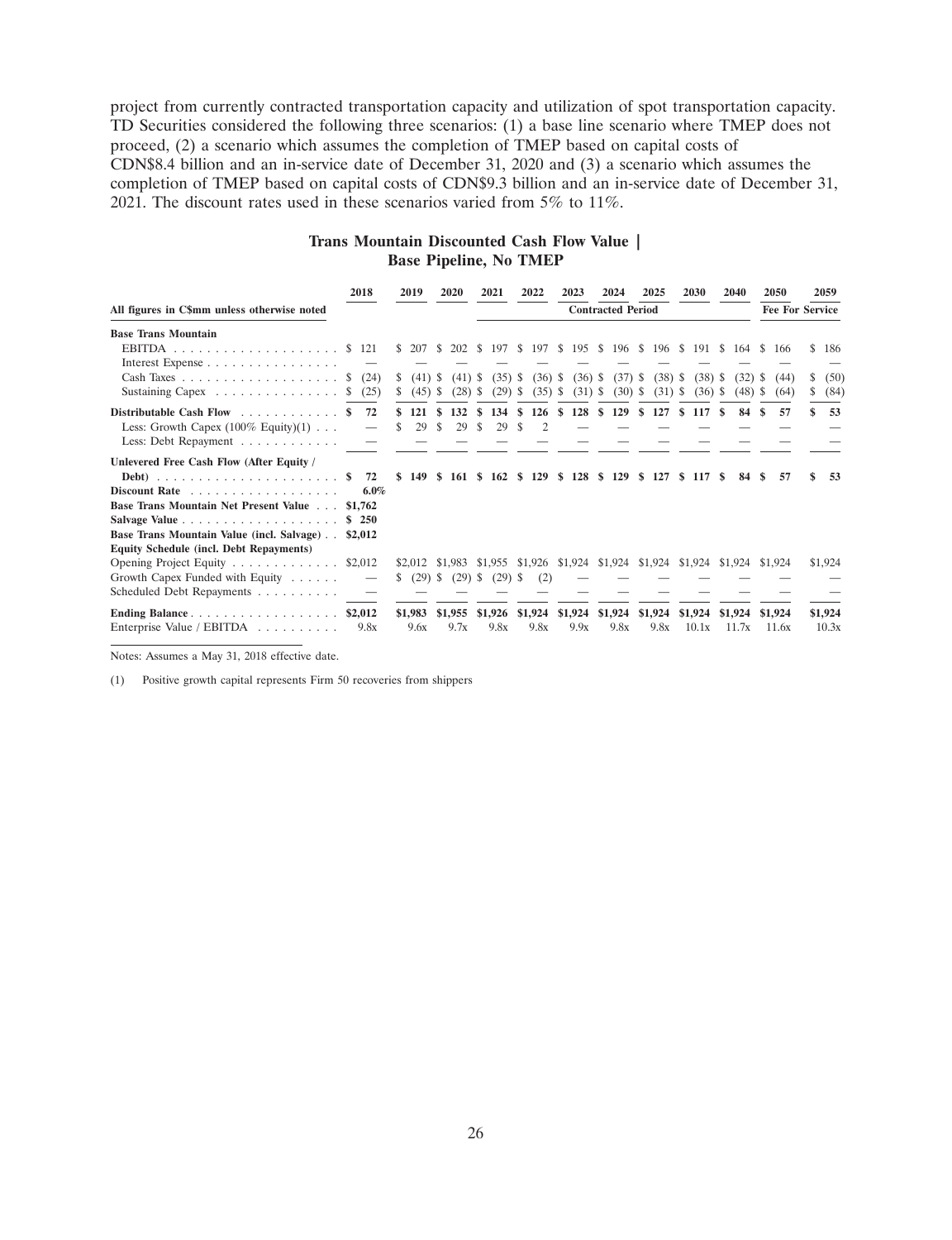project from currently contracted transportation capacity and utilization of spot transportation capacity. TD Securities considered the following three scenarios: (1) a base line scenario where TMEP does not proceed, (2) a scenario which assumes the completion of TMEP based on capital costs of CDN$8.4 billion and an in-service date of December 31, 2020 and (3) a scenario which assumes the completion of TMEP based on capital costs of CDN$9.3 billion and an in-service date of December 31, 2021. The discount rates used in these scenarios varied from 5% to 11%.

**Trans Mountain Discounted Cash Flow Value | Base Pipeline, No TMEP**

| All figures in C$mm unless otherwise noted | 2018 | 2019 | 2020 | 2021 | 2022 | 2023 | 2024 | 2025 | 2030 | 2040 | 2050 | 2059 |
|---|---|---|---|---|---|---|---|---|---|---|---|---|
| | | | | | | Contracted Period | | | | | Fee For Service | |
| **Base Trans Mountain** | | | | | | | | | | | | |
| EBITDA | $ 121 | $ 207 | $ 202 | $ 197 | $ 197 | $ 195 | $ 196 | $ 196 | $ 191 | $ 164 | $ 166 | $ 186 |
| Interest Expense | — | — | — | — | — | — | — | — | — | — | — | — |
| Cash Taxes | $ (24) | $ (41) | $ (41) | $ (35) | $ (36) | $ (36) | $ (37) | $ (38) | $ (38) | $ (32) | $ (44) | $ (50) |
| Sustaining Capex | $ (25) | $ (45) | $ (28) | $ (29) | $ (35) | $ (31) | $ (30) | $ (31) | $ (36) | $ (48) | $ (64) | $ (84) |
| **Distributable Cash Flow** | **$ 72** | **$ 121** | **$ 132** | **$ 134** | **$ 126** | **$ 128** | **$ 129** | **$ 127** | **$ 117** | **$ 84** | **$ 57** | **$ 53** |
| Less: Growth Capex (100% Equity)(1) | — | $ 29 | $ 29 | $ 29 | $ 2 | — | — | — | — | — | — | — |
| Less: Debt Repayment | — | — | — | — | — | — | — | — | — | — | — | — |
| **Unlevered Free Cash Flow (After Equity / Debt)** | **$ 72** | **$ 149** | **$ 161** | **$ 162** | **$ 129** | **$ 128** | **$ 129** | **$ 127** | **$ 117** | **$ 84** | **$ 57** | **$ 53** |
| **Discount Rate** | **6.0%** | | | | | | | | | | | |
| **Base Trans Mountain Net Present Value** | **$1,762** | | | | | | | | | | | |
| **Salvage Value** | **$ 250** | | | | | | | | | | | |
| **Base Trans Mountain Value (incl. Salvage)** | **$2,012** | | | | | | | | | | | |
| **Equity Schedule (incl. Debt Repayments)** | | | | | | | | | | | | |
| Opening Project Equity | $2,012 | $2,012 | $1,983 | $1,955 | $1,926 | $1,924 | $1,924 | $1,924 | $1,924 | $1,924 | $1,924 | $1,924 |
| Growth Capex Funded with Equity | — | $ (29) | $ (29) | $ (29) | $ (2) | — | — | — | — | — | — | — |
| Scheduled Debt Repayments | — | — | — | — | — | — | — | — | — | — | — | — |
| **Ending Balance** | **$2,012** | **$1,983** | **$1,955** | **$1,926** | **$1,924** | **$1,924** | **$1,924** | **$1,924** | **$1,924** | **$1,924** | **$1,924** | **$1,924** |
| Enterprise Value / EBITDA | 9.8x | 9.6x | 9.7x | 9.8x | 9.8x | 9.9x | 9.8x | 9.8x | 10.1x | 11.7x | 11.6x | 10.3x |

Notes: Assumes a May 31, 2018 effective date.

(1) Positive growth capital represents Firm 50 recoveries from shippers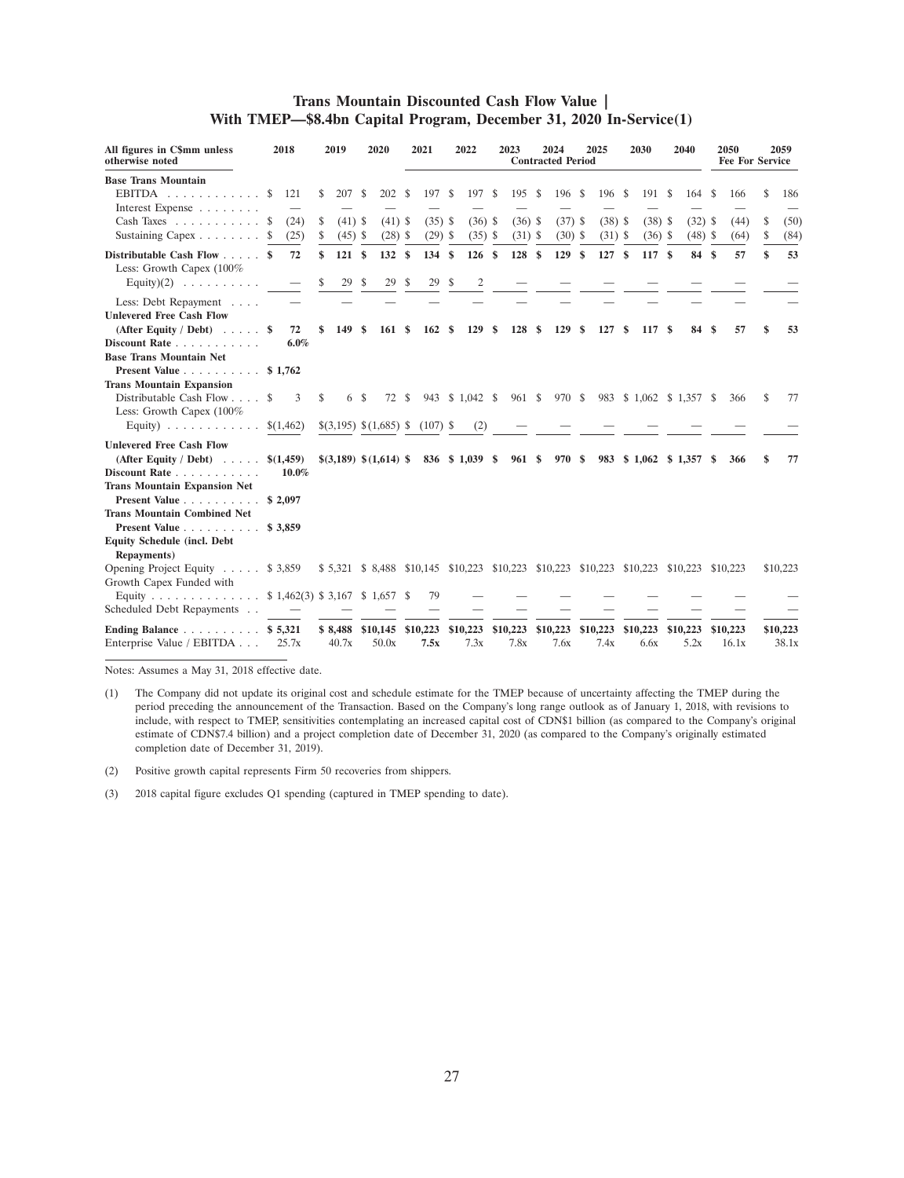## Trans Mountain Discounted Cash Flow Value | With TMEP—$8.4bn Capital Program, December 31, 2020 In-Service(1)

| All figures in C$mm unless otherwise noted | 2018 | 2019 | 2020 | 2021 | 2022 | 2023 | 2024 | 2025 | 2030 | 2040 | 2050 | 2059 |
|---|---|---|---|---|---|---|---|---|---|---|---|---|
| | | | | | | Contracted Period | | | | | Fee For Service | |
| **Base Trans Mountain** | | | | | | | | | | | | |
| EBITDA | $ 121 | $ 207 | $ 202 | $ 197 | $ 197 | $ 195 | $ 196 | $ 196 | $ 191 | $ 164 | $ 166 | $ 186 |
| Interest Expense | — | — | — | — | — | — | — | — | — | — | — | — |
| Cash Taxes | $ (24) | $ (41) | $ (41) | $ (35) | $ (36) | $ (36) | $ (37) | $ (38) | $ (38) | $ (32) | $ (44) | $ (50) |
| Sustaining Capex | $ (25) | $ (45) | $ (28) | $ (29) | $ (35) | $ (31) | $ (30) | $ (31) | $ (36) | $ (48) | $ (64) | $ (84) |
| **Distributable Cash Flow** | **$ 72** | **$ 121** | **$ 132** | **$ 134** | **$ 126** | **$ 128** | **$ 129** | **$ 127** | **$ 117** | **$ 84** | **$ 57** | **$ 53** |
| Less: Growth Capex (100% Equity)(2) | — | $ 29 | $ 29 | $ 29 | $ 2 | — | — | — | — | — | — | — |
| Less: Debt Repayment | — | — | — | — | — | — | — | — | — | — | — | — |
| **Unlevered Free Cash Flow (After Equity / Debt)** | **$ 72** | **$ 149** | **$ 161** | **$ 162** | **$ 129** | **$ 128** | **$ 129** | **$ 127** | **$ 117** | **$ 84** | **$ 57** | **$ 53** |
| **Discount Rate** | **6.0%** | | | | | | | | | | | |
| **Base Trans Mountain Net Present Value** | **$ 1,762** | | | | | | | | | | | |
| **Trans Mountain Expansion** | | | | | | | | | | | | |
| Distributable Cash Flow | $ 3 | $ 6 | $ 72 | $ 943 | $ 1,042 | $ 961 | $ 970 | $ 983 | $ 1,062 | $ 1,357 | $ 366 | $ 77 |
| Less: Growth Capex (100% Equity) | $(1,462) | $(3,195) | $(1,685) | $ (107) | $ (2) | — | — | — | — | — | — | — |
| **Unlevered Free Cash Flow (After Equity / Debt)** | **$(1,459)** | **$(3,189)** | **$(1,614)** | **$ 836** | **$ 1,039** | **$ 961** | **$ 970** | **$ 983** | **$ 1,062** | **$ 1,357** | **$ 366** | **$ 77** |
| **Discount Rate** | **10.0%** | | | | | | | | | | | |
| **Trans Mountain Expansion Net Present Value** | **$ 2,097** | | | | | | | | | | | |
| **Trans Mountain Combined Net Present Value** | **$ 3,859** | | | | | | | | | | | |
| **Equity Schedule (incl. Debt Repayments)** | | | | | | | | | | | | |
| Opening Project Equity | $ 3,859 | $ 5,321 | $ 8,488 | $10,145 | $10,223 | $10,223 | $10,223 | $10,223 | $10,223 | $10,223 | $10,223 | $10,223 |
| Growth Capex Funded with Equity | $ 1,462(3) | $ 3,167 | $ 1,657 | $ 79 | — | — | — | — | — | — | — | — |
| Scheduled Debt Repayments | — | — | — | — | — | — | — | — | — | — | — | — |
| **Ending Balance** | **$ 5,321** | **$ 8,488** | **$10,145** | **$10,223** | **$10,223** | **$10,223** | **$10,223** | **$10,223** | **$10,223** | **$10,223** | **$10,223** | **$10,223** |
| Enterprise Value / EBITDA | 25.7x | 40.7x | 50.0x | **7.5x** | 7.3x | 7.8x | 7.6x | 7.4x | 6.6x | 5.2x | 16.1x | 38.1x |

Notes: Assumes a May 31, 2018 effective date.

(1) The Company did not update its original cost and schedule estimate for the TMEP because of uncertainty affecting the TMEP during the period preceding the announcement of the Transaction. Based on the Company's long range outlook as of January 1, 2018, with revisions to include, with respect to TMEP, sensitivities contemplating an increased capital cost of CDN$1 billion (as compared to the Company's original estimate of CDN$7.4 billion) and a project completion date of December 31, 2020 (as compared to the Company's originally estimated completion date of December 31, 2019).

(2) Positive growth capital represents Firm 50 recoveries from shippers.

(3) 2018 capital figure excludes Q1 spending (captured in TMEP spending to date).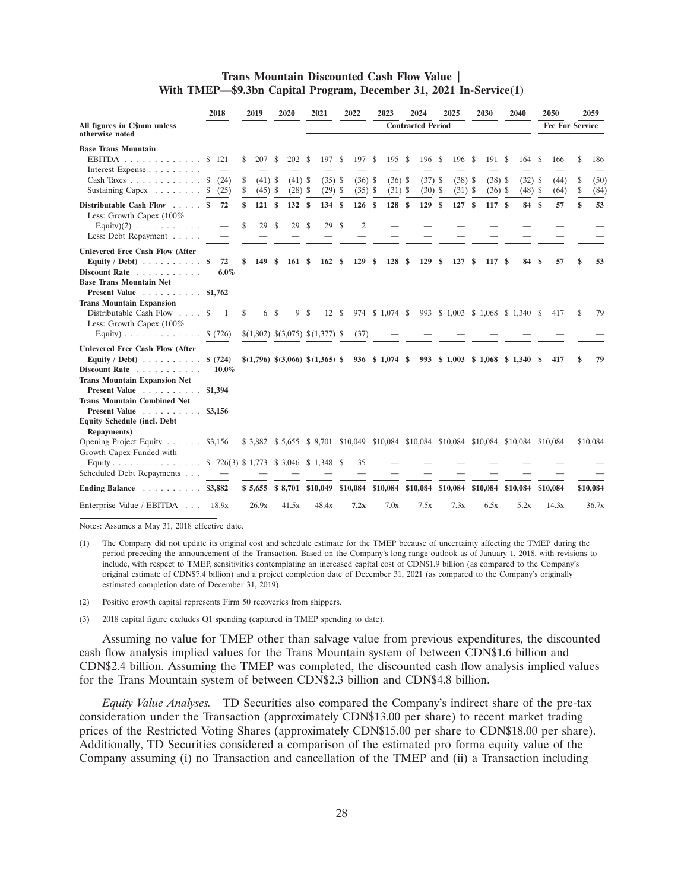**Trans Mountain Discounted Cash Flow Value | With TMEP—$9.3bn Capital Program, December 31, 2021 In-Service(1)**

| All figures in C$mm unless otherwise noted | 2018 | 2019 | 2020 | 2021 | 2022 | 2023 | 2024 | 2025 | 2030 | 2040 | 2050 | 2059 |
|---|---|---|---|---|---|---|---|---|---|---|---|---|
| | | | | | | Contracted Period | | | | | Fee For Service | |
| **Base Trans Mountain** | | | | | | | | | | | | |
| EBITDA | $ 121 | $ 207 | $ 202 | $ 197 | $ 197 | $ 195 | $ 196 | $ 196 | $ 191 | $ 164 | $ 166 | $ 186 |
| Interest Expense | — | — | — | — | — | — | — | — | — | — | — | — |
| Cash Taxes | $ (24) | $ (41) | $ (41) | $ (35) | $ (36) | $ (36) | $ (37) | $ (38) | $ (38) | $ (32) | $ (44) | $ (50) |
| Sustaining Capex | $ (25) | $ (45) | $ (28) | $ (29) | $ (35) | $ (31) | $ (30) | $ (31) | $ (36) | $ (48) | $ (64) | $ (84) |
| **Distributable Cash Flow** | **$ 72** | **$ 121** | **$ 132** | **$ 134** | **$ 126** | **$ 128** | **$ 129** | **$ 127** | **$ 117** | **$ 84** | **$ 57** | **$ 53** |
| Less: Growth Capex (100% Equity)(2) | — | $ 29 | $ 29 | $ 29 | $ 2 | — | — | — | — | — | — | — |
| Less: Debt Repayment | — | — | — | — | — | — | — | — | — | — | — | — |
| **Unlevered Free Cash Flow (After Equity / Debt)** | **$ 72** | **$ 149** | **$ 161** | **$ 162** | **$ 129** | **$ 128** | **$ 129** | **$ 127** | **$ 117** | **$ 84** | **$ 57** | **$ 53** |
| **Discount Rate** | **6.0%** | | | | | | | | | | | |
| **Base Trans Mountain Net Present Value** | **$1,762** | | | | | | | | | | | |
| **Trans Mountain Expansion** | | | | | | | | | | | | |
| Distributable Cash Flow | $ 1 | $ 6 | $ 9 | $ 12 | $ 974 | $ 1,074 | $ 993 | $ 1,003 | $ 1,068 | $ 1,340 | $ 417 | $ 79 |
| Less: Growth Capex (100% Equity) | $ (726) | $(1,802) | $(3,075) | $(1,377) | $ (37) | — | — | — | — | — | — | — |
| **Unlevered Free Cash Flow (After Equity / Debt)** | **$ (724)** | **$(1,796)** | **$(3,066)** | **$(1,365)** | **$ 936** | **$ 1,074** | **$ 993** | **$ 1,003** | **$ 1,068** | **$ 1,340** | **$ 417** | **$ 79** |
| **Discount Rate** | **10.0%** | | | | | | | | | | | |
| **Trans Mountain Expansion Net Present Value** | **$1,394** | | | | | | | | | | | |
| **Trans Mountain Combined Net Present Value** | **$3,156** | | | | | | | | | | | |
| **Equity Schedule (incl. Debt Repayments)** | | | | | | | | | | | | |
| Opening Project Equity | $3,156 | $ 3,882 | $ 5,655 | $ 8,701 | $10,049 | $10,084 | $10,084 | $10,084 | $10,084 | $10,084 | $10,084 | $10,084 |
| Growth Capex Funded with Equity | $ 726(3) | $ 1,773 | $ 3,046 | $ 1,348 | $ 35 | — | — | — | — | — | — | — |
| Scheduled Debt Repayments | — | — | — | — | — | — | — | — | — | — | — | — |
| **Ending Balance** | **$3,882** | **$ 5,655** | **$ 8,701** | **$10,049** | **$10,084** | **$10,084** | **$10,084** | **$10,084** | **$10,084** | **$10,084** | **$10,084** | **$10,084** |
| Enterprise Value / EBITDA | 18.9x | 26.9x | 41.5x | 48.4x | **7.2x** | 7.0x | 7.5x | 7.3x | 6.5x | 5.2x | 14.3x | 36.7x |

Notes: Assumes a May 31, 2018 effective date.

(1) The Company did not update its original cost and schedule estimate for the TMEP because of uncertainty affecting the TMEP during the period preceding the announcement of the Transaction. Based on the Company's long range outlook as of January 1, 2018, with revisions to include, with respect to TMEP, sensitivities contemplating an increased capital cost of CDN$1.9 billion (as compared to the Company's original estimate of CDN$7.4 billion) and a project completion date of December 31, 2021 (as compared to the Company's originally estimated completion date of December 31, 2019).

(2) Positive growth capital represents Firm 50 recoveries from shippers.

(3) 2018 capital figure excludes Q1 spending (captured in TMEP spending to date).

Assuming no value for TMEP other than salvage value from previous expenditures, the discounted cash flow analysis implied values for the Trans Mountain system of between CDN$1.6 billion and CDN$2.4 billion. Assuming the TMEP was completed, the discounted cash flow analysis implied values for the Trans Mountain system of between CDN$2.3 billion and CDN$4.8 billion.

*Equity Value Analyses.* TD Securities also compared the Company's indirect share of the pre-tax consideration under the Transaction (approximately CDN$13.00 per share) to recent market trading prices of the Restricted Voting Shares (approximately CDN$15.00 per share to CDN$18.00 per share). Additionally, TD Securities considered a comparison of the estimated pro forma equity value of the Company assuming (i) no Transaction and cancellation of the TMEP and (ii) a Transaction including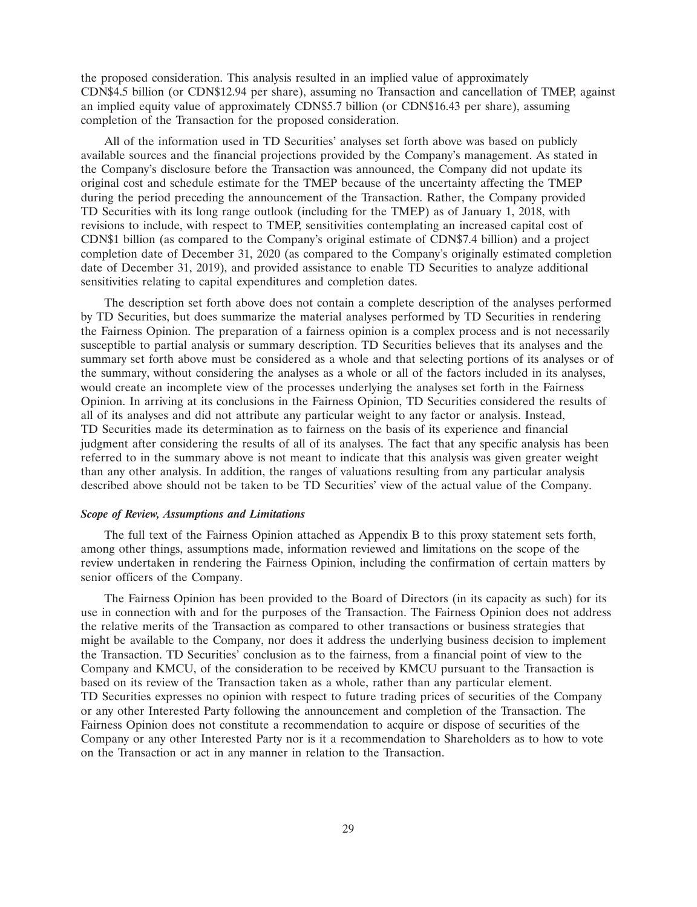the proposed consideration. This analysis resulted in an implied value of approximately CDN$4.5 billion (or CDN$12.94 per share), assuming no Transaction and cancellation of TMEP, against an implied equity value of approximately CDN$5.7 billion (or CDN$16.43 per share), assuming completion of the Transaction for the proposed consideration.

All of the information used in TD Securities' analyses set forth above was based on publicly available sources and the financial projections provided by the Company's management. As stated in the Company's disclosure before the Transaction was announced, the Company did not update its original cost and schedule estimate for the TMEP because of the uncertainty affecting the TMEP during the period preceding the announcement of the Transaction. Rather, the Company provided TD Securities with its long range outlook (including for the TMEP) as of January 1, 2018, with revisions to include, with respect to TMEP, sensitivities contemplating an increased capital cost of CDN$1 billion (as compared to the Company's original estimate of CDN$7.4 billion) and a project completion date of December 31, 2020 (as compared to the Company's originally estimated completion date of December 31, 2019), and provided assistance to enable TD Securities to analyze additional sensitivities relating to capital expenditures and completion dates.

The description set forth above does not contain a complete description of the analyses performed by TD Securities, but does summarize the material analyses performed by TD Securities in rendering the Fairness Opinion. The preparation of a fairness opinion is a complex process and is not necessarily susceptible to partial analysis or summary description. TD Securities believes that its analyses and the summary set forth above must be considered as a whole and that selecting portions of its analyses or of the summary, without considering the analyses as a whole or all of the factors included in its analyses, would create an incomplete view of the processes underlying the analyses set forth in the Fairness Opinion. In arriving at its conclusions in the Fairness Opinion, TD Securities considered the results of all of its analyses and did not attribute any particular weight to any factor or analysis. Instead, TD Securities made its determination as to fairness on the basis of its experience and financial judgment after considering the results of all of its analyses. The fact that any specific analysis has been referred to in the summary above is not meant to indicate that this analysis was given greater weight than any other analysis. In addition, the ranges of valuations resulting from any particular analysis described above should not be taken to be TD Securities' view of the actual value of the Company.

***Scope of Review, Assumptions and Limitations***

The full text of the Fairness Opinion attached as Appendix B to this proxy statement sets forth, among other things, assumptions made, information reviewed and limitations on the scope of the review undertaken in rendering the Fairness Opinion, including the confirmation of certain matters by senior officers of the Company.

The Fairness Opinion has been provided to the Board of Directors (in its capacity as such) for its use in connection with and for the purposes of the Transaction. The Fairness Opinion does not address the relative merits of the Transaction as compared to other transactions or business strategies that might be available to the Company, nor does it address the underlying business decision to implement the Transaction. TD Securities' conclusion as to the fairness, from a financial point of view to the Company and KMCU, of the consideration to be received by KMCU pursuant to the Transaction is based on its review of the Transaction taken as a whole, rather than any particular element. TD Securities expresses no opinion with respect to future trading prices of securities of the Company or any other Interested Party following the announcement and completion of the Transaction. The Fairness Opinion does not constitute a recommendation to acquire or dispose of securities of the Company or any other Interested Party nor is it a recommendation to Shareholders as to how to vote on the Transaction or act in any manner in relation to the Transaction.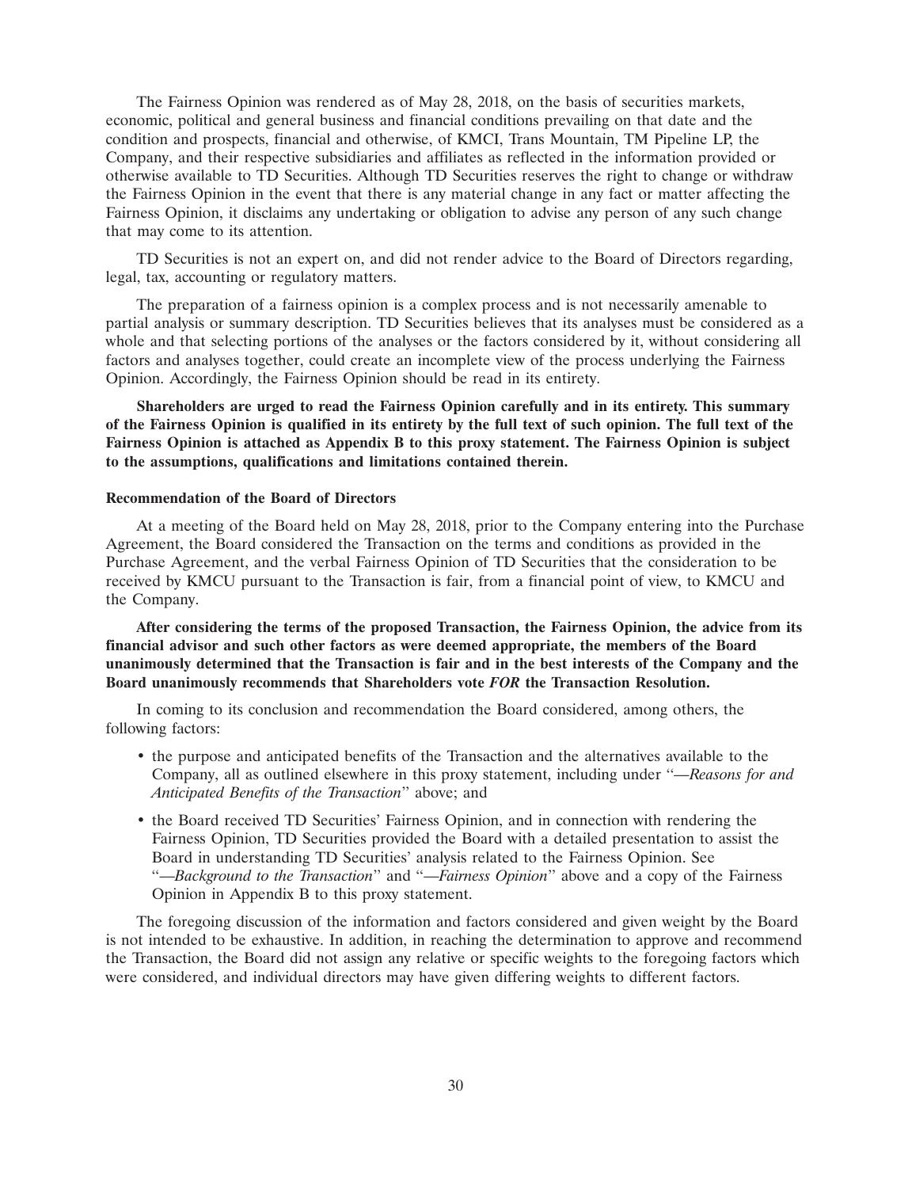The Fairness Opinion was rendered as of May 28, 2018, on the basis of securities markets, economic, political and general business and financial conditions prevailing on that date and the condition and prospects, financial and otherwise, of KMCI, Trans Mountain, TM Pipeline LP, the Company, and their respective subsidiaries and affiliates as reflected in the information provided or otherwise available to TD Securities. Although TD Securities reserves the right to change or withdraw the Fairness Opinion in the event that there is any material change in any fact or matter affecting the Fairness Opinion, it disclaims any undertaking or obligation to advise any person of any such change that may come to its attention.

TD Securities is not an expert on, and did not render advice to the Board of Directors regarding, legal, tax, accounting or regulatory matters.

The preparation of a fairness opinion is a complex process and is not necessarily amenable to partial analysis or summary description. TD Securities believes that its analyses must be considered as a whole and that selecting portions of the analyses or the factors considered by it, without considering all factors and analyses together, could create an incomplete view of the process underlying the Fairness Opinion. Accordingly, the Fairness Opinion should be read in its entirety.

**Shareholders are urged to read the Fairness Opinion carefully and in its entirety. This summary of the Fairness Opinion is qualified in its entirety by the full text of such opinion. The full text of the Fairness Opinion is attached as Appendix B to this proxy statement. The Fairness Opinion is subject to the assumptions, qualifications and limitations contained therein.**

**Recommendation of the Board of Directors**

At a meeting of the Board held on May 28, 2018, prior to the Company entering into the Purchase Agreement, the Board considered the Transaction on the terms and conditions as provided in the Purchase Agreement, and the verbal Fairness Opinion of TD Securities that the consideration to be received by KMCU pursuant to the Transaction is fair, from a financial point of view, to KMCU and the Company.

**After considering the terms of the proposed Transaction, the Fairness Opinion, the advice from its financial advisor and such other factors as were deemed appropriate, the members of the Board unanimously determined that the Transaction is fair and in the best interests of the Company and the Board unanimously recommends that Shareholders vote *FOR* the Transaction Resolution.**

In coming to its conclusion and recommendation the Board considered, among others, the following factors:

- the purpose and anticipated benefits of the Transaction and the alternatives available to the Company, all as outlined elsewhere in this proxy statement, including under "*—Reasons for and Anticipated Benefits of the Transaction*" above; and
- the Board received TD Securities' Fairness Opinion, and in connection with rendering the Fairness Opinion, TD Securities provided the Board with a detailed presentation to assist the Board in understanding TD Securities' analysis related to the Fairness Opinion. See "*—Background to the Transaction*" and "*—Fairness Opinion*" above and a copy of the Fairness Opinion in Appendix B to this proxy statement.

The foregoing discussion of the information and factors considered and given weight by the Board is not intended to be exhaustive. In addition, in reaching the determination to approve and recommend the Transaction, the Board did not assign any relative or specific weights to the foregoing factors which were considered, and individual directors may have given differing weights to different factors.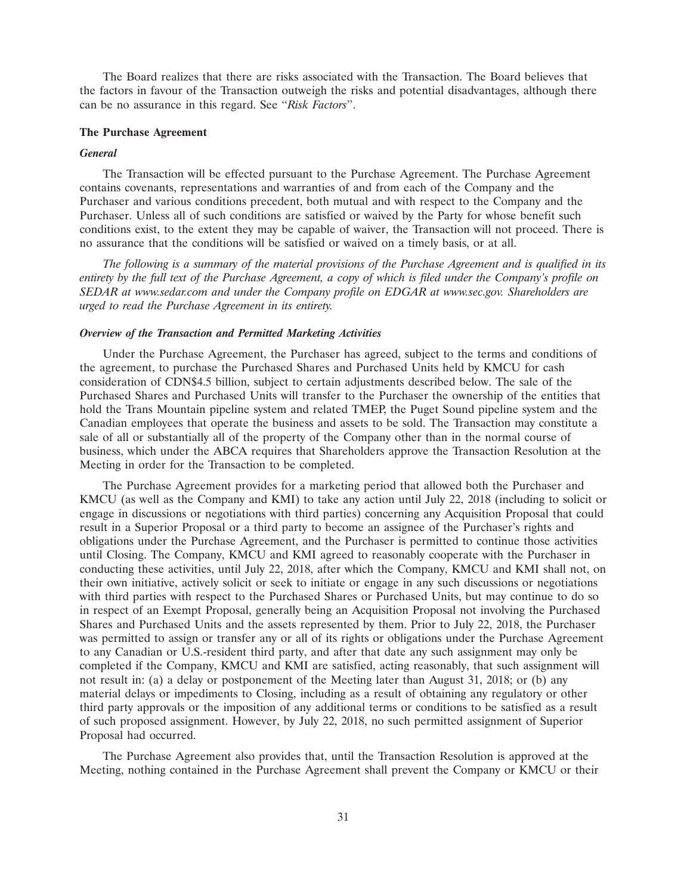The Board realizes that there are risks associated with the Transaction. The Board believes that the factors in favour of the Transaction outweigh the risks and potential disadvantages, although there can be no assurance in this regard. See "*Risk Factors*".

### The Purchase Agreement

#### *General*

The Transaction will be effected pursuant to the Purchase Agreement. The Purchase Agreement contains covenants, representations and warranties of and from each of the Company and the Purchaser and various conditions precedent, both mutual and with respect to the Company and the Purchaser. Unless all of such conditions are satisfied or waived by the Party for whose benefit such conditions exist, to the extent they may be capable of waiver, the Transaction will not proceed. There is no assurance that the conditions will be satisfied or waived on a timely basis, or at all.

*The following is a summary of the material provisions of the Purchase Agreement and is qualified in its entirety by the full text of the Purchase Agreement, a copy of which is filed under the Company's profile on SEDAR at www.sedar.com and under the Company profile on EDGAR at www.sec.gov. Shareholders are urged to read the Purchase Agreement in its entirety.*

#### *Overview of the Transaction and Permitted Marketing Activities*

Under the Purchase Agreement, the Purchaser has agreed, subject to the terms and conditions of the agreement, to purchase the Purchased Shares and Purchased Units held by KMCU for cash consideration of CDN$4.5 billion, subject to certain adjustments described below. The sale of the Purchased Shares and Purchased Units will transfer to the Purchaser the ownership of the entities that hold the Trans Mountain pipeline system and related TMEP, the Puget Sound pipeline system and the Canadian employees that operate the business and assets to be sold. The Transaction may constitute a sale of all or substantially all of the property of the Company other than in the normal course of business, which under the ABCA requires that Shareholders approve the Transaction Resolution at the Meeting in order for the Transaction to be completed.

The Purchase Agreement provides for a marketing period that allowed both the Purchaser and KMCU (as well as the Company and KMI) to take any action until July 22, 2018 (including to solicit or engage in discussions or negotiations with third parties) concerning any Acquisition Proposal that could result in a Superior Proposal or a third party to become an assignee of the Purchaser's rights and obligations under the Purchase Agreement, and the Purchaser is permitted to continue those activities until Closing. The Company, KMCU and KMI agreed to reasonably cooperate with the Purchaser in conducting these activities, until July 22, 2018, after which the Company, KMCU and KMI shall not, on their own initiative, actively solicit or seek to initiate or engage in any such discussions or negotiations with third parties with respect to the Purchased Shares or Purchased Units, but may continue to do so in respect of an Exempt Proposal, generally being an Acquisition Proposal not involving the Purchased Shares and Purchased Units and the assets represented by them. Prior to July 22, 2018, the Purchaser was permitted to assign or transfer any or all of its rights or obligations under the Purchase Agreement to any Canadian or U.S.-resident third party, and after that date any such assignment may only be completed if the Company, KMCU and KMI are satisfied, acting reasonably, that such assignment will not result in: (a) a delay or postponement of the Meeting later than August 31, 2018; or (b) any material delays or impediments to Closing, including as a result of obtaining any regulatory or other third party approvals or the imposition of any additional terms or conditions to be satisfied as a result of such proposed assignment. However, by July 22, 2018, no such permitted assignment of Superior Proposal had occurred.

The Purchase Agreement also provides that, until the Transaction Resolution is approved at the Meeting, nothing contained in the Purchase Agreement shall prevent the Company or KMCU or their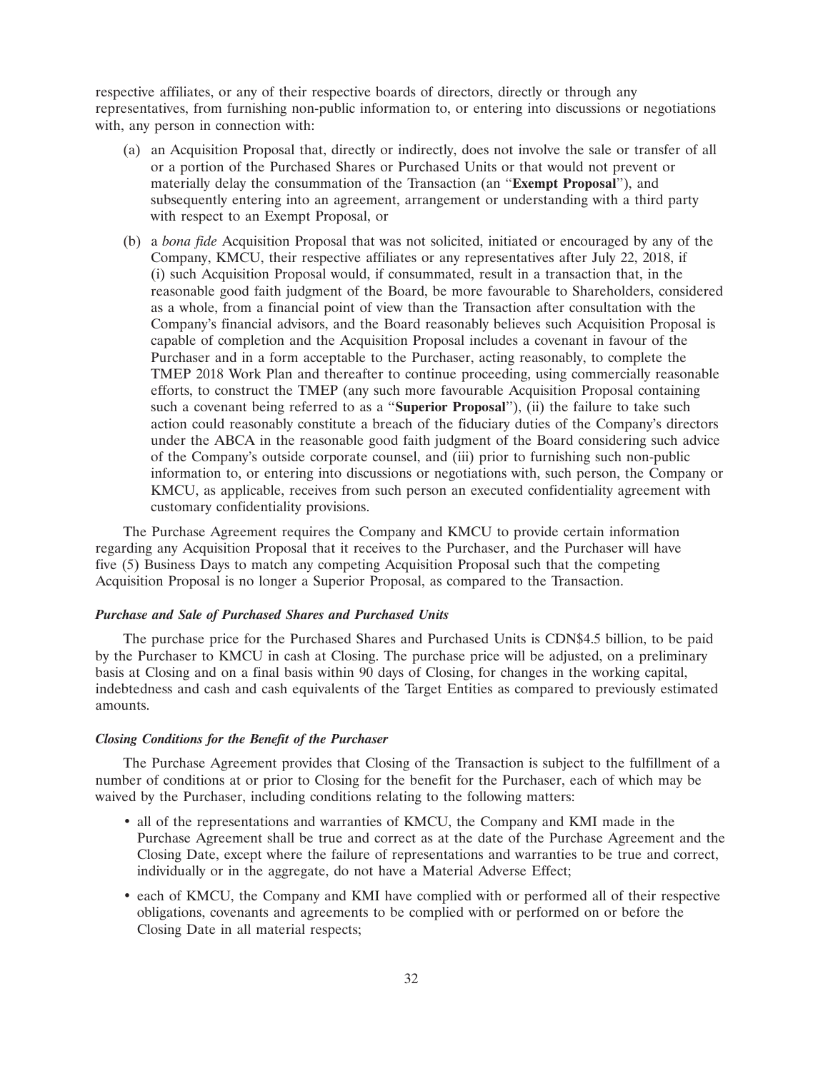respective affiliates, or any of their respective boards of directors, directly or through any representatives, from furnishing non-public information to, or entering into discussions or negotiations with, any person in connection with:

(a) an Acquisition Proposal that, directly or indirectly, does not involve the sale or transfer of all or a portion of the Purchased Shares or Purchased Units or that would not prevent or materially delay the consummation of the Transaction (an "**Exempt Proposal**"), and subsequently entering into an agreement, arrangement or understanding with a third party with respect to an Exempt Proposal, or

(b) a *bona fide* Acquisition Proposal that was not solicited, initiated or encouraged by any of the Company, KMCU, their respective affiliates or any representatives after July 22, 2018, if (i) such Acquisition Proposal would, if consummated, result in a transaction that, in the reasonable good faith judgment of the Board, be more favourable to Shareholders, considered as a whole, from a financial point of view than the Transaction after consultation with the Company's financial advisors, and the Board reasonably believes such Acquisition Proposal is capable of completion and the Acquisition Proposal includes a covenant in favour of the Purchaser and in a form acceptable to the Purchaser, acting reasonably, to complete the TMEP 2018 Work Plan and thereafter to continue proceeding, using commercially reasonable efforts, to construct the TMEP (any such more favourable Acquisition Proposal containing such a covenant being referred to as a "**Superior Proposal**"), (ii) the failure to take such action could reasonably constitute a breach of the fiduciary duties of the Company's directors under the ABCA in the reasonable good faith judgment of the Board considering such advice of the Company's outside corporate counsel, and (iii) prior to furnishing such non-public information to, or entering into discussions or negotiations with, such person, the Company or KMCU, as applicable, receives from such person an executed confidentiality agreement with customary confidentiality provisions.

The Purchase Agreement requires the Company and KMCU to provide certain information regarding any Acquisition Proposal that it receives to the Purchaser, and the Purchaser will have five (5) Business Days to match any competing Acquisition Proposal such that the competing Acquisition Proposal is no longer a Superior Proposal, as compared to the Transaction.

***Purchase and Sale of Purchased Shares and Purchased Units***

The purchase price for the Purchased Shares and Purchased Units is CDN$4.5 billion, to be paid by the Purchaser to KMCU in cash at Closing. The purchase price will be adjusted, on a preliminary basis at Closing and on a final basis within 90 days of Closing, for changes in the working capital, indebtedness and cash and cash equivalents of the Target Entities as compared to previously estimated amounts.

***Closing Conditions for the Benefit of the Purchaser***

The Purchase Agreement provides that Closing of the Transaction is subject to the fulfillment of a number of conditions at or prior to Closing for the benefit for the Purchaser, each of which may be waived by the Purchaser, including conditions relating to the following matters:

- all of the representations and warranties of KMCU, the Company and KMI made in the Purchase Agreement shall be true and correct as at the date of the Purchase Agreement and the Closing Date, except where the failure of representations and warranties to be true and correct, individually or in the aggregate, do not have a Material Adverse Effect;
- each of KMCU, the Company and KMI have complied with or performed all of their respective obligations, covenants and agreements to be complied with or performed on or before the Closing Date in all material respects;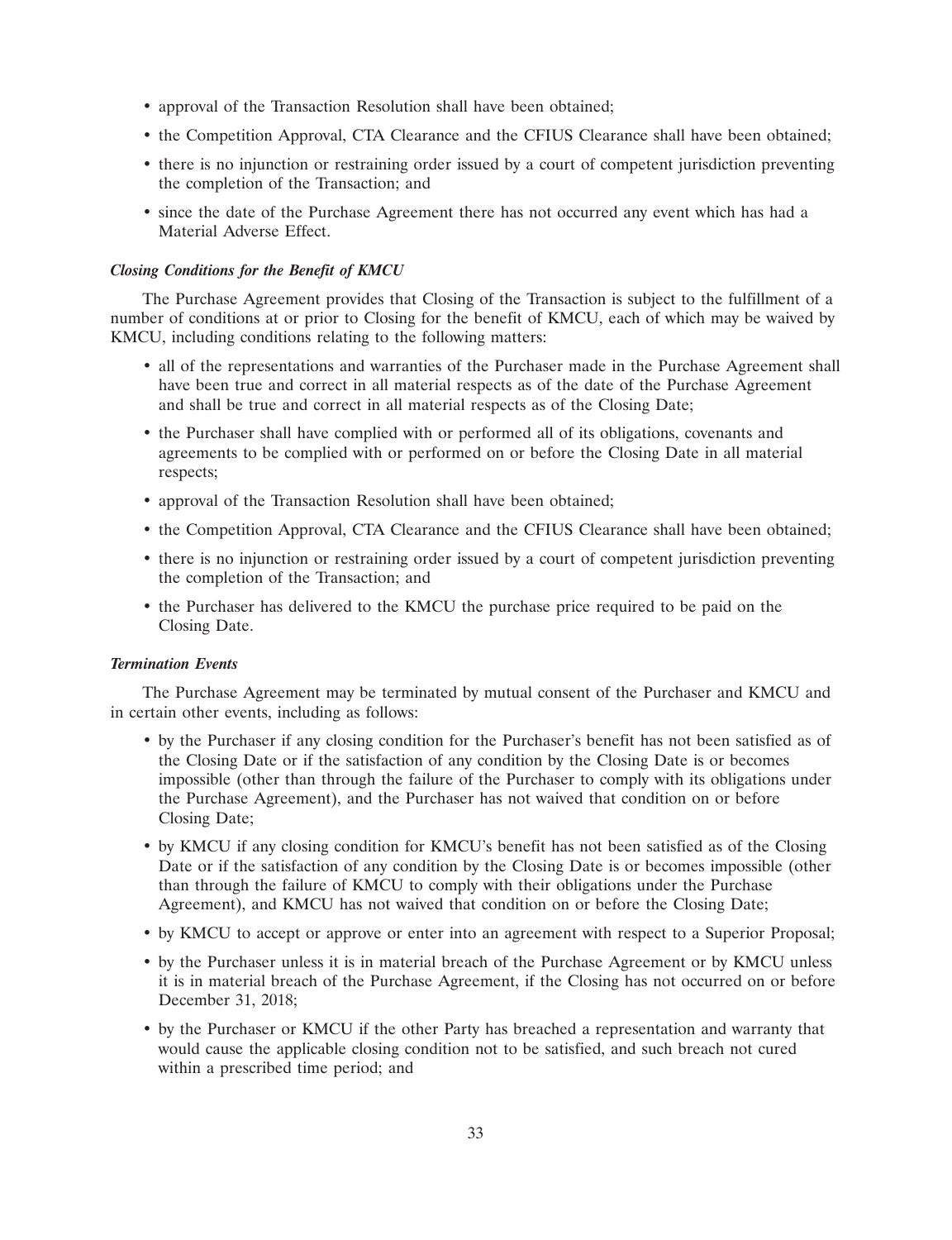- approval of the Transaction Resolution shall have been obtained;
- the Competition Approval, CTA Clearance and the CFIUS Clearance shall have been obtained;
- there is no injunction or restraining order issued by a court of competent jurisdiction preventing the completion of the Transaction; and
- since the date of the Purchase Agreement there has not occurred any event which has had a Material Adverse Effect.

***Closing Conditions for the Benefit of KMCU***

The Purchase Agreement provides that Closing of the Transaction is subject to the fulfillment of a number of conditions at or prior to Closing for the benefit of KMCU, each of which may be waived by KMCU, including conditions relating to the following matters:

- all of the representations and warranties of the Purchaser made in the Purchase Agreement shall have been true and correct in all material respects as of the date of the Purchase Agreement and shall be true and correct in all material respects as of the Closing Date;
- the Purchaser shall have complied with or performed all of its obligations, covenants and agreements to be complied with or performed on or before the Closing Date in all material respects;
- approval of the Transaction Resolution shall have been obtained;
- the Competition Approval, CTA Clearance and the CFIUS Clearance shall have been obtained;
- there is no injunction or restraining order issued by a court of competent jurisdiction preventing the completion of the Transaction; and
- the Purchaser has delivered to the KMCU the purchase price required to be paid on the Closing Date.

***Termination Events***

The Purchase Agreement may be terminated by mutual consent of the Purchaser and KMCU and in certain other events, including as follows:

- by the Purchaser if any closing condition for the Purchaser's benefit has not been satisfied as of the Closing Date or if the satisfaction of any condition by the Closing Date is or becomes impossible (other than through the failure of the Purchaser to comply with its obligations under the Purchase Agreement), and the Purchaser has not waived that condition on or before Closing Date;
- by KMCU if any closing condition for KMCU's benefit has not been satisfied as of the Closing Date or if the satisfaction of any condition by the Closing Date is or becomes impossible (other than through the failure of KMCU to comply with their obligations under the Purchase Agreement), and KMCU has not waived that condition on or before the Closing Date;
- by KMCU to accept or approve or enter into an agreement with respect to a Superior Proposal;
- by the Purchaser unless it is in material breach of the Purchase Agreement or by KMCU unless it is in material breach of the Purchase Agreement, if the Closing has not occurred on or before December 31, 2018;
- by the Purchaser or KMCU if the other Party has breached a representation and warranty that would cause the applicable closing condition not to be satisfied, and such breach not cured within a prescribed time period; and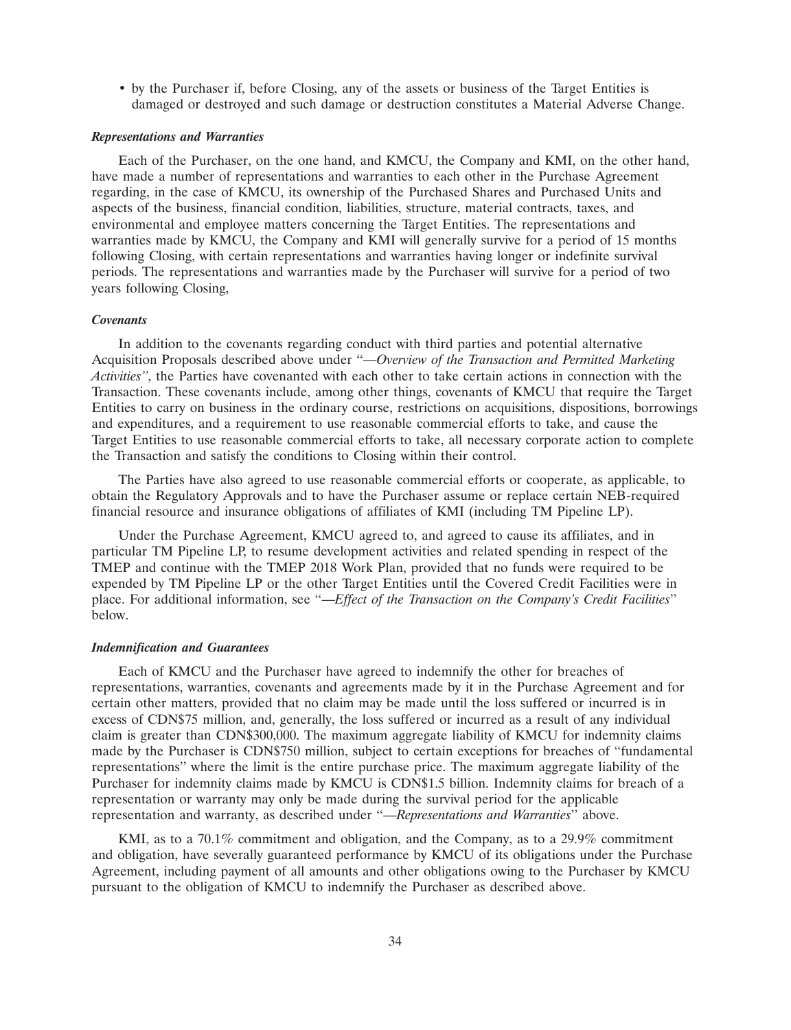- by the Purchaser if, before Closing, any of the assets or business of the Target Entities is damaged or destroyed and such damage or destruction constitutes a Material Adverse Change.

***Representations and Warranties***

Each of the Purchaser, on the one hand, and KMCU, the Company and KMI, on the other hand, have made a number of representations and warranties to each other in the Purchase Agreement regarding, in the case of KMCU, its ownership of the Purchased Shares and Purchased Units and aspects of the business, financial condition, liabilities, structure, material contracts, taxes, and environmental and employee matters concerning the Target Entities. The representations and warranties made by KMCU, the Company and KMI will generally survive for a period of 15 months following Closing, with certain representations and warranties having longer or indefinite survival periods. The representations and warranties made by the Purchaser will survive for a period of two years following Closing,

***Covenants***

In addition to the covenants regarding conduct with third parties and potential alternative Acquisition Proposals described above under "*—Overview of the Transaction and Permitted Marketing Activities"*, the Parties have covenanted with each other to take certain actions in connection with the Transaction. These covenants include, among other things, covenants of KMCU that require the Target Entities to carry on business in the ordinary course, restrictions on acquisitions, dispositions, borrowings and expenditures, and a requirement to use reasonable commercial efforts to take, and cause the Target Entities to use reasonable commercial efforts to take, all necessary corporate action to complete the Transaction and satisfy the conditions to Closing within their control.

The Parties have also agreed to use reasonable commercial efforts or cooperate, as applicable, to obtain the Regulatory Approvals and to have the Purchaser assume or replace certain NEB-required financial resource and insurance obligations of affiliates of KMI (including TM Pipeline LP).

Under the Purchase Agreement, KMCU agreed to, and agreed to cause its affiliates, and in particular TM Pipeline LP, to resume development activities and related spending in respect of the TMEP and continue with the TMEP 2018 Work Plan, provided that no funds were required to be expended by TM Pipeline LP or the other Target Entities until the Covered Credit Facilities were in place. For additional information, see "*—Effect of the Transaction on the Company's Credit Facilities*" below.

***Indemnification and Guarantees***

Each of KMCU and the Purchaser have agreed to indemnify the other for breaches of representations, warranties, covenants and agreements made by it in the Purchase Agreement and for certain other matters, provided that no claim may be made until the loss suffered or incurred is in excess of CDN$75 million, and, generally, the loss suffered or incurred as a result of any individual claim is greater than CDN$300,000. The maximum aggregate liability of KMCU for indemnity claims made by the Purchaser is CDN$750 million, subject to certain exceptions for breaches of "fundamental representations" where the limit is the entire purchase price. The maximum aggregate liability of the Purchaser for indemnity claims made by KMCU is CDN$1.5 billion. Indemnity claims for breach of a representation or warranty may only be made during the survival period for the applicable representation and warranty, as described under "*—Representations and Warranties*" above.

KMI, as to a 70.1% commitment and obligation, and the Company, as to a 29.9% commitment and obligation, have severally guaranteed performance by KMCU of its obligations under the Purchase Agreement, including payment of all amounts and other obligations owing to the Purchaser by KMCU pursuant to the obligation of KMCU to indemnify the Purchaser as described above.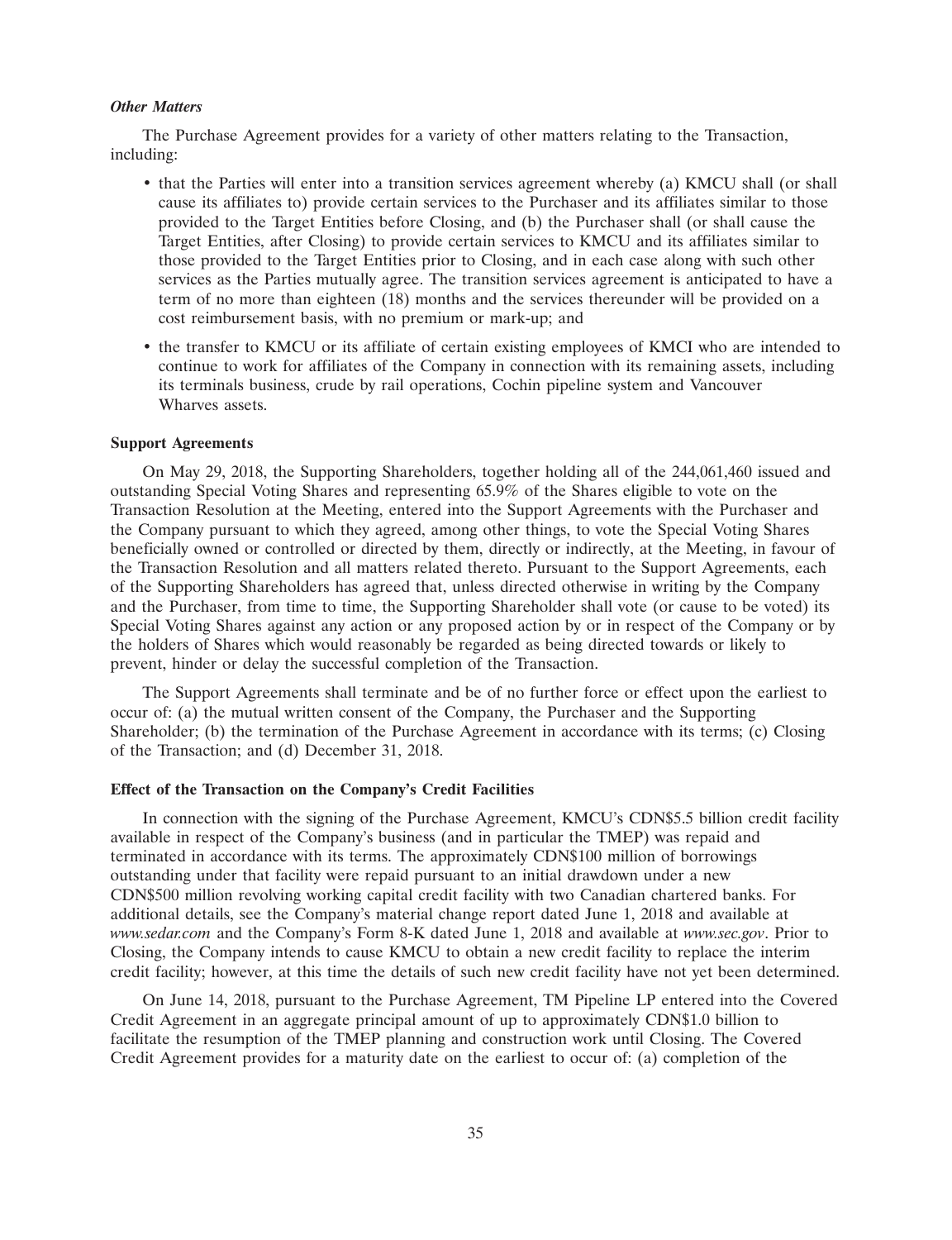### *Other Matters*

The Purchase Agreement provides for a variety of other matters relating to the Transaction, including:

- that the Parties will enter into a transition services agreement whereby (a) KMCU shall (or shall cause its affiliates to) provide certain services to the Purchaser and its affiliates similar to those provided to the Target Entities before Closing, and (b) the Purchaser shall (or shall cause the Target Entities, after Closing) to provide certain services to KMCU and its affiliates similar to those provided to the Target Entities prior to Closing, and in each case along with such other services as the Parties mutually agree. The transition services agreement is anticipated to have a term of no more than eighteen (18) months and the services thereunder will be provided on a cost reimbursement basis, with no premium or mark-up; and
- the transfer to KMCU or its affiliate of certain existing employees of KMCI who are intended to continue to work for affiliates of the Company in connection with its remaining assets, including its terminals business, crude by rail operations, Cochin pipeline system and Vancouver Wharves assets.

## Support Agreements

On May 29, 2018, the Supporting Shareholders, together holding all of the 244,061,460 issued and outstanding Special Voting Shares and representing 65.9% of the Shares eligible to vote on the Transaction Resolution at the Meeting, entered into the Support Agreements with the Purchaser and the Company pursuant to which they agreed, among other things, to vote the Special Voting Shares beneficially owned or controlled or directed by them, directly or indirectly, at the Meeting, in favour of the Transaction Resolution and all matters related thereto. Pursuant to the Support Agreements, each of the Supporting Shareholders has agreed that, unless directed otherwise in writing by the Company and the Purchaser, from time to time, the Supporting Shareholder shall vote (or cause to be voted) its Special Voting Shares against any action or any proposed action by or in respect of the Company or by the holders of Shares which would reasonably be regarded as being directed towards or likely to prevent, hinder or delay the successful completion of the Transaction.

The Support Agreements shall terminate and be of no further force or effect upon the earliest to occur of: (a) the mutual written consent of the Company, the Purchaser and the Supporting Shareholder; (b) the termination of the Purchase Agreement in accordance with its terms; (c) Closing of the Transaction; and (d) December 31, 2018.

## Effect of the Transaction on the Company's Credit Facilities

In connection with the signing of the Purchase Agreement, KMCU's CDN$5.5 billion credit facility available in respect of the Company's business (and in particular the TMEP) was repaid and terminated in accordance with its terms. The approximately CDN$100 million of borrowings outstanding under that facility were repaid pursuant to an initial drawdown under a new CDN$500 million revolving working capital credit facility with two Canadian chartered banks. For additional details, see the Company's material change report dated June 1, 2018 and available at *www.sedar.com* and the Company's Form 8-K dated June 1, 2018 and available at *www.sec.gov*. Prior to Closing, the Company intends to cause KMCU to obtain a new credit facility to replace the interim credit facility; however, at this time the details of such new credit facility have not yet been determined.

On June 14, 2018, pursuant to the Purchase Agreement, TM Pipeline LP entered into the Covered Credit Agreement in an aggregate principal amount of up to approximately CDN$1.0 billion to facilitate the resumption of the TMEP planning and construction work until Closing. The Covered Credit Agreement provides for a maturity date on the earliest to occur of: (a) completion of the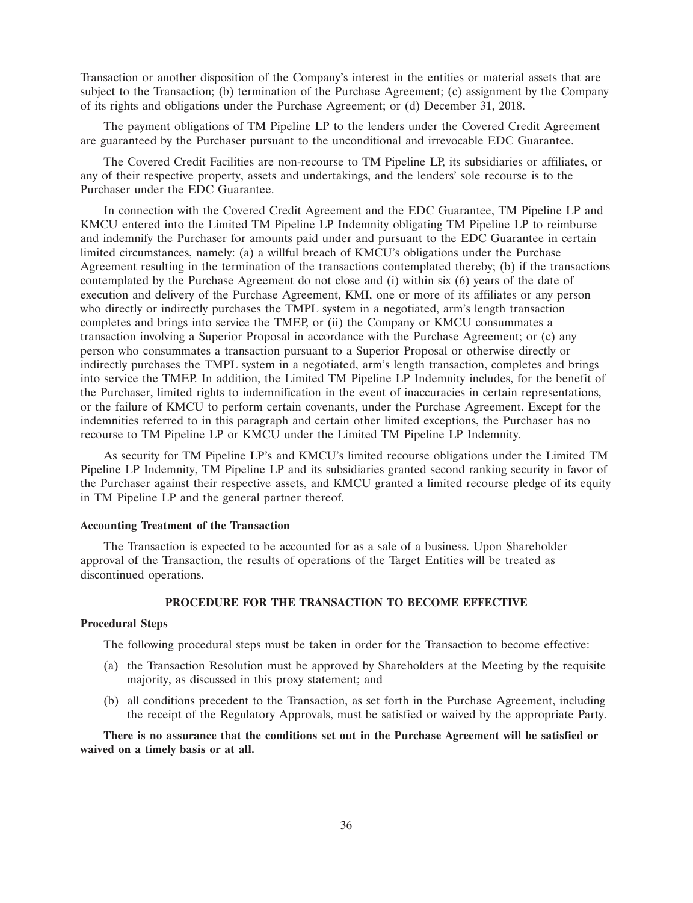Transaction or another disposition of the Company's interest in the entities or material assets that are subject to the Transaction; (b) termination of the Purchase Agreement; (c) assignment by the Company of its rights and obligations under the Purchase Agreement; or (d) December 31, 2018.

The payment obligations of TM Pipeline LP to the lenders under the Covered Credit Agreement are guaranteed by the Purchaser pursuant to the unconditional and irrevocable EDC Guarantee.

The Covered Credit Facilities are non-recourse to TM Pipeline LP, its subsidiaries or affiliates, or any of their respective property, assets and undertakings, and the lenders' sole recourse is to the Purchaser under the EDC Guarantee.

In connection with the Covered Credit Agreement and the EDC Guarantee, TM Pipeline LP and KMCU entered into the Limited TM Pipeline LP Indemnity obligating TM Pipeline LP to reimburse and indemnify the Purchaser for amounts paid under and pursuant to the EDC Guarantee in certain limited circumstances, namely: (a) a willful breach of KMCU's obligations under the Purchase Agreement resulting in the termination of the transactions contemplated thereby; (b) if the transactions contemplated by the Purchase Agreement do not close and (i) within six (6) years of the date of execution and delivery of the Purchase Agreement, KMI, one or more of its affiliates or any person who directly or indirectly purchases the TMPL system in a negotiated, arm's length transaction completes and brings into service the TMEP, or (ii) the Company or KMCU consummates a transaction involving a Superior Proposal in accordance with the Purchase Agreement; or (c) any person who consummates a transaction pursuant to a Superior Proposal or otherwise directly or indirectly purchases the TMPL system in a negotiated, arm's length transaction, completes and brings into service the TMEP. In addition, the Limited TM Pipeline LP Indemnity includes, for the benefit of the Purchaser, limited rights to indemnification in the event of inaccuracies in certain representations, or the failure of KMCU to perform certain covenants, under the Purchase Agreement. Except for the indemnities referred to in this paragraph and certain other limited exceptions, the Purchaser has no recourse to TM Pipeline LP or KMCU under the Limited TM Pipeline LP Indemnity.

As security for TM Pipeline LP's and KMCU's limited recourse obligations under the Limited TM Pipeline LP Indemnity, TM Pipeline LP and its subsidiaries granted second ranking security in favor of the Purchaser against their respective assets, and KMCU granted a limited recourse pledge of its equity in TM Pipeline LP and the general partner thereof.

**Accounting Treatment of the Transaction**

The Transaction is expected to be accounted for as a sale of a business. Upon Shareholder approval of the Transaction, the results of operations of the Target Entities will be treated as discontinued operations.

## PROCEDURE FOR THE TRANSACTION TO BECOME EFFECTIVE

**Procedural Steps**

The following procedural steps must be taken in order for the Transaction to become effective:

(a) the Transaction Resolution must be approved by Shareholders at the Meeting by the requisite majority, as discussed in this proxy statement; and

(b) all conditions precedent to the Transaction, as set forth in the Purchase Agreement, including the receipt of the Regulatory Approvals, must be satisfied or waived by the appropriate Party.

**There is no assurance that the conditions set out in the Purchase Agreement will be satisfied or waived on a timely basis or at all.**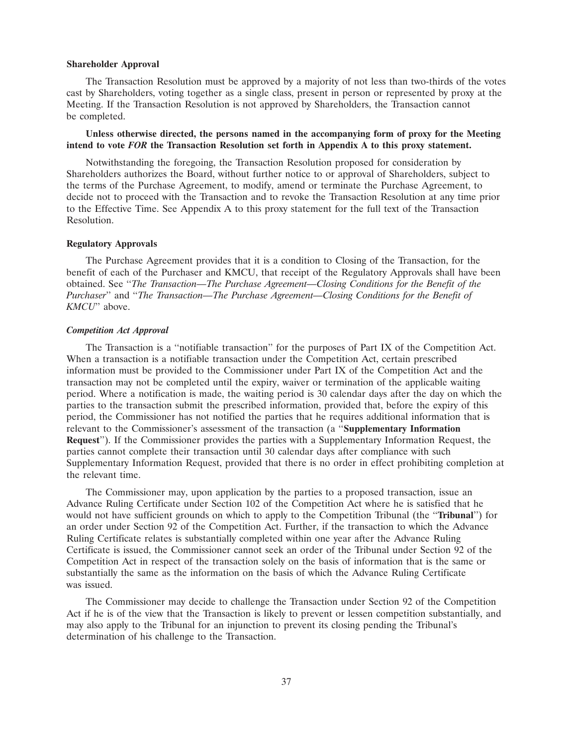**Shareholder Approval**

The Transaction Resolution must be approved by a majority of not less than two-thirds of the votes cast by Shareholders, voting together as a single class, present in person or represented by proxy at the Meeting. If the Transaction Resolution is not approved by Shareholders, the Transaction cannot be completed.

**Unless otherwise directed, the persons named in the accompanying form of proxy for the Meeting intend to vote *FOR* the Transaction Resolution set forth in Appendix A to this proxy statement.**

Notwithstanding the foregoing, the Transaction Resolution proposed for consideration by Shareholders authorizes the Board, without further notice to or approval of Shareholders, subject to the terms of the Purchase Agreement, to modify, amend or terminate the Purchase Agreement, to decide not to proceed with the Transaction and to revoke the Transaction Resolution at any time prior to the Effective Time. See Appendix A to this proxy statement for the full text of the Transaction Resolution.

**Regulatory Approvals**

The Purchase Agreement provides that it is a condition to Closing of the Transaction, for the benefit of each of the Purchaser and KMCU, that receipt of the Regulatory Approvals shall have been obtained. See ''*The Transaction—The Purchase Agreement—Closing Conditions for the Benefit of the Purchaser*'' and ''*The Transaction—The Purchase Agreement—Closing Conditions for the Benefit of KMCU*'' above.

***Competition Act Approval***

The Transaction is a ''notifiable transaction'' for the purposes of Part IX of the Competition Act. When a transaction is a notifiable transaction under the Competition Act, certain prescribed information must be provided to the Commissioner under Part IX of the Competition Act and the transaction may not be completed until the expiry, waiver or termination of the applicable waiting period. Where a notification is made, the waiting period is 30 calendar days after the day on which the parties to the transaction submit the prescribed information, provided that, before the expiry of this period, the Commissioner has not notified the parties that he requires additional information that is relevant to the Commissioner's assessment of the transaction (a ''**Supplementary Information Request**''). If the Commissioner provides the parties with a Supplementary Information Request, the parties cannot complete their transaction until 30 calendar days after compliance with such Supplementary Information Request, provided that there is no order in effect prohibiting completion at the relevant time.

The Commissioner may, upon application by the parties to a proposed transaction, issue an Advance Ruling Certificate under Section 102 of the Competition Act where he is satisfied that he would not have sufficient grounds on which to apply to the Competition Tribunal (the ''**Tribunal**'') for an order under Section 92 of the Competition Act. Further, if the transaction to which the Advance Ruling Certificate relates is substantially completed within one year after the Advance Ruling Certificate is issued, the Commissioner cannot seek an order of the Tribunal under Section 92 of the Competition Act in respect of the transaction solely on the basis of information that is the same or substantially the same as the information on the basis of which the Advance Ruling Certificate was issued.

The Commissioner may decide to challenge the Transaction under Section 92 of the Competition Act if he is of the view that the Transaction is likely to prevent or lessen competition substantially, and may also apply to the Tribunal for an injunction to prevent its closing pending the Tribunal's determination of his challenge to the Transaction.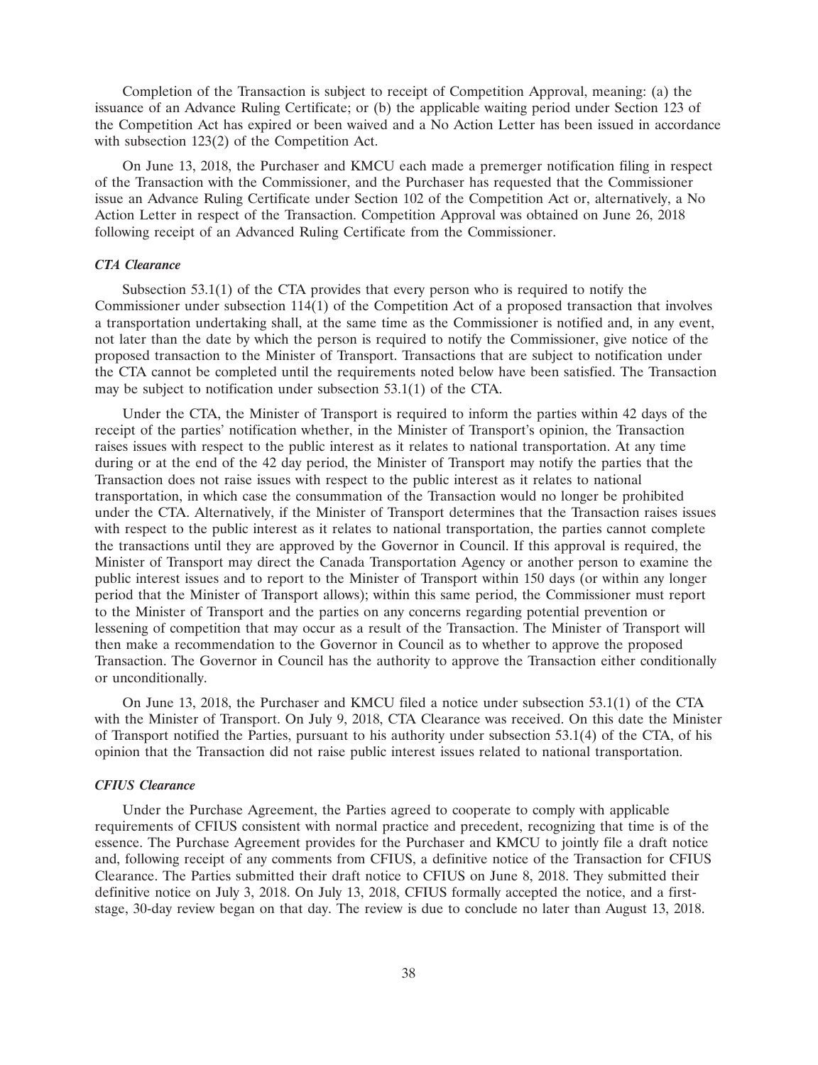Completion of the Transaction is subject to receipt of Competition Approval, meaning: (a) the issuance of an Advance Ruling Certificate; or (b) the applicable waiting period under Section 123 of the Competition Act has expired or been waived and a No Action Letter has been issued in accordance with subsection 123(2) of the Competition Act.

On June 13, 2018, the Purchaser and KMCU each made a premerger notification filing in respect of the Transaction with the Commissioner, and the Purchaser has requested that the Commissioner issue an Advance Ruling Certificate under Section 102 of the Competition Act or, alternatively, a No Action Letter in respect of the Transaction. Competition Approval was obtained on June 26, 2018 following receipt of an Advanced Ruling Certificate from the Commissioner.

***CTA Clearance***

Subsection 53.1(1) of the CTA provides that every person who is required to notify the Commissioner under subsection 114(1) of the Competition Act of a proposed transaction that involves a transportation undertaking shall, at the same time as the Commissioner is notified and, in any event, not later than the date by which the person is required to notify the Commissioner, give notice of the proposed transaction to the Minister of Transport. Transactions that are subject to notification under the CTA cannot be completed until the requirements noted below have been satisfied. The Transaction may be subject to notification under subsection 53.1(1) of the CTA.

Under the CTA, the Minister of Transport is required to inform the parties within 42 days of the receipt of the parties' notification whether, in the Minister of Transport's opinion, the Transaction raises issues with respect to the public interest as it relates to national transportation. At any time during or at the end of the 42 day period, the Minister of Transport may notify the parties that the Transaction does not raise issues with respect to the public interest as it relates to national transportation, in which case the consummation of the Transaction would no longer be prohibited under the CTA. Alternatively, if the Minister of Transport determines that the Transaction raises issues with respect to the public interest as it relates to national transportation, the parties cannot complete the transactions until they are approved by the Governor in Council. If this approval is required, the Minister of Transport may direct the Canada Transportation Agency or another person to examine the public interest issues and to report to the Minister of Transport within 150 days (or within any longer period that the Minister of Transport allows); within this same period, the Commissioner must report to the Minister of Transport and the parties on any concerns regarding potential prevention or lessening of competition that may occur as a result of the Transaction. The Minister of Transport will then make a recommendation to the Governor in Council as to whether to approve the proposed Transaction. The Governor in Council has the authority to approve the Transaction either conditionally or unconditionally.

On June 13, 2018, the Purchaser and KMCU filed a notice under subsection 53.1(1) of the CTA with the Minister of Transport. On July 9, 2018, CTA Clearance was received. On this date the Minister of Transport notified the Parties, pursuant to his authority under subsection 53.1(4) of the CTA, of his opinion that the Transaction did not raise public interest issues related to national transportation.

***CFIUS Clearance***

Under the Purchase Agreement, the Parties agreed to cooperate to comply with applicable requirements of CFIUS consistent with normal practice and precedent, recognizing that time is of the essence. The Purchase Agreement provides for the Purchaser and KMCU to jointly file a draft notice and, following receipt of any comments from CFIUS, a definitive notice of the Transaction for CFIUS Clearance. The Parties submitted their draft notice to CFIUS on June 8, 2018. They submitted their definitive notice on July 3, 2018. On July 13, 2018, CFIUS formally accepted the notice, and a first-stage, 30-day review began on that day. The review is due to conclude no later than August 13, 2018.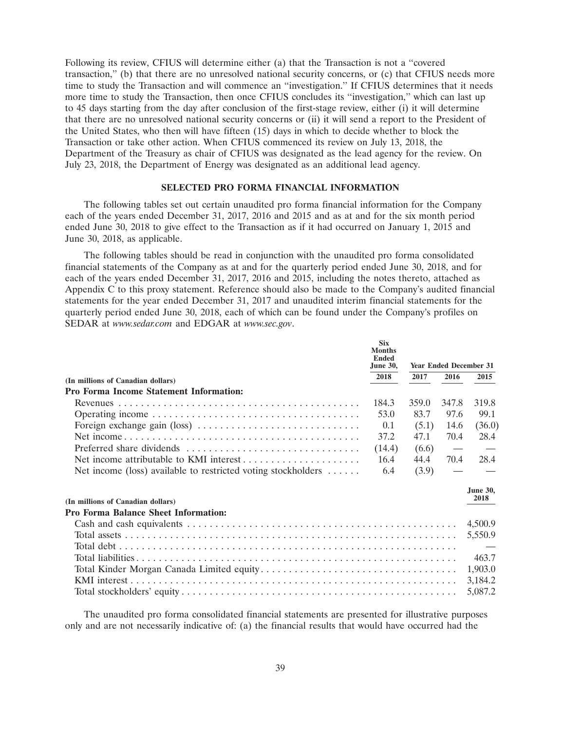Following its review, CFIUS will determine either (a) that the Transaction is not a "covered transaction," (b) that there are no unresolved national security concerns, or (c) that CFIUS needs more time to study the Transaction and will commence an "investigation." If CFIUS determines that it needs more time to study the Transaction, then once CFIUS concludes its "investigation," which can last up to 45 days starting from the day after conclusion of the first-stage review, either (i) it will determine that there are no unresolved national security concerns or (ii) it will send a report to the President of the United States, who then will have fifteen (15) days in which to decide whether to block the Transaction or take other action. When CFIUS commenced its review on July 13, 2018, the Department of the Treasury as chair of CFIUS was designated as the lead agency for the review. On July 23, 2018, the Department of Energy was designated as an additional lead agency.

## SELECTED PRO FORMA FINANCIAL INFORMATION

The following tables set out certain unaudited pro forma financial information for the Company each of the years ended December 31, 2017, 2016 and 2015 and as at and for the six month period ended June 30, 2018 to give effect to the Transaction as if it had occurred on January 1, 2015 and June 30, 2018, as applicable.

The following tables should be read in conjunction with the unaudited pro forma consolidated financial statements of the Company as at and for the quarterly period ended June 30, 2018, and for each of the years ended December 31, 2017, 2016 and 2015, including the notes thereto, attached as Appendix C to this proxy statement. Reference should also be made to the Company's audited financial statements for the year ended December 31, 2017 and unaudited interim financial statements for the quarterly period ended June 30, 2018, each of which can be found under the Company's profiles on SEDAR at *www.sedar.com* and EDGAR at *www.sec.gov*.

| (In millions of Canadian dollars) | Six Months Ended June 30, 2018 | Year Ended December 31 2017 | 2016 | 2015 |
|---|---|---|---|---|
| **Pro Forma Income Statement Information:** | | | | |
| Revenues | 184.3 | 359.0 | 347.8 | 319.8 |
| Operating income | 53.0 | 83.7 | 97.6 | 99.1 |
| Foreign exchange gain (loss) | 0.1 | (5.1) | 14.6 | (36.0) |
| Net income | 37.2 | 47.1 | 70.4 | 28.4 |
| Preferred share dividends | (14.4) | (6.6) | — | — |
| Net income attributable to KMI interest | 16.4 | 44.4 | 70.4 | 28.4 |
| Net income (loss) available to restricted voting stockholders | 6.4 | (3.9) | — | — |

| (In millions of Canadian dollars) | June 30, 2018 |
|---|---|
| **Pro Forma Balance Sheet Information:** | |
| Cash and cash equivalents | 4,500.9 |
| Total assets | 5,550.9 |
| Total debt | — |
| Total liabilities | 463.7 |
| Total Kinder Morgan Canada Limited equity | 1,903.0 |
| KMI interest | 3,184.2 |
| Total stockholders' equity | 5,087.2 |

The unaudited pro forma consolidated financial statements are presented for illustrative purposes only and are not necessarily indicative of: (a) the financial results that would have occurred had the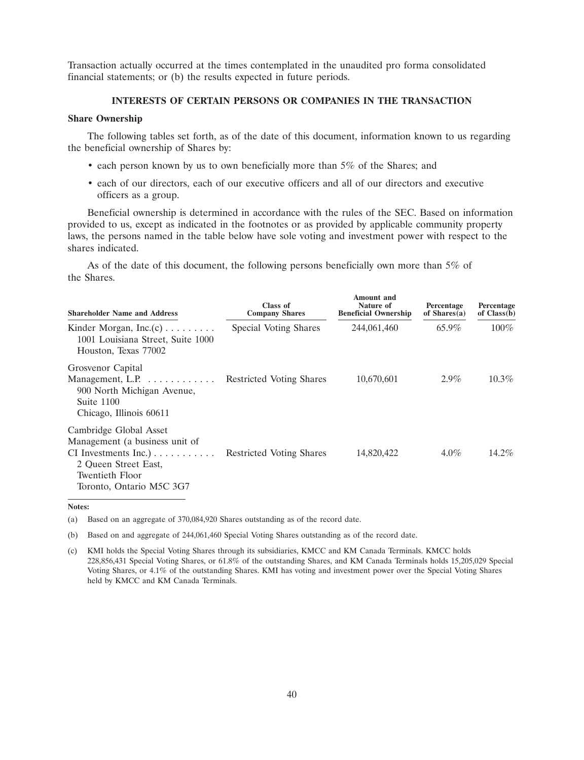Transaction actually occurred at the times contemplated in the unaudited pro forma consolidated financial statements; or (b) the results expected in future periods.

## INTERESTS OF CERTAIN PERSONS OR COMPANIES IN THE TRANSACTION

### Share Ownership

The following tables set forth, as of the date of this document, information known to us regarding the beneficial ownership of Shares by:

- each person known by us to own beneficially more than 5% of the Shares; and
- each of our directors, each of our executive officers and all of our directors and executive officers as a group.

Beneficial ownership is determined in accordance with the rules of the SEC. Based on information provided to us, except as indicated in the footnotes or as provided by applicable community property laws, the persons named in the table below have sole voting and investment power with respect to the shares indicated.

As of the date of this document, the following persons beneficially own more than 5% of the Shares.

| Shareholder Name and Address | Class of Company Shares | Amount and Nature of Beneficial Ownership | Percentage of Shares(a) | Percentage of Class(b) |
|---|---|---|---|---|
| Kinder Morgan, Inc.(c)<br>1001 Louisiana Street, Suite 1000<br>Houston, Texas 77002 | Special Voting Shares | 244,061,460 | 65.9% | 100% |
| Grosvenor Capital Management, L.P.<br>900 North Michigan Avenue, Suite 1100<br>Chicago, Illinois 60611 | Restricted Voting Shares | 10,670,601 | 2.9% | 10.3% |
| Cambridge Global Asset Management (a business unit of CI Investments Inc.)<br>2 Queen Street East, Twentieth Floor<br>Toronto, Ontario M5C 3G7 | Restricted Voting Shares | 14,820,422 | 4.0% | 14.2% |

**Notes:**

(a) Based on an aggregate of 370,084,920 Shares outstanding as of the record date.

(b) Based on and aggregate of 244,061,460 Special Voting Shares outstanding as of the record date.

(c) KMI holds the Special Voting Shares through its subsidiaries, KMCC and KM Canada Terminals. KMCC holds 228,856,431 Special Voting Shares, or 61.8% of the outstanding Shares, and KM Canada Terminals holds 15,205,029 Special Voting Shares, or 4.1% of the outstanding Shares. KMI has voting and investment power over the Special Voting Shares held by KMCC and KM Canada Terminals.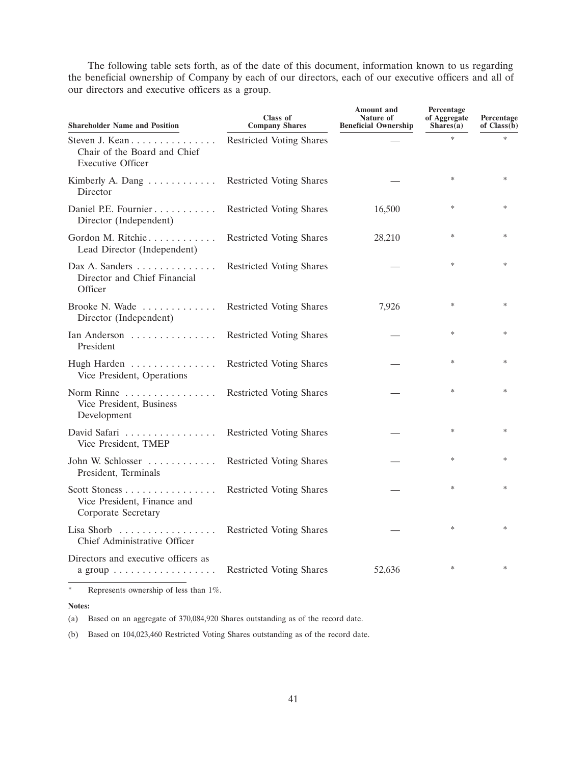The following table sets forth, as of the date of this document, information known to us regarding the beneficial ownership of Company by each of our directors, each of our executive officers and all of our directors and executive officers as a group.

| Shareholder Name and Position | Class of Company Shares | Amount and Nature of Beneficial Ownership | Percentage of Aggregate Shares(a) | Percentage of Class(b) |
|---|---|---|---|---|
| Steven J. Kean<br>Chair of the Board and Chief Executive Officer | Restricted Voting Shares | — | * | * |
| Kimberly A. Dang<br>Director | Restricted Voting Shares | — | * | * |
| Daniel P.E. Fournier<br>Director (Independent) | Restricted Voting Shares | 16,500 | * | * |
| Gordon M. Ritchie<br>Lead Director (Independent) | Restricted Voting Shares | 28,210 | * | * |
| Dax A. Sanders<br>Director and Chief Financial Officer | Restricted Voting Shares | — | * | * |
| Brooke N. Wade<br>Director (Independent) | Restricted Voting Shares | 7,926 | * | * |
| Ian Anderson<br>President | Restricted Voting Shares | — | * | * |
| Hugh Harden<br>Vice President, Operations | Restricted Voting Shares | — | * | * |
| Norm Rinne<br>Vice President, Business Development | Restricted Voting Shares | — | * | * |
| David Safari<br>Vice President, TMEP | Restricted Voting Shares | — | * | * |
| John W. Schlosser<br>President, Terminals | Restricted Voting Shares | — | * | * |
| Scott Stoness<br>Vice President, Finance and Corporate Secretary | Restricted Voting Shares | — | * | * |
| Lisa Shorb<br>Chief Administrative Officer | Restricted Voting Shares | — | * | * |
| Directors and executive officers as a group | Restricted Voting Shares | 52,636 | * | * |

\* Represents ownership of less than 1%.

**Notes:**

(a) Based on an aggregate of 370,084,920 Shares outstanding as of the record date.

(b) Based on 104,023,460 Restricted Voting Shares outstanding as of the record date.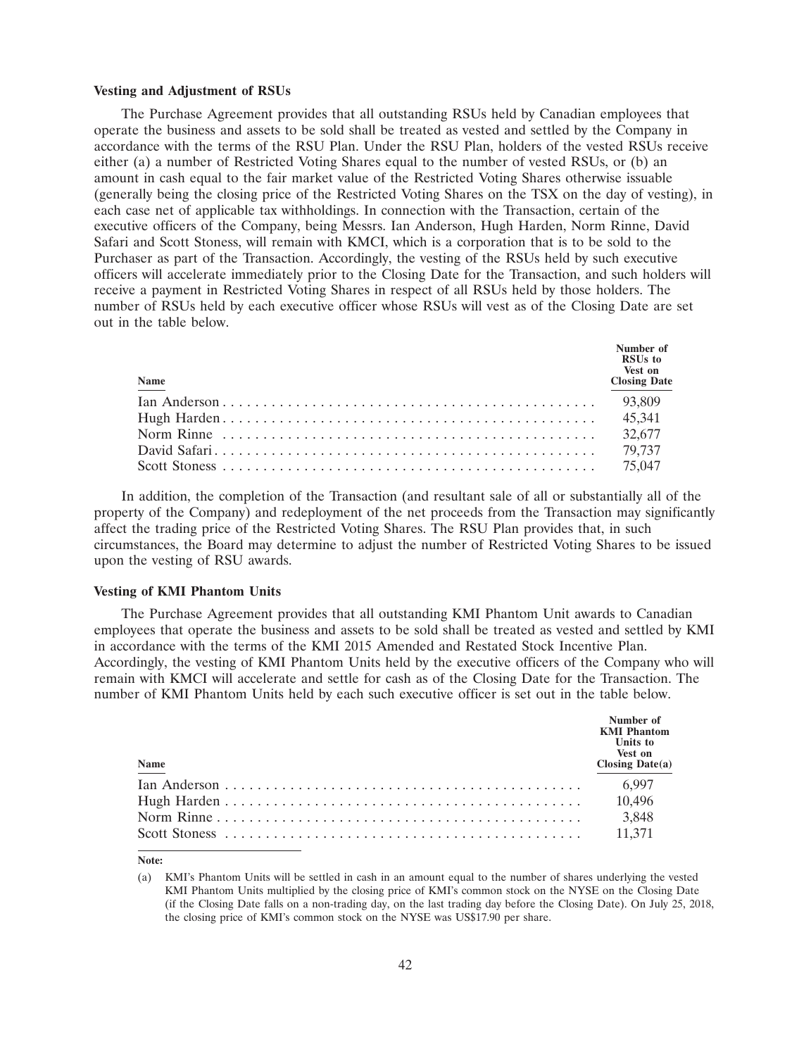**Vesting and Adjustment of RSUs**

The Purchase Agreement provides that all outstanding RSUs held by Canadian employees that operate the business and assets to be sold shall be treated as vested and settled by the Company in accordance with the terms of the RSU Plan. Under the RSU Plan, holders of the vested RSUs receive either (a) a number of Restricted Voting Shares equal to the number of vested RSUs, or (b) an amount in cash equal to the fair market value of the Restricted Voting Shares otherwise issuable (generally being the closing price of the Restricted Voting Shares on the TSX on the day of vesting), in each case net of applicable tax withholdings. In connection with the Transaction, certain of the executive officers of the Company, being Messrs. Ian Anderson, Hugh Harden, Norm Rinne, David Safari and Scott Stoness, will remain with KMCI, which is a corporation that is to be sold to the Purchaser as part of the Transaction. Accordingly, the vesting of the RSUs held by such executive officers will accelerate immediately prior to the Closing Date for the Transaction, and such holders will receive a payment in Restricted Voting Shares in respect of all RSUs held by those holders. The number of RSUs held by each executive officer whose RSUs will vest as of the Closing Date are set out in the table below.

| Name | Number of RSUs to Vest on Closing Date |
|---|---|
| Ian Anderson | 93,809 |
| Hugh Harden | 45,341 |
| Norm Rinne | 32,677 |
| David Safari | 79,737 |
| Scott Stoness | 75,047 |

In addition, the completion of the Transaction (and resultant sale of all or substantially all of the property of the Company) and redeployment of the net proceeds from the Transaction may significantly affect the trading price of the Restricted Voting Shares. The RSU Plan provides that, in such circumstances, the Board may determine to adjust the number of Restricted Voting Shares to be issued upon the vesting of RSU awards.

**Vesting of KMI Phantom Units**

The Purchase Agreement provides that all outstanding KMI Phantom Unit awards to Canadian employees that operate the business and assets to be sold shall be treated as vested and settled by KMI in accordance with the terms of the KMI 2015 Amended and Restated Stock Incentive Plan. Accordingly, the vesting of KMI Phantom Units held by the executive officers of the Company who will remain with KMCI will accelerate and settle for cash as of the Closing Date for the Transaction. The number of KMI Phantom Units held by each such executive officer is set out in the table below.

| Name | Number of KMI Phantom Units to Vest on Closing Date(a) |
|---|---|
| Ian Anderson | 6,997 |
| Hugh Harden | 10,496 |
| Norm Rinne | 3,848 |
| Scott Stoness | 11,371 |

**Note:**

(a) KMI's Phantom Units will be settled in cash in an amount equal to the number of shares underlying the vested KMI Phantom Units multiplied by the closing price of KMI's common stock on the NYSE on the Closing Date (if the Closing Date falls on a non-trading day, on the last trading day before the Closing Date). On July 25, 2018, the closing price of KMI's common stock on the NYSE was US$17.90 per share.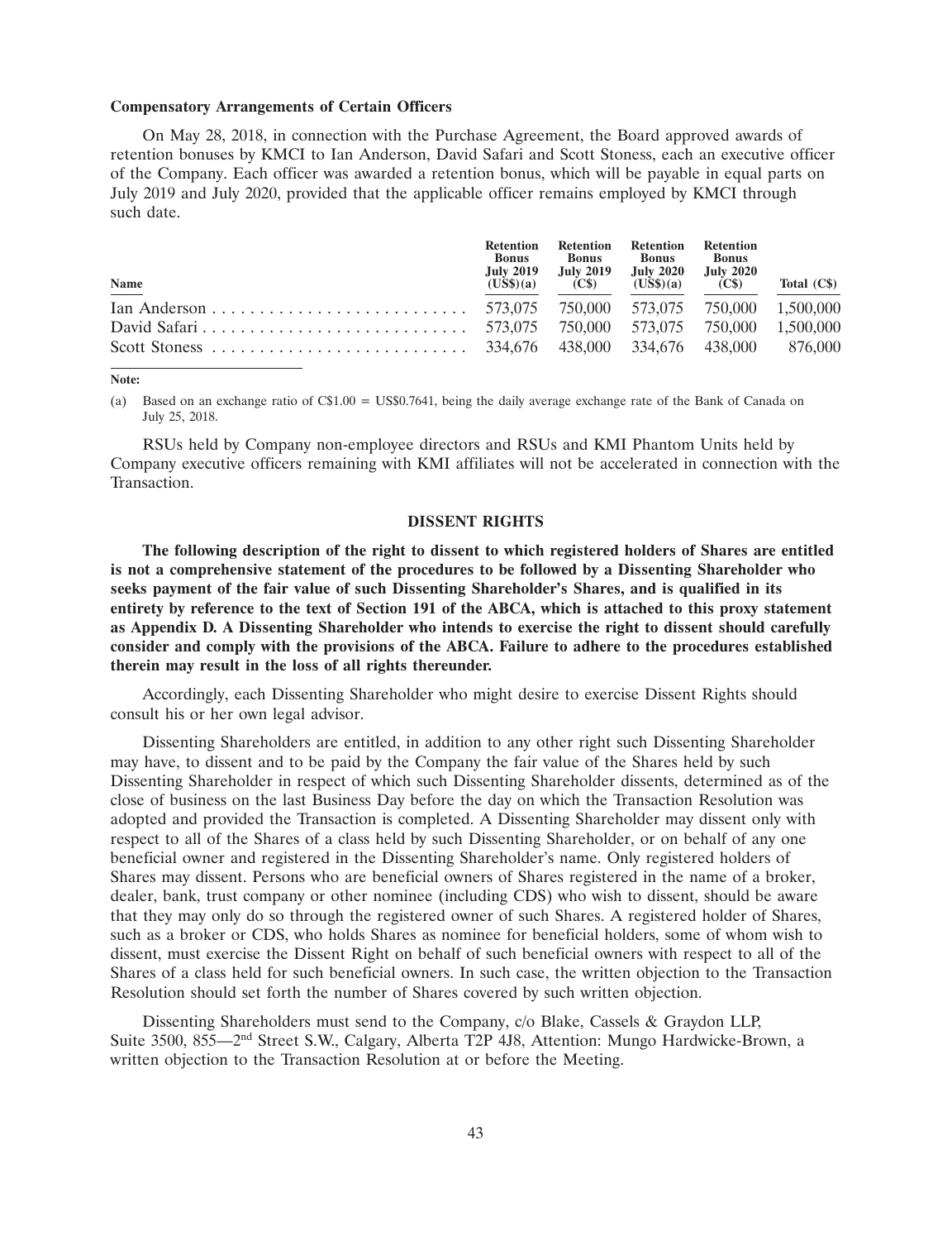**Compensatory Arrangements of Certain Officers**

On May 28, 2018, in connection with the Purchase Agreement, the Board approved awards of retention bonuses by KMCI to Ian Anderson, David Safari and Scott Stoness, each an executive officer of the Company. Each officer was awarded a retention bonus, which will be payable in equal parts on July 2019 and July 2020, provided that the applicable officer remains employed by KMCI through such date.

| Name | Retention Bonus July 2019 (US$)(a) | Retention Bonus July 2019 (C$) | Retention Bonus July 2020 (US$)(a) | Retention Bonus July 2020 (C$) | Total (C$) |
|---|---|---|---|---|---|
| Ian Anderson | 573,075 | 750,000 | 573,075 | 750,000 | 1,500,000 |
| David Safari | 573,075 | 750,000 | 573,075 | 750,000 | 1,500,000 |
| Scott Stoness | 334,676 | 438,000 | 334,676 | 438,000 | 876,000 |

**Note:**

(a) Based on an exchange ratio of C$1.00 = US$0.7641, being the daily average exchange rate of the Bank of Canada on July 25, 2018.

RSUs held by Company non-employee directors and RSUs and KMI Phantom Units held by Company executive officers remaining with KMI affiliates will not be accelerated in connection with the Transaction.

## DISSENT RIGHTS

**The following description of the right to dissent to which registered holders of Shares are entitled is not a comprehensive statement of the procedures to be followed by a Dissenting Shareholder who seeks payment of the fair value of such Dissenting Shareholder's Shares, and is qualified in its entirety by reference to the text of Section 191 of the ABCA, which is attached to this proxy statement as Appendix D. A Dissenting Shareholder who intends to exercise the right to dissent should carefully consider and comply with the provisions of the ABCA. Failure to adhere to the procedures established therein may result in the loss of all rights thereunder.**

Accordingly, each Dissenting Shareholder who might desire to exercise Dissent Rights should consult his or her own legal advisor.

Dissenting Shareholders are entitled, in addition to any other right such Dissenting Shareholder may have, to dissent and to be paid by the Company the fair value of the Shares held by such Dissenting Shareholder in respect of which such Dissenting Shareholder dissents, determined as of the close of business on the last Business Day before the day on which the Transaction Resolution was adopted and provided the Transaction is completed. A Dissenting Shareholder may dissent only with respect to all of the Shares of a class held by such Dissenting Shareholder, or on behalf of any one beneficial owner and registered in the Dissenting Shareholder's name. Only registered holders of Shares may dissent. Persons who are beneficial owners of Shares registered in the name of a broker, dealer, bank, trust company or other nominee (including CDS) who wish to dissent, should be aware that they may only do so through the registered owner of such Shares. A registered holder of Shares, such as a broker or CDS, who holds Shares as nominee for beneficial holders, some of whom wish to dissent, must exercise the Dissent Right on behalf of such beneficial owners with respect to all of the Shares of a class held for such beneficial owners. In such case, the written objection to the Transaction Resolution should set forth the number of Shares covered by such written objection.

Dissenting Shareholders must send to the Company, c/o Blake, Cassels & Graydon LLP, Suite 3500, 855—2nd Street S.W., Calgary, Alberta T2P 4J8, Attention: Mungo Hardwicke-Brown, a written objection to the Transaction Resolution at or before the Meeting.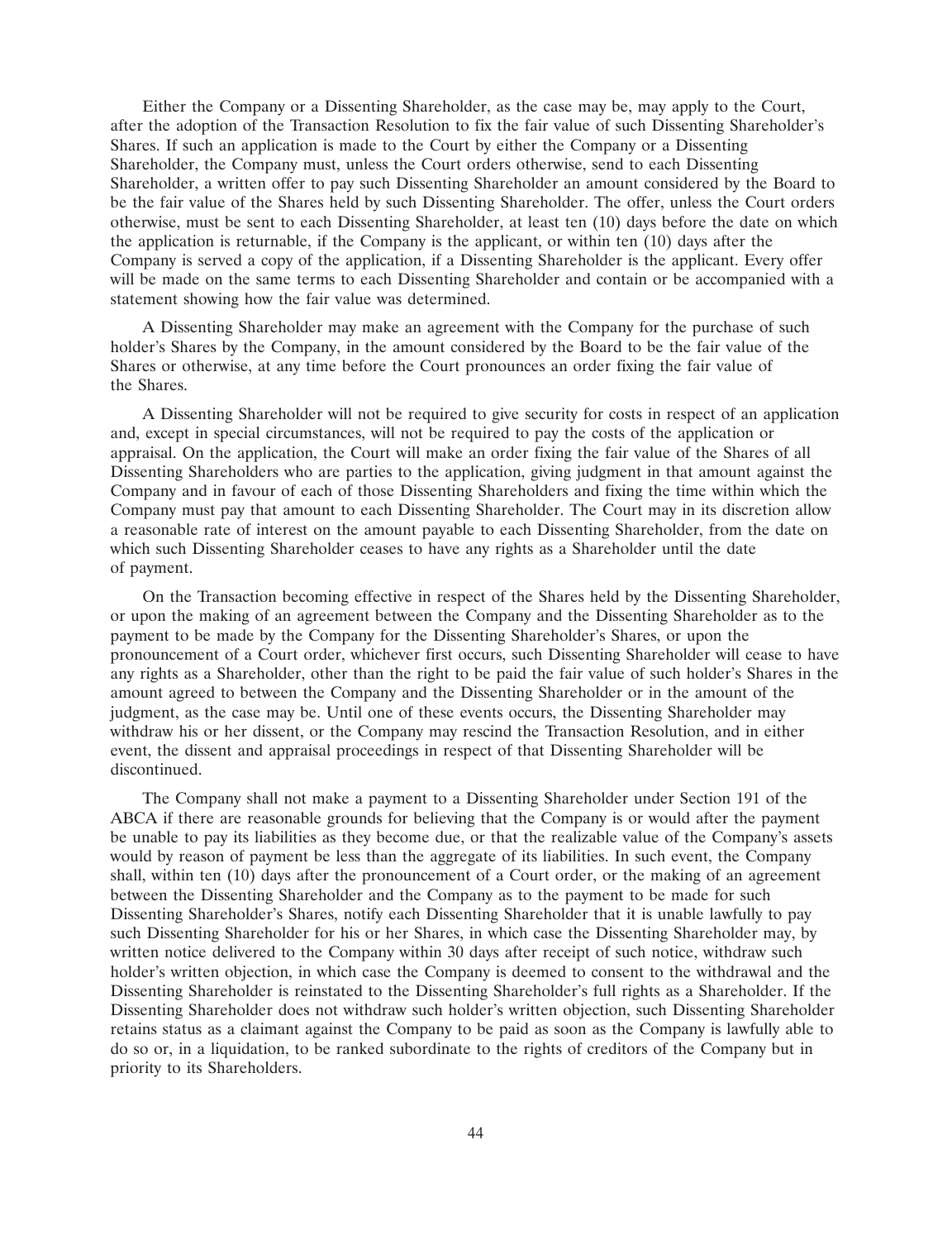Either the Company or a Dissenting Shareholder, as the case may be, may apply to the Court, after the adoption of the Transaction Resolution to fix the fair value of such Dissenting Shareholder's Shares. If such an application is made to the Court by either the Company or a Dissenting Shareholder, the Company must, unless the Court orders otherwise, send to each Dissenting Shareholder, a written offer to pay such Dissenting Shareholder an amount considered by the Board to be the fair value of the Shares held by such Dissenting Shareholder. The offer, unless the Court orders otherwise, must be sent to each Dissenting Shareholder, at least ten (10) days before the date on which the application is returnable, if the Company is the applicant, or within ten (10) days after the Company is served a copy of the application, if a Dissenting Shareholder is the applicant. Every offer will be made on the same terms to each Dissenting Shareholder and contain or be accompanied with a statement showing how the fair value was determined.

A Dissenting Shareholder may make an agreement with the Company for the purchase of such holder's Shares by the Company, in the amount considered by the Board to be the fair value of the Shares or otherwise, at any time before the Court pronounces an order fixing the fair value of the Shares.

A Dissenting Shareholder will not be required to give security for costs in respect of an application and, except in special circumstances, will not be required to pay the costs of the application or appraisal. On the application, the Court will make an order fixing the fair value of the Shares of all Dissenting Shareholders who are parties to the application, giving judgment in that amount against the Company and in favour of each of those Dissenting Shareholders and fixing the time within which the Company must pay that amount to each Dissenting Shareholder. The Court may in its discretion allow a reasonable rate of interest on the amount payable to each Dissenting Shareholder, from the date on which such Dissenting Shareholder ceases to have any rights as a Shareholder until the date of payment.

On the Transaction becoming effective in respect of the Shares held by the Dissenting Shareholder, or upon the making of an agreement between the Company and the Dissenting Shareholder as to the payment to be made by the Company for the Dissenting Shareholder's Shares, or upon the pronouncement of a Court order, whichever first occurs, such Dissenting Shareholder will cease to have any rights as a Shareholder, other than the right to be paid the fair value of such holder's Shares in the amount agreed to between the Company and the Dissenting Shareholder or in the amount of the judgment, as the case may be. Until one of these events occurs, the Dissenting Shareholder may withdraw his or her dissent, or the Company may rescind the Transaction Resolution, and in either event, the dissent and appraisal proceedings in respect of that Dissenting Shareholder will be discontinued.

The Company shall not make a payment to a Dissenting Shareholder under Section 191 of the ABCA if there are reasonable grounds for believing that the Company is or would after the payment be unable to pay its liabilities as they become due, or that the realizable value of the Company's assets would by reason of payment be less than the aggregate of its liabilities. In such event, the Company shall, within ten (10) days after the pronouncement of a Court order, or the making of an agreement between the Dissenting Shareholder and the Company as to the payment to be made for such Dissenting Shareholder's Shares, notify each Dissenting Shareholder that it is unable lawfully to pay such Dissenting Shareholder for his or her Shares, in which case the Dissenting Shareholder may, by written notice delivered to the Company within 30 days after receipt of such notice, withdraw such holder's written objection, in which case the Company is deemed to consent to the withdrawal and the Dissenting Shareholder is reinstated to the Dissenting Shareholder's full rights as a Shareholder. If the Dissenting Shareholder does not withdraw such holder's written objection, such Dissenting Shareholder retains status as a claimant against the Company to be paid as soon as the Company is lawfully able to do so or, in a liquidation, to be ranked subordinate to the rights of creditors of the Company but in priority to its Shareholders.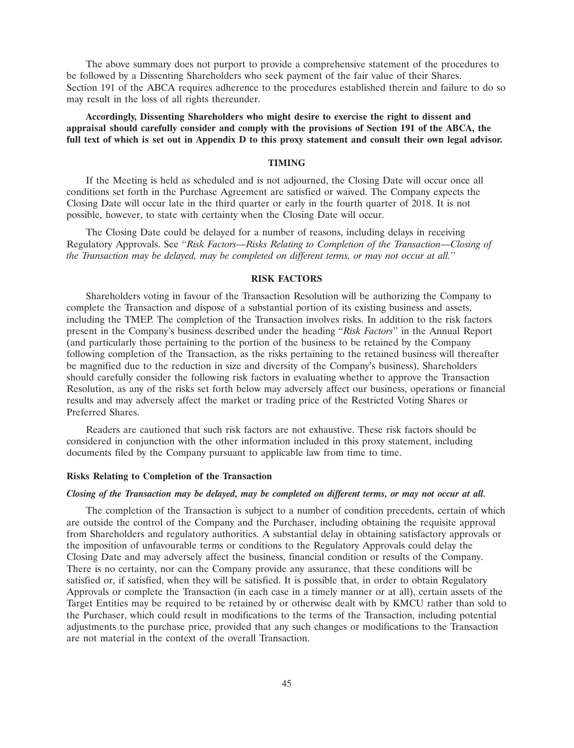The above summary does not purport to provide a comprehensive statement of the procedures to be followed by a Dissenting Shareholders who seek payment of the fair value of their Shares. Section 191 of the ABCA requires adherence to the procedures established therein and failure to do so may result in the loss of all rights thereunder.

**Accordingly, Dissenting Shareholders who might desire to exercise the right to dissent and appraisal should carefully consider and comply with the provisions of Section 191 of the ABCA, the full text of which is set out in Appendix D to this proxy statement and consult their own legal advisor.**

## TIMING

If the Meeting is held as scheduled and is not adjourned, the Closing Date will occur once all conditions set forth in the Purchase Agreement are satisfied or waived. The Company expects the Closing Date will occur late in the third quarter or early in the fourth quarter of 2018. It is not possible, however, to state with certainty when the Closing Date will occur.

The Closing Date could be delayed for a number of reasons, including delays in receiving Regulatory Approvals. See "*Risk Factors—Risks Relating to Completion of the Transaction—Closing of the Transaction may be delayed, may be completed on different terms, or may not occur at all.*"

## RISK FACTORS

Shareholders voting in favour of the Transaction Resolution will be authorizing the Company to complete the Transaction and dispose of a substantial portion of its existing business and assets, including the TMEP. The completion of the Transaction involves risks. In addition to the risk factors present in the Company's business described under the heading "*Risk Factors*" in the Annual Report (and particularly those pertaining to the portion of the business to be retained by the Company following completion of the Transaction, as the risks pertaining to the retained business will thereafter be magnified due to the reduction in size and diversity of the Company's business), Shareholders should carefully consider the following risk factors in evaluating whether to approve the Transaction Resolution, as any of the risks set forth below may adversely affect our business, operations or financial results and may adversely affect the market or trading price of the Restricted Voting Shares or Preferred Shares.

Readers are cautioned that such risk factors are not exhaustive. These risk factors should be considered in conjunction with the other information included in this proxy statement, including documents filed by the Company pursuant to applicable law from time to time.

### Risks Relating to Completion of the Transaction

***Closing of the Transaction may be delayed, may be completed on different terms, or may not occur at all.***

The completion of the Transaction is subject to a number of condition precedents, certain of which are outside the control of the Company and the Purchaser, including obtaining the requisite approval from Shareholders and regulatory authorities. A substantial delay in obtaining satisfactory approvals or the imposition of unfavourable terms or conditions to the Regulatory Approvals could delay the Closing Date and may adversely affect the business, financial condition or results of the Company. There is no certainty, nor can the Company provide any assurance, that these conditions will be satisfied or, if satisfied, when they will be satisfied. It is possible that, in order to obtain Regulatory Approvals or complete the Transaction (in each case in a timely manner or at all), certain assets of the Target Entities may be required to be retained by or otherwise dealt with by KMCU rather than sold to the Purchaser, which could result in modifications to the terms of the Transaction, including potential adjustments to the purchase price, provided that any such changes or modifications to the Transaction are not material in the context of the overall Transaction.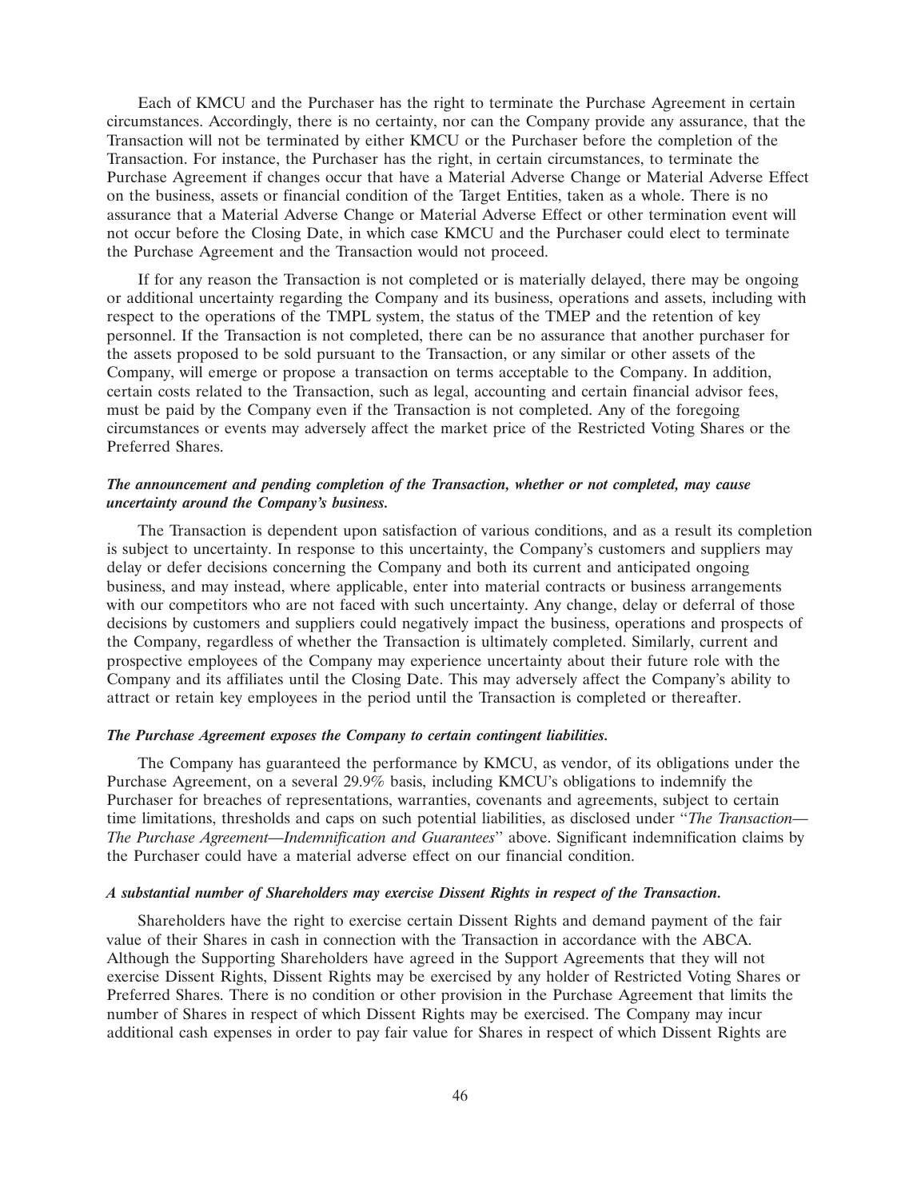Each of KMCU and the Purchaser has the right to terminate the Purchase Agreement in certain circumstances. Accordingly, there is no certainty, nor can the Company provide any assurance, that the Transaction will not be terminated by either KMCU or the Purchaser before the completion of the Transaction. For instance, the Purchaser has the right, in certain circumstances, to terminate the Purchase Agreement if changes occur that have a Material Adverse Change or Material Adverse Effect on the business, assets or financial condition of the Target Entities, taken as a whole. There is no assurance that a Material Adverse Change or Material Adverse Effect or other termination event will not occur before the Closing Date, in which case KMCU and the Purchaser could elect to terminate the Purchase Agreement and the Transaction would not proceed.

If for any reason the Transaction is not completed or is materially delayed, there may be ongoing or additional uncertainty regarding the Company and its business, operations and assets, including with respect to the operations of the TMPL system, the status of the TMEP and the retention of key personnel. If the Transaction is not completed, there can be no assurance that another purchaser for the assets proposed to be sold pursuant to the Transaction, or any similar or other assets of the Company, will emerge or propose a transaction on terms acceptable to the Company. In addition, certain costs related to the Transaction, such as legal, accounting and certain financial advisor fees, must be paid by the Company even if the Transaction is not completed. Any of the foregoing circumstances or events may adversely affect the market price of the Restricted Voting Shares or the Preferred Shares.

***The announcement and pending completion of the Transaction, whether or not completed, may cause uncertainty around the Company's business.***

The Transaction is dependent upon satisfaction of various conditions, and as a result its completion is subject to uncertainty. In response to this uncertainty, the Company's customers and suppliers may delay or defer decisions concerning the Company and both its current and anticipated ongoing business, and may instead, where applicable, enter into material contracts or business arrangements with our competitors who are not faced with such uncertainty. Any change, delay or deferral of those decisions by customers and suppliers could negatively impact the business, operations and prospects of the Company, regardless of whether the Transaction is ultimately completed. Similarly, current and prospective employees of the Company may experience uncertainty about their future role with the Company and its affiliates until the Closing Date. This may adversely affect the Company's ability to attract or retain key employees in the period until the Transaction is completed or thereafter.

***The Purchase Agreement exposes the Company to certain contingent liabilities.***

The Company has guaranteed the performance by KMCU, as vendor, of its obligations under the Purchase Agreement, on a several 29.9% basis, including KMCU's obligations to indemnify the Purchaser for breaches of representations, warranties, covenants and agreements, subject to certain time limitations, thresholds and caps on such potential liabilities, as disclosed under "*The Transaction—The Purchase Agreement—Indemnification and Guarantees*" above. Significant indemnification claims by the Purchaser could have a material adverse effect on our financial condition.

***A substantial number of Shareholders may exercise Dissent Rights in respect of the Transaction.***

Shareholders have the right to exercise certain Dissent Rights and demand payment of the fair value of their Shares in cash in connection with the Transaction in accordance with the ABCA. Although the Supporting Shareholders have agreed in the Support Agreements that they will not exercise Dissent Rights, Dissent Rights may be exercised by any holder of Restricted Voting Shares or Preferred Shares. There is no condition or other provision in the Purchase Agreement that limits the number of Shares in respect of which Dissent Rights may be exercised. The Company may incur additional cash expenses in order to pay fair value for Shares in respect of which Dissent Rights are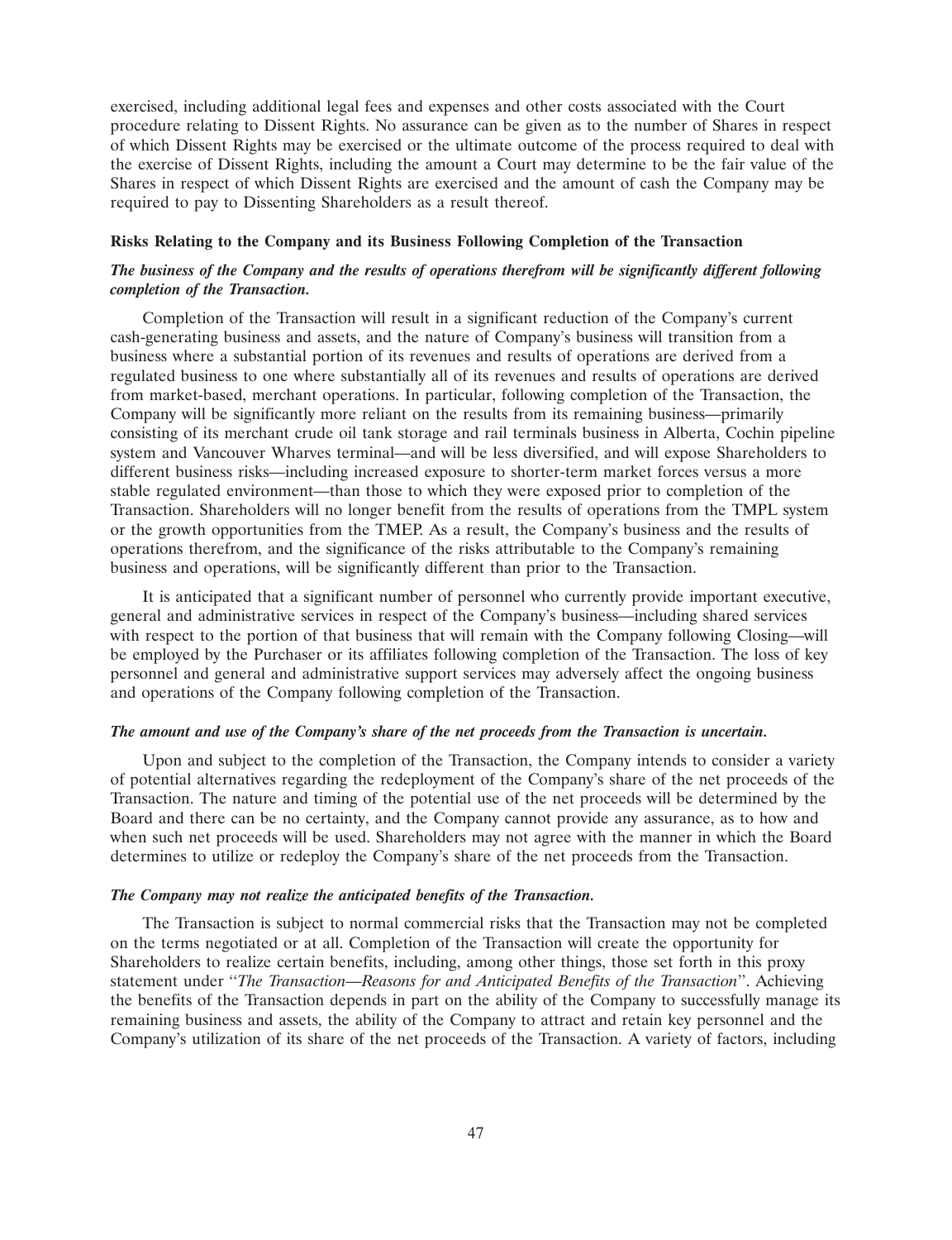exercised, including additional legal fees and expenses and other costs associated with the Court procedure relating to Dissent Rights. No assurance can be given as to the number of Shares in respect of which Dissent Rights may be exercised or the ultimate outcome of the process required to deal with the exercise of Dissent Rights, including the amount a Court may determine to be the fair value of the Shares in respect of which Dissent Rights are exercised and the amount of cash the Company may be required to pay to Dissenting Shareholders as a result thereof.

**Risks Relating to the Company and its Business Following Completion of the Transaction**

***The business of the Company and the results of operations therefrom will be significantly different following completion of the Transaction.***

Completion of the Transaction will result in a significant reduction of the Company's current cash-generating business and assets, and the nature of Company's business will transition from a business where a substantial portion of its revenues and results of operations are derived from a regulated business to one where substantially all of its revenues and results of operations are derived from market-based, merchant operations. In particular, following completion of the Transaction, the Company will be significantly more reliant on the results from its remaining business—primarily consisting of its merchant crude oil tank storage and rail terminals business in Alberta, Cochin pipeline system and Vancouver Wharves terminal—and will be less diversified, and will expose Shareholders to different business risks—including increased exposure to shorter-term market forces versus a more stable regulated environment—than those to which they were exposed prior to completion of the Transaction. Shareholders will no longer benefit from the results of operations from the TMPL system or the growth opportunities from the TMEP. As a result, the Company's business and the results of operations therefrom, and the significance of the risks attributable to the Company's remaining business and operations, will be significantly different than prior to the Transaction.

It is anticipated that a significant number of personnel who currently provide important executive, general and administrative services in respect of the Company's business—including shared services with respect to the portion of that business that will remain with the Company following Closing—will be employed by the Purchaser or its affiliates following completion of the Transaction. The loss of key personnel and general and administrative support services may adversely affect the ongoing business and operations of the Company following completion of the Transaction.

***The amount and use of the Company's share of the net proceeds from the Transaction is uncertain.***

Upon and subject to the completion of the Transaction, the Company intends to consider a variety of potential alternatives regarding the redeployment of the Company's share of the net proceeds of the Transaction. The nature and timing of the potential use of the net proceeds will be determined by the Board and there can be no certainty, and the Company cannot provide any assurance, as to how and when such net proceeds will be used. Shareholders may not agree with the manner in which the Board determines to utilize or redeploy the Company's share of the net proceeds from the Transaction.

***The Company may not realize the anticipated benefits of the Transaction.***

The Transaction is subject to normal commercial risks that the Transaction may not be completed on the terms negotiated or at all. Completion of the Transaction will create the opportunity for Shareholders to realize certain benefits, including, among other things, those set forth in this proxy statement under "*The Transaction—Reasons for and Anticipated Benefits of the Transaction*". Achieving the benefits of the Transaction depends in part on the ability of the Company to successfully manage its remaining business and assets, the ability of the Company to attract and retain key personnel and the Company's utilization of its share of the net proceeds of the Transaction. A variety of factors, including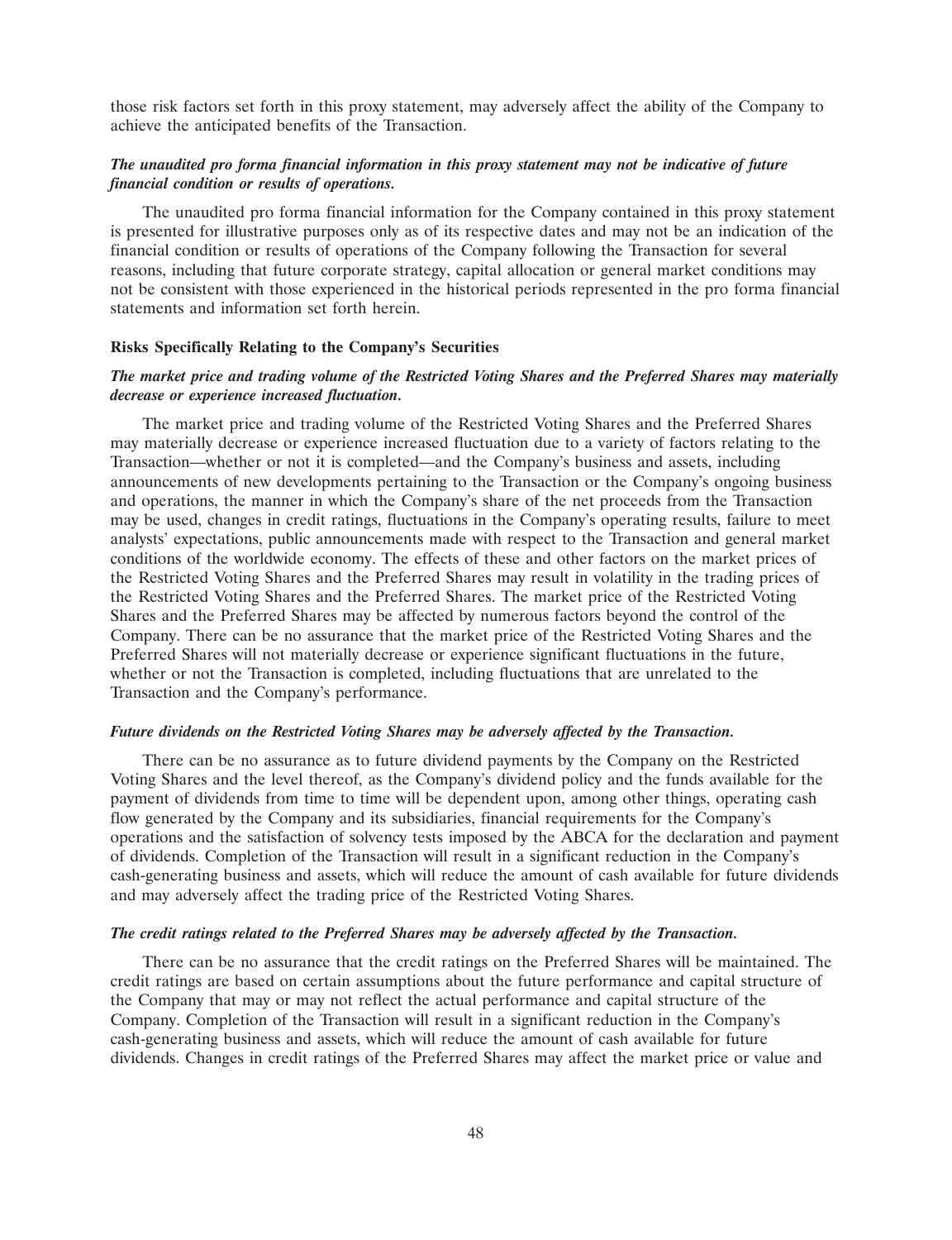those risk factors set forth in this proxy statement, may adversely affect the ability of the Company to achieve the anticipated benefits of the Transaction.

***The unaudited pro forma financial information in this proxy statement may not be indicative of future financial condition or results of operations.***

The unaudited pro forma financial information for the Company contained in this proxy statement is presented for illustrative purposes only as of its respective dates and may not be an indication of the financial condition or results of operations of the Company following the Transaction for several reasons, including that future corporate strategy, capital allocation or general market conditions may not be consistent with those experienced in the historical periods represented in the pro forma financial statements and information set forth herein.

**Risks Specifically Relating to the Company's Securities**

***The market price and trading volume of the Restricted Voting Shares and the Preferred Shares may materially decrease or experience increased fluctuation.***

The market price and trading volume of the Restricted Voting Shares and the Preferred Shares may materially decrease or experience increased fluctuation due to a variety of factors relating to the Transaction—whether or not it is completed—and the Company's business and assets, including announcements of new developments pertaining to the Transaction or the Company's ongoing business and operations, the manner in which the Company's share of the net proceeds from the Transaction may be used, changes in credit ratings, fluctuations in the Company's operating results, failure to meet analysts' expectations, public announcements made with respect to the Transaction and general market conditions of the worldwide economy. The effects of these and other factors on the market prices of the Restricted Voting Shares and the Preferred Shares may result in volatility in the trading prices of the Restricted Voting Shares and the Preferred Shares. The market price of the Restricted Voting Shares and the Preferred Shares may be affected by numerous factors beyond the control of the Company. There can be no assurance that the market price of the Restricted Voting Shares and the Preferred Shares will not materially decrease or experience significant fluctuations in the future, whether or not the Transaction is completed, including fluctuations that are unrelated to the Transaction and the Company's performance.

***Future dividends on the Restricted Voting Shares may be adversely affected by the Transaction.***

There can be no assurance as to future dividend payments by the Company on the Restricted Voting Shares and the level thereof, as the Company's dividend policy and the funds available for the payment of dividends from time to time will be dependent upon, among other things, operating cash flow generated by the Company and its subsidiaries, financial requirements for the Company's operations and the satisfaction of solvency tests imposed by the ABCA for the declaration and payment of dividends. Completion of the Transaction will result in a significant reduction in the Company's cash-generating business and assets, which will reduce the amount of cash available for future dividends and may adversely affect the trading price of the Restricted Voting Shares.

***The credit ratings related to the Preferred Shares may be adversely affected by the Transaction.***

There can be no assurance that the credit ratings on the Preferred Shares will be maintained. The credit ratings are based on certain assumptions about the future performance and capital structure of the Company that may or may not reflect the actual performance and capital structure of the Company. Completion of the Transaction will result in a significant reduction in the Company's cash-generating business and assets, which will reduce the amount of cash available for future dividends. Changes in credit ratings of the Preferred Shares may affect the market price or value and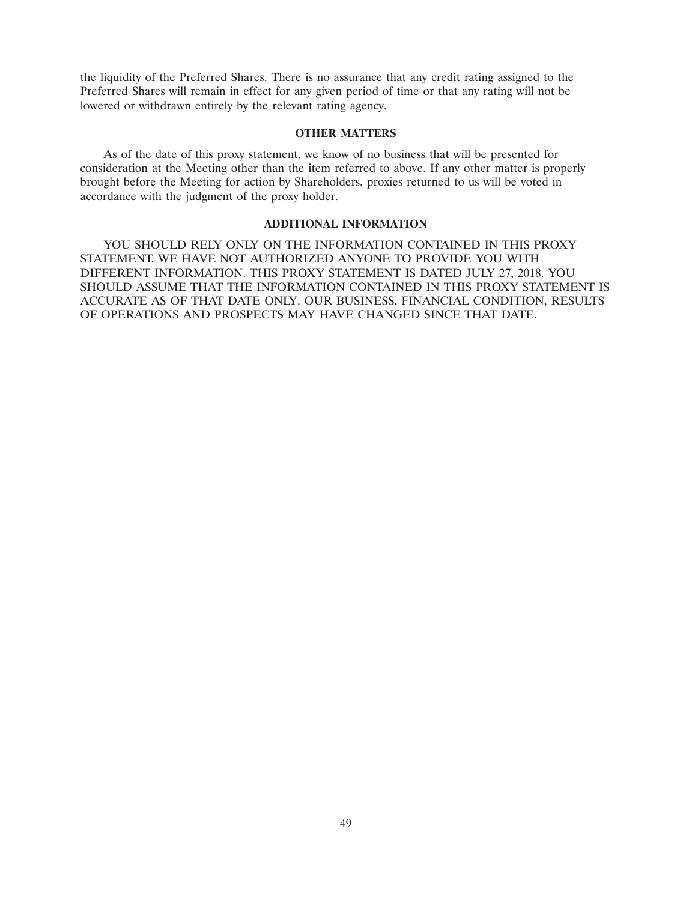the liquidity of the Preferred Shares. There is no assurance that any credit rating assigned to the Preferred Shares will remain in effect for any given period of time or that any rating will not be lowered or withdrawn entirely by the relevant rating agency.

## OTHER MATTERS

As of the date of this proxy statement, we know of no business that will be presented for consideration at the Meeting other than the item referred to above. If any other matter is properly brought before the Meeting for action by Shareholders, proxies returned to us will be voted in accordance with the judgment of the proxy holder.

## ADDITIONAL INFORMATION

YOU SHOULD RELY ONLY ON THE INFORMATION CONTAINED IN THIS PROXY STATEMENT. WE HAVE NOT AUTHORIZED ANYONE TO PROVIDE YOU WITH DIFFERENT INFORMATION. THIS PROXY STATEMENT IS DATED JULY 27, 2018. YOU SHOULD ASSUME THAT THE INFORMATION CONTAINED IN THIS PROXY STATEMENT IS ACCURATE AS OF THAT DATE ONLY. OUR BUSINESS, FINANCIAL CONDITION, RESULTS OF OPERATIONS AND PROSPECTS MAY HAVE CHANGED SINCE THAT DATE.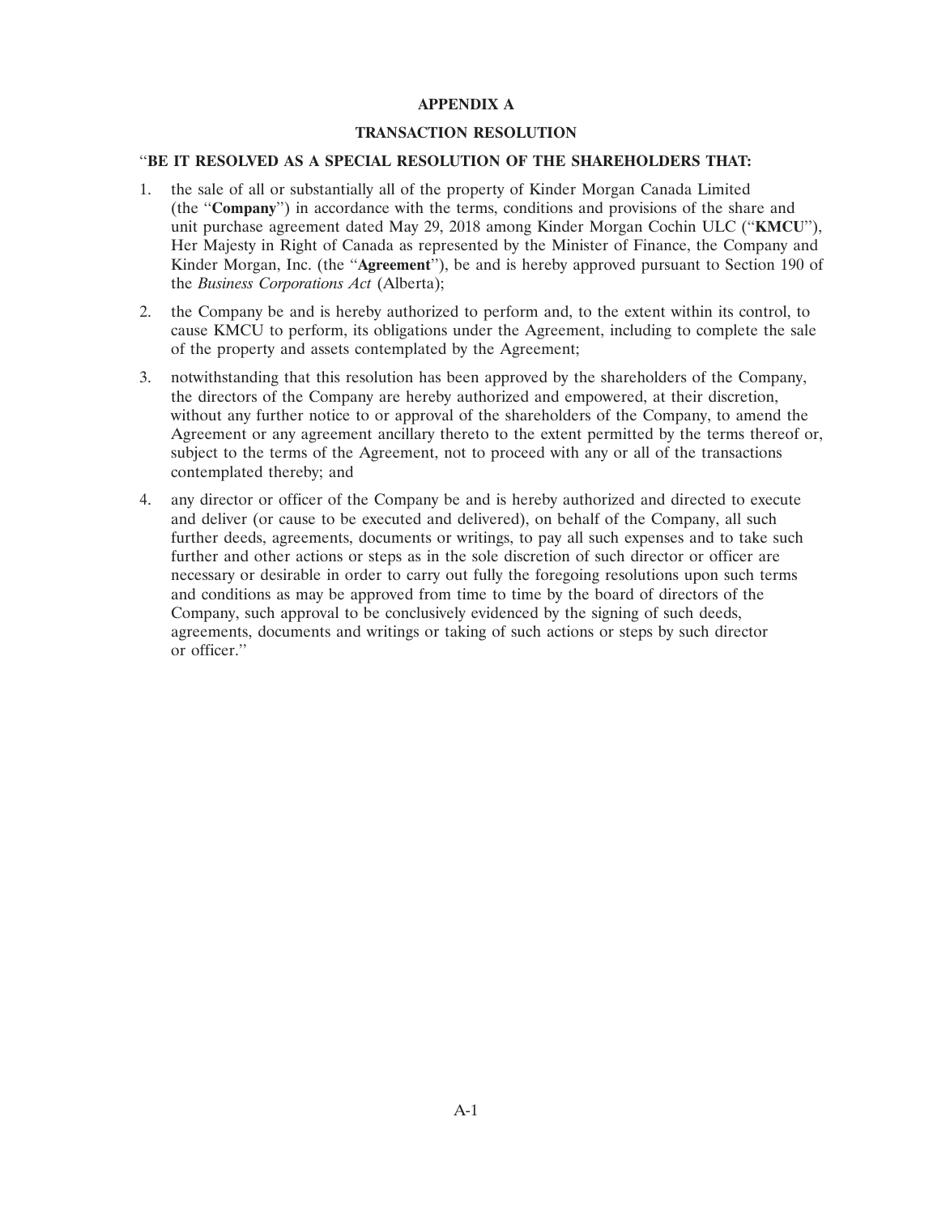# APPENDIX A

## TRANSACTION RESOLUTION

"**BE IT RESOLVED AS A SPECIAL RESOLUTION OF THE SHAREHOLDERS THAT:**

1. the sale of all or substantially all of the property of Kinder Morgan Canada Limited (the "**Company**") in accordance with the terms, conditions and provisions of the share and unit purchase agreement dated May 29, 2018 among Kinder Morgan Cochin ULC ("**KMCU**"), Her Majesty in Right of Canada as represented by the Minister of Finance, the Company and Kinder Morgan, Inc. (the "**Agreement**"), be and is hereby approved pursuant to Section 190 of the *Business Corporations Act* (Alberta);

2. the Company be and is hereby authorized to perform and, to the extent within its control, to cause KMCU to perform, its obligations under the Agreement, including to complete the sale of the property and assets contemplated by the Agreement;

3. notwithstanding that this resolution has been approved by the shareholders of the Company, the directors of the Company are hereby authorized and empowered, at their discretion, without any further notice to or approval of the shareholders of the Company, to amend the Agreement or any agreement ancillary thereto to the extent permitted by the terms thereof or, subject to the terms of the Agreement, not to proceed with any or all of the transactions contemplated thereby; and

4. any director or officer of the Company be and is hereby authorized and directed to execute and deliver (or cause to be executed and delivered), on behalf of the Company, all such further deeds, agreements, documents or writings, to pay all such expenses and to take such further and other actions or steps as in the sole discretion of such director or officer are necessary or desirable in order to carry out fully the foregoing resolutions upon such terms and conditions as may be approved from time to time by the board of directors of the Company, such approval to be conclusively evidenced by the signing of such deeds, agreements, documents and writings or taking of such actions or steps by such director or officer."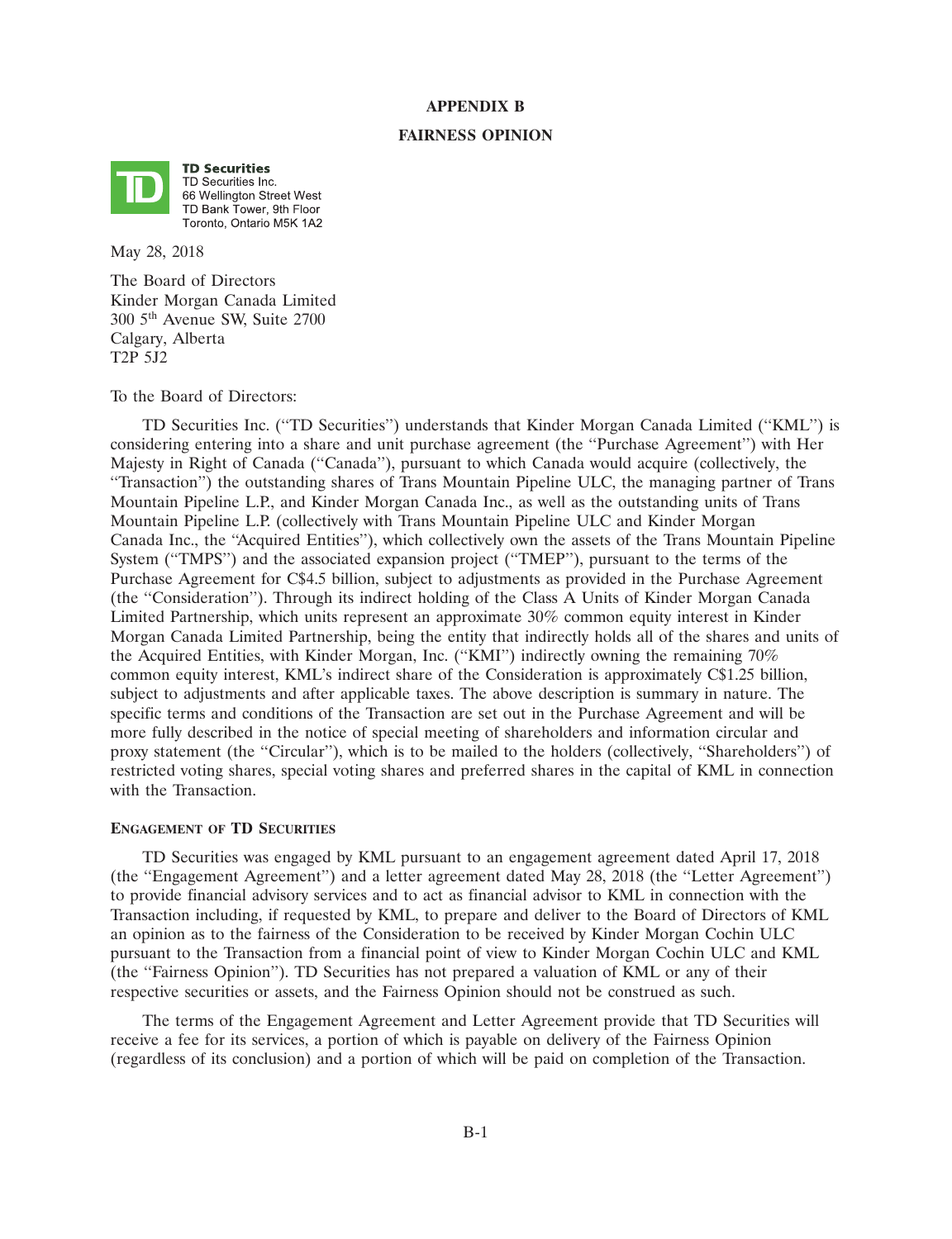# APPENDIX B

# FAIRNESS OPINION

**TD Securities**
TD Securities Inc.
66 Wellington Street West
TD Bank Tower, 9th Floor
Toronto, Ontario M5K 1A2

May 28, 2018

The Board of Directors
Kinder Morgan Canada Limited
300 5th Avenue SW, Suite 2700
Calgary, Alberta
T2P 5J2

To the Board of Directors:

TD Securities Inc. ("TD Securities") understands that Kinder Morgan Canada Limited ("KML") is considering entering into a share and unit purchase agreement (the "Purchase Agreement") with Her Majesty in Right of Canada ("Canada"), pursuant to which Canada would acquire (collectively, the "Transaction") the outstanding shares of Trans Mountain Pipeline ULC, the managing partner of Trans Mountain Pipeline L.P., and Kinder Morgan Canada Inc., as well as the outstanding units of Trans Mountain Pipeline L.P. (collectively with Trans Mountain Pipeline ULC and Kinder Morgan Canada Inc., the "Acquired Entities"), which collectively own the assets of the Trans Mountain Pipeline System ("TMPS") and the associated expansion project ("TMEP"), pursuant to the terms of the Purchase Agreement for C$4.5 billion, subject to adjustments as provided in the Purchase Agreement (the "Consideration"). Through its indirect holding of the Class A Units of Kinder Morgan Canada Limited Partnership, which units represent an approximate 30% common equity interest in Kinder Morgan Canada Limited Partnership, being the entity that indirectly holds all of the shares and units of the Acquired Entities, with Kinder Morgan, Inc. ("KMI") indirectly owning the remaining 70% common equity interest, KML's indirect share of the Consideration is approximately C$1.25 billion, subject to adjustments and after applicable taxes. The above description is summary in nature. The specific terms and conditions of the Transaction are set out in the Purchase Agreement and will be more fully described in the notice of special meeting of shareholders and information circular and proxy statement (the "Circular"), which is to be mailed to the holders (collectively, "Shareholders") of restricted voting shares, special voting shares and preferred shares in the capital of KML in connection with the Transaction.

## ENGAGEMENT OF TD SECURITIES

TD Securities was engaged by KML pursuant to an engagement agreement dated April 17, 2018 (the "Engagement Agreement") and a letter agreement dated May 28, 2018 (the "Letter Agreement") to provide financial advisory services and to act as financial advisor to KML in connection with the Transaction including, if requested by KML, to prepare and deliver to the Board of Directors of KML an opinion as to the fairness of the Consideration to be received by Kinder Morgan Cochin ULC pursuant to the Transaction from a financial point of view to Kinder Morgan Cochin ULC and KML (the "Fairness Opinion"). TD Securities has not prepared a valuation of KML or any of their respective securities or assets, and the Fairness Opinion should not be construed as such.

The terms of the Engagement Agreement and Letter Agreement provide that TD Securities will receive a fee for its services, a portion of which is payable on delivery of the Fairness Opinion (regardless of its conclusion) and a portion of which will be paid on completion of the Transaction.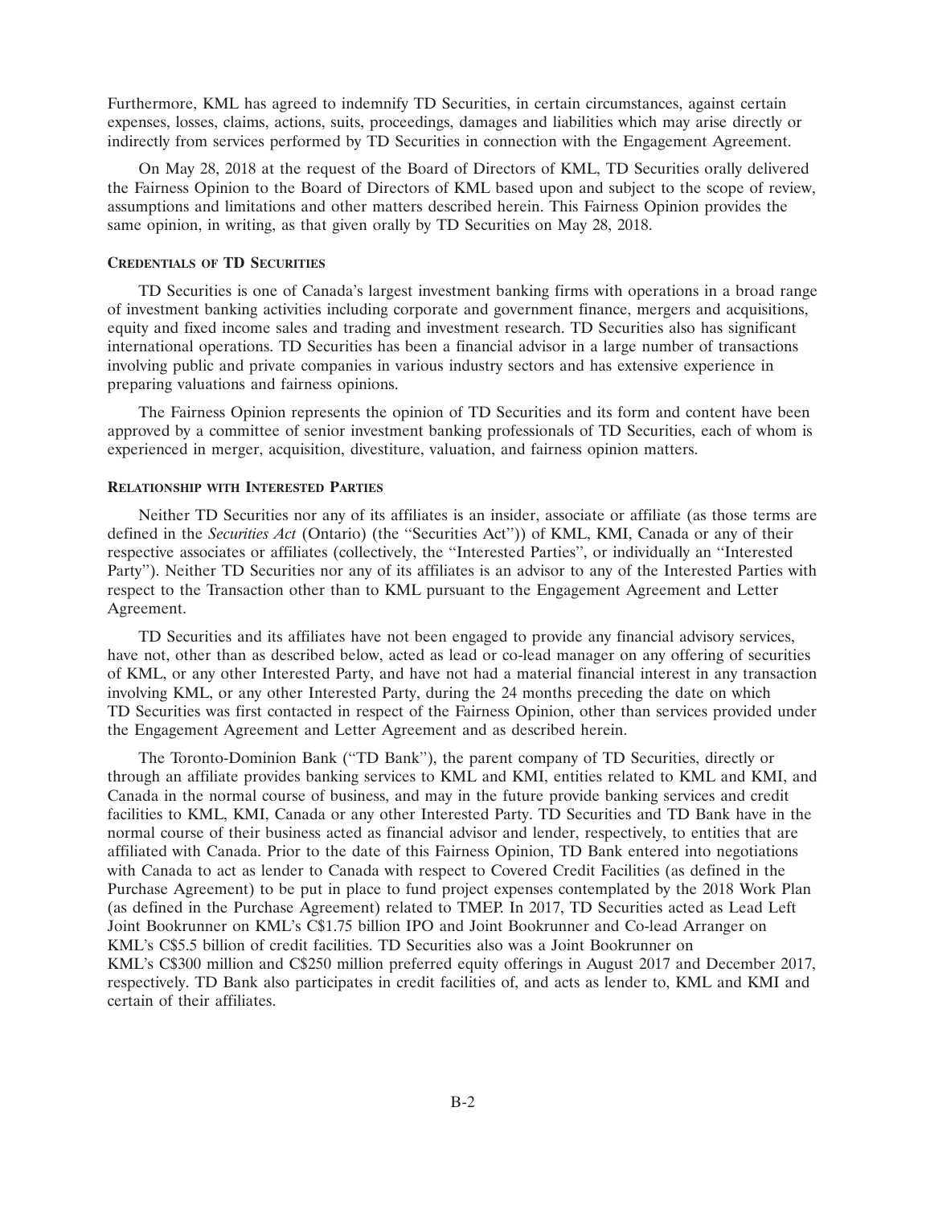Furthermore, KML has agreed to indemnify TD Securities, in certain circumstances, against certain expenses, losses, claims, actions, suits, proceedings, damages and liabilities which may arise directly or indirectly from services performed by TD Securities in connection with the Engagement Agreement.

On May 28, 2018 at the request of the Board of Directors of KML, TD Securities orally delivered the Fairness Opinion to the Board of Directors of KML based upon and subject to the scope of review, assumptions and limitations and other matters described herein. This Fairness Opinion provides the same opinion, in writing, as that given orally by TD Securities on May 28, 2018.

## CREDENTIALS OF TD SECURITIES

TD Securities is one of Canada's largest investment banking firms with operations in a broad range of investment banking activities including corporate and government finance, mergers and acquisitions, equity and fixed income sales and trading and investment research. TD Securities also has significant international operations. TD Securities has been a financial advisor in a large number of transactions involving public and private companies in various industry sectors and has extensive experience in preparing valuations and fairness opinions.

The Fairness Opinion represents the opinion of TD Securities and its form and content have been approved by a committee of senior investment banking professionals of TD Securities, each of whom is experienced in merger, acquisition, divestiture, valuation, and fairness opinion matters.

## RELATIONSHIP WITH INTERESTED PARTIES

Neither TD Securities nor any of its affiliates is an insider, associate or affiliate (as those terms are defined in the *Securities Act* (Ontario) (the "Securities Act")) of KML, KMI, Canada or any of their respective associates or affiliates (collectively, the "Interested Parties", or individually an "Interested Party"). Neither TD Securities nor any of its affiliates is an advisor to any of the Interested Parties with respect to the Transaction other than to KML pursuant to the Engagement Agreement and Letter Agreement.

TD Securities and its affiliates have not been engaged to provide any financial advisory services, have not, other than as described below, acted as lead or co-lead manager on any offering of securities of KML, or any other Interested Party, and have not had a material financial interest in any transaction involving KML, or any other Interested Party, during the 24 months preceding the date on which TD Securities was first contacted in respect of the Fairness Opinion, other than services provided under the Engagement Agreement and Letter Agreement and as described herein.

The Toronto-Dominion Bank ("TD Bank"), the parent company of TD Securities, directly or through an affiliate provides banking services to KML and KMI, entities related to KML and KMI, and Canada in the normal course of business, and may in the future provide banking services and credit facilities to KML, KMI, Canada or any other Interested Party. TD Securities and TD Bank have in the normal course of their business acted as financial advisor and lender, respectively, to entities that are affiliated with Canada. Prior to the date of this Fairness Opinion, TD Bank entered into negotiations with Canada to act as lender to Canada with respect to Covered Credit Facilities (as defined in the Purchase Agreement) to be put in place to fund project expenses contemplated by the 2018 Work Plan (as defined in the Purchase Agreement) related to TMEP. In 2017, TD Securities acted as Lead Left Joint Bookrunner on KML's C$1.75 billion IPO and Joint Bookrunner and Co-lead Arranger on KML's C$5.5 billion of credit facilities. TD Securities also was a Joint Bookrunner on KML's C$300 million and C$250 million preferred equity offerings in August 2017 and December 2017, respectively. TD Bank also participates in credit facilities of, and acts as lender to, KML and KMI and certain of their affiliates.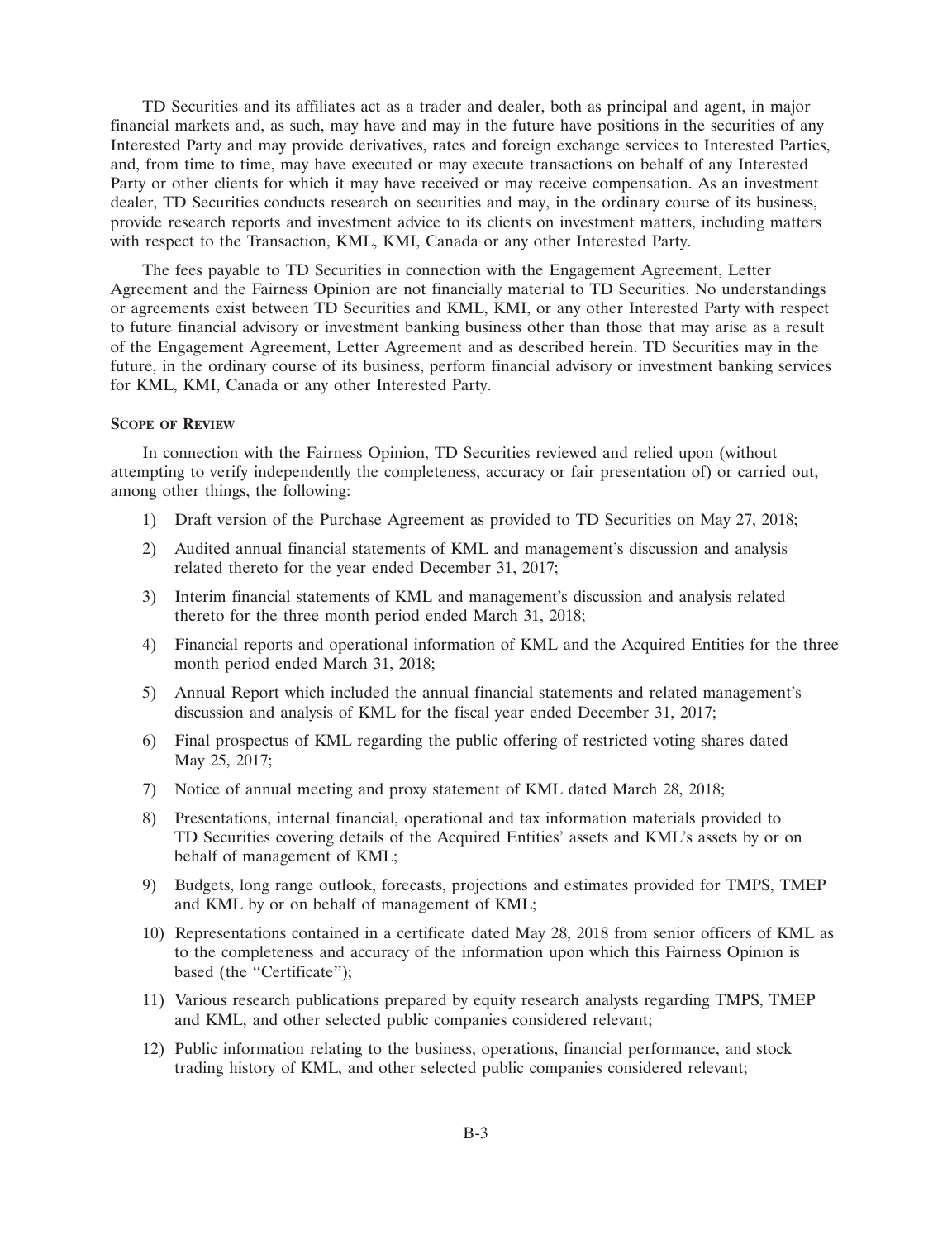TD Securities and its affiliates act as a trader and dealer, both as principal and agent, in major financial markets and, as such, may have and may in the future have positions in the securities of any Interested Party and may provide derivatives, rates and foreign exchange services to Interested Parties, and, from time to time, may have executed or may execute transactions on behalf of any Interested Party or other clients for which it may have received or may receive compensation. As an investment dealer, TD Securities conducts research on securities and may, in the ordinary course of its business, provide research reports and investment advice to its clients on investment matters, including matters with respect to the Transaction, KML, KMI, Canada or any other Interested Party.

The fees payable to TD Securities in connection with the Engagement Agreement, Letter Agreement and the Fairness Opinion are not financially material to TD Securities. No understandings or agreements exist between TD Securities and KML, KMI, or any other Interested Party with respect to future financial advisory or investment banking business other than those that may arise as a result of the Engagement Agreement, Letter Agreement and as described herein. TD Securities may in the future, in the ordinary course of its business, perform financial advisory or investment banking services for KML, KMI, Canada or any other Interested Party.

**SCOPE OF REVIEW**

In connection with the Fairness Opinion, TD Securities reviewed and relied upon (without attempting to verify independently the completeness, accuracy or fair presentation of) or carried out, among other things, the following:

1) Draft version of the Purchase Agreement as provided to TD Securities on May 27, 2018;
2) Audited annual financial statements of KML and management's discussion and analysis related thereto for the year ended December 31, 2017;
3) Interim financial statements of KML and management's discussion and analysis related thereto for the three month period ended March 31, 2018;
4) Financial reports and operational information of KML and the Acquired Entities for the three month period ended March 31, 2018;
5) Annual Report which included the annual financial statements and related management's discussion and analysis of KML for the fiscal year ended December 31, 2017;
6) Final prospectus of KML regarding the public offering of restricted voting shares dated May 25, 2017;
7) Notice of annual meeting and proxy statement of KML dated March 28, 2018;
8) Presentations, internal financial, operational and tax information materials provided to TD Securities covering details of the Acquired Entities' assets and KML's assets by or on behalf of management of KML;
9) Budgets, long range outlook, forecasts, projections and estimates provided for TMPS, TMEP and KML by or on behalf of management of KML;
10) Representations contained in a certificate dated May 28, 2018 from senior officers of KML as to the completeness and accuracy of the information upon which this Fairness Opinion is based (the "Certificate");
11) Various research publications prepared by equity research analysts regarding TMPS, TMEP and KML, and other selected public companies considered relevant;
12) Public information relating to the business, operations, financial performance, and stock trading history of KML, and other selected public companies considered relevant;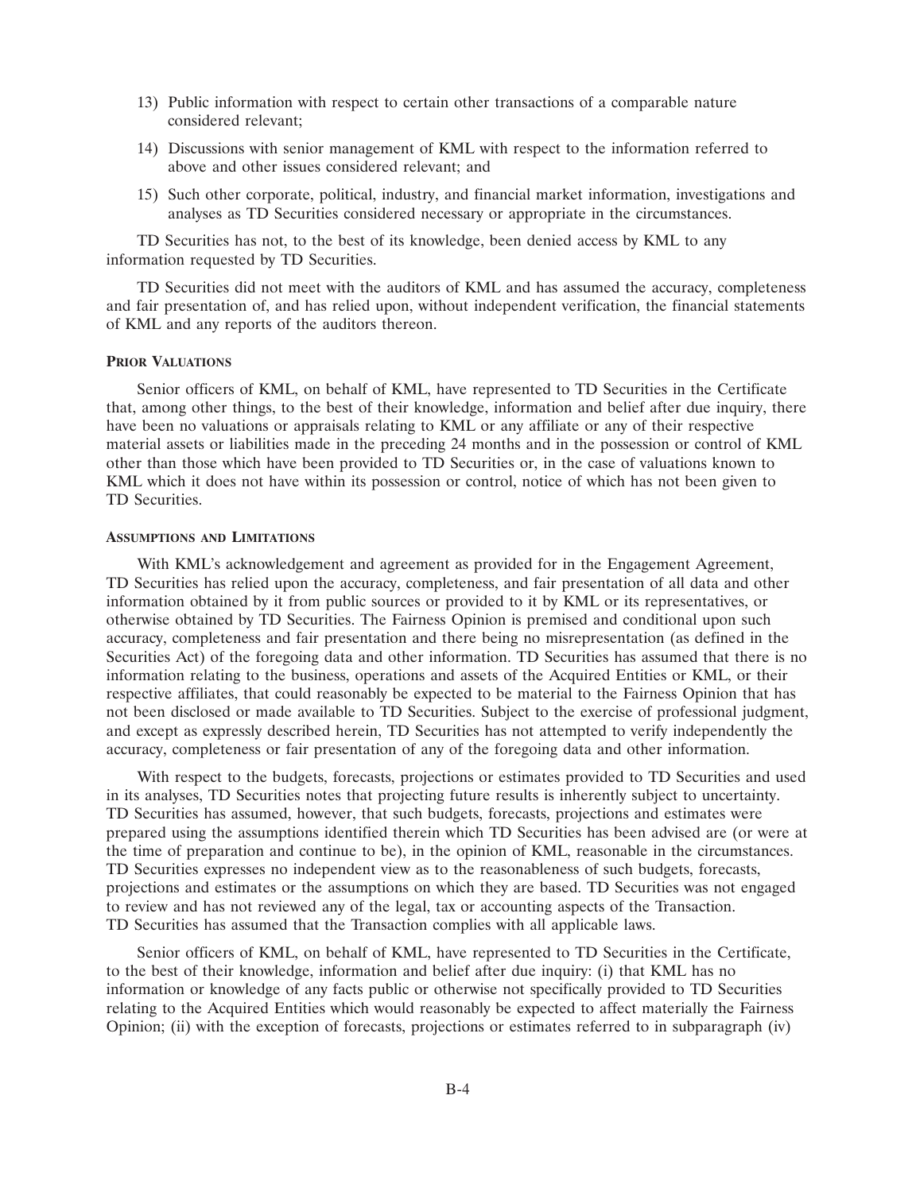13) Public information with respect to certain other transactions of a comparable nature considered relevant;

14) Discussions with senior management of KML with respect to the information referred to above and other issues considered relevant; and

15) Such other corporate, political, industry, and financial market information, investigations and analyses as TD Securities considered necessary or appropriate in the circumstances.

TD Securities has not, to the best of its knowledge, been denied access by KML to any information requested by TD Securities.

TD Securities did not meet with the auditors of KML and has assumed the accuracy, completeness and fair presentation of, and has relied upon, without independent verification, the financial statements of KML and any reports of the auditors thereon.

#### PRIOR VALUATIONS

Senior officers of KML, on behalf of KML, have represented to TD Securities in the Certificate that, among other things, to the best of their knowledge, information and belief after due inquiry, there have been no valuations or appraisals relating to KML or any affiliate or any of their respective material assets or liabilities made in the preceding 24 months and in the possession or control of KML other than those which have been provided to TD Securities or, in the case of valuations known to KML which it does not have within its possession or control, notice of which has not been given to TD Securities.

#### ASSUMPTIONS AND LIMITATIONS

With KML's acknowledgement and agreement as provided for in the Engagement Agreement, TD Securities has relied upon the accuracy, completeness, and fair presentation of all data and other information obtained by it from public sources or provided to it by KML or its representatives, or otherwise obtained by TD Securities. The Fairness Opinion is premised and conditional upon such accuracy, completeness and fair presentation and there being no misrepresentation (as defined in the Securities Act) of the foregoing data and other information. TD Securities has assumed that there is no information relating to the business, operations and assets of the Acquired Entities or KML, or their respective affiliates, that could reasonably be expected to be material to the Fairness Opinion that has not been disclosed or made available to TD Securities. Subject to the exercise of professional judgment, and except as expressly described herein, TD Securities has not attempted to verify independently the accuracy, completeness or fair presentation of any of the foregoing data and other information.

With respect to the budgets, forecasts, projections or estimates provided to TD Securities and used in its analyses, TD Securities notes that projecting future results is inherently subject to uncertainty. TD Securities has assumed, however, that such budgets, forecasts, projections and estimates were prepared using the assumptions identified therein which TD Securities has been advised are (or were at the time of preparation and continue to be), in the opinion of KML, reasonable in the circumstances. TD Securities expresses no independent view as to the reasonableness of such budgets, forecasts, projections and estimates or the assumptions on which they are based. TD Securities was not engaged to review and has not reviewed any of the legal, tax or accounting aspects of the Transaction. TD Securities has assumed that the Transaction complies with all applicable laws.

Senior officers of KML, on behalf of KML, have represented to TD Securities in the Certificate, to the best of their knowledge, information and belief after due inquiry: (i) that KML has no information or knowledge of any facts public or otherwise not specifically provided to TD Securities relating to the Acquired Entities which would reasonably be expected to affect materially the Fairness Opinion; (ii) with the exception of forecasts, projections or estimates referred to in subparagraph (iv)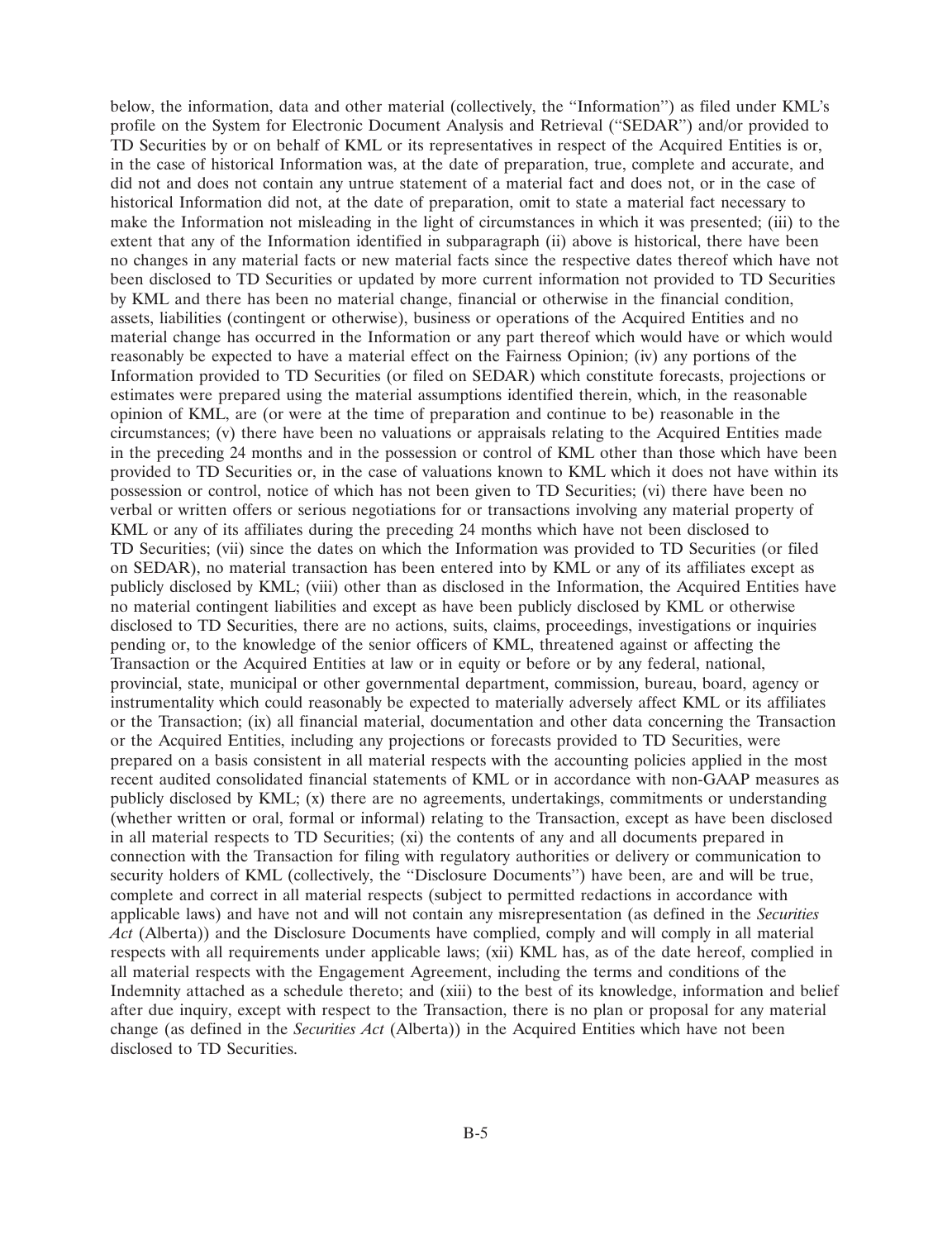below, the information, data and other material (collectively, the "Information") as filed under KML's profile on the System for Electronic Document Analysis and Retrieval ("SEDAR") and/or provided to TD Securities by or on behalf of KML or its representatives in respect of the Acquired Entities is or, in the case of historical Information was, at the date of preparation, true, complete and accurate, and did not and does not contain any untrue statement of a material fact and does not, or in the case of historical Information did not, at the date of preparation, omit to state a material fact necessary to make the Information not misleading in the light of circumstances in which it was presented; (iii) to the extent that any of the Information identified in subparagraph (ii) above is historical, there have been no changes in any material facts or new material facts since the respective dates thereof which have not been disclosed to TD Securities or updated by more current information not provided to TD Securities by KML and there has been no material change, financial or otherwise in the financial condition, assets, liabilities (contingent or otherwise), business or operations of the Acquired Entities and no material change has occurred in the Information or any part thereof which would have or which would reasonably be expected to have a material effect on the Fairness Opinion; (iv) any portions of the Information provided to TD Securities (or filed on SEDAR) which constitute forecasts, projections or estimates were prepared using the material assumptions identified therein, which, in the reasonable opinion of KML, are (or were at the time of preparation and continue to be) reasonable in the circumstances; (v) there have been no valuations or appraisals relating to the Acquired Entities made in the preceding 24 months and in the possession or control of KML other than those which have been provided to TD Securities or, in the case of valuations known to KML which it does not have within its possession or control, notice of which has not been given to TD Securities; (vi) there have been no verbal or written offers or serious negotiations for or transactions involving any material property of KML or any of its affiliates during the preceding 24 months which have not been disclosed to TD Securities; (vii) since the dates on which the Information was provided to TD Securities (or filed on SEDAR), no material transaction has been entered into by KML or any of its affiliates except as publicly disclosed by KML; (viii) other than as disclosed in the Information, the Acquired Entities have no material contingent liabilities and except as have been publicly disclosed by KML or otherwise disclosed to TD Securities, there are no actions, suits, claims, proceedings, investigations or inquiries pending or, to the knowledge of the senior officers of KML, threatened against or affecting the Transaction or the Acquired Entities at law or in equity or before or by any federal, national, provincial, state, municipal or other governmental department, commission, bureau, board, agency or instrumentality which could reasonably be expected to materially adversely affect KML or its affiliates or the Transaction; (ix) all financial material, documentation and other data concerning the Transaction or the Acquired Entities, including any projections or forecasts provided to TD Securities, were prepared on a basis consistent in all material respects with the accounting policies applied in the most recent audited consolidated financial statements of KML or in accordance with non-GAAP measures as publicly disclosed by KML; (x) there are no agreements, undertakings, commitments or understanding (whether written or oral, formal or informal) relating to the Transaction, except as have been disclosed in all material respects to TD Securities; (xi) the contents of any and all documents prepared in connection with the Transaction for filing with regulatory authorities or delivery or communication to security holders of KML (collectively, the "Disclosure Documents") have been, are and will be true, complete and correct in all material respects (subject to permitted redactions in accordance with applicable laws) and have not and will not contain any misrepresentation (as defined in the *Securities Act* (Alberta)) and the Disclosure Documents have complied, comply and will comply in all material respects with all requirements under applicable laws; (xii) KML has, as of the date hereof, complied in all material respects with the Engagement Agreement, including the terms and conditions of the Indemnity attached as a schedule thereto; and (xiii) to the best of its knowledge, information and belief after due inquiry, except with respect to the Transaction, there is no plan or proposal for any material change (as defined in the *Securities Act* (Alberta)) in the Acquired Entities which have not been disclosed to TD Securities.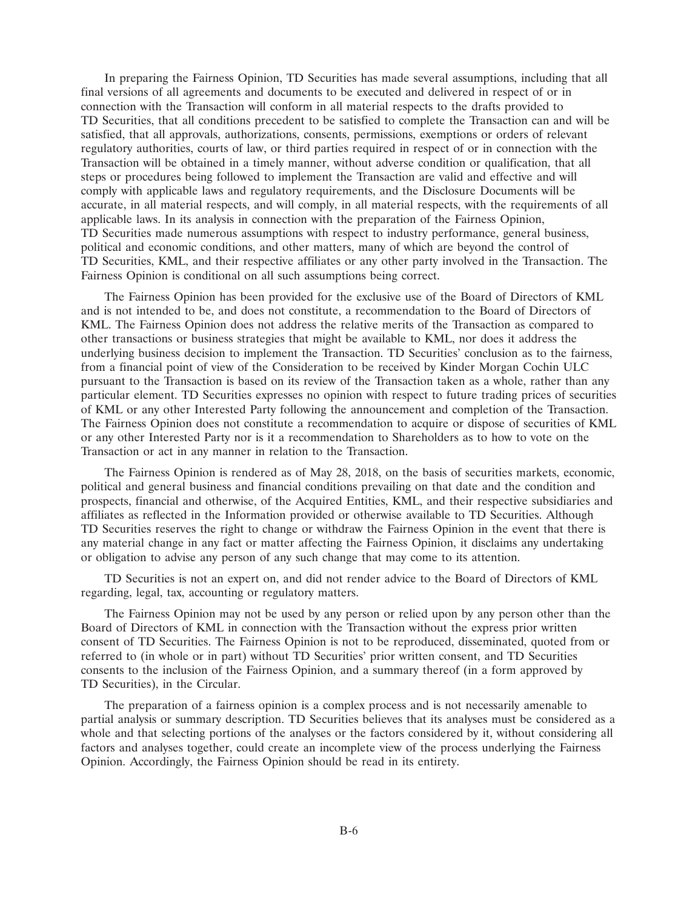In preparing the Fairness Opinion, TD Securities has made several assumptions, including that all final versions of all agreements and documents to be executed and delivered in respect of or in connection with the Transaction will conform in all material respects to the drafts provided to TD Securities, that all conditions precedent to be satisfied to complete the Transaction can and will be satisfied, that all approvals, authorizations, consents, permissions, exemptions or orders of relevant regulatory authorities, courts of law, or third parties required in respect of or in connection with the Transaction will be obtained in a timely manner, without adverse condition or qualification, that all steps or procedures being followed to implement the Transaction are valid and effective and will comply with applicable laws and regulatory requirements, and the Disclosure Documents will be accurate, in all material respects, and will comply, in all material respects, with the requirements of all applicable laws. In its analysis in connection with the preparation of the Fairness Opinion, TD Securities made numerous assumptions with respect to industry performance, general business, political and economic conditions, and other matters, many of which are beyond the control of TD Securities, KML, and their respective affiliates or any other party involved in the Transaction. The Fairness Opinion is conditional on all such assumptions being correct.

The Fairness Opinion has been provided for the exclusive use of the Board of Directors of KML and is not intended to be, and does not constitute, a recommendation to the Board of Directors of KML. The Fairness Opinion does not address the relative merits of the Transaction as compared to other transactions or business strategies that might be available to KML, nor does it address the underlying business decision to implement the Transaction. TD Securities' conclusion as to the fairness, from a financial point of view of the Consideration to be received by Kinder Morgan Cochin ULC pursuant to the Transaction is based on its review of the Transaction taken as a whole, rather than any particular element. TD Securities expresses no opinion with respect to future trading prices of securities of KML or any other Interested Party following the announcement and completion of the Transaction. The Fairness Opinion does not constitute a recommendation to acquire or dispose of securities of KML or any other Interested Party nor is it a recommendation to Shareholders as to how to vote on the Transaction or act in any manner in relation to the Transaction.

The Fairness Opinion is rendered as of May 28, 2018, on the basis of securities markets, economic, political and general business and financial conditions prevailing on that date and the condition and prospects, financial and otherwise, of the Acquired Entities, KML, and their respective subsidiaries and affiliates as reflected in the Information provided or otherwise available to TD Securities. Although TD Securities reserves the right to change or withdraw the Fairness Opinion in the event that there is any material change in any fact or matter affecting the Fairness Opinion, it disclaims any undertaking or obligation to advise any person of any such change that may come to its attention.

TD Securities is not an expert on, and did not render advice to the Board of Directors of KML regarding, legal, tax, accounting or regulatory matters.

The Fairness Opinion may not be used by any person or relied upon by any person other than the Board of Directors of KML in connection with the Transaction without the express prior written consent of TD Securities. The Fairness Opinion is not to be reproduced, disseminated, quoted from or referred to (in whole or in part) without TD Securities' prior written consent, and TD Securities consents to the inclusion of the Fairness Opinion, and a summary thereof (in a form approved by TD Securities), in the Circular.

The preparation of a fairness opinion is a complex process and is not necessarily amenable to partial analysis or summary description. TD Securities believes that its analyses must be considered as a whole and that selecting portions of the analyses or the factors considered by it, without considering all factors and analyses together, could create an incomplete view of the process underlying the Fairness Opinion. Accordingly, the Fairness Opinion should be read in its entirety.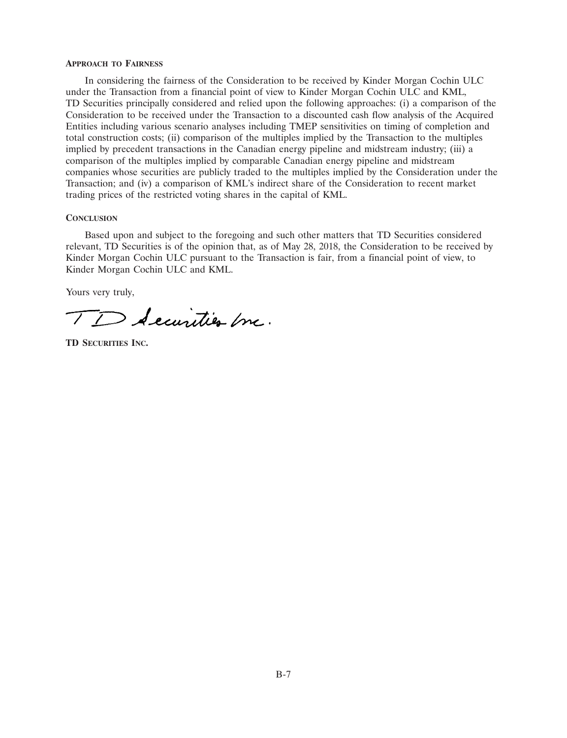**APPROACH TO FAIRNESS**

In considering the fairness of the Consideration to be received by Kinder Morgan Cochin ULC under the Transaction from a financial point of view to Kinder Morgan Cochin ULC and KML, TD Securities principally considered and relied upon the following approaches: (i) a comparison of the Consideration to be received under the Transaction to a discounted cash flow analysis of the Acquired Entities including various scenario analyses including TMEP sensitivities on timing of completion and total construction costs; (ii) comparison of the multiples implied by the Transaction to the multiples implied by precedent transactions in the Canadian energy pipeline and midstream industry; (iii) a comparison of the multiples implied by comparable Canadian energy pipeline and midstream companies whose securities are publicly traded to the multiples implied by the Consideration under the Transaction; and (iv) a comparison of KML's indirect share of the Consideration to recent market trading prices of the restricted voting shares in the capital of KML.

**CONCLUSION**

Based upon and subject to the foregoing and such other matters that TD Securities considered relevant, TD Securities is of the opinion that, as of May 28, 2018, the Consideration to be received by Kinder Morgan Cochin ULC pursuant to the Transaction is fair, from a financial point of view, to Kinder Morgan Cochin ULC and KML.

Yours very truly,

TD Securities Inc.

**TD SECURITIES INC.**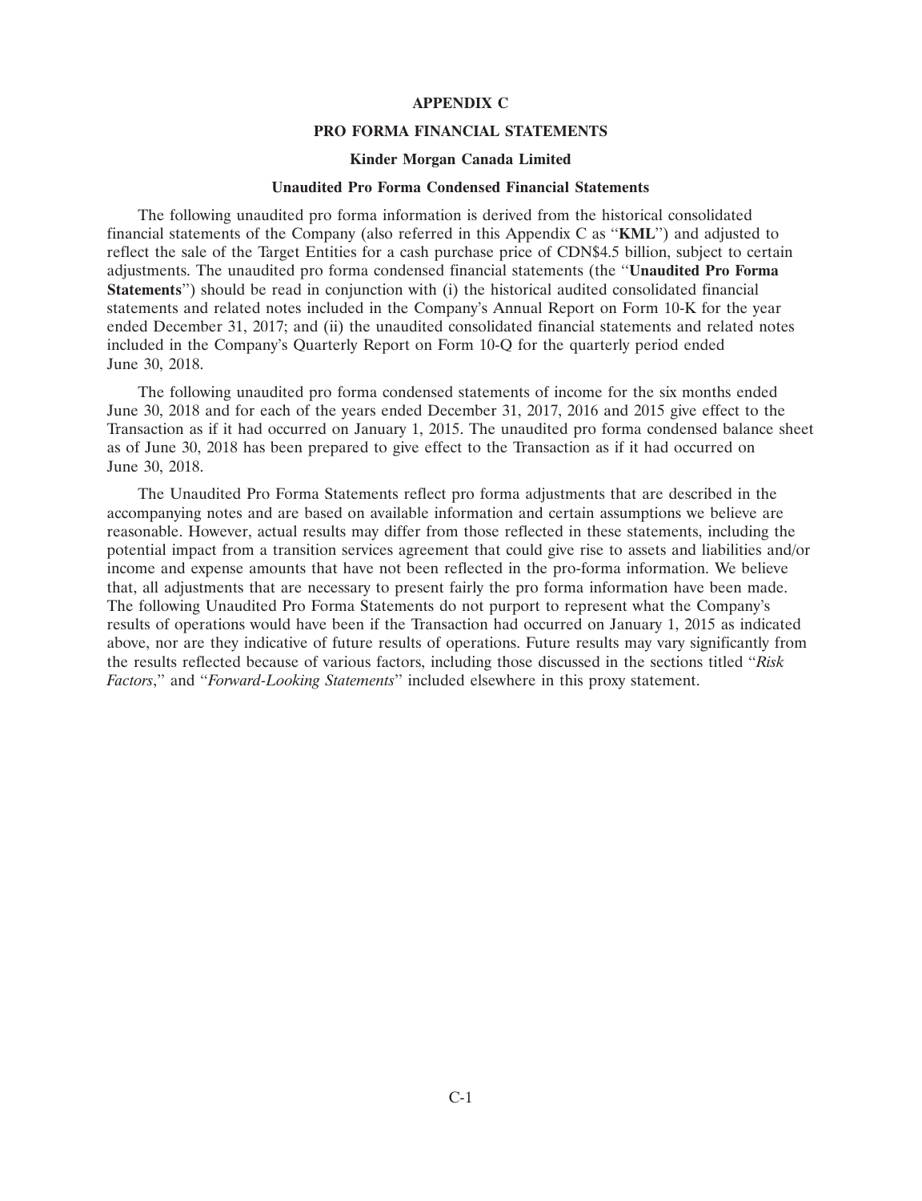# APPENDIX C

## PRO FORMA FINANCIAL STATEMENTS

### Kinder Morgan Canada Limited

### Unaudited Pro Forma Condensed Financial Statements

The following unaudited pro forma information is derived from the historical consolidated financial statements of the Company (also referred in this Appendix C as "**KML**") and adjusted to reflect the sale of the Target Entities for a cash purchase price of CDN$4.5 billion, subject to certain adjustments. The unaudited pro forma condensed financial statements (the "**Unaudited Pro Forma Statements**") should be read in conjunction with (i) the historical audited consolidated financial statements and related notes included in the Company's Annual Report on Form 10-K for the year ended December 31, 2017; and (ii) the unaudited consolidated financial statements and related notes included in the Company's Quarterly Report on Form 10-Q for the quarterly period ended June 30, 2018.

The following unaudited pro forma condensed statements of income for the six months ended June 30, 2018 and for each of the years ended December 31, 2017, 2016 and 2015 give effect to the Transaction as if it had occurred on January 1, 2015. The unaudited pro forma condensed balance sheet as of June 30, 2018 has been prepared to give effect to the Transaction as if it had occurred on June 30, 2018.

The Unaudited Pro Forma Statements reflect pro forma adjustments that are described in the accompanying notes and are based on available information and certain assumptions we believe are reasonable. However, actual results may differ from those reflected in these statements, including the potential impact from a transition services agreement that could give rise to assets and liabilities and/or income and expense amounts that have not been reflected in the pro-forma information. We believe that, all adjustments that are necessary to present fairly the pro forma information have been made. The following Unaudited Pro Forma Statements do not purport to represent what the Company's results of operations would have been if the Transaction had occurred on January 1, 2015 as indicated above, nor are they indicative of future results of operations. Future results may vary significantly from the results reflected because of various factors, including those discussed in the sections titled "*Risk Factors*," and "*Forward-Looking Statements*" included elsewhere in this proxy statement.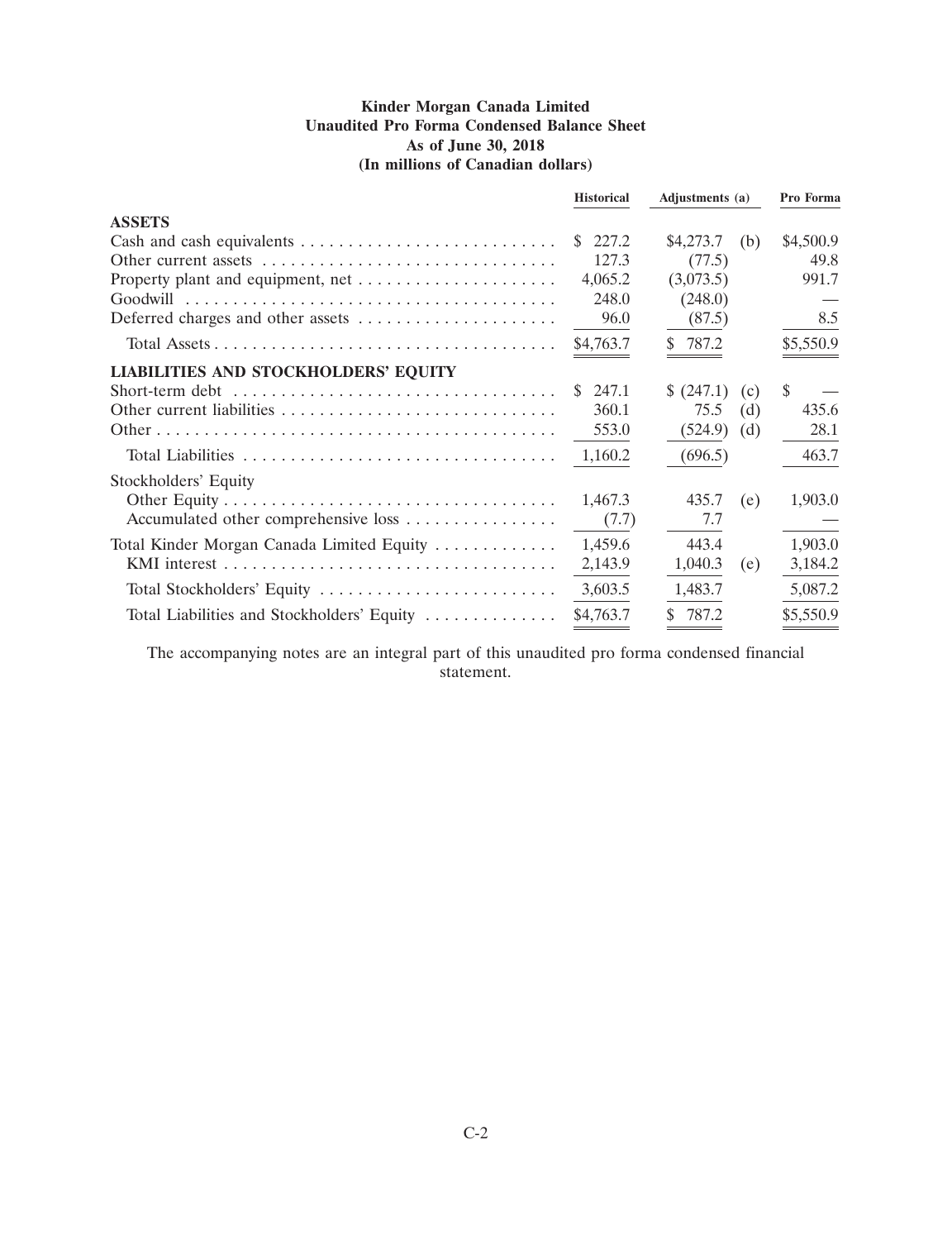**Kinder Morgan Canada Limited**
**Unaudited Pro Forma Condensed Balance Sheet**
**As of June 30, 2018**
**(In millions of Canadian dollars)**

| | Historical | Adjustments (a) | | Pro Forma |
|---|---|---|---|---|
| **ASSETS** | | | | |
| Cash and cash equivalents | $ 227.2 | $4,273.7 | (b) | $4,500.9 |
| Other current assets | 127.3 | (77.5) | | 49.8 |
| Property plant and equipment, net | 4,065.2 | (3,073.5) | | 991.7 |
| Goodwill | 248.0 | (248.0) | | — |
| Deferred charges and other assets | 96.0 | (87.5) | | 8.5 |
| Total Assets | $4,763.7 | $ 787.2 | | $5,550.9 |
| **LIABILITIES AND STOCKHOLDERS' EQUITY** | | | | |
| Short-term debt | $ 247.1 | $ (247.1) | (c) | $ — |
| Other current liabilities | 360.1 | 75.5 | (d) | 435.6 |
| Other | 553.0 | (524.9) | (d) | 28.1 |
| Total Liabilities | 1,160.2 | (696.5) | | 463.7 |
| Stockholders' Equity | | | | |
| Other Equity | 1,467.3 | 435.7 | (e) | 1,903.0 |
| Accumulated other comprehensive loss | (7.7) | 7.7 | | — |
| Total Kinder Morgan Canada Limited Equity | 1,459.6 | 443.4 | | 1,903.0 |
| KMI interest | 2,143.9 | 1,040.3 | (e) | 3,184.2 |
| Total Stockholders' Equity | 3,603.5 | 1,483.7 | | 5,087.2 |
| Total Liabilities and Stockholders' Equity | $4,763.7 | $ 787.2 | | $5,550.9 |

The accompanying notes are an integral part of this unaudited pro forma condensed financial statement.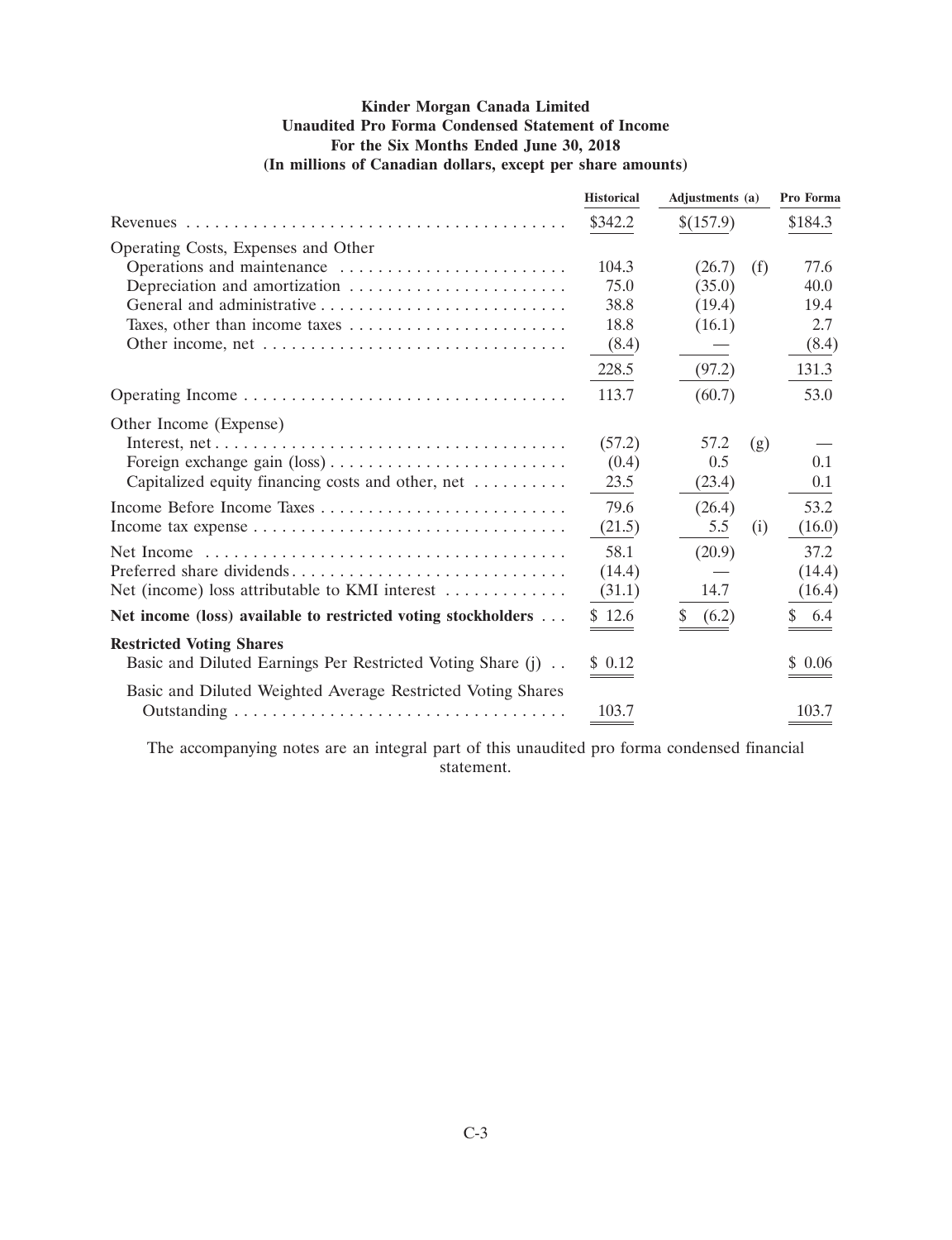**Kinder Morgan Canada Limited**
**Unaudited Pro Forma Condensed Statement of Income**
**For the Six Months Ended June 30, 2018**
**(In millions of Canadian dollars, except per share amounts)**

| | Historical | Adjustments (a) | | Pro Forma |
|---|---|---|---|---|
| Revenues | $342.2 | $(157.9) | | $184.3 |
| Operating Costs, Expenses and Other | | | | |
| Operations and maintenance | 104.3 | (26.7) | (f) | 77.6 |
| Depreciation and amortization | 75.0 | (35.0) | | 40.0 |
| General and administrative | 38.8 | (19.4) | | 19.4 |
| Taxes, other than income taxes | 18.8 | (16.1) | | 2.7 |
| Other income, net | (8.4) | — | | (8.4) |
| | 228.5 | (97.2) | | 131.3 |
| Operating Income | 113.7 | (60.7) | | 53.0 |
| Other Income (Expense) | | | | |
| Interest, net | (57.2) | 57.2 | (g) | — |
| Foreign exchange gain (loss) | (0.4) | 0.5 | | 0.1 |
| Capitalized equity financing costs and other, net | 23.5 | (23.4) | | 0.1 |
| Income Before Income Taxes | 79.6 | (26.4) | | 53.2 |
| Income tax expense | (21.5) | 5.5 | (i) | (16.0) |
| Net Income | 58.1 | (20.9) | | 37.2 |
| Preferred share dividends | (14.4) | — | | (14.4) |
| Net (income) loss attributable to KMI interest | (31.1) | 14.7 | | (16.4) |
| **Net income (loss) available to restricted voting stockholders** | $ 12.6 | $ (6.2) | | $ 6.4 |
| **Restricted Voting Shares** | | | | |
| Basic and Diluted Earnings Per Restricted Voting Share (j) | $ 0.12 | | | $ 0.06 |
| Basic and Diluted Weighted Average Restricted Voting Shares Outstanding | 103.7 | | | 103.7 |

The accompanying notes are an integral part of this unaudited pro forma condensed financial statement.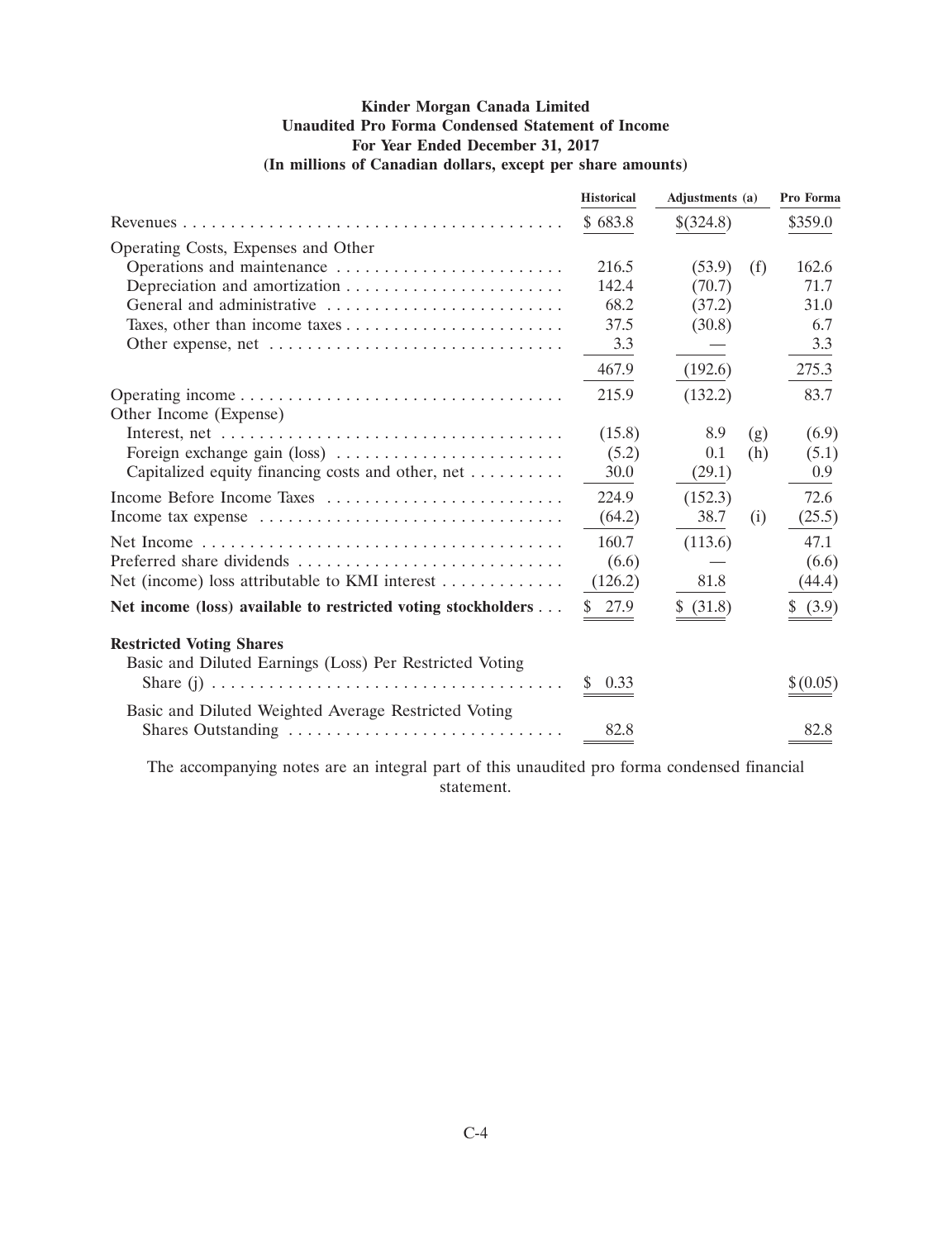**Kinder Morgan Canada Limited**
**Unaudited Pro Forma Condensed Statement of Income**
**For Year Ended December 31, 2017**
**(In millions of Canadian dollars, except per share amounts)**

| | Historical | Adjustments (a) | | Pro Forma |
|---|---|---|---|---|
| Revenues | $ 683.8 | $(324.8) | | $359.0 |
| Operating Costs, Expenses and Other | | | | |
| Operations and maintenance | 216.5 | (53.9) | (f) | 162.6 |
| Depreciation and amortization | 142.4 | (70.7) | | 71.7 |
| General and administrative | 68.2 | (37.2) | | 31.0 |
| Taxes, other than income taxes | 37.5 | (30.8) | | 6.7 |
| Other expense, net | 3.3 | — | | 3.3 |
| | 467.9 | (192.6) | | 275.3 |
| Operating income | 215.9 | (132.2) | | 83.7 |
| Other Income (Expense) | | | | |
| Interest, net | (15.8) | 8.9 | (g) | (6.9) |
| Foreign exchange gain (loss) | (5.2) | 0.1 | (h) | (5.1) |
| Capitalized equity financing costs and other, net | 30.0 | (29.1) | | 0.9 |
| Income Before Income Taxes | 224.9 | (152.3) | | 72.6 |
| Income tax expense | (64.2) | 38.7 | (i) | (25.5) |
| Net Income | 160.7 | (113.6) | | 47.1 |
| Preferred share dividends | (6.6) | — | | (6.6) |
| Net (income) loss attributable to KMI interest | (126.2) | 81.8 | | (44.4) |
| **Net income (loss) available to restricted voting stockholders** | $ 27.9 | $ (31.8) | | $ (3.9) |
| **Restricted Voting Shares** | | | | |
| Basic and Diluted Earnings (Loss) Per Restricted Voting Share (j) | $ 0.33 | | | $(0.05) |
| Basic and Diluted Weighted Average Restricted Voting Shares Outstanding | 82.8 | | | 82.8 |

The accompanying notes are an integral part of this unaudited pro forma condensed financial statement.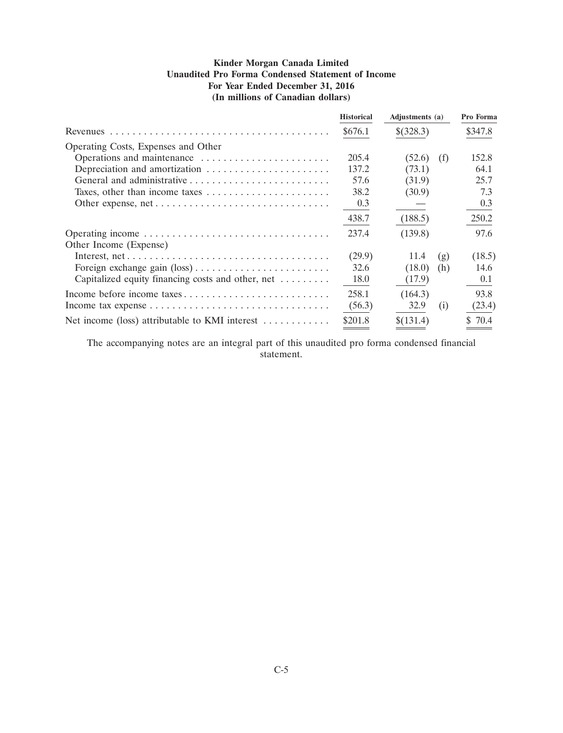**Kinder Morgan Canada Limited**
**Unaudited Pro Forma Condensed Statement of Income**
**For Year Ended December 31, 2016**
**(In millions of Canadian dollars)**

| | Historical | Adjustments (a) | | Pro Forma |
|---|---|---|---|---|
| Revenues | $676.1 | $(328.3) | | $347.8 |
| Operating Costs, Expenses and Other | | | | |
| Operations and maintenance | 205.4 | (52.6) | (f) | 152.8 |
| Depreciation and amortization | 137.2 | (73.1) | | 64.1 |
| General and administrative | 57.6 | (31.9) | | 25.7 |
| Taxes, other than income taxes | 38.2 | (30.9) | | 7.3 |
| Other expense, net | 0.3 | — | | 0.3 |
| | 438.7 | (188.5) | | 250.2 |
| Operating income | 237.4 | (139.8) | | 97.6 |
| Other Income (Expense) | | | | |
| Interest, net | (29.9) | 11.4 | (g) | (18.5) |
| Foreign exchange gain (loss) | 32.6 | (18.0) | (h) | 14.6 |
| Capitalized equity financing costs and other, net | 18.0 | (17.9) | | 0.1 |
| Income before income taxes | 258.1 | (164.3) | | 93.8 |
| Income tax expense | (56.3) | 32.9 | (i) | (23.4) |
| Net income (loss) attributable to KMI interest | $201.8 | $(131.4) | | $ 70.4 |

The accompanying notes are an integral part of this unaudited pro forma condensed financial statement.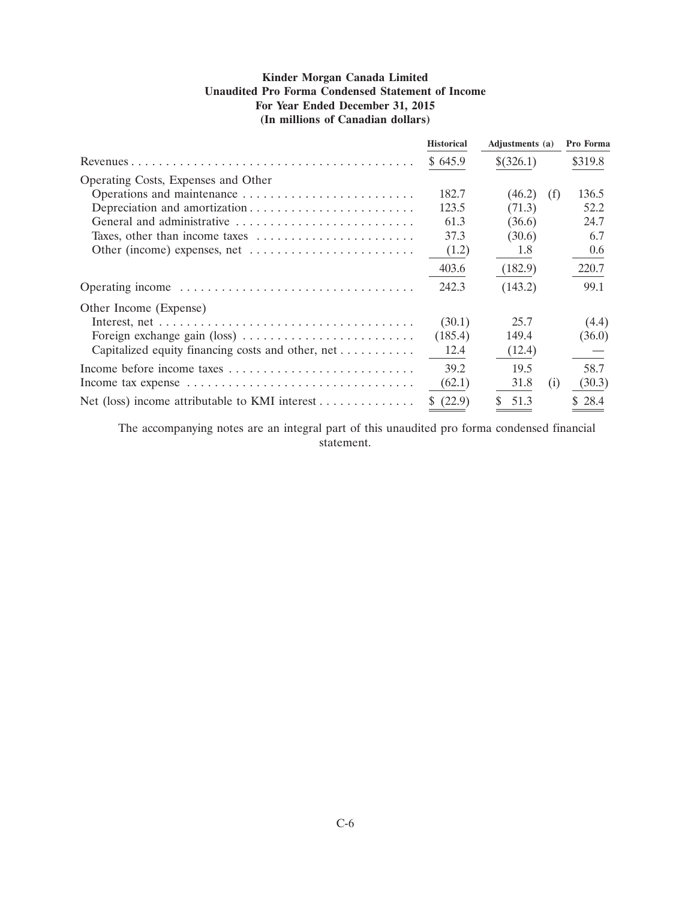**Kinder Morgan Canada Limited**
**Unaudited Pro Forma Condensed Statement of Income**
**For Year Ended December 31, 2015**
**(In millions of Canadian dollars)**

| | Historical | Adjustments (a) | | Pro Forma |
|---|---|---|---|---|
| Revenues | $ 645.9 | $(326.1) | | $319.8 |
| Operating Costs, Expenses and Other | | | | |
| Operations and maintenance | 182.7 | (46.2) | (f) | 136.5 |
| Depreciation and amortization | 123.5 | (71.3) | | 52.2 |
| General and administrative | 61.3 | (36.6) | | 24.7 |
| Taxes, other than income taxes | 37.3 | (30.6) | | 6.7 |
| Other (income) expenses, net | (1.2) | 1.8 | | 0.6 |
| | 403.6 | (182.9) | | 220.7 |
| Operating income | 242.3 | (143.2) | | 99.1 |
| Other Income (Expense) | | | | |
| Interest, net | (30.1) | 25.7 | | (4.4) |
| Foreign exchange gain (loss) | (185.4) | 149.4 | | (36.0) |
| Capitalized equity financing costs and other, net | 12.4 | (12.4) | | — |
| Income before income taxes | 39.2 | 19.5 | | 58.7 |
| Income tax expense | (62.1) | 31.8 | (i) | (30.3) |
| Net (loss) income attributable to KMI interest | $ (22.9) | $ 51.3 | | $ 28.4 |

The accompanying notes are an integral part of this unaudited pro forma condensed financial statement.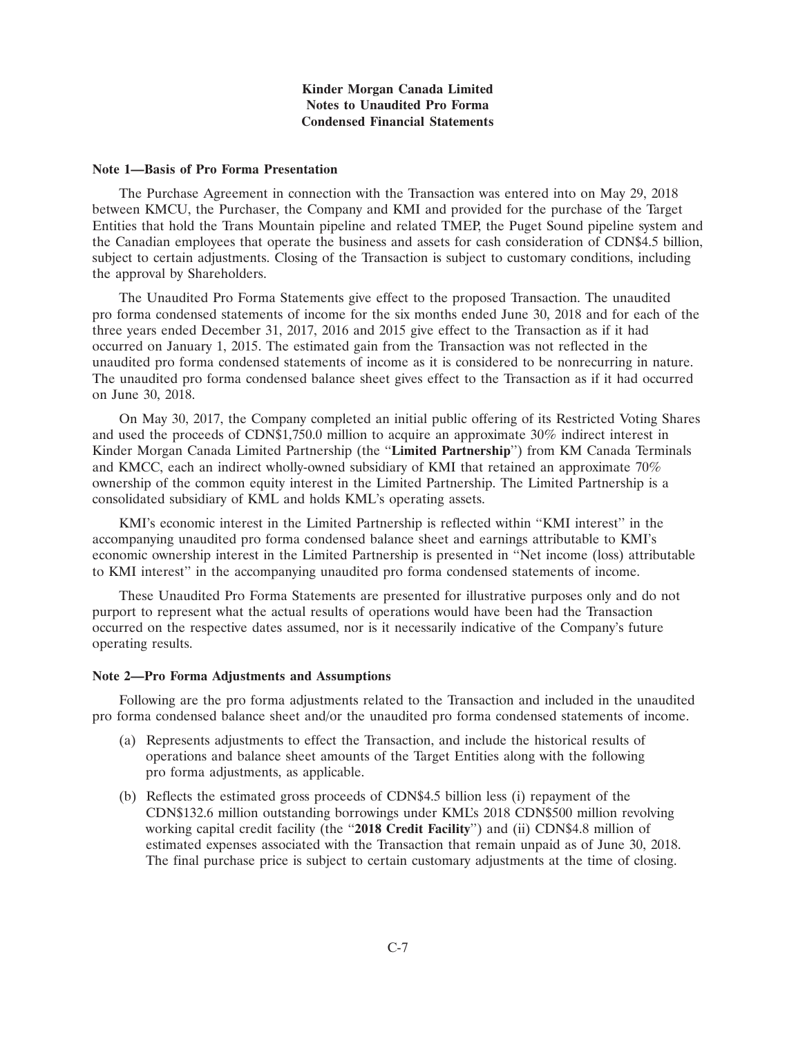**Kinder Morgan Canada Limited**
**Notes to Unaudited Pro Forma**
**Condensed Financial Statements**

**Note 1—Basis of Pro Forma Presentation**

The Purchase Agreement in connection with the Transaction was entered into on May 29, 2018 between KMCU, the Purchaser, the Company and KMI and provided for the purchase of the Target Entities that hold the Trans Mountain pipeline and related TMEP, the Puget Sound pipeline system and the Canadian employees that operate the business and assets for cash consideration of CDN$4.5 billion, subject to certain adjustments. Closing of the Transaction is subject to customary conditions, including the approval by Shareholders.

The Unaudited Pro Forma Statements give effect to the proposed Transaction. The unaudited pro forma condensed statements of income for the six months ended June 30, 2018 and for each of the three years ended December 31, 2017, 2016 and 2015 give effect to the Transaction as if it had occurred on January 1, 2015. The estimated gain from the Transaction was not reflected in the unaudited pro forma condensed statements of income as it is considered to be nonrecurring in nature. The unaudited pro forma condensed balance sheet gives effect to the Transaction as if it had occurred on June 30, 2018.

On May 30, 2017, the Company completed an initial public offering of its Restricted Voting Shares and used the proceeds of CDN$1,750.0 million to acquire an approximate 30% indirect interest in Kinder Morgan Canada Limited Partnership (the "**Limited Partnership**") from KM Canada Terminals and KMCC, each an indirect wholly-owned subsidiary of KMI that retained an approximate 70% ownership of the common equity interest in the Limited Partnership. The Limited Partnership is a consolidated subsidiary of KML and holds KML's operating assets.

KMI's economic interest in the Limited Partnership is reflected within "KMI interest" in the accompanying unaudited pro forma condensed balance sheet and earnings attributable to KMI's economic ownership interest in the Limited Partnership is presented in "Net income (loss) attributable to KMI interest" in the accompanying unaudited pro forma condensed statements of income.

These Unaudited Pro Forma Statements are presented for illustrative purposes only and do not purport to represent what the actual results of operations would have been had the Transaction occurred on the respective dates assumed, nor is it necessarily indicative of the Company's future operating results.

**Note 2—Pro Forma Adjustments and Assumptions**

Following are the pro forma adjustments related to the Transaction and included in the unaudited pro forma condensed balance sheet and/or the unaudited pro forma condensed statements of income.

(a) Represents adjustments to effect the Transaction, and include the historical results of operations and balance sheet amounts of the Target Entities along with the following pro forma adjustments, as applicable.

(b) Reflects the estimated gross proceeds of CDN$4.5 billion less (i) repayment of the CDN$132.6 million outstanding borrowings under KML's 2018 CDN$500 million revolving working capital credit facility (the "**2018 Credit Facility**") and (ii) CDN$4.8 million of estimated expenses associated with the Transaction that remain unpaid as of June 30, 2018. The final purchase price is subject to certain customary adjustments at the time of closing.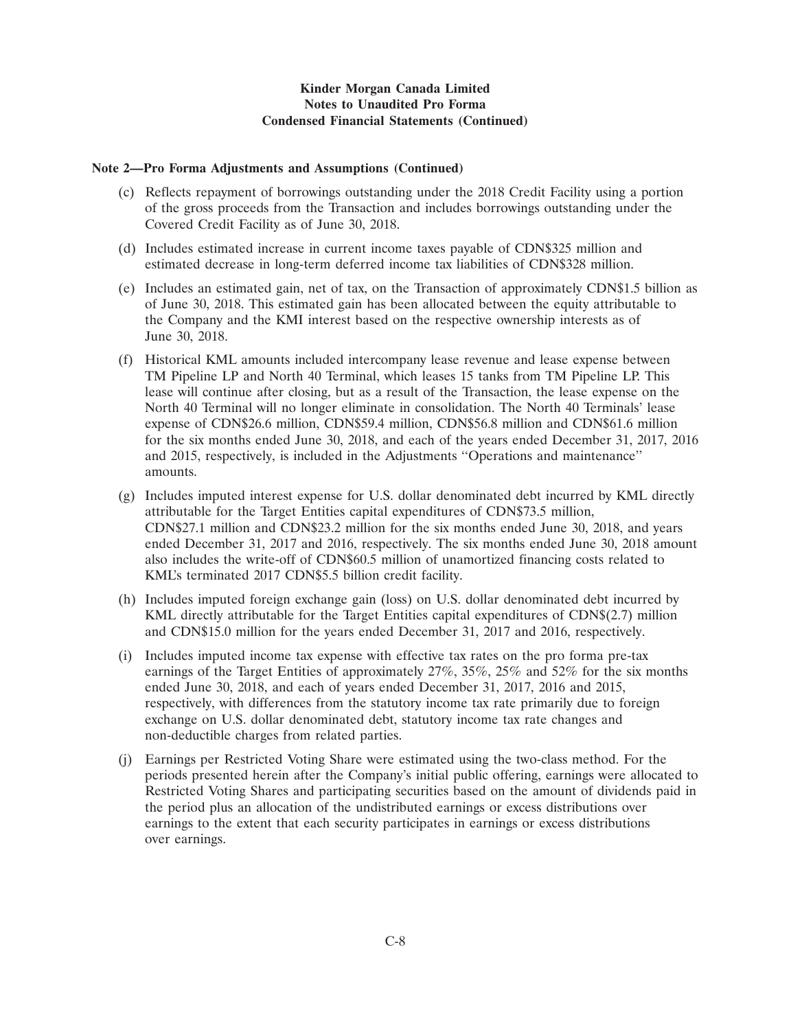**Kinder Morgan Canada Limited**
**Notes to Unaudited Pro Forma**
**Condensed Financial Statements (Continued)**

**Note 2—Pro Forma Adjustments and Assumptions (Continued)**

(c) Reflects repayment of borrowings outstanding under the 2018 Credit Facility using a portion of the gross proceeds from the Transaction and includes borrowings outstanding under the Covered Credit Facility as of June 30, 2018.

(d) Includes estimated increase in current income taxes payable of CDN$325 million and estimated decrease in long-term deferred income tax liabilities of CDN$328 million.

(e) Includes an estimated gain, net of tax, on the Transaction of approximately CDN$1.5 billion as of June 30, 2018. This estimated gain has been allocated between the equity attributable to the Company and the KMI interest based on the respective ownership interests as of June 30, 2018.

(f) Historical KML amounts included intercompany lease revenue and lease expense between TM Pipeline LP and North 40 Terminal, which leases 15 tanks from TM Pipeline LP. This lease will continue after closing, but as a result of the Transaction, the lease expense on the North 40 Terminal will no longer eliminate in consolidation. The North 40 Terminals' lease expense of CDN$26.6 million, CDN$59.4 million, CDN$56.8 million and CDN$61.6 million for the six months ended June 30, 2018, and each of the years ended December 31, 2017, 2016 and 2015, respectively, is included in the Adjustments "Operations and maintenance" amounts.

(g) Includes imputed interest expense for U.S. dollar denominated debt incurred by KML directly attributable for the Target Entities capital expenditures of CDN$73.5 million, CDN$27.1 million and CDN$23.2 million for the six months ended June 30, 2018, and years ended December 31, 2017 and 2016, respectively. The six months ended June 30, 2018 amount also includes the write-off of CDN$60.5 million of unamortized financing costs related to KML's terminated 2017 CDN$5.5 billion credit facility.

(h) Includes imputed foreign exchange gain (loss) on U.S. dollar denominated debt incurred by KML directly attributable for the Target Entities capital expenditures of CDN$(2.7) million and CDN$15.0 million for the years ended December 31, 2017 and 2016, respectively.

(i) Includes imputed income tax expense with effective tax rates on the pro forma pre-tax earnings of the Target Entities of approximately 27%, 35%, 25% and 52% for the six months ended June 30, 2018, and each of years ended December 31, 2017, 2016 and 2015, respectively, with differences from the statutory income tax rate primarily due to foreign exchange on U.S. dollar denominated debt, statutory income tax rate changes and non-deductible charges from related parties.

(j) Earnings per Restricted Voting Share were estimated using the two-class method. For the periods presented herein after the Company's initial public offering, earnings were allocated to Restricted Voting Shares and participating securities based on the amount of dividends paid in the period plus an allocation of the undistributed earnings or excess distributions over earnings to the extent that each security participates in earnings or excess distributions over earnings.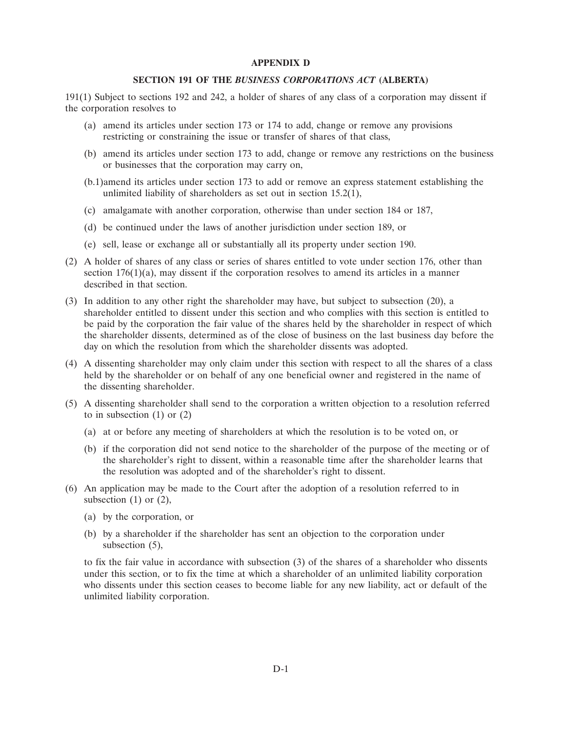**APPENDIX D**

**SECTION 191 OF THE *BUSINESS CORPORATIONS ACT* (ALBERTA)**

191(1) Subject to sections 192 and 242, a holder of shares of any class of a corporation may dissent if the corporation resolves to

- (a) amend its articles under section 173 or 174 to add, change or remove any provisions restricting or constraining the issue or transfer of shares of that class,
- (b) amend its articles under section 173 to add, change or remove any restrictions on the business or businesses that the corporation may carry on,
- (b.1)amend its articles under section 173 to add or remove an express statement establishing the unlimited liability of shareholders as set out in section 15.2(1),
- (c) amalgamate with another corporation, otherwise than under section 184 or 187,
- (d) be continued under the laws of another jurisdiction under section 189, or
- (e) sell, lease or exchange all or substantially all its property under section 190.

(2) A holder of shares of any class or series of shares entitled to vote under section 176, other than section 176(1)(a), may dissent if the corporation resolves to amend its articles in a manner described in that section.

(3) In addition to any other right the shareholder may have, but subject to subsection (20), a shareholder entitled to dissent under this section and who complies with this section is entitled to be paid by the corporation the fair value of the shares held by the shareholder in respect of which the shareholder dissents, determined as of the close of business on the last business day before the day on which the resolution from which the shareholder dissents was adopted.

(4) A dissenting shareholder may only claim under this section with respect to all the shares of a class held by the shareholder or on behalf of any one beneficial owner and registered in the name of the dissenting shareholder.

(5) A dissenting shareholder shall send to the corporation a written objection to a resolution referred to in subsection (1) or (2)

- (a) at or before any meeting of shareholders at which the resolution is to be voted on, or
- (b) if the corporation did not send notice to the shareholder of the purpose of the meeting or of the shareholder's right to dissent, within a reasonable time after the shareholder learns that the resolution was adopted and of the shareholder's right to dissent.

(6) An application may be made to the Court after the adoption of a resolution referred to in subsection (1) or (2),

- (a) by the corporation, or
- (b) by a shareholder if the shareholder has sent an objection to the corporation under subsection (5),

to fix the fair value in accordance with subsection (3) of the shares of a shareholder who dissents under this section, or to fix the time at which a shareholder of an unlimited liability corporation who dissents under this section ceases to become liable for any new liability, act or default of the unlimited liability corporation.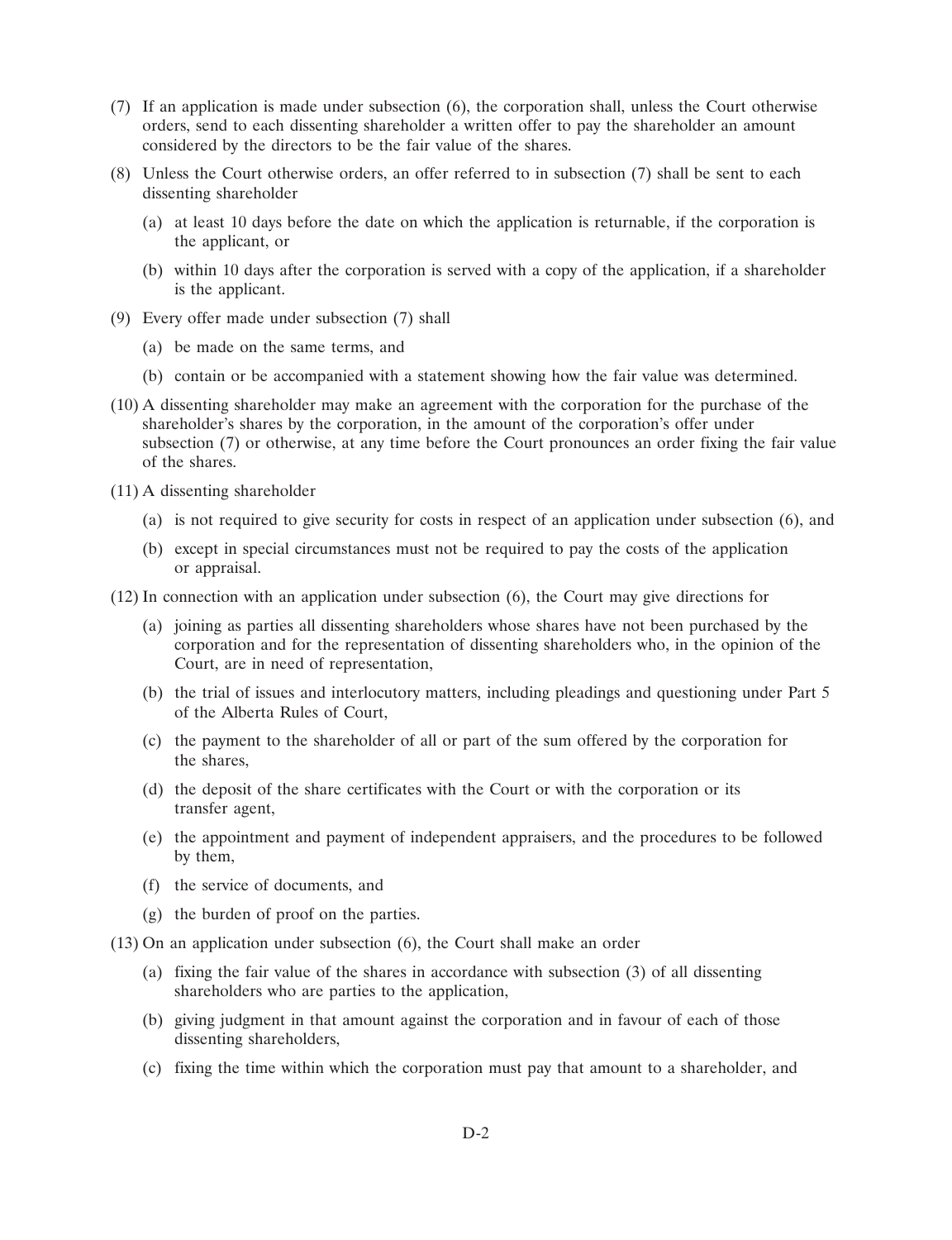(7) If an application is made under subsection (6), the corporation shall, unless the Court otherwise orders, send to each dissenting shareholder a written offer to pay the shareholder an amount considered by the directors to be the fair value of the shares.

(8) Unless the Court otherwise orders, an offer referred to in subsection (7) shall be sent to each dissenting shareholder

(a) at least 10 days before the date on which the application is returnable, if the corporation is the applicant, or

(b) within 10 days after the corporation is served with a copy of the application, if a shareholder is the applicant.

(9) Every offer made under subsection (7) shall

(a) be made on the same terms, and

(b) contain or be accompanied with a statement showing how the fair value was determined.

(10) A dissenting shareholder may make an agreement with the corporation for the purchase of the shareholder's shares by the corporation, in the amount of the corporation's offer under subsection (7) or otherwise, at any time before the Court pronounces an order fixing the fair value of the shares.

(11) A dissenting shareholder

(a) is not required to give security for costs in respect of an application under subsection (6), and

(b) except in special circumstances must not be required to pay the costs of the application or appraisal.

(12) In connection with an application under subsection (6), the Court may give directions for

(a) joining as parties all dissenting shareholders whose shares have not been purchased by the corporation and for the representation of dissenting shareholders who, in the opinion of the Court, are in need of representation,

(b) the trial of issues and interlocutory matters, including pleadings and questioning under Part 5 of the Alberta Rules of Court,

(c) the payment to the shareholder of all or part of the sum offered by the corporation for the shares,

(d) the deposit of the share certificates with the Court or with the corporation or its transfer agent,

(e) the appointment and payment of independent appraisers, and the procedures to be followed by them,

(f) the service of documents, and

(g) the burden of proof on the parties.

(13) On an application under subsection (6), the Court shall make an order

(a) fixing the fair value of the shares in accordance with subsection (3) of all dissenting shareholders who are parties to the application,

(b) giving judgment in that amount against the corporation and in favour of each of those dissenting shareholders,

(c) fixing the time within which the corporation must pay that amount to a shareholder, and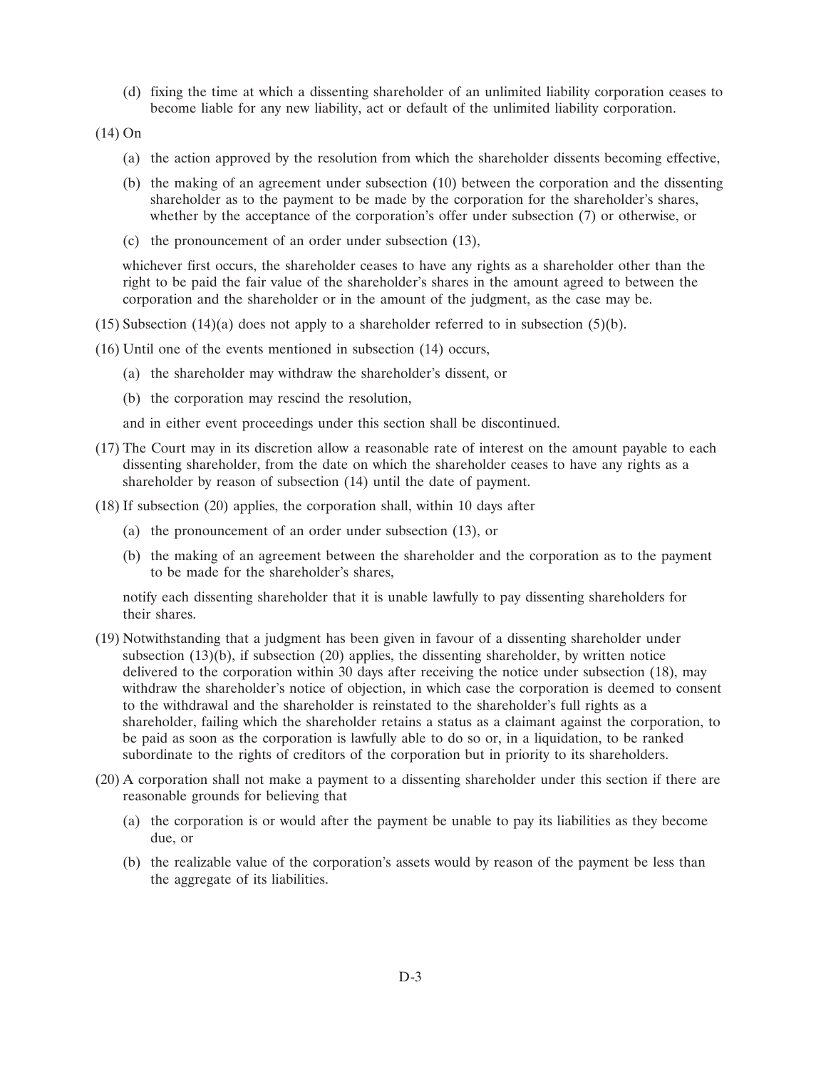(d) fixing the time at which a dissenting shareholder of an unlimited liability corporation ceases to become liable for any new liability, act or default of the unlimited liability corporation.

(14) On

(a) the action approved by the resolution from which the shareholder dissents becoming effective,

(b) the making of an agreement under subsection (10) between the corporation and the dissenting shareholder as to the payment to be made by the corporation for the shareholder's shares, whether by the acceptance of the corporation's offer under subsection (7) or otherwise, or

(c) the pronouncement of an order under subsection (13),

whichever first occurs, the shareholder ceases to have any rights as a shareholder other than the right to be paid the fair value of the shareholder's shares in the amount agreed to between the corporation and the shareholder or in the amount of the judgment, as the case may be.

(15) Subsection (14)(a) does not apply to a shareholder referred to in subsection (5)(b).

(16) Until one of the events mentioned in subsection (14) occurs,

(a) the shareholder may withdraw the shareholder's dissent, or

(b) the corporation may rescind the resolution,

and in either event proceedings under this section shall be discontinued.

(17) The Court may in its discretion allow a reasonable rate of interest on the amount payable to each dissenting shareholder, from the date on which the shareholder ceases to have any rights as a shareholder by reason of subsection (14) until the date of payment.

(18) If subsection (20) applies, the corporation shall, within 10 days after

(a) the pronouncement of an order under subsection (13), or

(b) the making of an agreement between the shareholder and the corporation as to the payment to be made for the shareholder's shares,

notify each dissenting shareholder that it is unable lawfully to pay dissenting shareholders for their shares.

(19) Notwithstanding that a judgment has been given in favour of a dissenting shareholder under subsection (13)(b), if subsection (20) applies, the dissenting shareholder, by written notice delivered to the corporation within 30 days after receiving the notice under subsection (18), may withdraw the shareholder's notice of objection, in which case the corporation is deemed to consent to the withdrawal and the shareholder is reinstated to the shareholder's full rights as a shareholder, failing which the shareholder retains a status as a claimant against the corporation, to be paid as soon as the corporation is lawfully able to do so or, in a liquidation, to be ranked subordinate to the rights of creditors of the corporation but in priority to its shareholders.

(20) A corporation shall not make a payment to a dissenting shareholder under this section if there are reasonable grounds for believing that

(a) the corporation is or would after the payment be unable to pay its liabilities as they become due, or

(b) the realizable value of the corporation's assets would by reason of the payment be less than the aggregate of its liabilities.